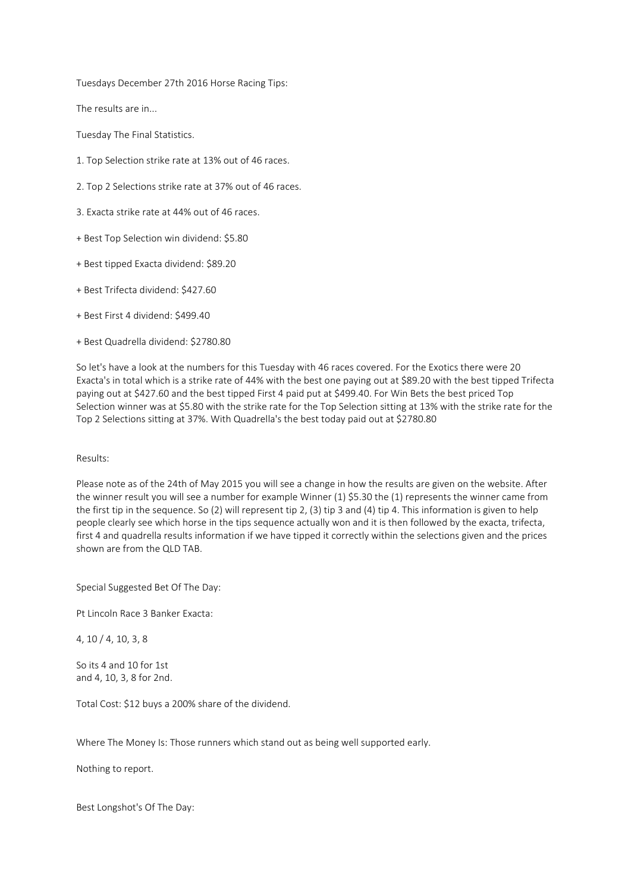Tuesdays December 27th 2016 Horse Racing Tips:

The results are in...

Tuesday The Final Statistics.

1. Top Selection strike rate at 13% out of 46 races.

2. Top 2 Selections strike rate at 37% out of 46 races.

3. Exacta strike rate at 44% out of 46 races.

+ Best Top Selection win dividend: $5.80

+ Best tipped Exacta dividend: $89.20

+ Best Trifecta dividend: $427.60

+ Best First 4 dividend: $499.40

+ Best Quadrella dividend: $2780.80

So let's have a look at the numbers for this Tuesday with 46 races covered. For the Exotics there were 20 Exacta's in total which is a strike rate of 44% with the best one paying out at $89.20 with the best tipped Trifecta paying out at $427.60 and the best tipped First 4 paid put at $499.40. For Win Bets the best priced Top Selection winner was at $5.80 with the strike rate for the Top Selection sitting at 13% with the strike rate for the Top 2 Selections sitting at 37%. With Quadrella's the best today paid out at $2780.80

Results:

Please note as of the 24th of May 2015 you will see a change in how the results are given on the website. After the winner result you will see a number for example Winner (1) $5.30 the (1) represents the winner came from the first tip in the sequence. So (2) will represent tip 2, (3) tip 3 and (4) tip 4. This information is given to help people clearly see which horse in the tips sequence actually won and it is then followed by the exacta, trifecta, first 4 and quadrella results information if we have tipped it correctly within the selections given and the prices shown are from the QLD TAB.

Special Suggested Bet Of The Day:

Pt Lincoln Race 3 Banker Exacta:

4, 10 / 4, 10, 3, 8

So its 4 and 10 for 1st
and 4, 10, 3, 8 for 2nd.

Total Cost: $12 buys a 200% share of the dividend.

Where The Money Is: Those runners which stand out as being well supported early.

Nothing to report.

Best Longshot's Of The Day: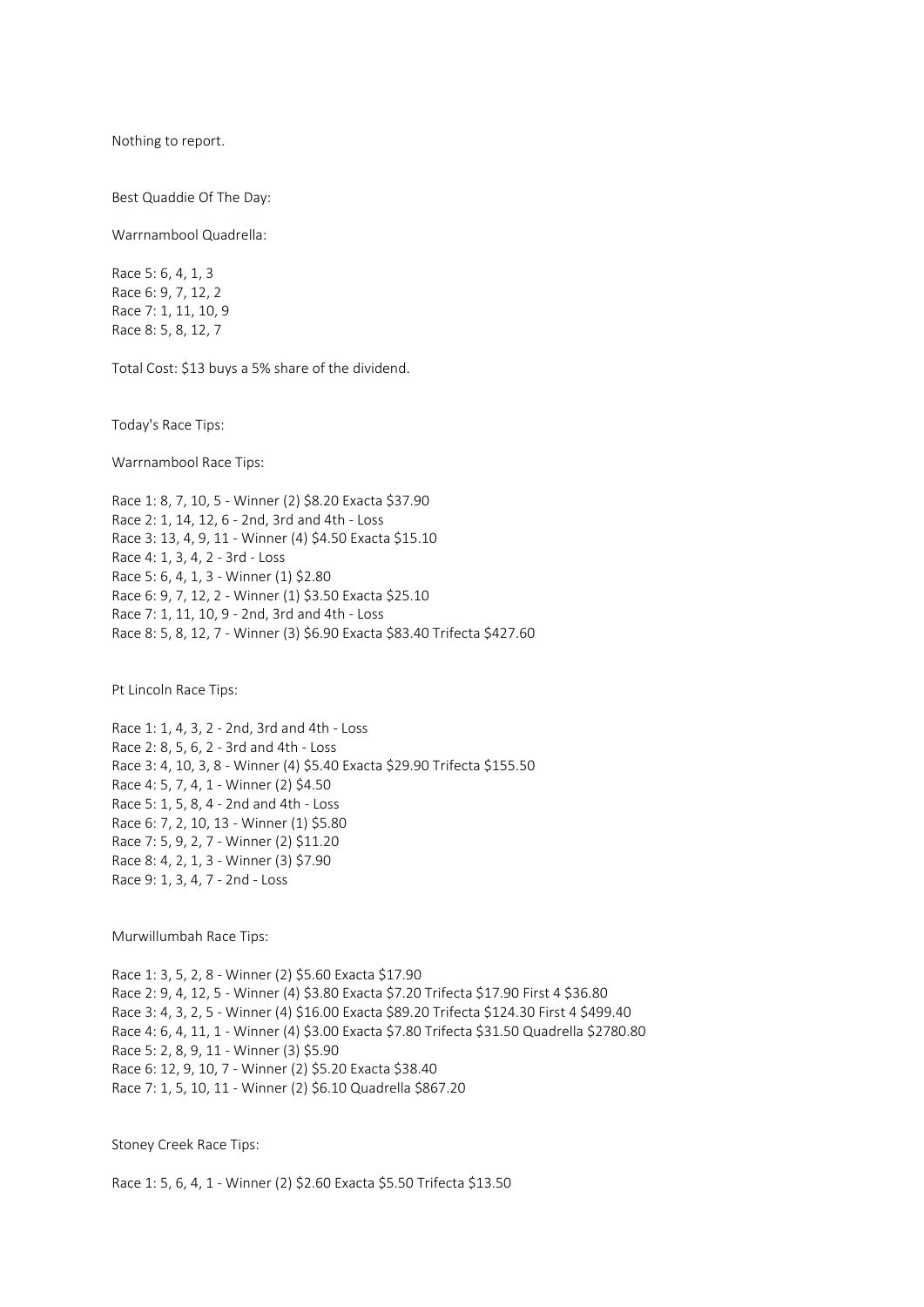Nothing to report.

Best Quaddie Of The Day:

Warrnambool Quadrella:

Race 5: 6, 4, 1, 3
Race 6: 9, 7, 12, 2
Race 7: 1, 11, 10, 9
Race 8: 5, 8, 12, 7

Total Cost: $13 buys a 5% share of the dividend.

Today's Race Tips:

Warrnambool Race Tips:

Race 1: 8, 7, 10, 5 - Winner (2) $8.20 Exacta $37.90
Race 2: 1, 14, 12, 6 - 2nd, 3rd and 4th - Loss
Race 3: 13, 4, 9, 11 - Winner (4) $4.50 Exacta $15.10
Race 4: 1, 3, 4, 2 - 3rd - Loss
Race 5: 6, 4, 1, 3 - Winner (1) $2.80
Race 6: 9, 7, 12, 2 - Winner (1) $3.50 Exacta $25.10
Race 7: 1, 11, 10, 9 - 2nd, 3rd and 4th - Loss
Race 8: 5, 8, 12, 7 - Winner (3) $6.90 Exacta $83.40 Trifecta $427.60

Pt Lincoln Race Tips:

Race 1: 1, 4, 3, 2 - 2nd, 3rd and 4th - Loss
Race 2: 8, 5, 6, 2 - 3rd and 4th - Loss
Race 3: 4, 10, 3, 8 - Winner (4) $5.40 Exacta $29.90 Trifecta $155.50
Race 4: 5, 7, 4, 1 - Winner (2) $4.50
Race 5: 1, 5, 8, 4 - 2nd and 4th - Loss
Race 6: 7, 2, 10, 13 - Winner (1) $5.80
Race 7: 5, 9, 2, 7 - Winner (2) $11.20
Race 8: 4, 2, 1, 3 - Winner (3) $7.90
Race 9: 1, 3, 4, 7 - 2nd - Loss

Murwillumbah Race Tips:

Race 1: 3, 5, 2, 8 - Winner (2) $5.60 Exacta $17.90
Race 2: 9, 4, 12, 5 - Winner (4) $3.80 Exacta $7.20 Trifecta $17.90 First 4 $36.80
Race 3: 4, 3, 2, 5 - Winner (4) $16.00 Exacta $89.20 Trifecta $124.30 First 4 $499.40
Race 4: 6, 4, 11, 1 - Winner (4) $3.00 Exacta $7.80 Trifecta $31.50 Quadrella $2780.80
Race 5: 2, 8, 9, 11 - Winner (3) $5.90
Race 6: 12, 9, 10, 7 - Winner (2) $5.20 Exacta $38.40
Race 7: 1, 5, 10, 11 - Winner (2) $6.10 Quadrella $867.20

Stoney Creek Race Tips:

Race 1: 5, 6, 4, 1 - Winner (2) $2.60 Exacta $5.50 Trifecta $13.50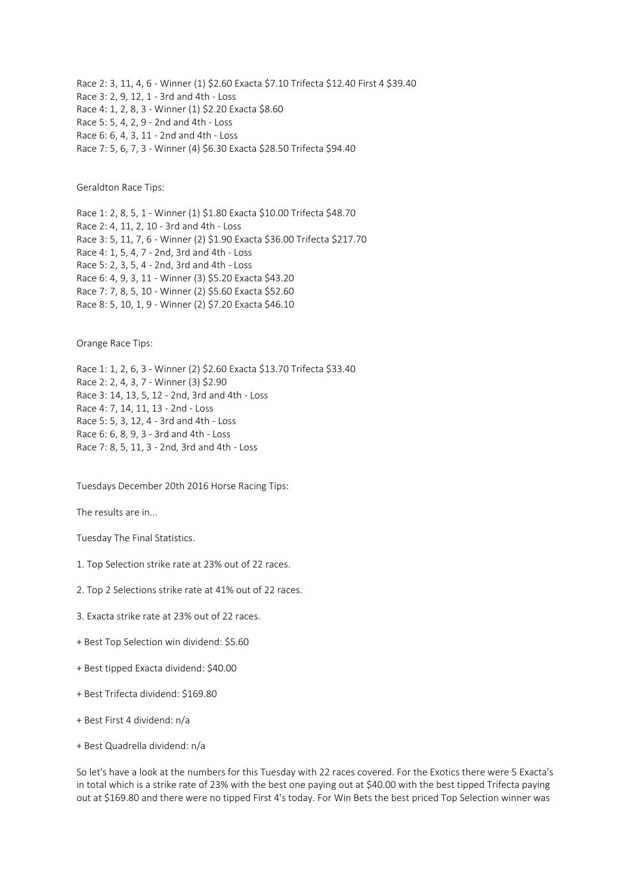Race 2: 3, 11, 4, 6 - Winner (1) $2.60 Exacta $7.10 Trifecta $12.40 First 4 $39.40
Race 3: 2, 9, 12, 1 - 3rd and 4th - Loss
Race 4: 1, 2, 8, 3 - Winner (1) $2.20 Exacta $8.60
Race 5: 5, 4, 2, 9 - 2nd and 4th - Loss
Race 6: 6, 4, 3, 11 - 2nd and 4th - Loss
Race 7: 5, 6, 7, 3 - Winner (4) $6.30 Exacta $28.50 Trifecta $94.40

Geraldton Race Tips:

Race 1: 2, 8, 5, 1 - Winner (1) $1.80 Exacta $10.00 Trifecta $48.70
Race 2: 4, 11, 2, 10 - 3rd and 4th - Loss
Race 3: 5, 11, 7, 6 - Winner (2) $1.90 Exacta $36.00 Trifecta $217.70
Race 4: 1, 5, 4, 7 - 2nd, 3rd and 4th - Loss
Race 5: 2, 3, 5, 4 - 2nd, 3rd and 4th - Loss
Race 6: 4, 9, 3, 11 - Winner (3) $5.20 Exacta $43.20
Race 7: 7, 8, 5, 10 - Winner (2) $5.60 Exacta $52.60
Race 8: 5, 10, 1, 9 - Winner (2) $7.20 Exacta $46.10

Orange Race Tips:

Race 1: 1, 2, 6, 3 - Winner (2) $2.60 Exacta $13.70 Trifecta $33.40
Race 2: 2, 4, 3, 7 - Winner (3) $2.90
Race 3: 14, 13, 5, 12 - 2nd, 3rd and 4th - Loss
Race 4: 7, 14, 11, 13 - 2nd - Loss
Race 5: 5, 3, 12, 4 - 3rd and 4th - Loss
Race 6: 6, 8, 9, 3 - 3rd and 4th - Loss
Race 7: 8, 5, 11, 3 - 2nd, 3rd and 4th - Loss

Tuesdays December 20th 2016 Horse Racing Tips:

The results are in...

Tuesday The Final Statistics.

1. Top Selection strike rate at 23% out of 22 races.

2. Top 2 Selections strike rate at 41% out of 22 races.

3. Exacta strike rate at 23% out of 22 races.

+ Best Top Selection win dividend: $5.60

+ Best tipped Exacta dividend: $40.00

+ Best Trifecta dividend: $169.80

+ Best First 4 dividend: n/a

+ Best Quadrella dividend: n/a

So let's have a look at the numbers for this Tuesday with 22 races covered. For the Exotics there were 5 Exacta's in total which is a strike rate of 23% with the best one paying out at $40.00 with the best tipped Trifecta paying out at $169.80 and there were no tipped First 4's today. For Win Bets the best priced Top Selection winner was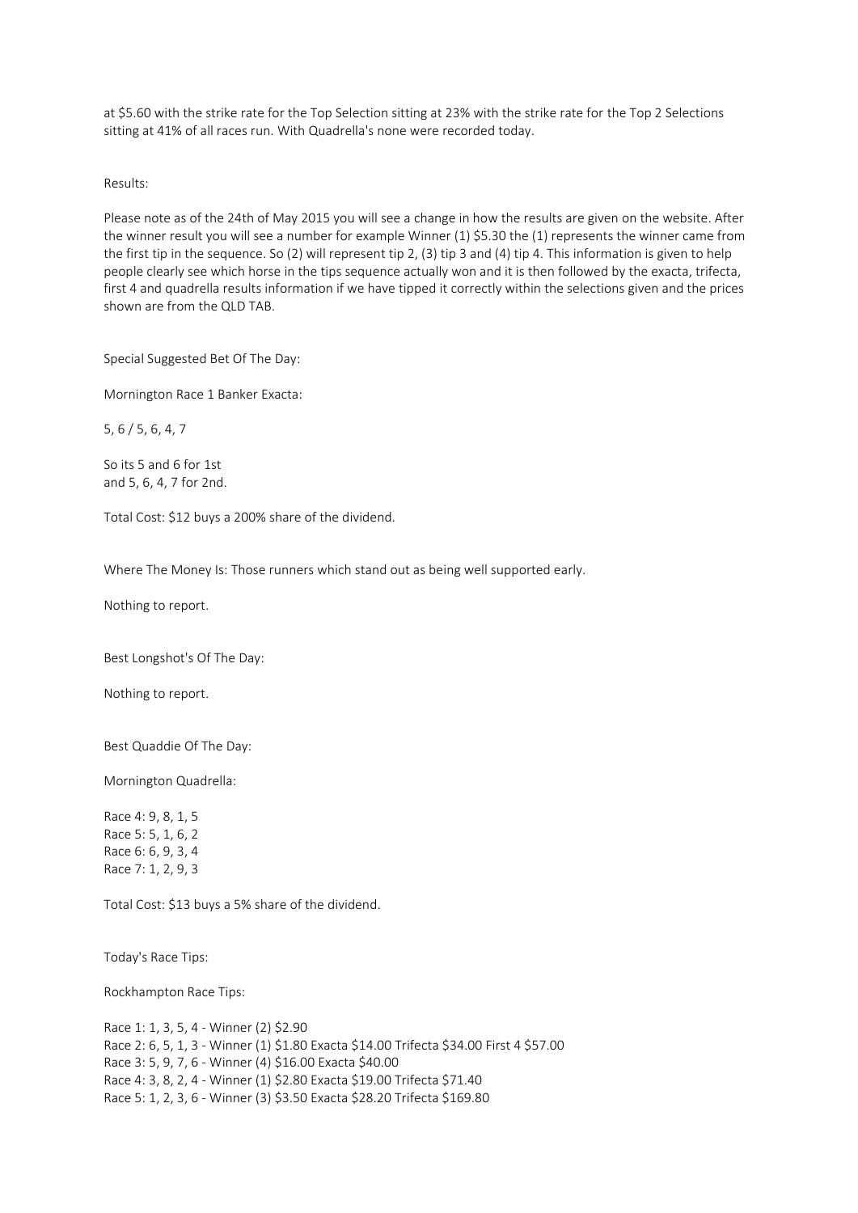at $5.60 with the strike rate for the Top Selection sitting at 23% with the strike rate for the Top 2 Selections sitting at 41% of all races run. With Quadrella's none were recorded today.

Results:

Please note as of the 24th of May 2015 you will see a change in how the results are given on the website. After the winner result you will see a number for example Winner (1) $5.30 the (1) represents the winner came from the first tip in the sequence. So (2) will represent tip 2, (3) tip 3 and (4) tip 4. This information is given to help people clearly see which horse in the tips sequence actually won and it is then followed by the exacta, trifecta, first 4 and quadrella results information if we have tipped it correctly within the selections given and the prices shown are from the QLD TAB.

Special Suggested Bet Of The Day:

Mornington Race 1 Banker Exacta:

5, 6 / 5, 6, 4, 7

So its 5 and 6 for 1st
and 5, 6, 4, 7 for 2nd.

Total Cost: $12 buys a 200% share of the dividend.

Where The Money Is: Those runners which stand out as being well supported early.

Nothing to report.

Best Longshot's Of The Day:

Nothing to report.

Best Quaddie Of The Day:

Mornington Quadrella:

Race 4: 9, 8, 1, 5
Race 5: 5, 1, 6, 2
Race 6: 6, 9, 3, 4
Race 7: 1, 2, 9, 3

Total Cost: $13 buys a 5% share of the dividend.

Today's Race Tips:

Rockhampton Race Tips:

Race 1: 1, 3, 5, 4 - Winner (2) $2.90
Race 2: 6, 5, 1, 3 - Winner (1) $1.80 Exacta $14.00 Trifecta $34.00 First 4 $57.00
Race 3: 5, 9, 7, 6 - Winner (4) $16.00 Exacta $40.00
Race 4: 3, 8, 2, 4 - Winner (1) $2.80 Exacta $19.00 Trifecta $71.40
Race 5: 1, 2, 3, 6 - Winner (3) $3.50 Exacta $28.20 Trifecta $169.80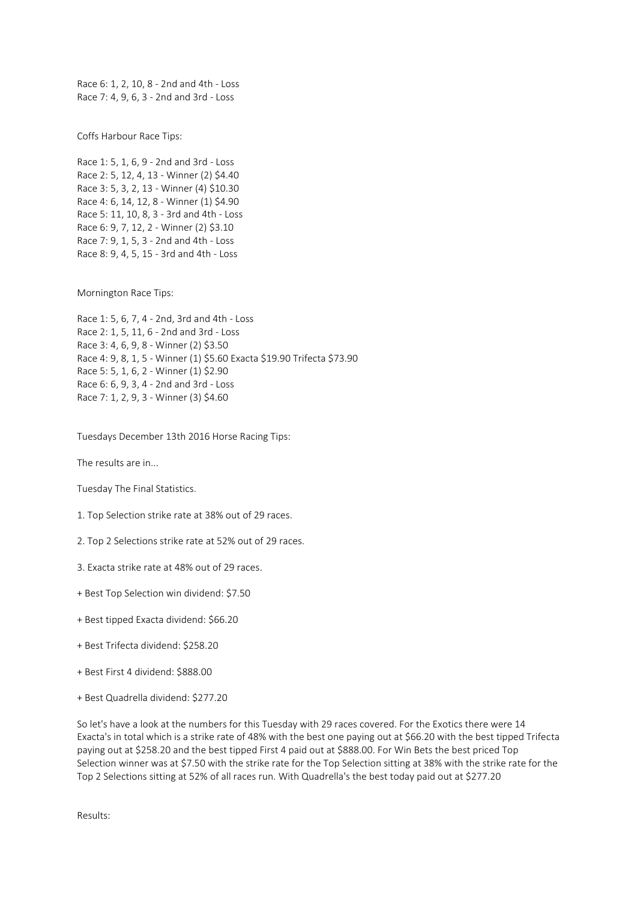Race 6: 1, 2, 10, 8 - 2nd and 4th - Loss
Race 7: 4, 9, 6, 3 - 2nd and 3rd - Loss

Coffs Harbour Race Tips:

Race 1: 5, 1, 6, 9 - 2nd and 3rd - Loss
Race 2: 5, 12, 4, 13 - Winner (2) $4.40
Race 3: 5, 3, 2, 13 - Winner (4) $10.30
Race 4: 6, 14, 12, 8 - Winner (1) $4.90
Race 5: 11, 10, 8, 3 - 3rd and 4th - Loss
Race 6: 9, 7, 12, 2 - Winner (2) $3.10
Race 7: 9, 1, 5, 3 - 2nd and 4th - Loss
Race 8: 9, 4, 5, 15 - 3rd and 4th - Loss

Mornington Race Tips:

Race 1: 5, 6, 7, 4 - 2nd, 3rd and 4th - Loss
Race 2: 1, 5, 11, 6 - 2nd and 3rd - Loss
Race 3: 4, 6, 9, 8 - Winner (2) $3.50
Race 4: 9, 8, 1, 5 - Winner (1) $5.60 Exacta $19.90 Trifecta $73.90
Race 5: 5, 1, 6, 2 - Winner (1) $2.90
Race 6: 6, 9, 3, 4 - 2nd and 3rd - Loss
Race 7: 1, 2, 9, 3 - Winner (3) $4.60

Tuesdays December 13th 2016 Horse Racing Tips:

The results are in...

Tuesday The Final Statistics.

1. Top Selection strike rate at 38% out of 29 races.

2. Top 2 Selections strike rate at 52% out of 29 races.

3. Exacta strike rate at 48% out of 29 races.

+ Best Top Selection win dividend: $7.50

+ Best tipped Exacta dividend: $66.20

+ Best Trifecta dividend: $258.20

+ Best First 4 dividend: $888.00

+ Best Quadrella dividend: $277.20

So let's have a look at the numbers for this Tuesday with 29 races covered. For the Exotics there were 14 Exacta's in total which is a strike rate of 48% with the best one paying out at $66.20 with the best tipped Trifecta paying out at $258.20 and the best tipped First 4 paid out at $888.00. For Win Bets the best priced Top Selection winner was at $7.50 with the strike rate for the Top Selection sitting at 38% with the strike rate for the Top 2 Selections sitting at 52% of all races run. With Quadrella's the best today paid out at $277.20

Results: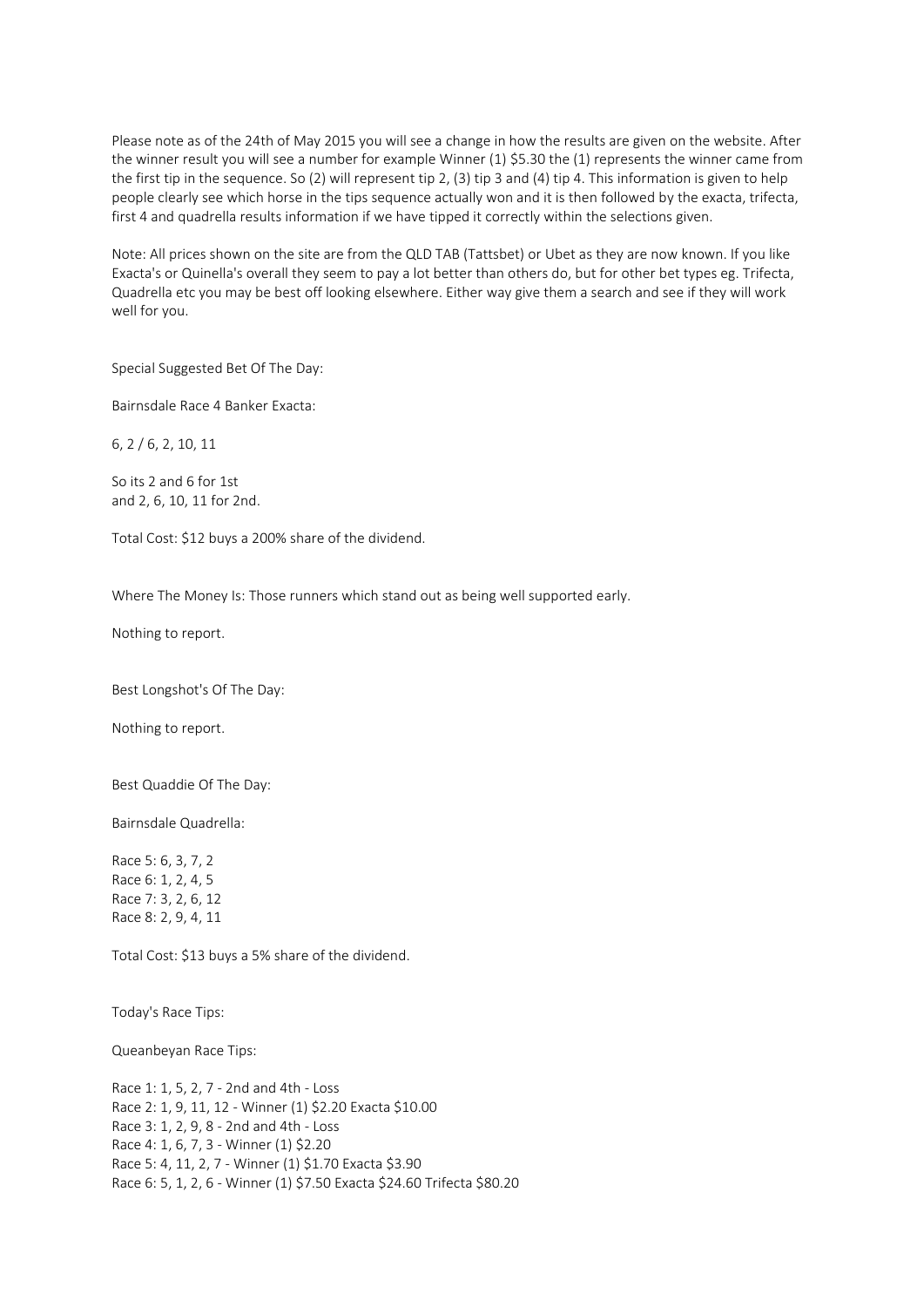Please note as of the 24th of May 2015 you will see a change in how the results are given on the website. After the winner result you will see a number for example Winner (1) $5.30 the (1) represents the winner came from the first tip in the sequence. So (2) will represent tip 2, (3) tip 3 and (4) tip 4. This information is given to help people clearly see which horse in the tips sequence actually won and it is then followed by the exacta, trifecta, first 4 and quadrella results information if we have tipped it correctly within the selections given.

Note: All prices shown on the site are from the QLD TAB (Tattsbet) or Ubet as they are now known. If you like Exacta's or Quinella's overall they seem to pay a lot better than others do, but for other bet types eg. Trifecta, Quadrella etc you may be best off looking elsewhere. Either way give them a search and see if they will work well for you.

Special Suggested Bet Of The Day:

Bairnsdale Race 4 Banker Exacta:

6, 2 / 6, 2, 10, 11

So its 2 and 6 for 1st
and 2, 6, 10, 11 for 2nd.

Total Cost: $12 buys a 200% share of the dividend.

Where The Money Is: Those runners which stand out as being well supported early.

Nothing to report.

Best Longshot's Of The Day:

Nothing to report.

Best Quaddie Of The Day:

Bairnsdale Quadrella:

Race 5: 6, 3, 7, 2
Race 6: 1, 2, 4, 5
Race 7: 3, 2, 6, 12
Race 8: 2, 9, 4, 11

Total Cost: $13 buys a 5% share of the dividend.

Today's Race Tips:

Queanbeyan Race Tips:

Race 1: 1, 5, 2, 7 - 2nd and 4th - Loss
Race 2: 1, 9, 11, 12 - Winner (1) $2.20 Exacta $10.00
Race 3: 1, 2, 9, 8 - 2nd and 4th - Loss
Race 4: 1, 6, 7, 3 - Winner (1) $2.20
Race 5: 4, 11, 2, 7 - Winner (1) $1.70 Exacta $3.90
Race 6: 5, 1, 2, 6 - Winner (1) $7.50 Exacta $24.60 Trifecta $80.20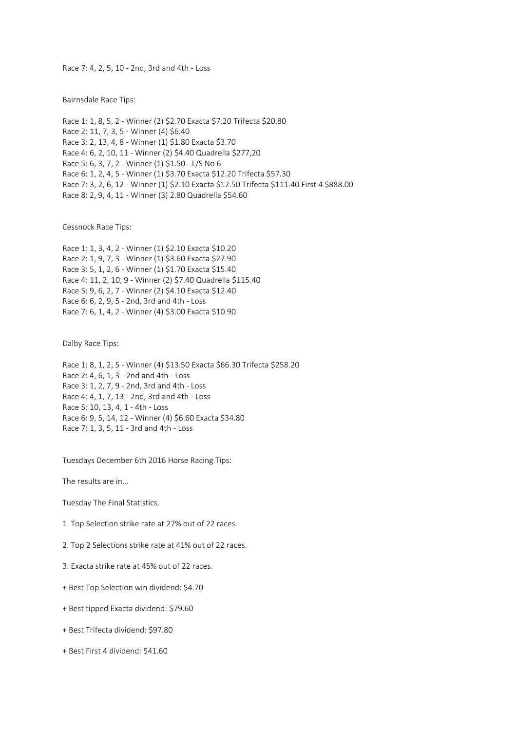Race 7: 4, 2, 5, 10 - 2nd, 3rd and 4th - Loss

Bairnsdale Race Tips:

Race 1: 1, 8, 5, 2 - Winner (2) $2.70 Exacta $7.20 Trifecta $20.80
Race 2: 11, 7, 3, 5 - Winner (4) $6.40
Race 3: 2, 13, 4, 8 - Winner (1) $1.80 Exacta $3.70
Race 4: 6, 2, 10, 11 - Winner (2) $4.40 Quadrella $277,20
Race 5: 6, 3, 7, 2 - Winner (1) $1.50 - L/S No 6
Race 6: 1, 2, 4, 5 - Winner (1) $3.70 Exacta $12.20 Trifecta $57.30
Race 7: 3, 2, 6, 12 - Winner (1) $2.10 Exacta $12.50 Trifecta $111.40 First 4 $888.00
Race 8: 2, 9, 4, 11 - Winner (3) 2.80 Quadrella $54.60

Cessnock Race Tips:

Race 1: 1, 3, 4, 2 - Winner (1) $2.10 Exacta $10.20
Race 2: 1, 9, 7, 3 - Winner (1) $3.60 Exacta $27.90
Race 3: 5, 1, 2, 6 - Winner (1) $1.70 Exacta $15.40
Race 4: 11, 2, 10, 9 - Winner (2) $7.40 Quadrella $115.40
Race 5: 9, 6, 2, 7 - Winner (2) $4.10 Exacta $12.40
Race 6: 6, 2, 9, 5 - 2nd, 3rd and 4th - Loss
Race 7: 6, 1, 4, 2 - Winner (4) $3.00 Exacta $10.90

Dalby Race Tips:

Race 1: 8, 1, 2, 5 - Winner (4) $13.50 Exacta $66.30 Trifecta $258.20
Race 2: 4, 6, 1, 3 - 2nd and 4th - Loss
Race 3: 1, 2, 7, 9 - 2nd, 3rd and 4th - Loss
Race 4: 4, 1, 7, 13 - 2nd, 3rd and 4th - Loss
Race 5: 10, 13, 4, 1 - 4th - Loss
Race 6: 9, 5, 14, 12 - Winner (4) $6.60 Exacta $34.80
Race 7: 1, 3, 5, 11 - 3rd and 4th - Loss

Tuesdays December 6th 2016 Horse Racing Tips:

The results are in...

Tuesday The Final Statistics.

1. Top Selection strike rate at 27% out of 22 races.

2. Top 2 Selections strike rate at 41% out of 22 races.

3. Exacta strike rate at 45% out of 22 races.

+ Best Top Selection win dividend: $4.70

+ Best tipped Exacta dividend: $79.60

+ Best Trifecta dividend: $97.80

+ Best First 4 dividend: $41.60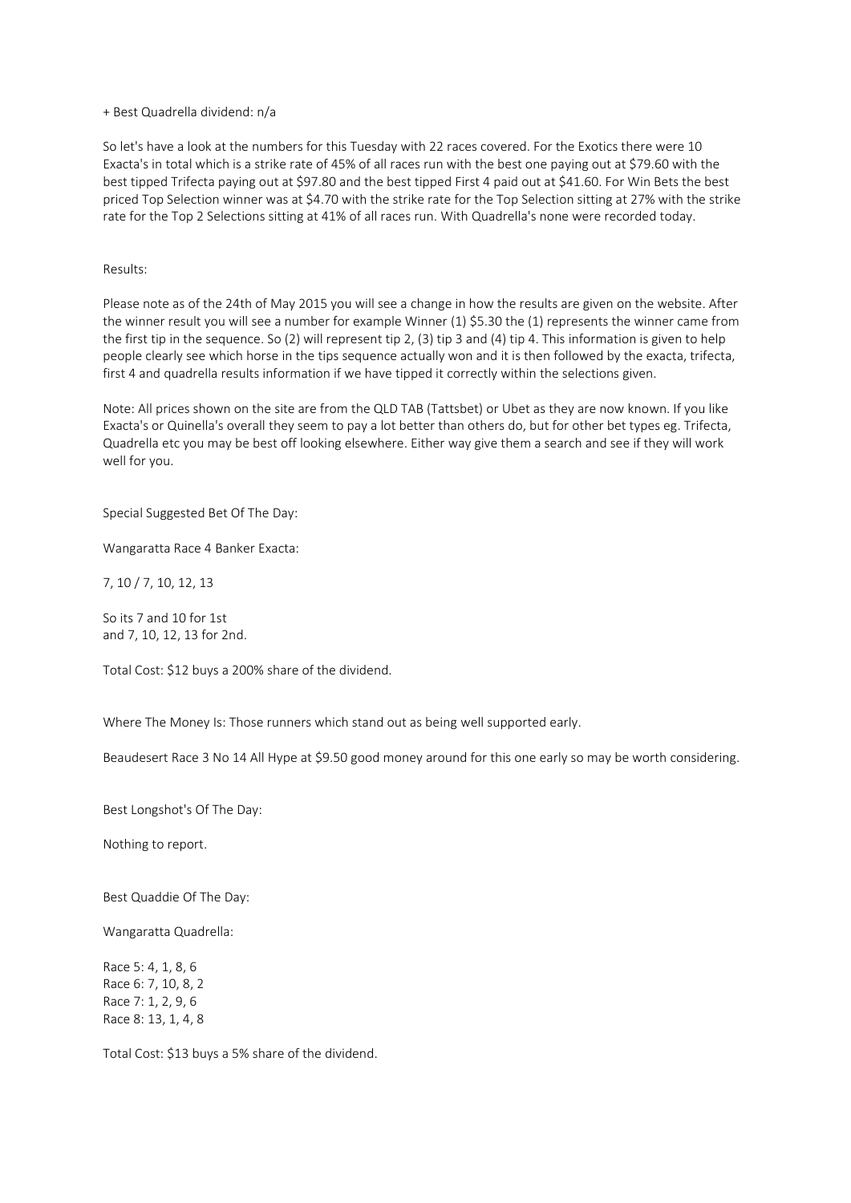+ Best Quadrella dividend: n/a

So let's have a look at the numbers for this Tuesday with 22 races covered. For the Exotics there were 10 Exacta's in total which is a strike rate of 45% of all races run with the best one paying out at $79.60 with the best tipped Trifecta paying out at $97.80 and the best tipped First 4 paid out at $41.60. For Win Bets the best priced Top Selection winner was at $4.70 with the strike rate for the Top Selection sitting at 27% with the strike rate for the Top 2 Selections sitting at 41% of all races run. With Quadrella's none were recorded today.

Results:

Please note as of the 24th of May 2015 you will see a change in how the results are given on the website. After the winner result you will see a number for example Winner (1) $5.30 the (1) represents the winner came from the first tip in the sequence. So (2) will represent tip 2, (3) tip 3 and (4) tip 4. This information is given to help people clearly see which horse in the tips sequence actually won and it is then followed by the exacta, trifecta, first 4 and quadrella results information if we have tipped it correctly within the selections given.

Note: All prices shown on the site are from the QLD TAB (Tattsbet) or Ubet as they are now known. If you like Exacta's or Quinella's overall they seem to pay a lot better than others do, but for other bet types eg. Trifecta, Quadrella etc you may be best off looking elsewhere. Either way give them a search and see if they will work well for you.

Special Suggested Bet Of The Day:

Wangaratta Race 4 Banker Exacta:

7, 10 / 7, 10, 12, 13

So its 7 and 10 for 1st
and 7, 10, 12, 13 for 2nd.

Total Cost: $12 buys a 200% share of the dividend.

Where The Money Is: Those runners which stand out as being well supported early.

Beaudesert Race 3 No 14 All Hype at $9.50 good money around for this one early so may be worth considering.

Best Longshot's Of The Day:

Nothing to report.

Best Quaddie Of The Day:

Wangaratta Quadrella:

Race 5: 4, 1, 8, 6
Race 6: 7, 10, 8, 2
Race 7: 1, 2, 9, 6
Race 8: 13, 1, 4, 8

Total Cost: $13 buys a 5% share of the dividend.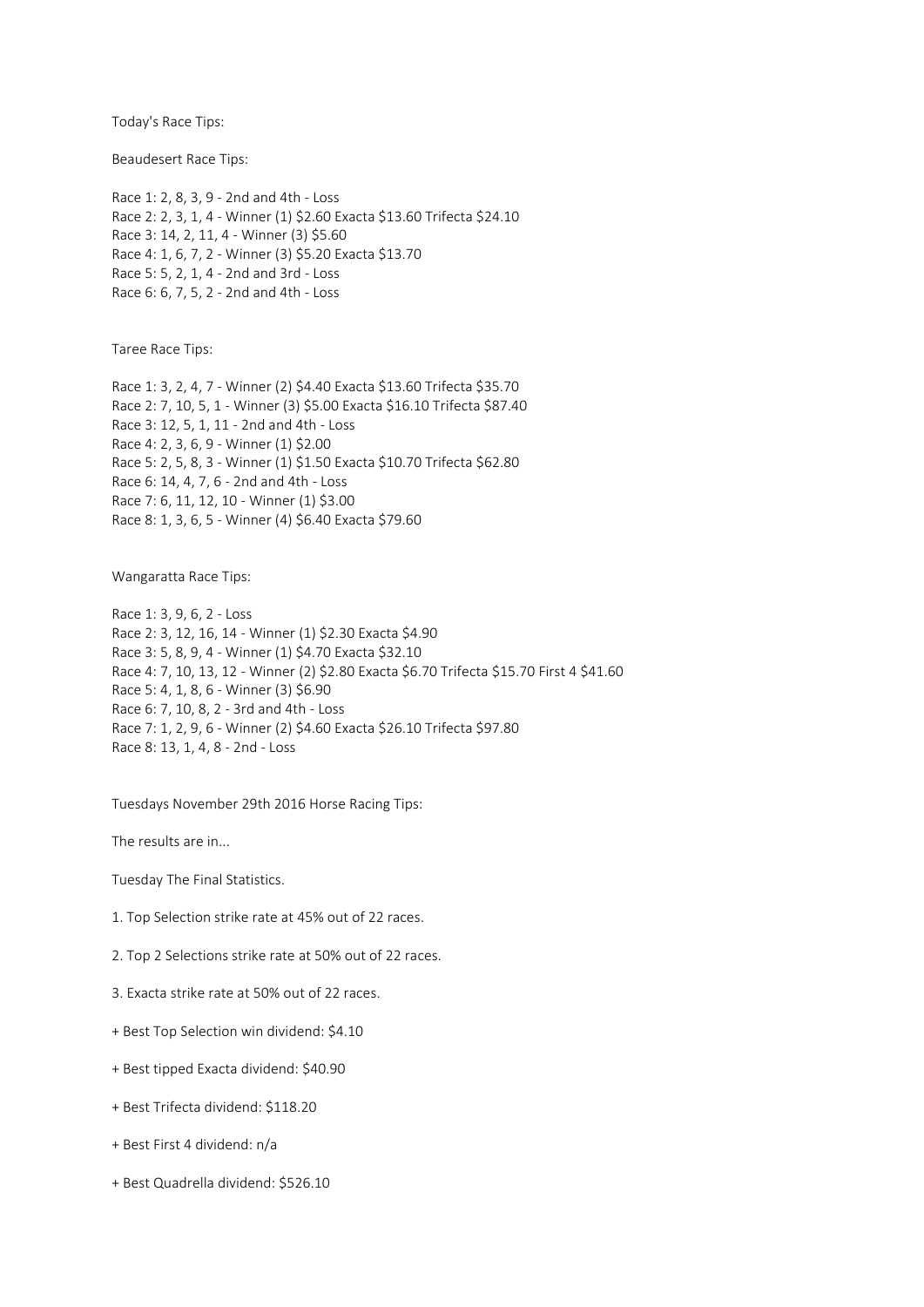Today's Race Tips:

Beaudesert Race Tips:

Race 1: 2, 8, 3, 9 - 2nd and 4th - Loss
Race 2: 2, 3, 1, 4 - Winner (1) $2.60 Exacta $13.60 Trifecta $24.10
Race 3: 14, 2, 11, 4 - Winner (3) $5.60
Race 4: 1, 6, 7, 2 - Winner (3) $5.20 Exacta $13.70
Race 5: 5, 2, 1, 4 - 2nd and 3rd - Loss
Race 6: 6, 7, 5, 2 - 2nd and 4th - Loss

Taree Race Tips:

Race 1: 3, 2, 4, 7 - Winner (2) $4.40 Exacta $13.60 Trifecta $35.70
Race 2: 7, 10, 5, 1 - Winner (3) $5.00 Exacta $16.10 Trifecta $87.40
Race 3: 12, 5, 1, 11 - 2nd and 4th - Loss
Race 4: 2, 3, 6, 9 - Winner (1) $2.00
Race 5: 2, 5, 8, 3 - Winner (1) $1.50 Exacta $10.70 Trifecta $62.80
Race 6: 14, 4, 7, 6 - 2nd and 4th - Loss
Race 7: 6, 11, 12, 10 - Winner (1) $3.00
Race 8: 1, 3, 6, 5 - Winner (4) $6.40 Exacta $79.60

Wangaratta Race Tips:

Race 1: 3, 9, 6, 2 - Loss
Race 2: 3, 12, 16, 14 - Winner (1) $2.30 Exacta $4.90
Race 3: 5, 8, 9, 4 - Winner (1) $4.70 Exacta $32.10
Race 4: 7, 10, 13, 12 - Winner (2) $2.80 Exacta $6.70 Trifecta $15.70 First 4 $41.60
Race 5: 4, 1, 8, 6 - Winner (3) $6.90
Race 6: 7, 10, 8, 2 - 3rd and 4th - Loss
Race 7: 1, 2, 9, 6 - Winner (2) $4.60 Exacta $26.10 Trifecta $97.80
Race 8: 13, 1, 4, 8 - 2nd - Loss

Tuesdays November 29th 2016 Horse Racing Tips:

The results are in...

Tuesday The Final Statistics.

1. Top Selection strike rate at 45% out of 22 races.

2. Top 2 Selections strike rate at 50% out of 22 races.

3. Exacta strike rate at 50% out of 22 races.

+ Best Top Selection win dividend: $4.10

+ Best tipped Exacta dividend: $40.90

+ Best Trifecta dividend: $118.20

+ Best First 4 dividend: n/a

+ Best Quadrella dividend: $526.10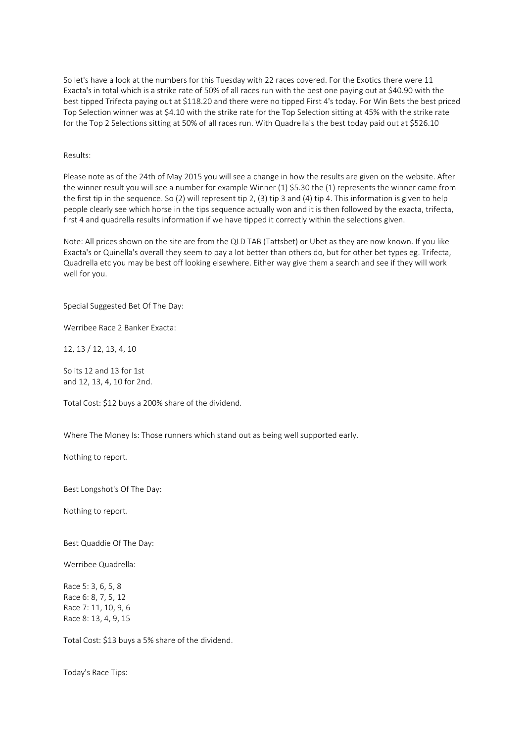So let's have a look at the numbers for this Tuesday with 22 races covered. For the Exotics there were 11 Exacta's in total which is a strike rate of 50% of all races run with the best one paying out at $40.90 with the best tipped Trifecta paying out at $118.20 and there were no tipped First 4's today. For Win Bets the best priced Top Selection winner was at $4.10 with the strike rate for the Top Selection sitting at 45% with the strike rate for the Top 2 Selections sitting at 50% of all races run. With Quadrella's the best today paid out at $526.10

Results:

Please note as of the 24th of May 2015 you will see a change in how the results are given on the website. After the winner result you will see a number for example Winner (1) $5.30 the (1) represents the winner came from the first tip in the sequence. So (2) will represent tip 2, (3) tip 3 and (4) tip 4. This information is given to help people clearly see which horse in the tips sequence actually won and it is then followed by the exacta, trifecta, first 4 and quadrella results information if we have tipped it correctly within the selections given.

Note: All prices shown on the site are from the QLD TAB (Tattsbet) or Ubet as they are now known. If you like Exacta's or Quinella's overall they seem to pay a lot better than others do, but for other bet types eg. Trifecta, Quadrella etc you may be best off looking elsewhere. Either way give them a search and see if they will work well for you.

Special Suggested Bet Of The Day:

Werribee Race 2 Banker Exacta:

12, 13 / 12, 13, 4, 10

So its 12 and 13 for 1st
and 12, 13, 4, 10 for 2nd.

Total Cost: $12 buys a 200% share of the dividend.

Where The Money Is: Those runners which stand out as being well supported early.

Nothing to report.

Best Longshot's Of The Day:

Nothing to report.

Best Quaddie Of The Day:

Werribee Quadrella:

Race 5: 3, 6, 5, 8
Race 6: 8, 7, 5, 12
Race 7: 11, 10, 9, 6
Race 8: 13, 4, 9, 15

Total Cost: $13 buys a 5% share of the dividend.

Today's Race Tips: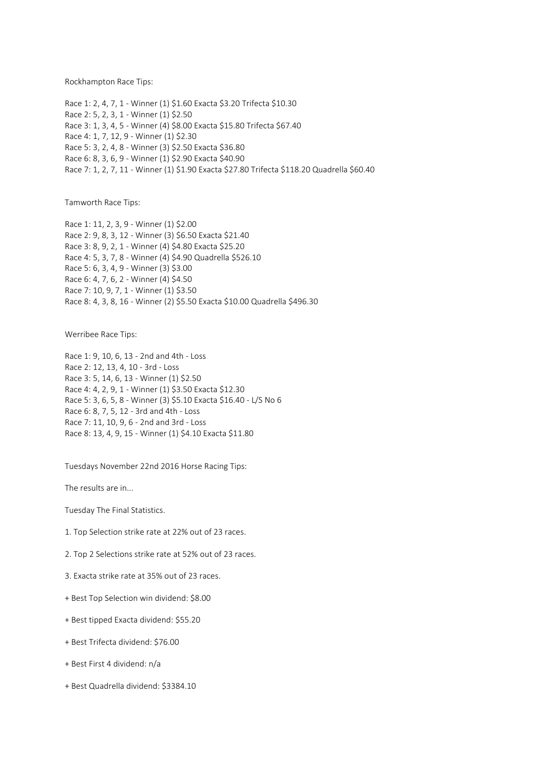Rockhampton Race Tips:

Race 1: 2, 4, 7, 1 - Winner (1) $1.60 Exacta $3.20 Trifecta $10.30
Race 2: 5, 2, 3, 1 - Winner (1) $2.50
Race 3: 1, 3, 4, 5 - Winner (4) $8.00 Exacta $15.80 Trifecta $67.40
Race 4: 1, 7, 12, 9 - Winner (1) $2.30
Race 5: 3, 2, 4, 8 - Winner (3) $2.50 Exacta $36.80
Race 6: 8, 3, 6, 9 - Winner (1) $2.90 Exacta $40.90
Race 7: 1, 2, 7, 11 - Winner (1) $1.90 Exacta $27.80 Trifecta $118.20 Quadrella $60.40

Tamworth Race Tips:

Race 1: 11, 2, 3, 9 - Winner (1) $2.00
Race 2: 9, 8, 3, 12 - Winner (3) $6.50 Exacta $21.40
Race 3: 8, 9, 2, 1 - Winner (4) $4.80 Exacta $25.20
Race 4: 5, 3, 7, 8 - Winner (4) $4.90 Quadrella $526.10
Race 5: 6, 3, 4, 9 - Winner (3) $3.00
Race 6: 4, 7, 6, 2 - Winner (4) $4.50
Race 7: 10, 9, 7, 1 - Winner (1) $3.50
Race 8: 4, 3, 8, 16 - Winner (2) $5.50 Exacta $10.00 Quadrella $496.30

Werribee Race Tips:

Race 1: 9, 10, 6, 13 - 2nd and 4th - Loss
Race 2: 12, 13, 4, 10 - 3rd - Loss
Race 3: 5, 14, 6, 13 - Winner (1) $2.50
Race 4: 4, 2, 9, 1 - Winner (1) $3.50 Exacta $12.30
Race 5: 3, 6, 5, 8 - Winner (3) $5.10 Exacta $16.40 - L/S No 6
Race 6: 8, 7, 5, 12 - 3rd and 4th - Loss
Race 7: 11, 10, 9, 6 - 2nd and 3rd - Loss
Race 8: 13, 4, 9, 15 - Winner (1) $4.10 Exacta $11.80

Tuesdays November 22nd 2016 Horse Racing Tips:

The results are in...

Tuesday The Final Statistics.

1. Top Selection strike rate at 22% out of 23 races.

2. Top 2 Selections strike rate at 52% out of 23 races.

3. Exacta strike rate at 35% out of 23 races.

+ Best Top Selection win dividend: $8.00

+ Best tipped Exacta dividend: $55.20

+ Best Trifecta dividend: $76.00

+ Best First 4 dividend: n/a

+ Best Quadrella dividend: $3384.10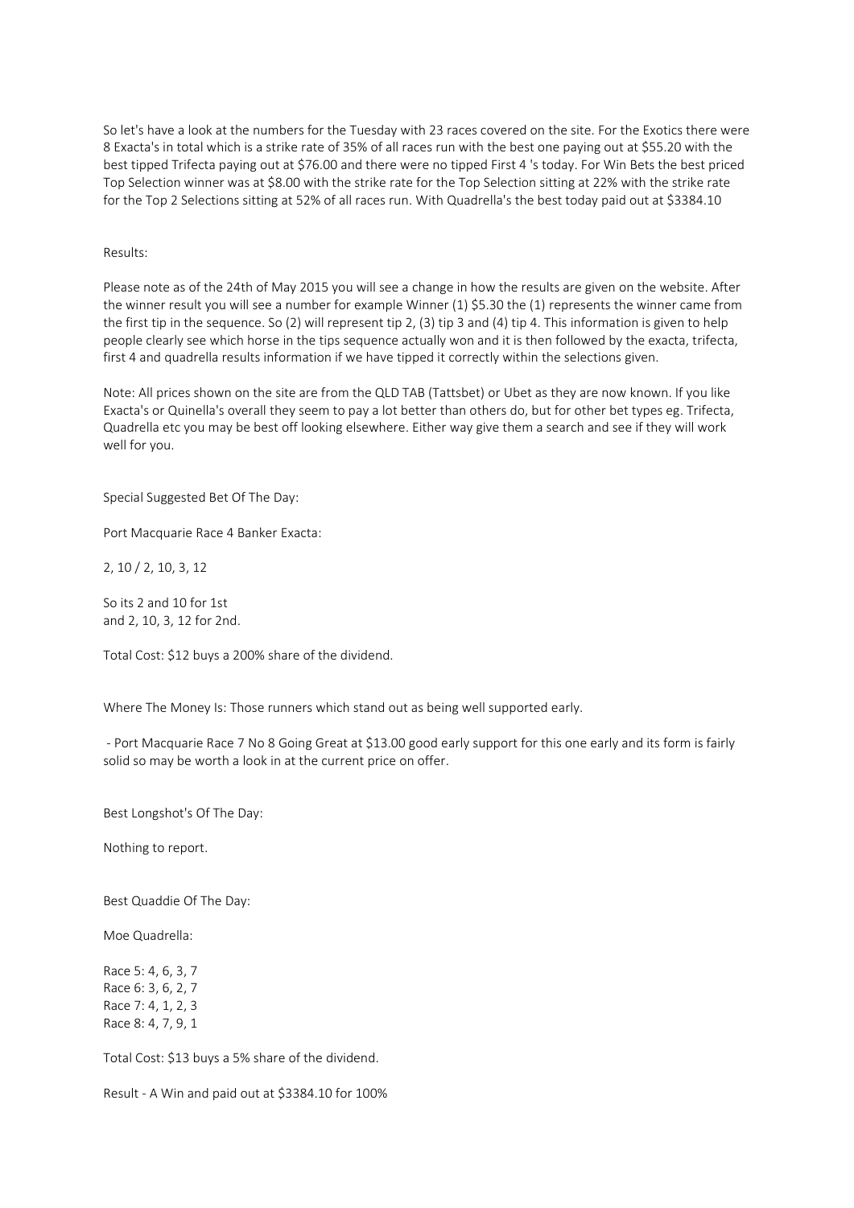So let's have a look at the numbers for the Tuesday with 23 races covered on the site. For the Exotics there were 8 Exacta's in total which is a strike rate of 35% of all races run with the best one paying out at $55.20 with the best tipped Trifecta paying out at $76.00 and there were no tipped First 4 's today. For Win Bets the best priced Top Selection winner was at $8.00 with the strike rate for the Top Selection sitting at 22% with the strike rate for the Top 2 Selections sitting at 52% of all races run. With Quadrella's the best today paid out at $3384.10

Results:

Please note as of the 24th of May 2015 you will see a change in how the results are given on the website. After the winner result you will see a number for example Winner (1) $5.30 the (1) represents the winner came from the first tip in the sequence. So (2) will represent tip 2, (3) tip 3 and (4) tip 4. This information is given to help people clearly see which horse in the tips sequence actually won and it is then followed by the exacta, trifecta, first 4 and quadrella results information if we have tipped it correctly within the selections given.

Note: All prices shown on the site are from the QLD TAB (Tattsbet) or Ubet as they are now known. If you like Exacta's or Quinella's overall they seem to pay a lot better than others do, but for other bet types eg. Trifecta, Quadrella etc you may be best off looking elsewhere. Either way give them a search and see if they will work well for you.

Special Suggested Bet Of The Day:

Port Macquarie Race 4 Banker Exacta:

2, 10 / 2, 10, 3, 12

So its 2 and 10 for 1st
and 2, 10, 3, 12 for 2nd.

Total Cost: $12 buys a 200% share of the dividend.

Where The Money Is: Those runners which stand out as being well supported early.

- Port Macquarie Race 7 No 8 Going Great at $13.00 good early support for this one early and its form is fairly solid so may be worth a look in at the current price on offer.

Best Longshot's Of The Day:

Nothing to report.

Best Quaddie Of The Day:

Moe Quadrella:

Race 5: 4, 6, 3, 7
Race 6: 3, 6, 2, 7
Race 7: 4, 1, 2, 3
Race 8: 4, 7, 9, 1

Total Cost: $13 buys a 5% share of the dividend.

Result - A Win and paid out at $3384.10 for 100%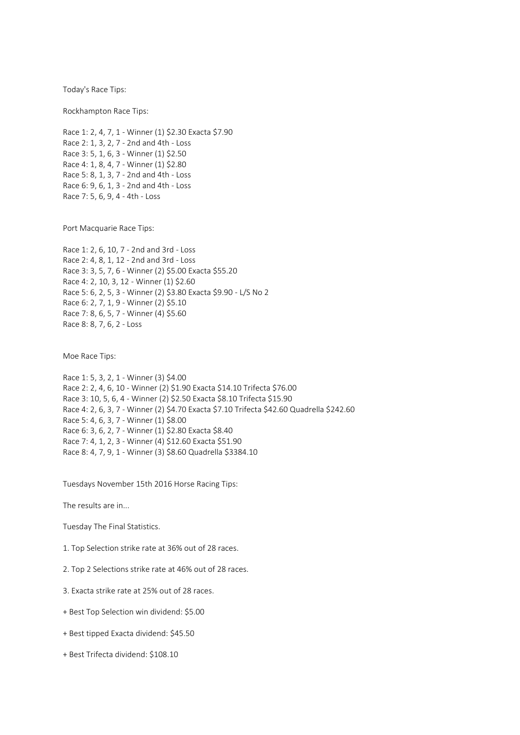Today's Race Tips:

Rockhampton Race Tips:

Race 1: 2, 4, 7, 1 - Winner (1) $2.30 Exacta $7.90
Race 2: 1, 3, 2, 7 - 2nd and 4th - Loss
Race 3: 5, 1, 6, 3 - Winner (1) $2.50
Race 4: 1, 8, 4, 7 - Winner (1) $2.80
Race 5: 8, 1, 3, 7 - 2nd and 4th - Loss
Race 6: 9, 6, 1, 3 - 2nd and 4th - Loss
Race 7: 5, 6, 9, 4 - 4th - Loss

Port Macquarie Race Tips:

Race 1: 2, 6, 10, 7 - 2nd and 3rd - Loss
Race 2: 4, 8, 1, 12 - 2nd and 3rd - Loss
Race 3: 3, 5, 7, 6 - Winner (2) $5.00 Exacta $55.20
Race 4: 2, 10, 3, 12 - Winner (1) $2.60
Race 5: 6, 2, 5, 3 - Winner (2) $3.80 Exacta $9.90 - L/S No 2
Race 6: 2, 7, 1, 9 - Winner (2) $5.10
Race 7: 8, 6, 5, 7 - Winner (4) $5.60
Race 8: 8, 7, 6, 2 - Loss

Moe Race Tips:

Race 1: 5, 3, 2, 1 - Winner (3) $4.00
Race 2: 2, 4, 6, 10 - Winner (2) $1.90 Exacta $14.10 Trifecta $76.00
Race 3: 10, 5, 6, 4 - Winner (2) $2.50 Exacta $8.10 Trifecta $15.90
Race 4: 2, 6, 3, 7 - Winner (2) $4.70 Exacta $7.10 Trifecta $42.60 Quadrella $242.60
Race 5: 4, 6, 3, 7 - Winner (1) $8.00
Race 6: 3, 6, 2, 7 - Winner (1) $2.80 Exacta $8.40
Race 7: 4, 1, 2, 3 - Winner (4) $12.60 Exacta $51.90
Race 8: 4, 7, 9, 1 - Winner (3) $8.60 Quadrella $3384.10

Tuesdays November 15th 2016 Horse Racing Tips:

The results are in...

Tuesday The Final Statistics.

1. Top Selection strike rate at 36% out of 28 races.

2. Top 2 Selections strike rate at 46% out of 28 races.

3. Exacta strike rate at 25% out of 28 races.

+ Best Top Selection win dividend: $5.00

+ Best tipped Exacta dividend: $45.50

+ Best Trifecta dividend: $108.10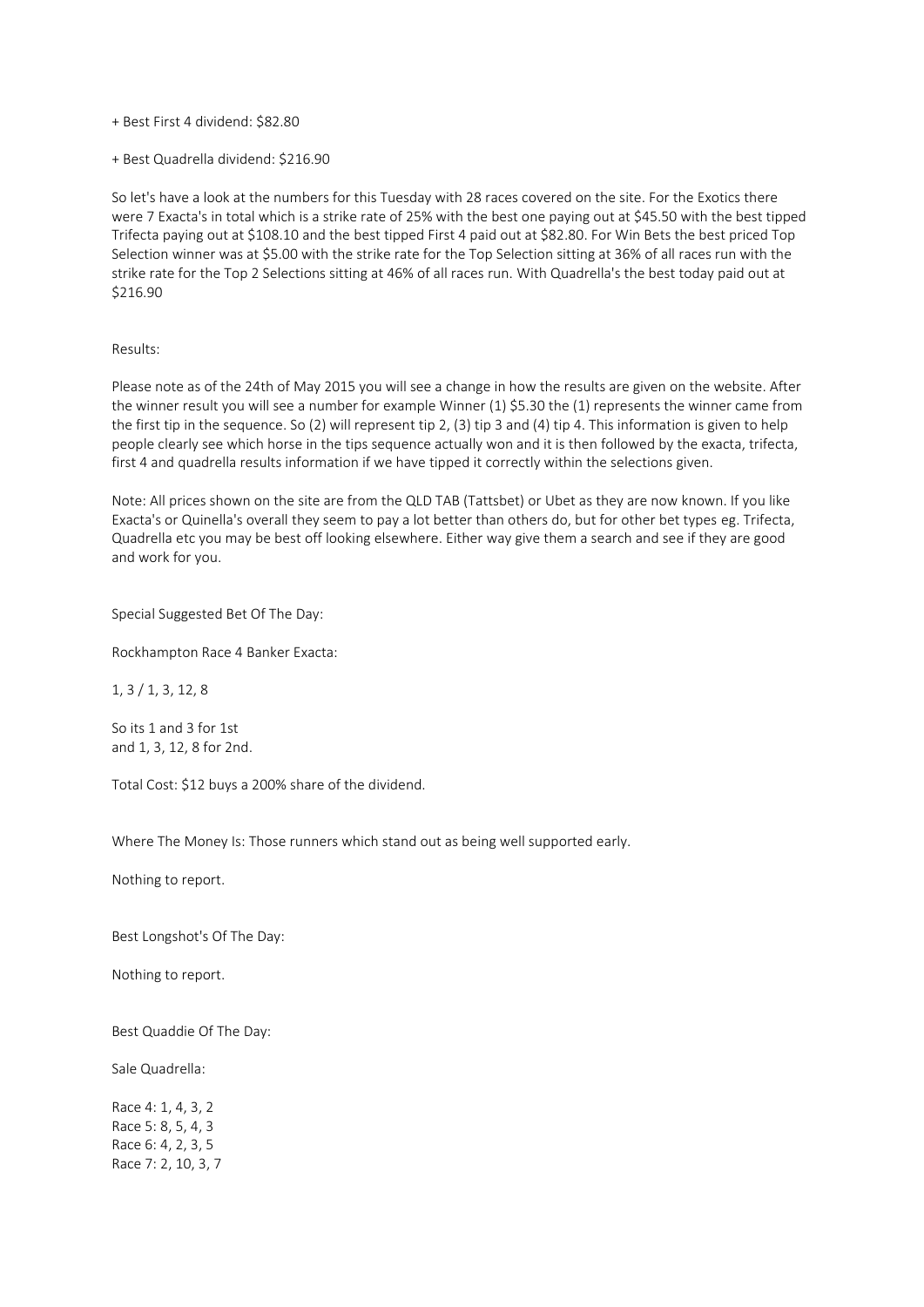+ Best First 4 dividend: $82.80

+ Best Quadrella dividend: $216.90

So let's have a look at the numbers for this Tuesday with 28 races covered on the site. For the Exotics there were 7 Exacta's in total which is a strike rate of 25% with the best one paying out at $45.50 with the best tipped Trifecta paying out at $108.10 and the best tipped First 4 paid out at $82.80. For Win Bets the best priced Top Selection winner was at $5.00 with the strike rate for the Top Selection sitting at 36% of all races run with the strike rate for the Top 2 Selections sitting at 46% of all races run. With Quadrella's the best today paid out at $216.90

Results:

Please note as of the 24th of May 2015 you will see a change in how the results are given on the website. After the winner result you will see a number for example Winner (1) $5.30 the (1) represents the winner came from the first tip in the sequence. So (2) will represent tip 2, (3) tip 3 and (4) tip 4. This information is given to help people clearly see which horse in the tips sequence actually won and it is then followed by the exacta, trifecta, first 4 and quadrella results information if we have tipped it correctly within the selections given.

Note: All prices shown on the site are from the QLD TAB (Tattsbet) or Ubet as they are now known. If you like Exacta's or Quinella's overall they seem to pay a lot better than others do, but for other bet types eg. Trifecta, Quadrella etc you may be best off looking elsewhere. Either way give them a search and see if they are good and work for you.

Special Suggested Bet Of The Day:

Rockhampton Race 4 Banker Exacta:

1, 3 / 1, 3, 12, 8

So its 1 and 3 for 1st
and 1, 3, 12, 8 for 2nd.

Total Cost: $12 buys a 200% share of the dividend.

Where The Money Is: Those runners which stand out as being well supported early.

Nothing to report.

Best Longshot's Of The Day:

Nothing to report.

Best Quaddie Of The Day:

Sale Quadrella:

Race 4: 1, 4, 3, 2
Race 5: 8, 5, 4, 3
Race 6: 4, 2, 3, 5
Race 7: 2, 10, 3, 7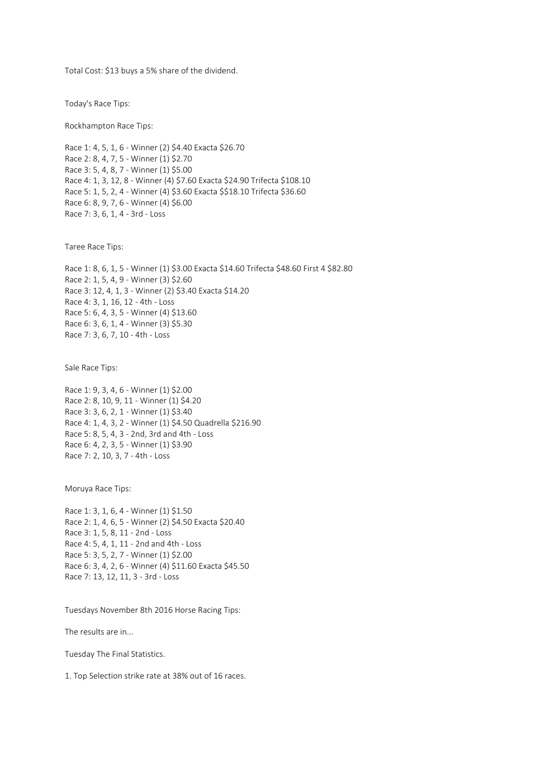Total Cost: $13 buys a 5% share of the dividend.

Today's Race Tips:

Rockhampton Race Tips:

Race 1: 4, 5, 1, 6 - Winner (2) $4.40 Exacta $26.70
Race 2: 8, 4, 7, 5 - Winner (1) $2.70
Race 3: 5, 4, 8, 7 - Winner (1) $5.00
Race 4: 1, 3, 12, 8 - Winner (4) $7.60 Exacta $24.90 Trifecta $108.10
Race 5: 1, 5, 2, 4 - Winner (4) $3.60 Exacta $$18.10 Trifecta $36.60
Race 6: 8, 9, 7, 6 - Winner (4) $6.00
Race 7: 3, 6, 1, 4 - 3rd - Loss

Taree Race Tips:

Race 1: 8, 6, 1, 5 - Winner (1) $3.00 Exacta $14.60 Trifecta $48.60 First 4 $82.80
Race 2: 1, 5, 4, 9 - Winner (3) $2.60
Race 3: 12, 4, 1, 3 - Winner (2) $3.40 Exacta $14.20
Race 4: 3, 1, 16, 12 - 4th - Loss
Race 5: 6, 4, 3, 5 - Winner (4) $13.60
Race 6: 3, 6, 1, 4 - Winner (3) $5.30
Race 7: 3, 6, 7, 10 - 4th - Loss

Sale Race Tips:

Race 1: 9, 3, 4, 6 - Winner (1) $2.00
Race 2: 8, 10, 9, 11 - Winner (1) $4.20
Race 3: 3, 6, 2, 1 - Winner (1) $3.40
Race 4: 1, 4, 3, 2 - Winner (1) $4.50 Quadrella $216.90
Race 5: 8, 5, 4, 3 - 2nd, 3rd and 4th - Loss
Race 6: 4, 2, 3, 5 - Winner (1) $3.90
Race 7: 2, 10, 3, 7 - 4th - Loss

Moruya Race Tips:

Race 1: 3, 1, 6, 4 - Winner (1) $1.50
Race 2: 1, 4, 6, 5 - Winner (2) $4.50 Exacta $20.40
Race 3: 1, 5, 8, 11 - 2nd - Loss
Race 4: 5, 4, 1, 11 - 2nd and 4th - Loss
Race 5: 3, 5, 2, 7 - Winner (1) $2.00
Race 6: 3, 4, 2, 6 - Winner (4) $11.60 Exacta $45.50
Race 7: 13, 12, 11, 3 - 3rd - Loss

Tuesdays November 8th 2016 Horse Racing Tips:

The results are in...

Tuesday The Final Statistics.

1. Top Selection strike rate at 38% out of 16 races.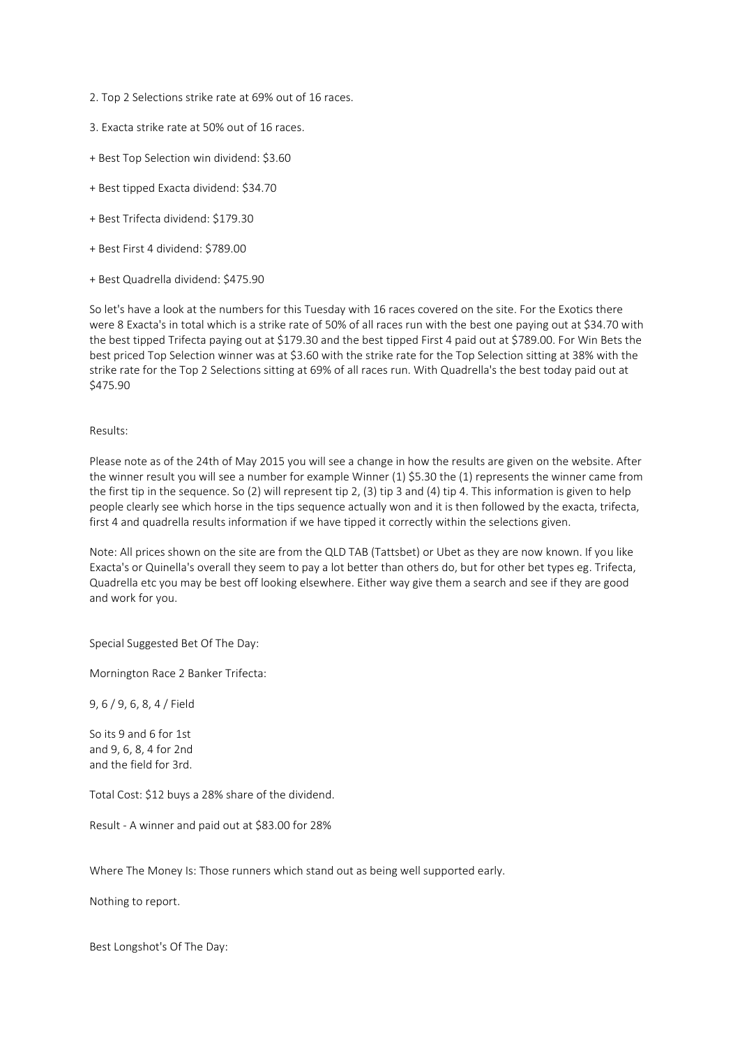2. Top 2 Selections strike rate at 69% out of 16 races.

3. Exacta strike rate at 50% out of 16 races.

+ Best Top Selection win dividend: $3.60

+ Best tipped Exacta dividend: $34.70

+ Best Trifecta dividend: $179.30

+ Best First 4 dividend: $789.00

+ Best Quadrella dividend: $475.90

So let's have a look at the numbers for this Tuesday with 16 races covered on the site. For the Exotics there were 8 Exacta's in total which is a strike rate of 50% of all races run with the best one paying out at $34.70 with the best tipped Trifecta paying out at $179.30 and the best tipped First 4 paid out at $789.00. For Win Bets the best priced Top Selection winner was at $3.60 with the strike rate for the Top Selection sitting at 38% with the strike rate for the Top 2 Selections sitting at 69% of all races run. With Quadrella's the best today paid out at $475.90

Results:

Please note as of the 24th of May 2015 you will see a change in how the results are given on the website. After the winner result you will see a number for example Winner (1) $5.30 the (1) represents the winner came from the first tip in the sequence. So (2) will represent tip 2, (3) tip 3 and (4) tip 4. This information is given to help people clearly see which horse in the tips sequence actually won and it is then followed by the exacta, trifecta, first 4 and quadrella results information if we have tipped it correctly within the selections given.

Note: All prices shown on the site are from the QLD TAB (Tattsbet) or Ubet as they are now known. If you like Exacta's or Quinella's overall they seem to pay a lot better than others do, but for other bet types eg. Trifecta, Quadrella etc you may be best off looking elsewhere. Either way give them a search and see if they are good and work for you.

Special Suggested Bet Of The Day:

Mornington Race 2 Banker Trifecta:

9, 6 / 9, 6, 8, 4 / Field

So its 9 and 6 for 1st
and 9, 6, 8, 4 for 2nd
and the field for 3rd.

Total Cost: $12 buys a 28% share of the dividend.

Result - A winner and paid out at $83.00 for 28%

Where The Money Is: Those runners which stand out as being well supported early.

Nothing to report.

Best Longshot's Of The Day: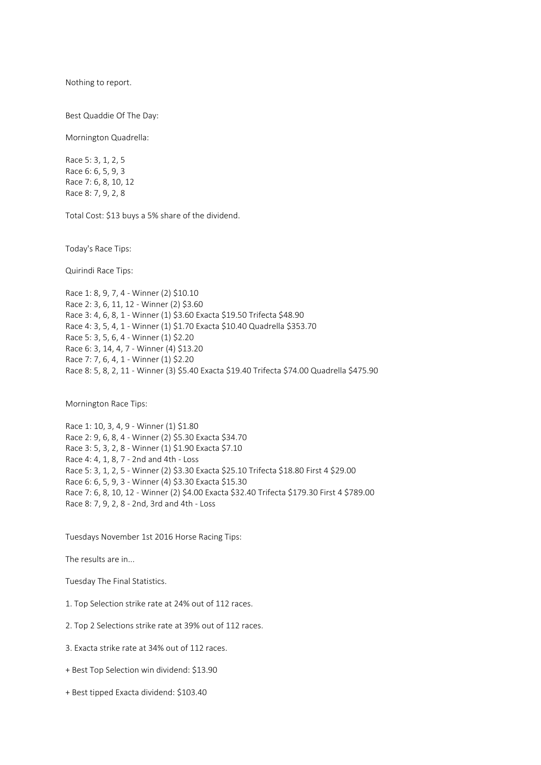Nothing to report.

Best Quaddie Of The Day:

Mornington Quadrella:

Race 5: 3, 1, 2, 5
Race 6: 6, 5, 9, 3
Race 7: 6, 8, 10, 12
Race 8: 7, 9, 2, 8

Total Cost: $13 buys a 5% share of the dividend.

Today's Race Tips:

Quirindi Race Tips:

Race 1: 8, 9, 7, 4 - Winner (2) $10.10
Race 2: 3, 6, 11, 12 - Winner (2) $3.60
Race 3: 4, 6, 8, 1 - Winner (1) $3.60 Exacta $19.50 Trifecta $48.90
Race 4: 3, 5, 4, 1 - Winner (1) $1.70 Exacta $10.40 Quadrella $353.70
Race 5: 3, 5, 6, 4 - Winner (1) $2.20
Race 6: 3, 14, 4, 7 - Winner (4) $13.20
Race 7: 7, 6, 4, 1 - Winner (1) $2.20
Race 8: 5, 8, 2, 11 - Winner (3) $5.40 Exacta $19.40 Trifecta $74.00 Quadrella $475.90

Mornington Race Tips:

Race 1: 10, 3, 4, 9 - Winner (1) $1.80
Race 2: 9, 6, 8, 4 - Winner (2) $5.30 Exacta $34.70
Race 3: 5, 3, 2, 8 - Winner (1) $1.90 Exacta $7.10
Race 4: 4, 1, 8, 7 - 2nd and 4th - Loss
Race 5: 3, 1, 2, 5 - Winner (2) $3.30 Exacta $25.10 Trifecta $18.80 First 4 $29.00
Race 6: 6, 5, 9, 3 - Winner (4) $3.30 Exacta $15.30
Race 7: 6, 8, 10, 12 - Winner (2) $4.00 Exacta $32.40 Trifecta $179.30 First 4 $789.00
Race 8: 7, 9, 2, 8 - 2nd, 3rd and 4th - Loss

Tuesdays November 1st 2016 Horse Racing Tips:

The results are in...

Tuesday The Final Statistics.

1. Top Selection strike rate at 24% out of 112 races.

2. Top 2 Selections strike rate at 39% out of 112 races.

3. Exacta strike rate at 34% out of 112 races.

+ Best Top Selection win dividend: $13.90

+ Best tipped Exacta dividend: $103.40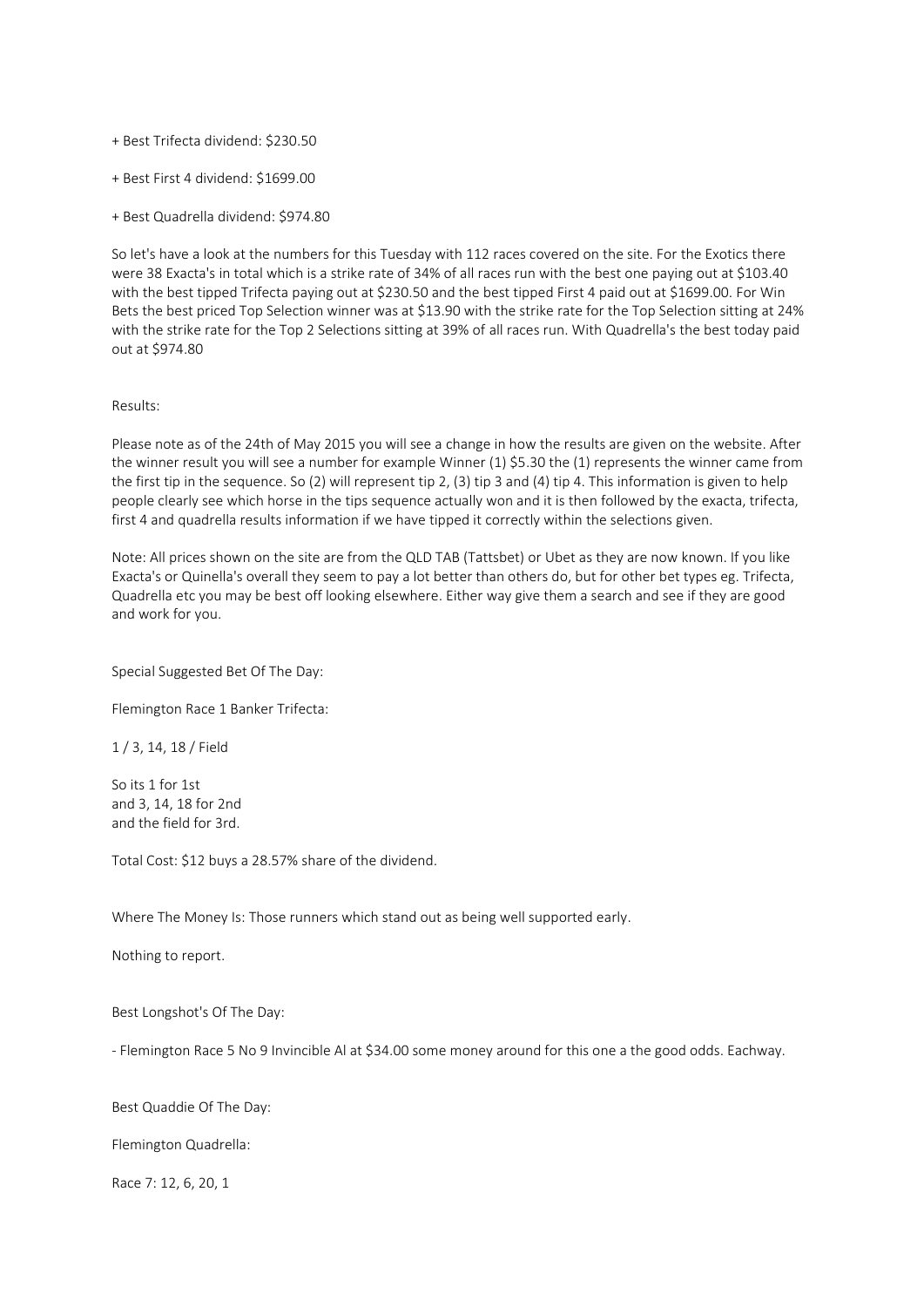+ Best Trifecta dividend: $230.50

+ Best First 4 dividend: $1699.00

+ Best Quadrella dividend: $974.80

So let's have a look at the numbers for this Tuesday with 112 races covered on the site. For the Exotics there were 38 Exacta's in total which is a strike rate of 34% of all races run with the best one paying out at $103.40 with the best tipped Trifecta paying out at $230.50 and the best tipped First 4 paid out at $1699.00. For Win Bets the best priced Top Selection winner was at $13.90 with the strike rate for the Top Selection sitting at 24% with the strike rate for the Top 2 Selections sitting at 39% of all races run. With Quadrella's the best today paid out at $974.80

Results:

Please note as of the 24th of May 2015 you will see a change in how the results are given on the website. After the winner result you will see a number for example Winner (1) $5.30 the (1) represents the winner came from the first tip in the sequence. So (2) will represent tip 2, (3) tip 3 and (4) tip 4. This information is given to help people clearly see which horse in the tips sequence actually won and it is then followed by the exacta, trifecta, first 4 and quadrella results information if we have tipped it correctly within the selections given.

Note: All prices shown on the site are from the QLD TAB (Tattsbet) or Ubet as they are now known. If you like Exacta's or Quinella's overall they seem to pay a lot better than others do, but for other bet types eg. Trifecta, Quadrella etc you may be best off looking elsewhere. Either way give them a search and see if they are good and work for you.

Special Suggested Bet Of The Day:

Flemington Race 1 Banker Trifecta:

1 / 3, 14, 18 / Field

So its 1 for 1st
and 3, 14, 18 for 2nd
and the field for 3rd.

Total Cost: $12 buys a 28.57% share of the dividend.

Where The Money Is: Those runners which stand out as being well supported early.

Nothing to report.

Best Longshot's Of The Day:

- Flemington Race 5 No 9 Invincible Al at $34.00 some money around for this one a the good odds. Eachway.

Best Quaddie Of The Day:

Flemington Quadrella:

Race 7: 12, 6, 20, 1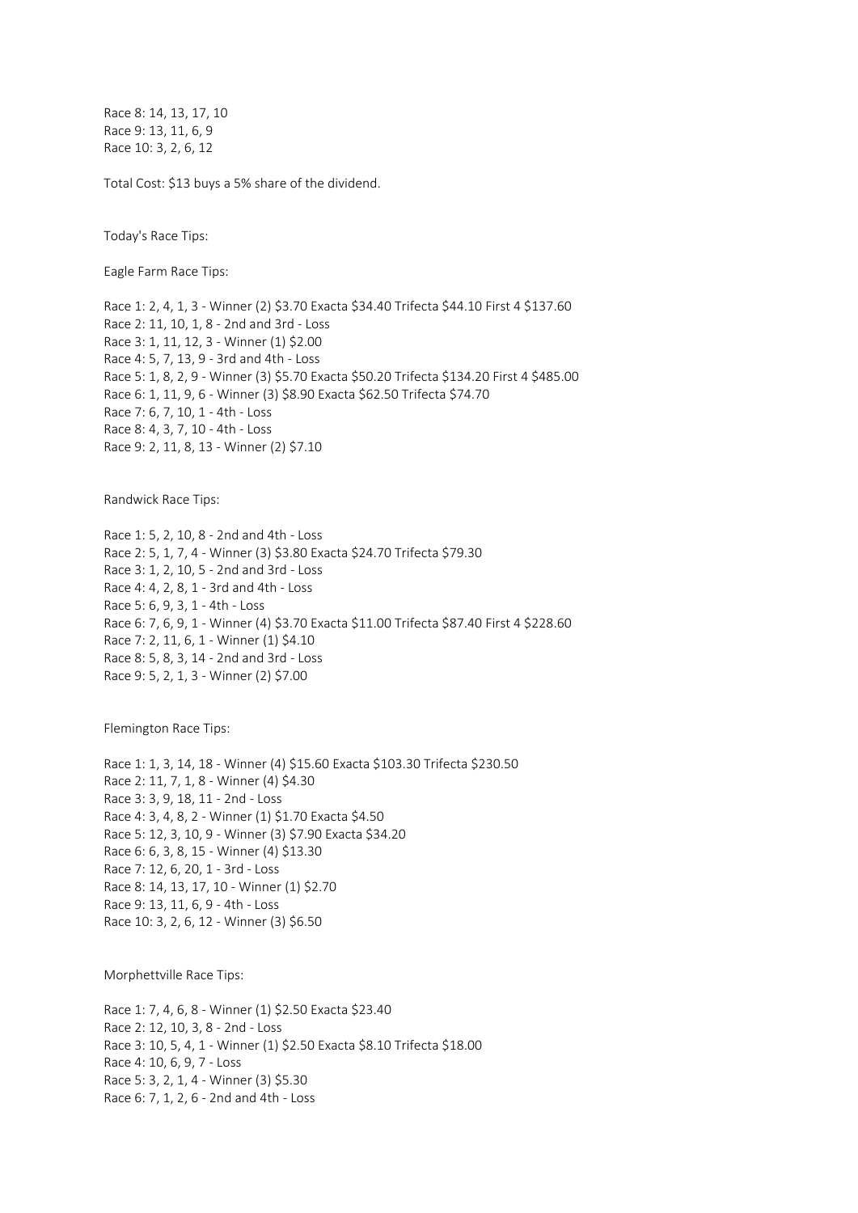Race 8: 14, 13, 17, 10
Race 9: 13, 11, 6, 9
Race 10: 3, 2, 6, 12

Total Cost: $13 buys a 5% share of the dividend.

Today's Race Tips:

Eagle Farm Race Tips:

Race 1: 2, 4, 1, 3 - Winner (2) $3.70 Exacta $34.40 Trifecta $44.10 First 4 $137.60
Race 2: 11, 10, 1, 8 - 2nd and 3rd - Loss
Race 3: 1, 11, 12, 3 - Winner (1) $2.00
Race 4: 5, 7, 13, 9 - 3rd and 4th - Loss
Race 5: 1, 8, 2, 9 - Winner (3) $5.70 Exacta $50.20 Trifecta $134.20 First 4 $485.00
Race 6: 1, 11, 9, 6 - Winner (3) $8.90 Exacta $62.50 Trifecta $74.70
Race 7: 6, 7, 10, 1 - 4th - Loss
Race 8: 4, 3, 7, 10 - 4th - Loss
Race 9: 2, 11, 8, 13 - Winner (2) $7.10

Randwick Race Tips:

Race 1: 5, 2, 10, 8 - 2nd and 4th - Loss
Race 2: 5, 1, 7, 4 - Winner (3) $3.80 Exacta $24.70 Trifecta $79.30
Race 3: 1, 2, 10, 5 - 2nd and 3rd - Loss
Race 4: 4, 2, 8, 1 - 3rd and 4th - Loss
Race 5: 6, 9, 3, 1 - 4th - Loss
Race 6: 7, 6, 9, 1 - Winner (4) $3.70 Exacta $11.00 Trifecta $87.40 First 4 $228.60
Race 7: 2, 11, 6, 1 - Winner (1) $4.10
Race 8: 5, 8, 3, 14 - 2nd and 3rd - Loss
Race 9: 5, 2, 1, 3 - Winner (2) $7.00

Flemington Race Tips:

Race 1: 1, 3, 14, 18 - Winner (4) $15.60 Exacta $103.30 Trifecta $230.50
Race 2: 11, 7, 1, 8 - Winner (4) $4.30
Race 3: 3, 9, 18, 11 - 2nd - Loss
Race 4: 3, 4, 8, 2 - Winner (1) $1.70 Exacta $4.50
Race 5: 12, 3, 10, 9 - Winner (3) $7.90 Exacta $34.20
Race 6: 6, 3, 8, 15 - Winner (4) $13.30
Race 7: 12, 6, 20, 1 - 3rd - Loss
Race 8: 14, 13, 17, 10 - Winner (1) $2.70
Race 9: 13, 11, 6, 9 - 4th - Loss
Race 10: 3, 2, 6, 12 - Winner (3) $6.50

Morphettville Race Tips:

Race 1: 7, 4, 6, 8 - Winner (1) $2.50 Exacta $23.40
Race 2: 12, 10, 3, 8 - 2nd - Loss
Race 3: 10, 5, 4, 1 - Winner (1) $2.50 Exacta $8.10 Trifecta $18.00
Race 4: 10, 6, 9, 7 - Loss
Race 5: 3, 2, 1, 4 - Winner (3) $5.30
Race 6: 7, 1, 2, 6 - 2nd and 4th - Loss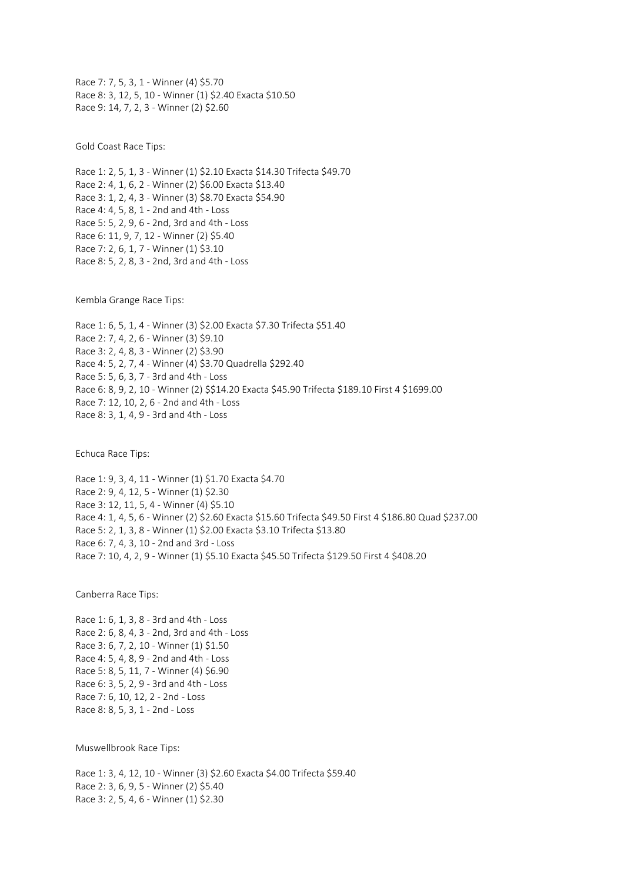Race 7: 7, 5, 3, 1 - Winner (4) $5.70
Race 8: 3, 12, 5, 10 - Winner (1) $2.40 Exacta $10.50
Race 9: 14, 7, 2, 3 - Winner (2) $2.60

Gold Coast Race Tips:

Race 1: 2, 5, 1, 3 - Winner (1) $2.10 Exacta $14.30 Trifecta $49.70
Race 2: 4, 1, 6, 2 - Winner (2) $6.00 Exacta $13.40
Race 3: 1, 2, 4, 3 - Winner (3) $8.70 Exacta $54.90
Race 4: 4, 5, 8, 1 - 2nd and 4th - Loss
Race 5: 5, 2, 9, 6 - 2nd, 3rd and 4th - Loss
Race 6: 11, 9, 7, 12 - Winner (2) $5.40
Race 7: 2, 6, 1, 7 - Winner (1) $3.10
Race 8: 5, 2, 8, 3 - 2nd, 3rd and 4th - Loss

Kembla Grange Race Tips:

Race 1: 6, 5, 1, 4 - Winner (3) $2.00 Exacta $7.30 Trifecta $51.40
Race 2: 7, 4, 2, 6 - Winner (3) $9.10
Race 3: 2, 4, 8, 3 - Winner (2) $3.90
Race 4: 5, 2, 7, 4 - Winner (4) $3.70 Quadrella $292.40
Race 5: 5, 6, 3, 7 - 3rd and 4th - Loss
Race 6: 8, 9, 2, 10 - Winner (2) $$14.20 Exacta $45.90 Trifecta $189.10 First 4 $1699.00
Race 7: 12, 10, 2, 6 - 2nd and 4th - Loss
Race 8: 3, 1, 4, 9 - 3rd and 4th - Loss

Echuca Race Tips:

Race 1: 9, 3, 4, 11 - Winner (1) $1.70 Exacta $4.70
Race 2: 9, 4, 12, 5 - Winner (1) $2.30
Race 3: 12, 11, 5, 4 - Winner (4) $5.10
Race 4: 1, 4, 5, 6 - Winner (2) $2.60 Exacta $15.60 Trifecta $49.50 First 4 $186.80 Quad $237.00
Race 5: 2, 1, 3, 8 - Winner (1) $2.00 Exacta $3.10 Trifecta $13.80
Race 6: 7, 4, 3, 10 - 2nd and 3rd - Loss
Race 7: 10, 4, 2, 9 - Winner (1) $5.10 Exacta $45.50 Trifecta $129.50 First 4 $408.20

Canberra Race Tips:

Race 1: 6, 1, 3, 8 - 3rd and 4th - Loss
Race 2: 6, 8, 4, 3 - 2nd, 3rd and 4th - Loss
Race 3: 6, 7, 2, 10 - Winner (1) $1.50
Race 4: 5, 4, 8, 9 - 2nd and 4th - Loss
Race 5: 8, 5, 11, 7 - Winner (4) $6.90
Race 6: 3, 5, 2, 9 - 3rd and 4th - Loss
Race 7: 6, 10, 12, 2 - 2nd - Loss
Race 8: 8, 5, 3, 1 - 2nd - Loss

Muswellbrook Race Tips:

Race 1: 3, 4, 12, 10 - Winner (3) $2.60 Exacta $4.00 Trifecta $59.40
Race 2: 3, 6, 9, 5 - Winner (2) $5.40
Race 3: 2, 5, 4, 6 - Winner (1) $2.30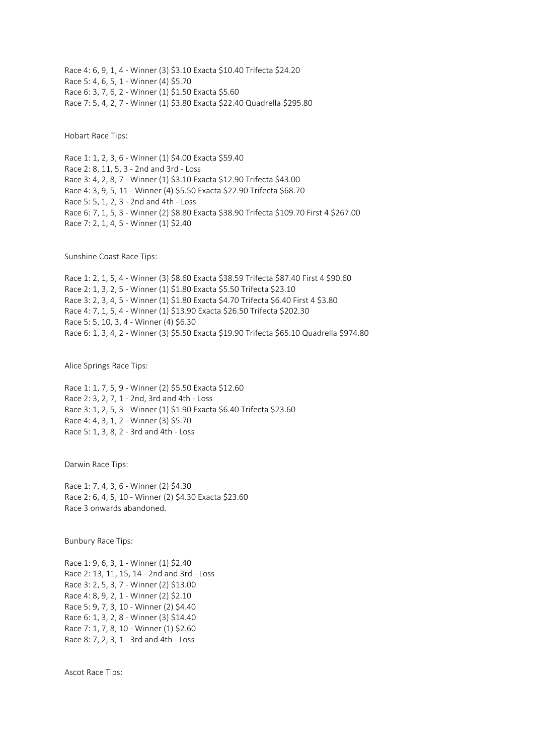Race 4: 6, 9, 1, 4 - Winner (3) $3.10 Exacta $10.40 Trifecta $24.20
Race 5: 4, 6, 5, 1 - Winner (4) $5.70
Race 6: 3, 7, 6, 2 - Winner (1) $1.50 Exacta $5.60
Race 7: 5, 4, 2, 7 - Winner (1) $3.80 Exacta $22.40 Quadrella $295.80

Hobart Race Tips:

Race 1: 1, 2, 3, 6 - Winner (1) $4.00 Exacta $59.40
Race 2: 8, 11, 5, 3 - 2nd and 3rd - Loss
Race 3: 4, 2, 8, 7 - Winner (1) $3.10 Exacta $12.90 Trifecta $43.00
Race 4: 3, 9, 5, 11 - Winner (4) $5.50 Exacta $22.90 Trifecta $68.70
Race 5: 5, 1, 2, 3 - 2nd and 4th - Loss
Race 6: 7, 1, 5, 3 - Winner (2) $8.80 Exacta $38.90 Trifecta $109.70 First 4 $267.00
Race 7: 2, 1, 4, 5 - Winner (1) $2.40

Sunshine Coast Race Tips:

Race 1: 2, 1, 5, 4 - Winner (3) $8.60 Exacta $38.59 Trifecta $87.40 First 4 $90.60
Race 2: 1, 3, 2, 5 - Winner (1) $1.80 Exacta $5.50 Trifecta $23.10
Race 3: 2, 3, 4, 5 - Winner (1) $1.80 Exacta $4.70 Trifecta $6.40 First 4 $3.80
Race 4: 7, 1, 5, 4 - Winner (1) $13.90 Exacta $26.50 Trifecta $202.30
Race 5: 5, 10, 3, 4 - Winner (4) $6.30
Race 6: 1, 3, 4, 2 - Winner (3) $5.50 Exacta $19.90 Trifecta $65.10 Quadrella $974.80

Alice Springs Race Tips:

Race 1: 1, 7, 5, 9 - Winner (2) $5.50 Exacta $12.60
Race 2: 3, 2, 7, 1 - 2nd, 3rd and 4th - Loss
Race 3: 1, 2, 5, 3 - Winner (1) $1.90 Exacta $6.40 Trifecta $23.60
Race 4: 4, 3, 1, 2 - Winner (3) $5.70
Race 5: 1, 3, 8, 2 - 3rd and 4th - Loss

Darwin Race Tips:

Race 1: 7, 4, 3, 6 - Winner (2) $4.30
Race 2: 6, 4, 5, 10 - Winner (2) $4.30 Exacta $23.60
Race 3 onwards abandoned.

Bunbury Race Tips:

Race 1: 9, 6, 3, 1 - Winner (1) $2.40
Race 2: 13, 11, 15, 14 - 2nd and 3rd - Loss
Race 3: 2, 5, 3, 7 - Winner (2) $13.00
Race 4: 8, 9, 2, 1 - Winner (2) $2.10
Race 5: 9, 7, 3, 10 - Winner (2) $4.40
Race 6: 1, 3, 2, 8 - Winner (3) $14.40
Race 7: 1, 7, 8, 10 - Winner (1) $2.60
Race 8: 7, 2, 3, 1 - 3rd and 4th - Loss

Ascot Race Tips: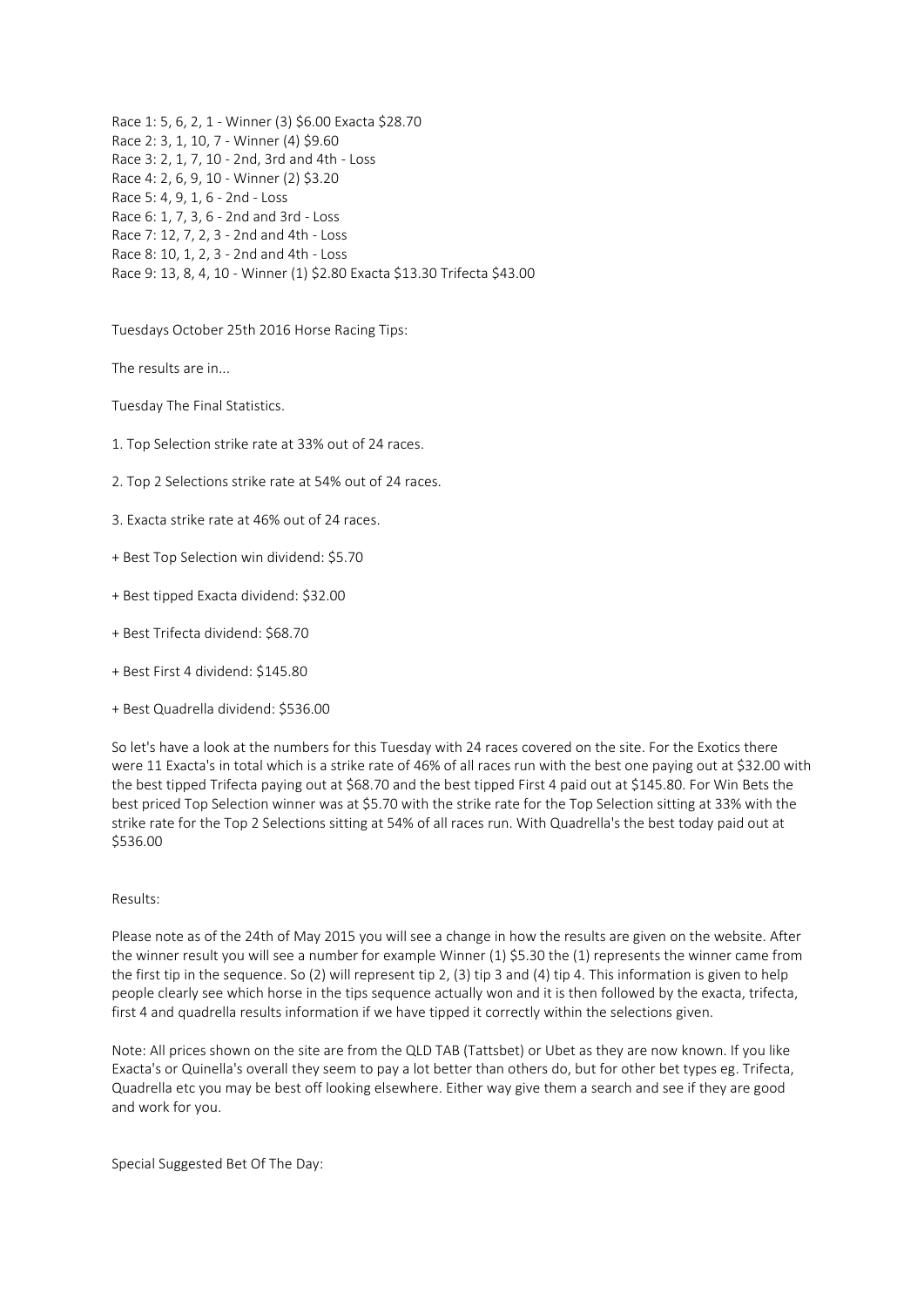Race 1: 5, 6, 2, 1 - Winner (3) $6.00 Exacta $28.70
Race 2: 3, 1, 10, 7 - Winner (4) $9.60
Race 3: 2, 1, 7, 10 - 2nd, 3rd and 4th - Loss
Race 4: 2, 6, 9, 10 - Winner (2) $3.20
Race 5: 4, 9, 1, 6 - 2nd - Loss
Race 6: 1, 7, 3, 6 - 2nd and 3rd - Loss
Race 7: 12, 7, 2, 3 - 2nd and 4th - Loss
Race 8: 10, 1, 2, 3 - 2nd and 4th - Loss
Race 9: 13, 8, 4, 10 - Winner (1) $2.80 Exacta $13.30 Trifecta $43.00

Tuesdays October 25th 2016 Horse Racing Tips:

The results are in...

Tuesday The Final Statistics.

1. Top Selection strike rate at 33% out of 24 races.

2. Top 2 Selections strike rate at 54% out of 24 races.

3. Exacta strike rate at 46% out of 24 races.

+ Best Top Selection win dividend: $5.70

+ Best tipped Exacta dividend: $32.00

+ Best Trifecta dividend: $68.70

+ Best First 4 dividend: $145.80

+ Best Quadrella dividend: $536.00

So let's have a look at the numbers for this Tuesday with 24 races covered on the site. For the Exotics there were 11 Exacta's in total which is a strike rate of 46% of all races run with the best one paying out at $32.00 with the best tipped Trifecta paying out at $68.70 and the best tipped First 4 paid out at $145.80. For Win Bets the best priced Top Selection winner was at $5.70 with the strike rate for the Top Selection sitting at 33% with the strike rate for the Top 2 Selections sitting at 54% of all races run. With Quadrella's the best today paid out at $536.00

Results:

Please note as of the 24th of May 2015 you will see a change in how the results are given on the website. After the winner result you will see a number for example Winner (1) $5.30 the (1) represents the winner came from the first tip in the sequence. So (2) will represent tip 2, (3) tip 3 and (4) tip 4. This information is given to help people clearly see which horse in the tips sequence actually won and it is then followed by the exacta, trifecta, first 4 and quadrella results information if we have tipped it correctly within the selections given.

Note: All prices shown on the site are from the QLD TAB (Tattsbet) or Ubet as they are now known. If you like Exacta's or Quinella's overall they seem to pay a lot better than others do, but for other bet types eg. Trifecta, Quadrella etc you may be best off looking elsewhere. Either way give them a search and see if they are good and work for you.

Special Suggested Bet Of The Day: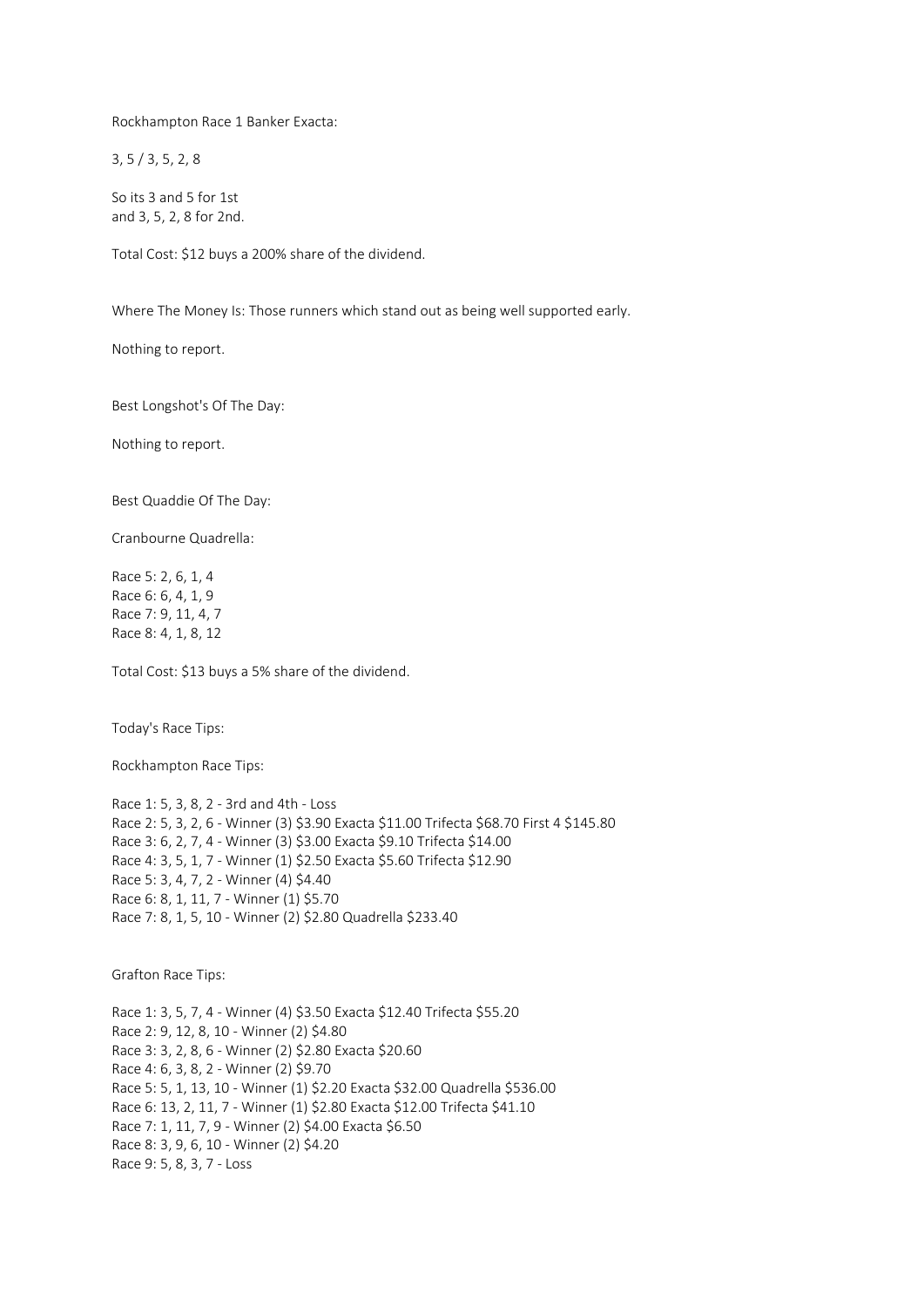Rockhampton Race 1 Banker Exacta:

3, 5 / 3, 5, 2, 8

So its 3 and 5 for 1st
and 3, 5, 2, 8 for 2nd.

Total Cost: $12 buys a 200% share of the dividend.

Where The Money Is: Those runners which stand out as being well supported early.

Nothing to report.

Best Longshot's Of The Day:

Nothing to report.

Best Quaddie Of The Day:

Cranbourne Quadrella:

Race 5: 2, 6, 1, 4
Race 6: 6, 4, 1, 9
Race 7: 9, 11, 4, 7
Race 8: 4, 1, 8, 12

Total Cost: $13 buys a 5% share of the dividend.

Today's Race Tips:

Rockhampton Race Tips:

Race 1: 5, 3, 8, 2 - 3rd and 4th - Loss
Race 2: 5, 3, 2, 6 - Winner (3) $3.90 Exacta $11.00 Trifecta $68.70 First 4 $145.80
Race 3: 6, 2, 7, 4 - Winner (3) $3.00 Exacta $9.10 Trifecta $14.00
Race 4: 3, 5, 1, 7 - Winner (1) $2.50 Exacta $5.60 Trifecta $12.90
Race 5: 3, 4, 7, 2 - Winner (4) $4.40
Race 6: 8, 1, 11, 7 - Winner (1) $5.70
Race 7: 8, 1, 5, 10 - Winner (2) $2.80 Quadrella $233.40

Grafton Race Tips:

Race 1: 3, 5, 7, 4 - Winner (4) $3.50 Exacta $12.40 Trifecta $55.20
Race 2: 9, 12, 8, 10 - Winner (2) $4.80
Race 3: 3, 2, 8, 6 - Winner (2) $2.80 Exacta $20.60
Race 4: 6, 3, 8, 2 - Winner (2) $9.70
Race 5: 5, 1, 13, 10 - Winner (1) $2.20 Exacta $32.00 Quadrella $536.00
Race 6: 13, 2, 11, 7 - Winner (1) $2.80 Exacta $12.00 Trifecta $41.10
Race 7: 1, 11, 7, 9 - Winner (2) $4.00 Exacta $6.50
Race 8: 3, 9, 6, 10 - Winner (2) $4.20
Race 9: 5, 8, 3, 7 - Loss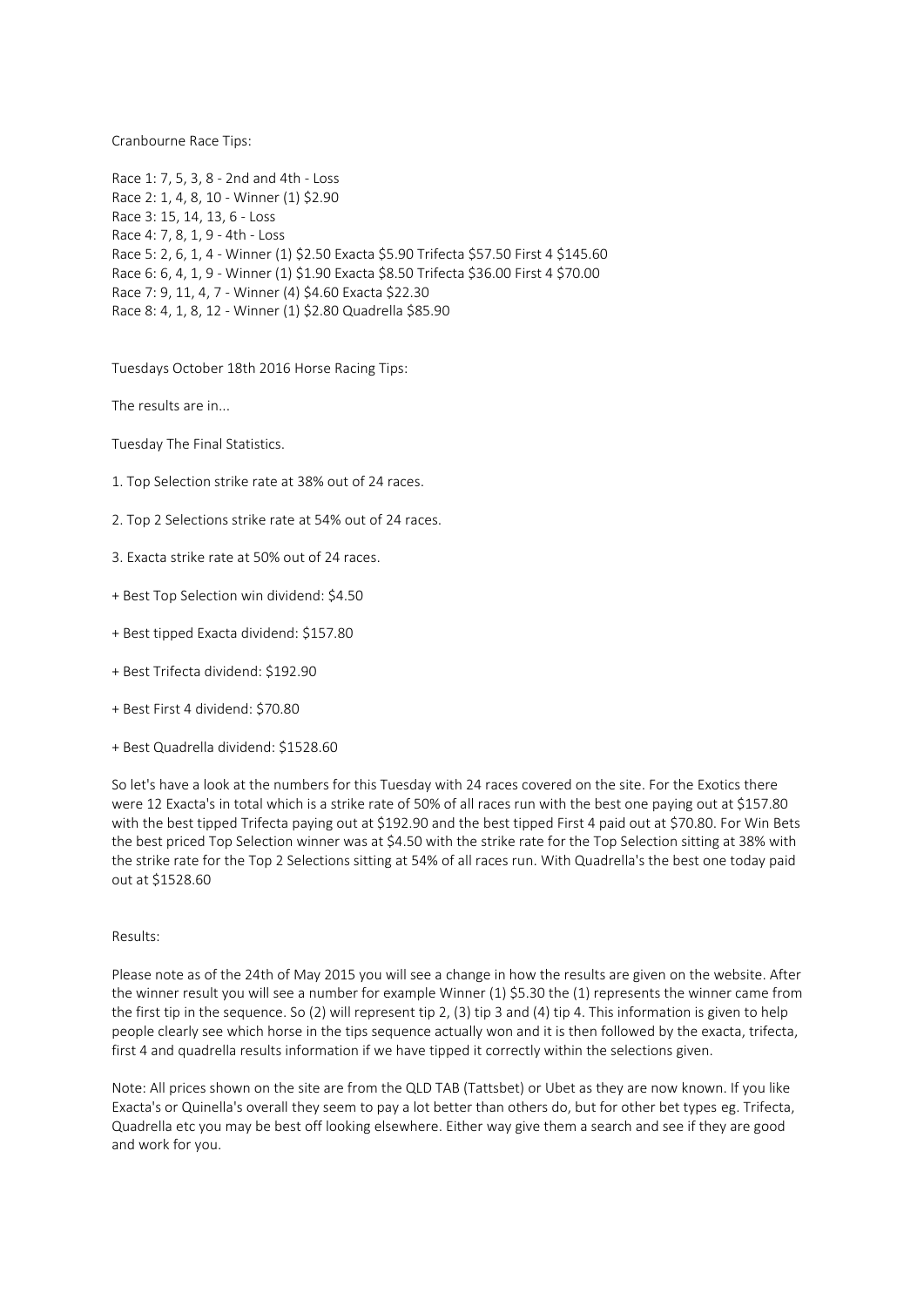Cranbourne Race Tips:

Race 1: 7, 5, 3, 8 - 2nd and 4th - Loss
Race 2: 1, 4, 8, 10 - Winner (1) $2.90
Race 3: 15, 14, 13, 6 - Loss
Race 4: 7, 8, 1, 9 - 4th - Loss
Race 5: 2, 6, 1, 4 - Winner (1) $2.50 Exacta $5.90 Trifecta $57.50 First 4 $145.60
Race 6: 6, 4, 1, 9 - Winner (1) $1.90 Exacta $8.50 Trifecta $36.00 First 4 $70.00
Race 7: 9, 11, 4, 7 - Winner (4) $4.60 Exacta $22.30
Race 8: 4, 1, 8, 12 - Winner (1) $2.80 Quadrella $85.90

Tuesdays October 18th 2016 Horse Racing Tips:

The results are in...

Tuesday The Final Statistics.

1. Top Selection strike rate at 38% out of 24 races.

2. Top 2 Selections strike rate at 54% out of 24 races.

3. Exacta strike rate at 50% out of 24 races.

+ Best Top Selection win dividend: $4.50

+ Best tipped Exacta dividend: $157.80

+ Best Trifecta dividend: $192.90

+ Best First 4 dividend: $70.80

+ Best Quadrella dividend: $1528.60

So let's have a look at the numbers for this Tuesday with 24 races covered on the site. For the Exotics there were 12 Exacta's in total which is a strike rate of 50% of all races run with the best one paying out at $157.80 with the best tipped Trifecta paying out at $192.90 and the best tipped First 4 paid out at $70.80. For Win Bets the best priced Top Selection winner was at $4.50 with the strike rate for the Top Selection sitting at 38% with the strike rate for the Top 2 Selections sitting at 54% of all races run. With Quadrella's the best one today paid out at $1528.60

Results:

Please note as of the 24th of May 2015 you will see a change in how the results are given on the website. After the winner result you will see a number for example Winner (1) $5.30 the (1) represents the winner came from the first tip in the sequence. So (2) will represent tip 2, (3) tip 3 and (4) tip 4. This information is given to help people clearly see which horse in the tips sequence actually won and it is then followed by the exacta, trifecta, first 4 and quadrella results information if we have tipped it correctly within the selections given.

Note: All prices shown on the site are from the QLD TAB (Tattsbet) or Ubet as they are now known. If you like Exacta's or Quinella's overall they seem to pay a lot better than others do, but for other bet types eg. Trifecta, Quadrella etc you may be best off looking elsewhere. Either way give them a search and see if they are good and work for you.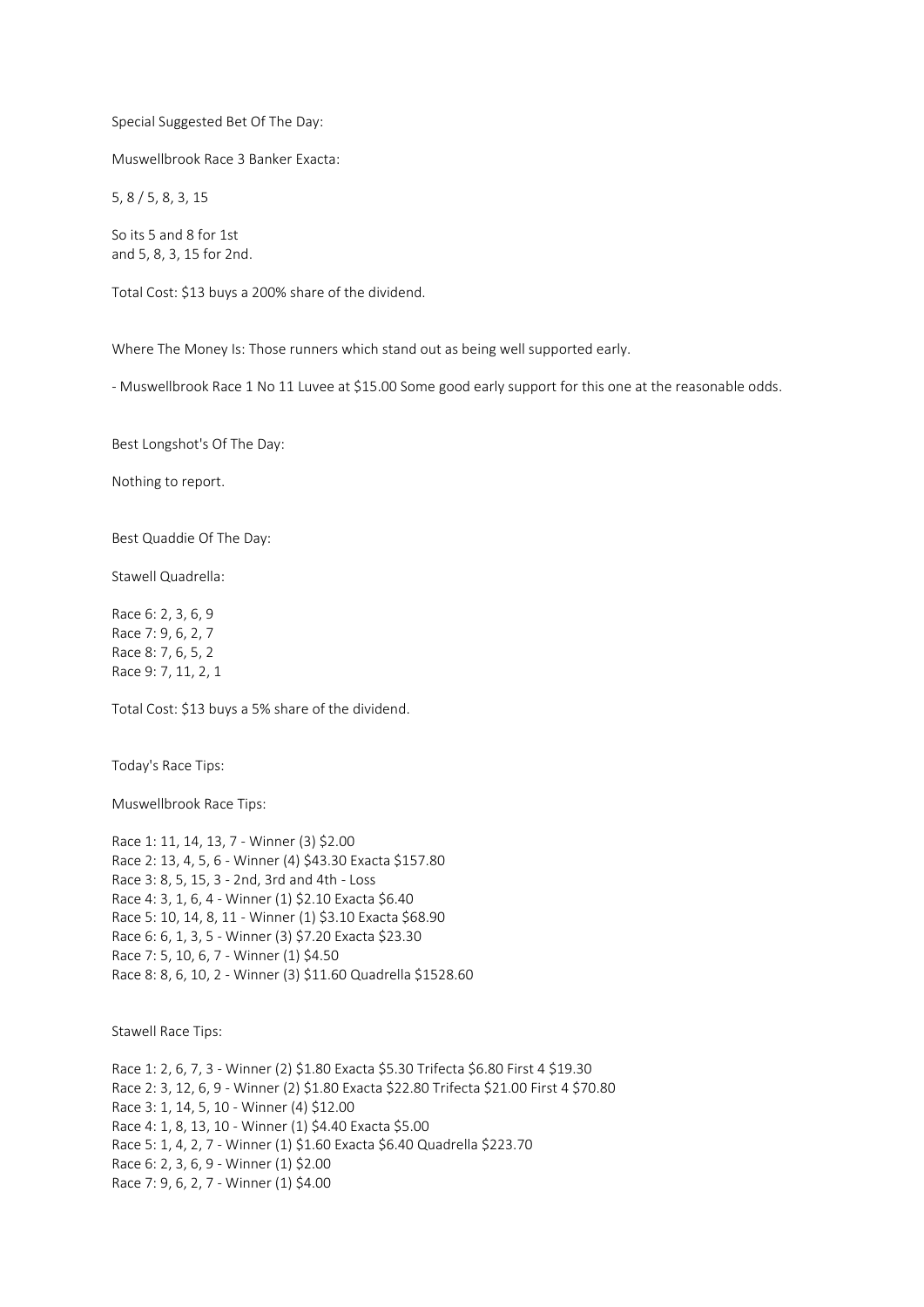Special Suggested Bet Of The Day:

Muswellbrook Race 3 Banker Exacta:

5, 8 / 5, 8, 3, 15

So its 5 and 8 for 1st
and 5, 8, 3, 15 for 2nd.

Total Cost: $13 buys a 200% share of the dividend.

Where The Money Is: Those runners which stand out as being well supported early.

- Muswellbrook Race 1 No 11 Luvee at $15.00 Some good early support for this one at the reasonable odds.

Best Longshot's Of The Day:

Nothing to report.

Best Quaddie Of The Day:

Stawell Quadrella:

Race 6: 2, 3, 6, 9
Race 7: 9, 6, 2, 7
Race 8: 7, 6, 5, 2
Race 9: 7, 11, 2, 1

Total Cost: $13 buys a 5% share of the dividend.

Today's Race Tips:

Muswellbrook Race Tips:

Race 1: 11, 14, 13, 7 - Winner (3) $2.00
Race 2: 13, 4, 5, 6 - Winner (4) $43.30 Exacta $157.80
Race 3: 8, 5, 15, 3 - 2nd, 3rd and 4th - Loss
Race 4: 3, 1, 6, 4 - Winner (1) $2.10 Exacta $6.40
Race 5: 10, 14, 8, 11 - Winner (1) $3.10 Exacta $68.90
Race 6: 6, 1, 3, 5 - Winner (3) $7.20 Exacta $23.30
Race 7: 5, 10, 6, 7 - Winner (1) $4.50
Race 8: 8, 6, 10, 2 - Winner (3) $11.60 Quadrella $1528.60

Stawell Race Tips:

Race 1: 2, 6, 7, 3 - Winner (2) $1.80 Exacta $5.30 Trifecta $6.80 First 4 $19.30
Race 2: 3, 12, 6, 9 - Winner (2) $1.80 Exacta $22.80 Trifecta $21.00 First 4 $70.80
Race 3: 1, 14, 5, 10 - Winner (4) $12.00
Race 4: 1, 8, 13, 10 - Winner (1) $4.40 Exacta $5.00
Race 5: 1, 4, 2, 7 - Winner (1) $1.60 Exacta $6.40 Quadrella $223.70
Race 6: 2, 3, 6, 9 - Winner (1) $2.00
Race 7: 9, 6, 2, 7 - Winner (1) $4.00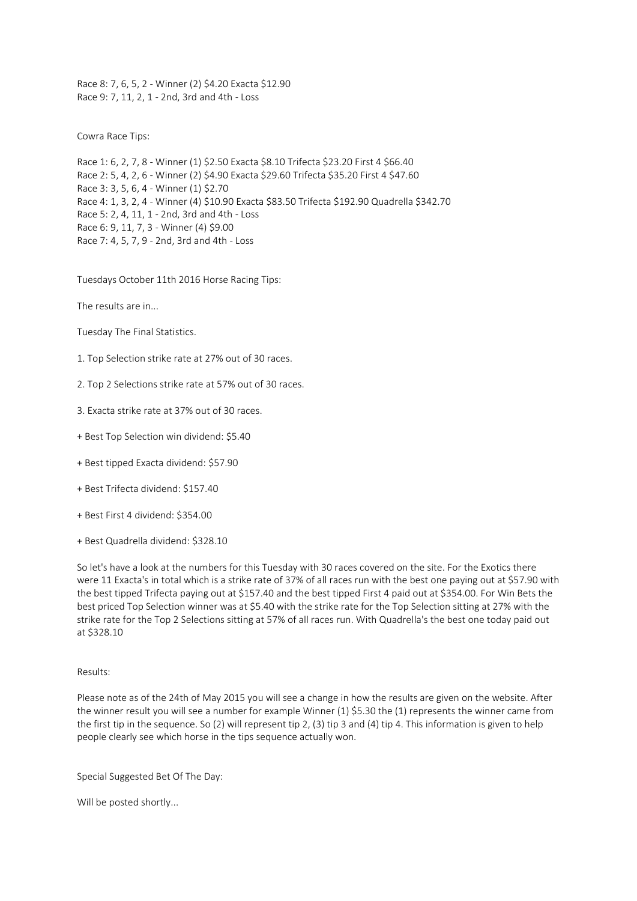Race 8: 7, 6, 5, 2 - Winner (2) $4.20 Exacta $12.90

Race 9: 7, 11, 2, 1 - 2nd, 3rd and 4th - Loss

Cowra Race Tips:

Race 1: 6, 2, 7, 8 - Winner (1) $2.50 Exacta $8.10 Trifecta $23.20 First 4 $66.40

Race 2: 5, 4, 2, 6 - Winner (2) $4.90 Exacta $29.60 Trifecta $35.20 First 4 $47.60

Race 3: 3, 5, 6, 4 - Winner (1) $2.70

Race 4: 1, 3, 2, 4 - Winner (4) $10.90 Exacta $83.50 Trifecta $192.90 Quadrella $342.70

Race 5: 2, 4, 11, 1 - 2nd, 3rd and 4th - Loss

Race 6: 9, 11, 7, 3 - Winner (4) $9.00

Race 7: 4, 5, 7, 9 - 2nd, 3rd and 4th - Loss

Tuesdays October 11th 2016 Horse Racing Tips:

The results are in...

Tuesday The Final Statistics.

1. Top Selection strike rate at 27% out of 30 races.

2. Top 2 Selections strike rate at 57% out of 30 races.

3. Exacta strike rate at 37% out of 30 races.

+ Best Top Selection win dividend: $5.40

+ Best tipped Exacta dividend: $57.90

+ Best Trifecta dividend: $157.40

+ Best First 4 dividend: $354.00

+ Best Quadrella dividend: $328.10

So let's have a look at the numbers for this Tuesday with 30 races covered on the site. For the Exotics there were 11 Exacta's in total which is a strike rate of 37% of all races run with the best one paying out at $57.90 with the best tipped Trifecta paying out at $157.40 and the best tipped First 4 paid out at $354.00. For Win Bets the best priced Top Selection winner was at $5.40 with the strike rate for the Top Selection sitting at 27% with the strike rate for the Top 2 Selections sitting at 57% of all races run. With Quadrella's the best one today paid out at $328.10

Results:

Please note as of the 24th of May 2015 you will see a change in how the results are given on the website. After the winner result you will see a number for example Winner (1) $5.30 the (1) represents the winner came from the first tip in the sequence. So (2) will represent tip 2, (3) tip 3 and (4) tip 4. This information is given to help people clearly see which horse in the tips sequence actually won.

Special Suggested Bet Of The Day:

Will be posted shortly...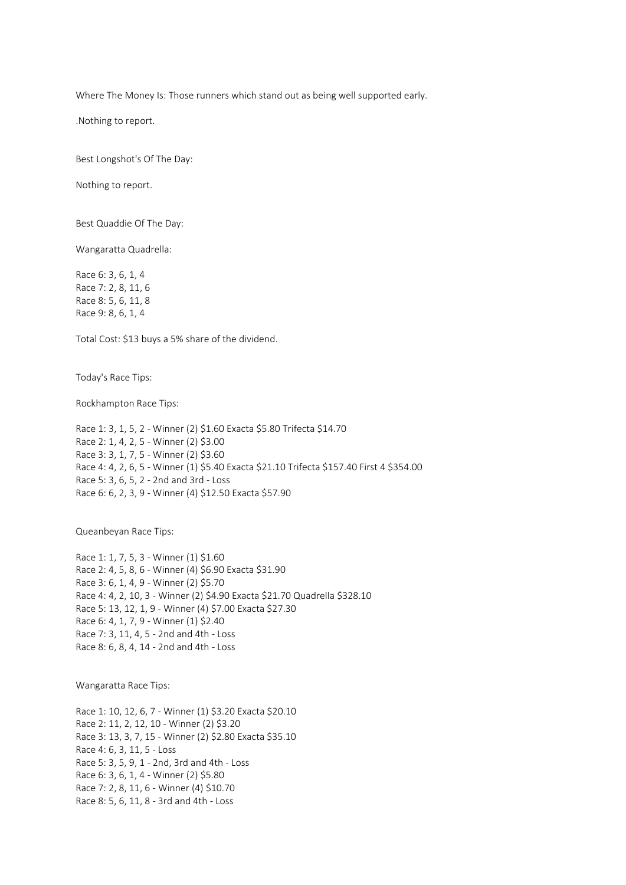Where The Money Is: Those runners which stand out as being well supported early.

.Nothing to report.

Best Longshot's Of The Day:

Nothing to report.

Best Quaddie Of The Day:

Wangaratta Quadrella:

Race 6: 3, 6, 1, 4
Race 7: 2, 8, 11, 6
Race 8: 5, 6, 11, 8
Race 9: 8, 6, 1, 4

Total Cost: $13 buys a 5% share of the dividend.

Today's Race Tips:

Rockhampton Race Tips:

Race 1: 3, 1, 5, 2 - Winner (2) $1.60 Exacta $5.80 Trifecta $14.70
Race 2: 1, 4, 2, 5 - Winner (2) $3.00
Race 3: 3, 1, 7, 5 - Winner (2) $3.60
Race 4: 4, 2, 6, 5 - Winner (1) $5.40 Exacta $21.10 Trifecta $157.40 First 4 $354.00
Race 5: 3, 6, 5, 2 - 2nd and 3rd - Loss
Race 6: 6, 2, 3, 9 - Winner (4) $12.50 Exacta $57.90

Queanbeyan Race Tips:

Race 1: 1, 7, 5, 3 - Winner (1) $1.60
Race 2: 4, 5, 8, 6 - Winner (4) $6.90 Exacta $31.90
Race 3: 6, 1, 4, 9 - Winner (2) $5.70
Race 4: 4, 2, 10, 3 - Winner (2) $4.90 Exacta $21.70 Quadrella $328.10
Race 5: 13, 12, 1, 9 - Winner (4) $7.00 Exacta $27.30
Race 6: 4, 1, 7, 9 - Winner (1) $2.40
Race 7: 3, 11, 4, 5 - 2nd and 4th - Loss
Race 8: 6, 8, 4, 14 - 2nd and 4th - Loss

Wangaratta Race Tips:

Race 1: 10, 12, 6, 7 - Winner (1) $3.20 Exacta $20.10
Race 2: 11, 2, 12, 10 - Winner (2) $3.20
Race 3: 13, 3, 7, 15 - Winner (2) $2.80 Exacta $35.10
Race 4: 6, 3, 11, 5 - Loss
Race 5: 3, 5, 9, 1 - 2nd, 3rd and 4th - Loss
Race 6: 3, 6, 1, 4 - Winner (2) $5.80
Race 7: 2, 8, 11, 6 - Winner (4) $10.70
Race 8: 5, 6, 11, 8 - 3rd and 4th - Loss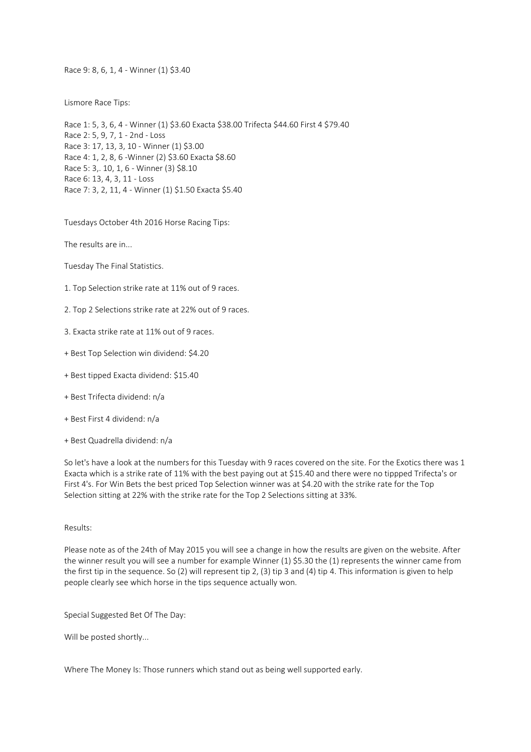Race 9: 8, 6, 1, 4 - Winner (1) $3.40

Lismore Race Tips:

Race 1: 5, 3, 6, 4 - Winner (1) $3.60 Exacta $38.00 Trifecta $44.60 First 4 $79.40
Race 2: 5, 9, 7, 1 - 2nd - Loss
Race 3: 17, 13, 3, 10 - Winner (1) $3.00
Race 4: 1, 2, 8, 6 -Winner (2) $3.60 Exacta $8.60
Race 5: 3,. 10, 1, 6 - Winner (3) $8.10
Race 6: 13, 4, 3, 11 - Loss
Race 7: 3, 2, 11, 4 - Winner (1) $1.50 Exacta $5.40

Tuesdays October 4th 2016 Horse Racing Tips:

The results are in...

Tuesday The Final Statistics.

1. Top Selection strike rate at 11% out of 9 races.

2. Top 2 Selections strike rate at 22% out of 9 races.

3. Exacta strike rate at 11% out of 9 races.

+ Best Top Selection win dividend: $4.20

+ Best tipped Exacta dividend: $15.40

+ Best Trifecta dividend: n/a

+ Best First 4 dividend: n/a

+ Best Quadrella dividend: n/a

So let's have a look at the numbers for this Tuesday with 9 races covered on the site. For the Exotics there was 1 Exacta which is a strike rate of 11% with the best paying out at $15.40 and there were no tippped Trifecta's or First 4's. For Win Bets the best priced Top Selection winner was at $4.20 with the strike rate for the Top Selection sitting at 22% with the strike rate for the Top 2 Selections sitting at 33%.

Results:

Please note as of the 24th of May 2015 you will see a change in how the results are given on the website. After the winner result you will see a number for example Winner (1) $5.30 the (1) represents the winner came from the first tip in the sequence. So (2) will represent tip 2, (3) tip 3 and (4) tip 4. This information is given to help people clearly see which horse in the tips sequence actually won.

Special Suggested Bet Of The Day:

Will be posted shortly...

Where The Money Is: Those runners which stand out as being well supported early.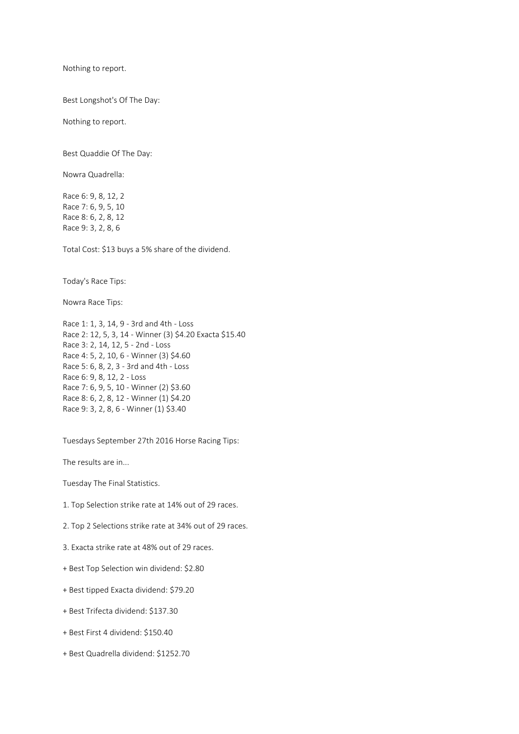Nothing to report.

Best Longshot's Of The Day:

Nothing to report.

Best Quaddie Of The Day:

Nowra Quadrella:

Race 6: 9, 8, 12, 2
Race 7: 6, 9, 5, 10
Race 8: 6, 2, 8, 12
Race 9: 3, 2, 8, 6

Total Cost: $13 buys a 5% share of the dividend.

Today's Race Tips:

Nowra Race Tips:

Race 1: 1, 3, 14, 9 - 3rd and 4th - Loss
Race 2: 12, 5, 3, 14 - Winner (3) $4.20 Exacta $15.40
Race 3: 2, 14, 12, 5 - 2nd - Loss
Race 4: 5, 2, 10, 6 - Winner (3) $4.60
Race 5: 6, 8, 2, 3 - 3rd and 4th - Loss
Race 6: 9, 8, 12, 2 - Loss
Race 7: 6, 9, 5, 10 - Winner (2) $3.60
Race 8: 6, 2, 8, 12 - Winner (1) $4.20
Race 9: 3, 2, 8, 6 - Winner (1) $3.40

Tuesdays September 27th 2016 Horse Racing Tips:

The results are in...

Tuesday The Final Statistics.

1. Top Selection strike rate at 14% out of 29 races.

2. Top 2 Selections strike rate at 34% out of 29 races.

3. Exacta strike rate at 48% out of 29 races.

+ Best Top Selection win dividend: $2.80

+ Best tipped Exacta dividend: $79.20

+ Best Trifecta dividend: $137.30

+ Best First 4 dividend: $150.40

+ Best Quadrella dividend: $1252.70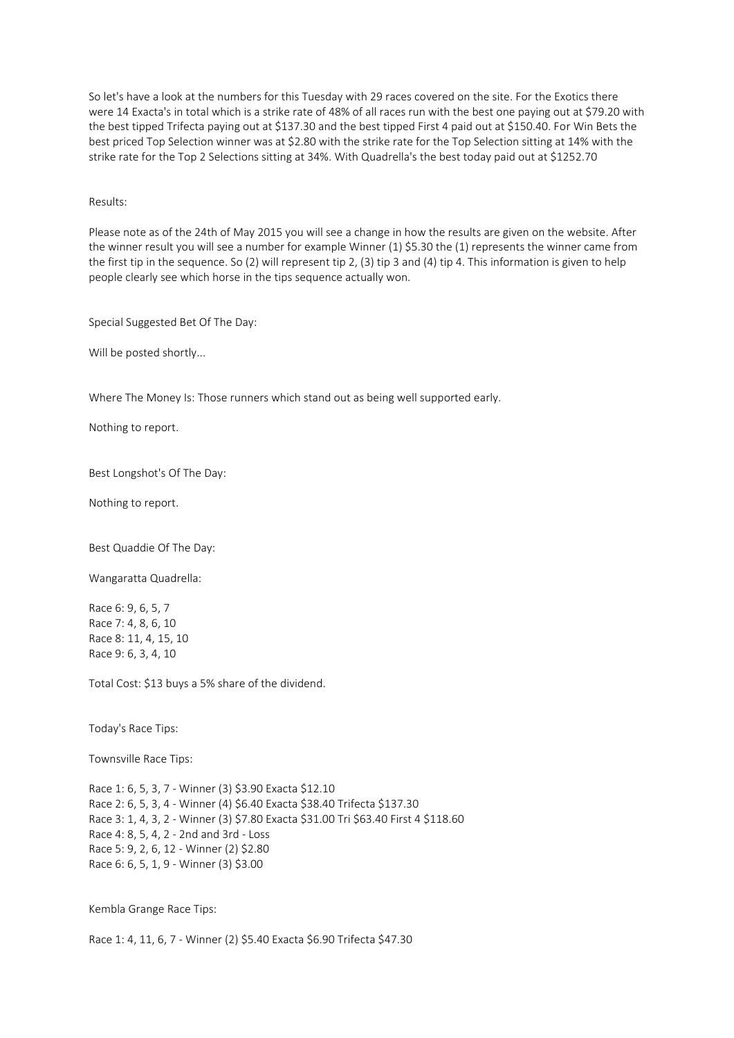So let's have a look at the numbers for this Tuesday with 29 races covered on the site. For the Exotics there were 14 Exacta's in total which is a strike rate of 48% of all races run with the best one paying out at $79.20 with the best tipped Trifecta paying out at $137.30 and the best tipped First 4 paid out at $150.40. For Win Bets the best priced Top Selection winner was at $2.80 with the strike rate for the Top Selection sitting at 14% with the strike rate for the Top 2 Selections sitting at 34%. With Quadrella's the best today paid out at $1252.70

Results:

Please note as of the 24th of May 2015 you will see a change in how the results are given on the website. After the winner result you will see a number for example Winner (1) $5.30 the (1) represents the winner came from the first tip in the sequence. So (2) will represent tip 2, (3) tip 3 and (4) tip 4. This information is given to help people clearly see which horse in the tips sequence actually won.

Special Suggested Bet Of The Day:

Will be posted shortly...

Where The Money Is: Those runners which stand out as being well supported early.

Nothing to report.

Best Longshot's Of The Day:

Nothing to report.

Best Quaddie Of The Day:

Wangaratta Quadrella:

Race 6: 9, 6, 5, 7
Race 7: 4, 8, 6, 10
Race 8: 11, 4, 15, 10
Race 9: 6, 3, 4, 10

Total Cost: $13 buys a 5% share of the dividend.

Today's Race Tips:

Townsville Race Tips:

Race 1: 6, 5, 3, 7 - Winner (3) $3.90 Exacta $12.10
Race 2: 6, 5, 3, 4 - Winner (4) $6.40 Exacta $38.40 Trifecta $137.30
Race 3: 1, 4, 3, 2 - Winner (3) $7.80 Exacta $31.00 Tri $63.40 First 4 $118.60
Race 4: 8, 5, 4, 2 - 2nd and 3rd - Loss
Race 5: 9, 2, 6, 12 - Winner (2) $2.80
Race 6: 6, 5, 1, 9 - Winner (3) $3.00

Kembla Grange Race Tips:

Race 1: 4, 11, 6, 7 - Winner (2) $5.40 Exacta $6.90 Trifecta $47.30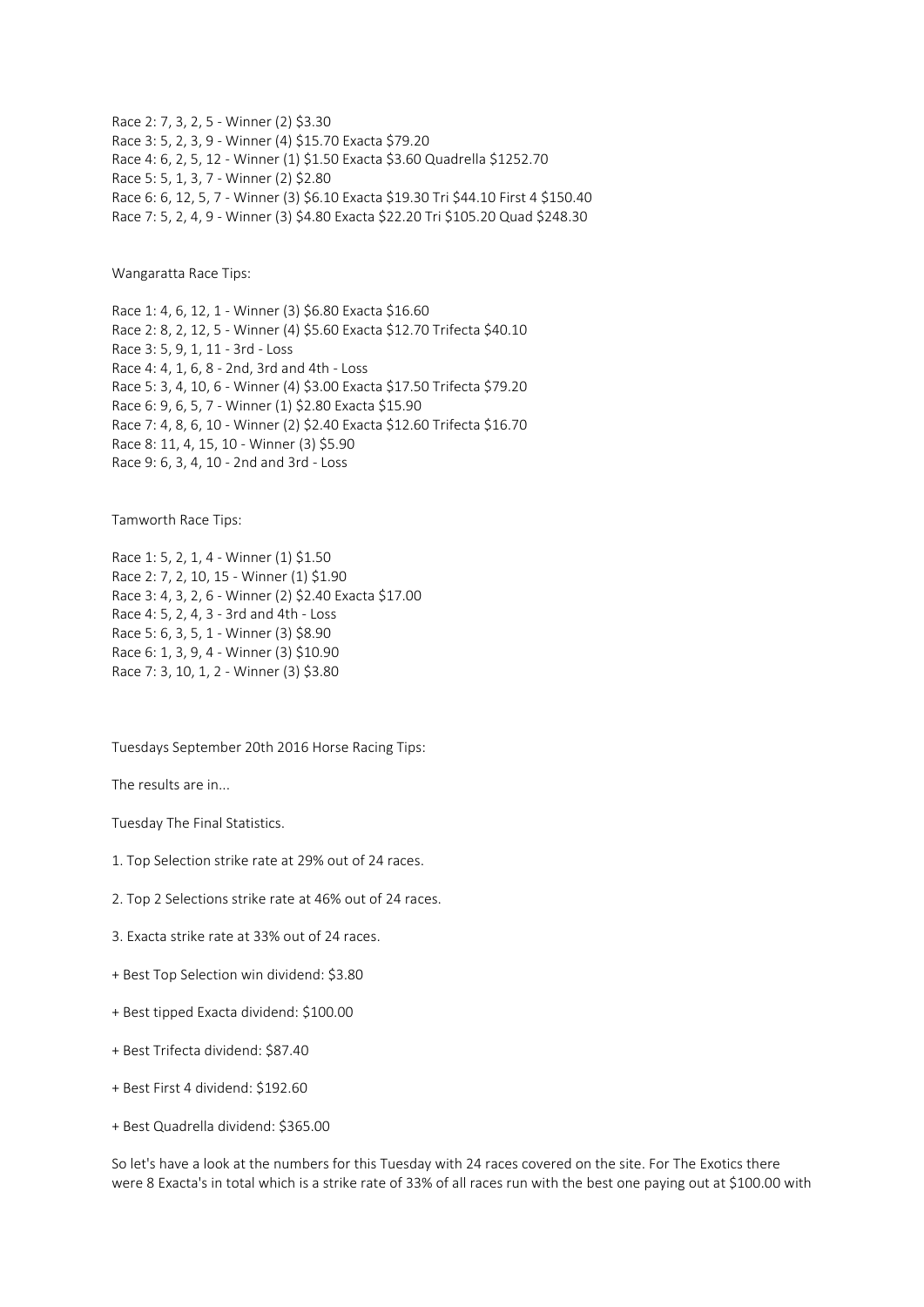Race 2: 7, 3, 2, 5 - Winner (2) $3.30

Race 3: 5, 2, 3, 9 - Winner (4) $15.70 Exacta $79.20

Race 4: 6, 2, 5, 12 - Winner (1) $1.50 Exacta $3.60 Quadrella $1252.70

Race 5: 5, 1, 3, 7 - Winner (2) $2.80

Race 6: 6, 12, 5, 7 - Winner (3) $6.10 Exacta $19.30 Tri $44.10 First 4 $150.40

Race 7: 5, 2, 4, 9 - Winner (3) $4.80 Exacta $22.20 Tri $105.20 Quad $248.30

Wangaratta Race Tips:

Race 1: 4, 6, 12, 1 - Winner (3) $6.80 Exacta $16.60

Race 2: 8, 2, 12, 5 - Winner (4) $5.60 Exacta $12.70 Trifecta $40.10

Race 3: 5, 9, 1, 11 - 3rd - Loss

Race 4: 4, 1, 6, 8 - 2nd, 3rd and 4th - Loss

Race 5: 3, 4, 10, 6 - Winner (4) $3.00 Exacta $17.50 Trifecta $79.20

Race 6: 9, 6, 5, 7 - Winner (1) $2.80 Exacta $15.90

Race 7: 4, 8, 6, 10 - Winner (2) $2.40 Exacta $12.60 Trifecta $16.70

Race 8: 11, 4, 15, 10 - Winner (3) $5.90

Race 9: 6, 3, 4, 10 - 2nd and 3rd - Loss

Tamworth Race Tips:

Race 1: 5, 2, 1, 4 - Winner (1) $1.50

Race 2: 7, 2, 10, 15 - Winner (1) $1.90

Race 3: 4, 3, 2, 6 - Winner (2) $2.40 Exacta $17.00

Race 4: 5, 2, 4, 3 - 3rd and 4th - Loss

Race 5: 6, 3, 5, 1 - Winner (3) $8.90

Race 6: 1, 3, 9, 4 - Winner (3) $10.90

Race 7: 3, 10, 1, 2 - Winner (3) $3.80

Tuesdays September 20th 2016 Horse Racing Tips:

The results are in...

Tuesday The Final Statistics.

1. Top Selection strike rate at 29% out of 24 races.

2. Top 2 Selections strike rate at 46% out of 24 races.

3. Exacta strike rate at 33% out of 24 races.

+ Best Top Selection win dividend: $3.80

+ Best tipped Exacta dividend: $100.00

+ Best Trifecta dividend: $87.40

+ Best First 4 dividend: $192.60

+ Best Quadrella dividend: $365.00

So let's have a look at the numbers for this Tuesday with 24 races covered on the site. For The Exotics there were 8 Exacta's in total which is a strike rate of 33% of all races run with the best one paying out at $100.00 with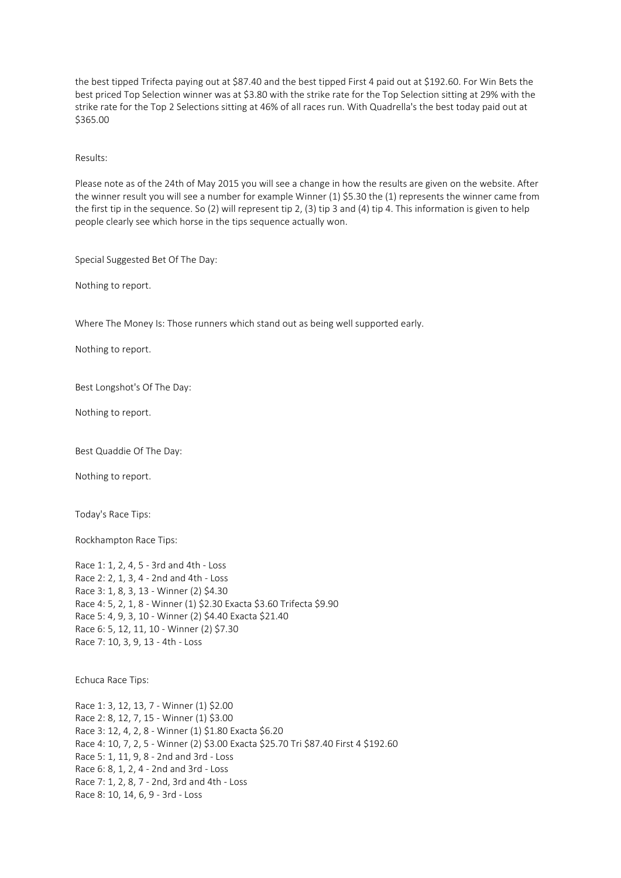the best tipped Trifecta paying out at $87.40 and the best tipped First 4 paid out at $192.60. For Win Bets the best priced Top Selection winner was at $3.80 with the strike rate for the Top Selection sitting at 29% with the strike rate for the Top 2 Selections sitting at 46% of all races run. With Quadrella's the best today paid out at $365.00

Results:

Please note as of the 24th of May 2015 you will see a change in how the results are given on the website. After the winner result you will see a number for example Winner (1) $5.30 the (1) represents the winner came from the first tip in the sequence. So (2) will represent tip 2, (3) tip 3 and (4) tip 4. This information is given to help people clearly see which horse in the tips sequence actually won.

Special Suggested Bet Of The Day:

Nothing to report.

Where The Money Is: Those runners which stand out as being well supported early.

Nothing to report.

Best Longshot's Of The Day:

Nothing to report.

Best Quaddie Of The Day:

Nothing to report.

Today's Race Tips:

Rockhampton Race Tips:

Race 1: 1, 2, 4, 5 - 3rd and 4th - Loss
Race 2: 2, 1, 3, 4 - 2nd and 4th - Loss
Race 3: 1, 8, 3, 13 - Winner (2) $4.30
Race 4: 5, 2, 1, 8 - Winner (1) $2.30 Exacta $3.60 Trifecta $9.90
Race 5: 4, 9, 3, 10 - Winner (2) $4.40 Exacta $21.40
Race 6: 5, 12, 11, 10 - Winner (2) $7.30
Race 7: 10, 3, 9, 13 - 4th - Loss

Echuca Race Tips:

Race 1: 3, 12, 13, 7 - Winner (1) $2.00
Race 2: 8, 12, 7, 15 - Winner (1) $3.00
Race 3: 12, 4, 2, 8 - Winner (1) $1.80 Exacta $6.20
Race 4: 10, 7, 2, 5 - Winner (2) $3.00 Exacta $25.70 Tri $87.40 First 4 $192.60
Race 5: 1, 11, 9, 8 - 2nd and 3rd - Loss
Race 6: 8, 1, 2, 4 - 2nd and 3rd - Loss
Race 7: 1, 2, 8, 7 - 2nd, 3rd and 4th - Loss
Race 8: 10, 14, 6, 9 - 3rd - Loss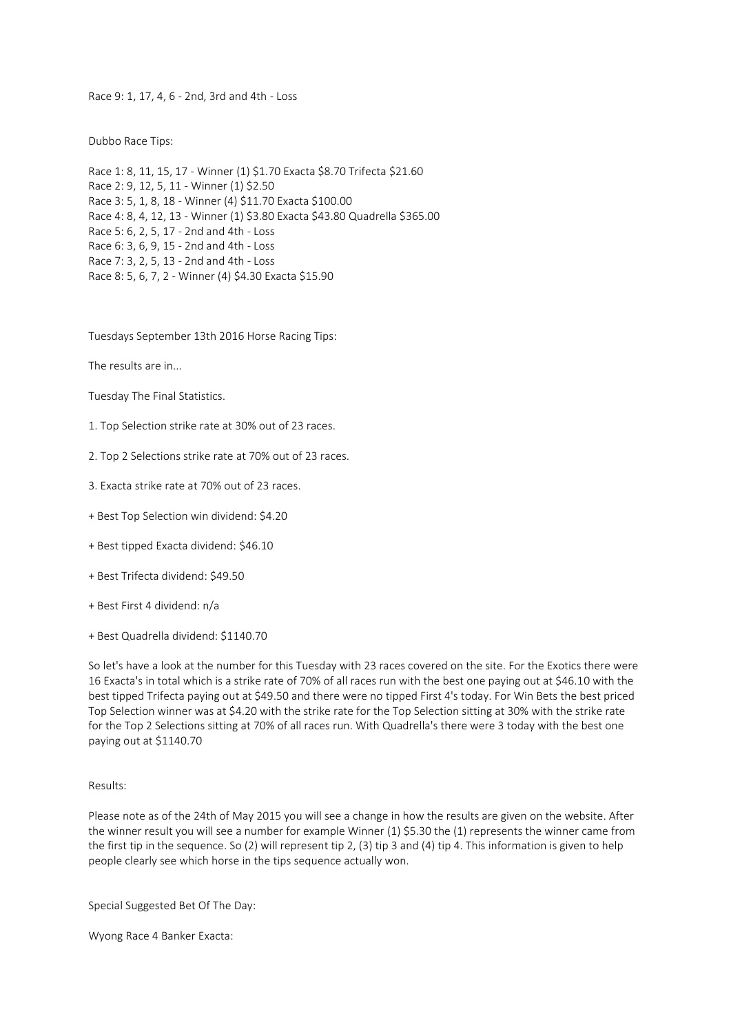Race 9: 1, 17, 4, 6 - 2nd, 3rd and 4th - Loss

Dubbo Race Tips:

Race 1: 8, 11, 15, 17 - Winner (1) $1.70 Exacta $8.70 Trifecta $21.60
Race 2: 9, 12, 5, 11 - Winner (1) $2.50
Race 3: 5, 1, 8, 18 - Winner (4) $11.70 Exacta $100.00
Race 4: 8, 4, 12, 13 - Winner (1) $3.80 Exacta $43.80 Quadrella $365.00
Race 5: 6, 2, 5, 17 - 2nd and 4th - Loss
Race 6: 3, 6, 9, 15 - 2nd and 4th - Loss
Race 7: 3, 2, 5, 13 - 2nd and 4th - Loss
Race 8: 5, 6, 7, 2 - Winner (4) $4.30 Exacta $15.90

Tuesdays September 13th 2016 Horse Racing Tips:

The results are in...

Tuesday The Final Statistics.

1. Top Selection strike rate at 30% out of 23 races.

2. Top 2 Selections strike rate at 70% out of 23 races.

3. Exacta strike rate at 70% out of 23 races.

+ Best Top Selection win dividend: $4.20

+ Best tipped Exacta dividend: $46.10

+ Best Trifecta dividend: $49.50

+ Best First 4 dividend: n/a

+ Best Quadrella dividend: $1140.70

So let's have a look at the number for this Tuesday with 23 races covered on the site. For the Exotics there were 16 Exacta's in total which is a strike rate of 70% of all races run with the best one paying out at $46.10 with the best tipped Trifecta paying out at $49.50 and there were no tipped First 4's today. For Win Bets the best priced Top Selection winner was at $4.20 with the strike rate for the Top Selection sitting at 30% with the strike rate for the Top 2 Selections sitting at 70% of all races run. With Quadrella's there were 3 today with the best one paying out at $1140.70

Results:

Please note as of the 24th of May 2015 you will see a change in how the results are given on the website. After the winner result you will see a number for example Winner (1) $5.30 the (1) represents the winner came from the first tip in the sequence. So (2) will represent tip 2, (3) tip 3 and (4) tip 4. This information is given to help people clearly see which horse in the tips sequence actually won.

Special Suggested Bet Of The Day:

Wyong Race 4 Banker Exacta: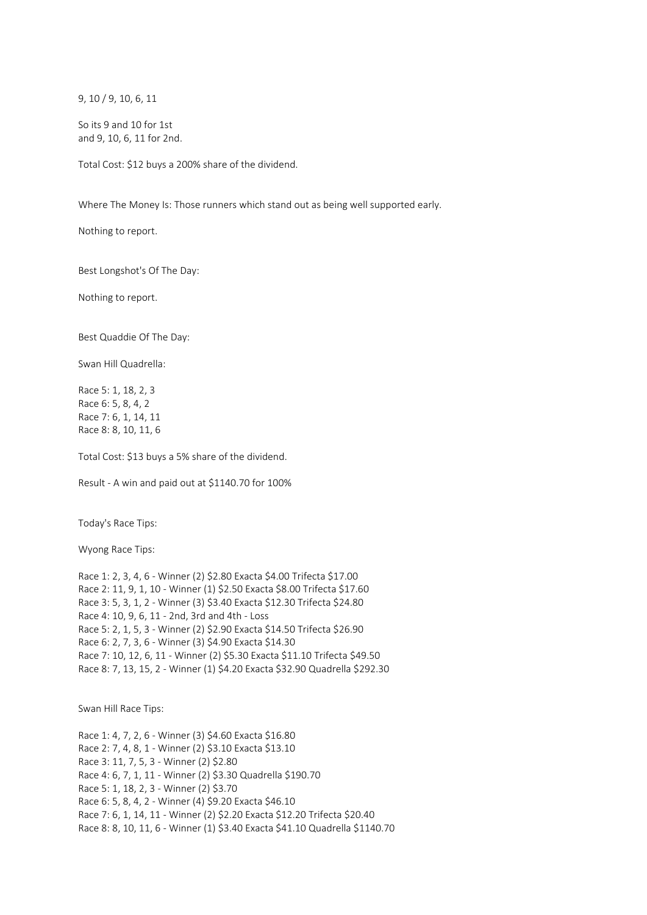9, 10 / 9, 10, 6, 11

So its 9 and 10 for 1st
and 9, 10, 6, 11 for 2nd.

Total Cost: $12 buys a 200% share of the dividend.

Where The Money Is: Those runners which stand out as being well supported early.

Nothing to report.

Best Longshot's Of The Day:

Nothing to report.

Best Quaddie Of The Day:

Swan Hill Quadrella:

Race 5: 1, 18, 2, 3
Race 6: 5, 8, 4, 2
Race 7: 6, 1, 14, 11
Race 8: 8, 10, 11, 6

Total Cost: $13 buys a 5% share of the dividend.

Result - A win and paid out at $1140.70 for 100%

Today's Race Tips:

Wyong Race Tips:

Race 1: 2, 3, 4, 6 - Winner (2) $2.80 Exacta $4.00 Trifecta $17.00
Race 2: 11, 9, 1, 10 - Winner (1) $2.50 Exacta $8.00 Trifecta $17.60
Race 3: 5, 3, 1, 2 - Winner (3) $3.40 Exacta $12.30 Trifecta $24.80
Race 4: 10, 9, 6, 11 - 2nd, 3rd and 4th - Loss
Race 5: 2, 1, 5, 3 - Winner (2) $2.90 Exacta $14.50 Trifecta $26.90
Race 6: 2, 7, 3, 6 - Winner (3) $4.90 Exacta $14.30
Race 7: 10, 12, 6, 11 - Winner (2) $5.30 Exacta $11.10 Trifecta $49.50
Race 8: 7, 13, 15, 2 - Winner (1) $4.20 Exacta $32.90 Quadrella $292.30

Swan Hill Race Tips:

Race 1: 4, 7, 2, 6 - Winner (3) $4.60 Exacta $16.80
Race 2: 7, 4, 8, 1 - Winner (2) $3.10 Exacta $13.10
Race 3: 11, 7, 5, 3 - Winner (2) $2.80
Race 4: 6, 7, 1, 11 - Winner (2) $3.30 Quadrella $190.70
Race 5: 1, 18, 2, 3 - Winner (2) $3.70
Race 6: 5, 8, 4, 2 - Winner (4) $9.20 Exacta $46.10
Race 7: 6, 1, 14, 11 - Winner (2) $2.20 Exacta $12.20 Trifecta $20.40
Race 8: 8, 10, 11, 6 - Winner (1) $3.40 Exacta $41.10 Quadrella $1140.70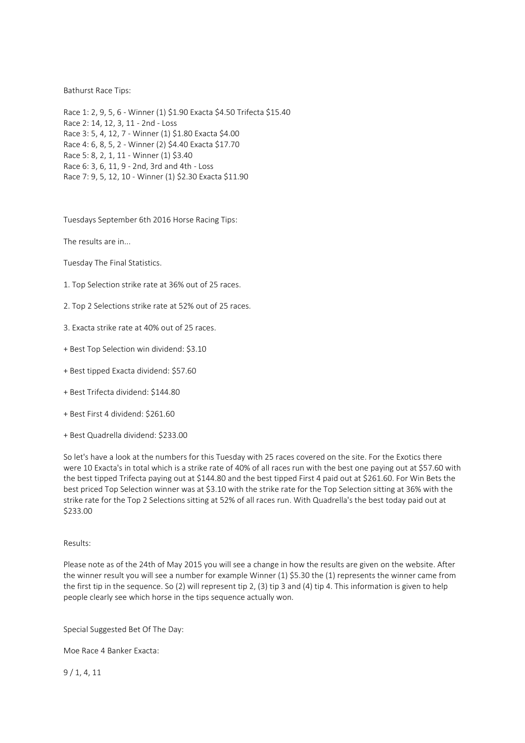Bathurst Race Tips:

Race 1: 2, 9, 5, 6 - Winner (1) $1.90 Exacta $4.50 Trifecta $15.40
Race 2: 14, 12, 3, 11 - 2nd - Loss
Race 3: 5, 4, 12, 7 - Winner (1) $1.80 Exacta $4.00
Race 4: 6, 8, 5, 2 - Winner (2) $4.40 Exacta $17.70
Race 5: 8, 2, 1, 11 - Winner (1) $3.40
Race 6: 3, 6, 11, 9 - 2nd, 3rd and 4th - Loss
Race 7: 9, 5, 12, 10 - Winner (1) $2.30 Exacta $11.90

Tuesdays September 6th 2016 Horse Racing Tips:

The results are in...

Tuesday The Final Statistics.

1. Top Selection strike rate at 36% out of 25 races.

2. Top 2 Selections strike rate at 52% out of 25 races.

3. Exacta strike rate at 40% out of 25 races.

+ Best Top Selection win dividend: $3.10

+ Best tipped Exacta dividend: $57.60

+ Best Trifecta dividend: $144.80

+ Best First 4 dividend: $261.60

+ Best Quadrella dividend: $233.00

So let's have a look at the numbers for this Tuesday with 25 races covered on the site. For the Exotics there were 10 Exacta's in total which is a strike rate of 40% of all races run with the best one paying out at $57.60 with the best tipped Trifecta paying out at $144.80 and the best tipped First 4 paid out at $261.60. For Win Bets the best priced Top Selection winner was at $3.10 with the strike rate for the Top Selection sitting at 36% with the strike rate for the Top 2 Selections sitting at 52% of all races run. With Quadrella's the best today paid out at $233.00

Results:

Please note as of the 24th of May 2015 you will see a change in how the results are given on the website. After the winner result you will see a number for example Winner (1) $5.30 the (1) represents the winner came from the first tip in the sequence. So (2) will represent tip 2, (3) tip 3 and (4) tip 4. This information is given to help people clearly see which horse in the tips sequence actually won.

Special Suggested Bet Of The Day:

Moe Race 4 Banker Exacta:

9 / 1, 4, 11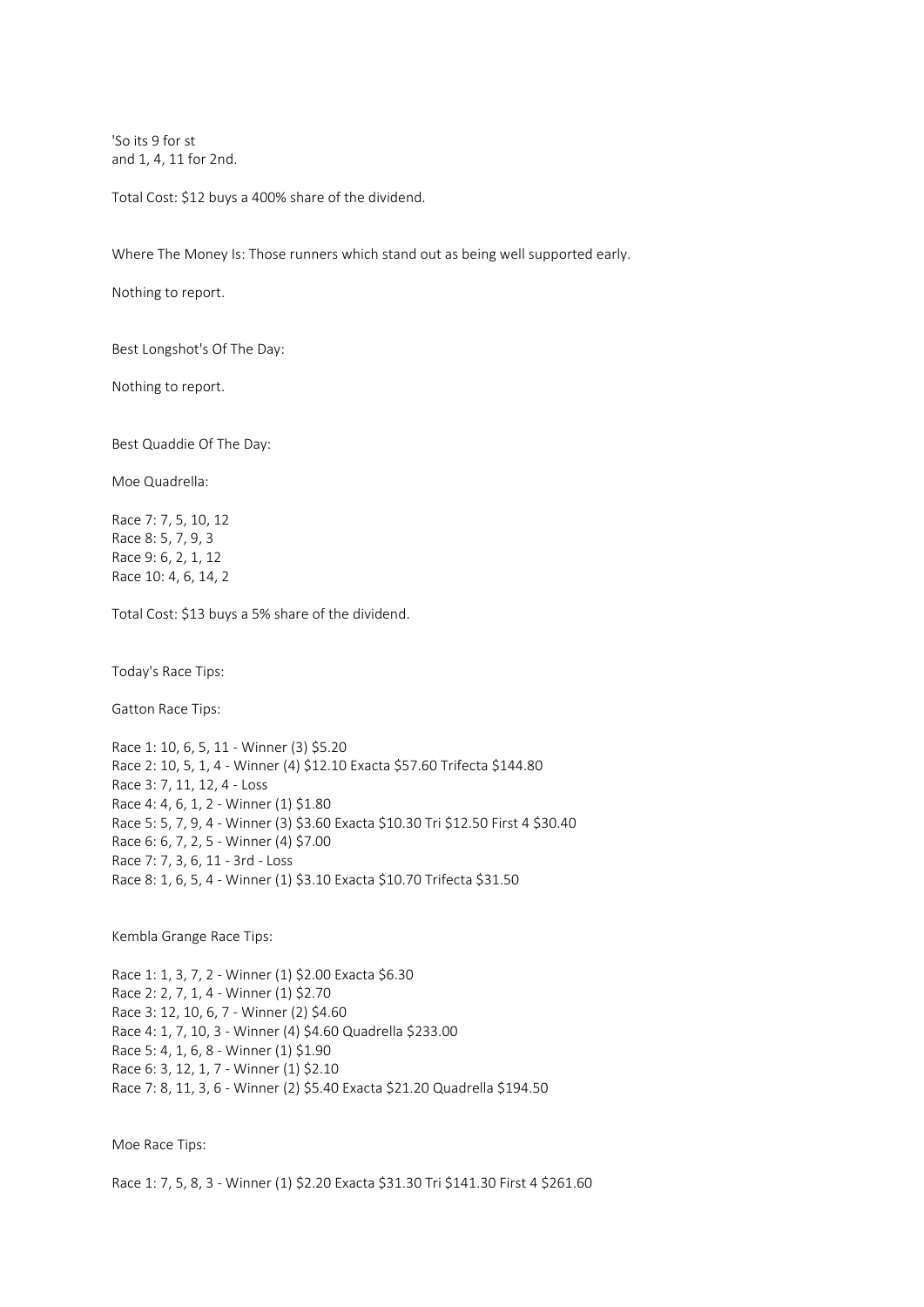'So its 9 for st
and 1, 4, 11 for 2nd.

Total Cost: $12 buys a 400% share of the dividend.

Where The Money Is: Those runners which stand out as being well supported early.

Nothing to report.

Best Longshot's Of The Day:

Nothing to report.

Best Quaddie Of The Day:

Moe Quadrella:

Race 7: 7, 5, 10, 12
Race 8: 5, 7, 9, 3
Race 9: 6, 2, 1, 12
Race 10: 4, 6, 14, 2

Total Cost: $13 buys a 5% share of the dividend.

Today's Race Tips:

Gatton Race Tips:

Race 1: 10, 6, 5, 11 - Winner (3) $5.20
Race 2: 10, 5, 1, 4 - Winner (4) $12.10 Exacta $57.60 Trifecta $144.80
Race 3: 7, 11, 12, 4 - Loss
Race 4: 4, 6, 1, 2 - Winner (1) $1.80
Race 5: 5, 7, 9, 4 - Winner (3) $3.60 Exacta $10.30 Tri $12.50 First 4 $30.40
Race 6: 6, 7, 2, 5 - Winner (4) $7.00
Race 7: 7, 3, 6, 11 - 3rd - Loss
Race 8: 1, 6, 5, 4 - Winner (1) $3.10 Exacta $10.70 Trifecta $31.50

Kembla Grange Race Tips:

Race 1: 1, 3, 7, 2 - Winner (1) $2.00 Exacta $6.30
Race 2: 2, 7, 1, 4 - Winner (1) $2.70
Race 3: 12, 10, 6, 7 - Winner (2) $4.60
Race 4: 1, 7, 10, 3 - Winner (4) $4.60 Quadrella $233.00
Race 5: 4, 1, 6, 8 - Winner (1) $1.90
Race 6: 3, 12, 1, 7 - Winner (1) $2.10
Race 7: 8, 11, 3, 6 - Winner (2) $5.40 Exacta $21.20 Quadrella $194.50

Moe Race Tips:

Race 1: 7, 5, 8, 3 - Winner (1) $2.20 Exacta $31.30 Tri $141.30 First 4 $261.60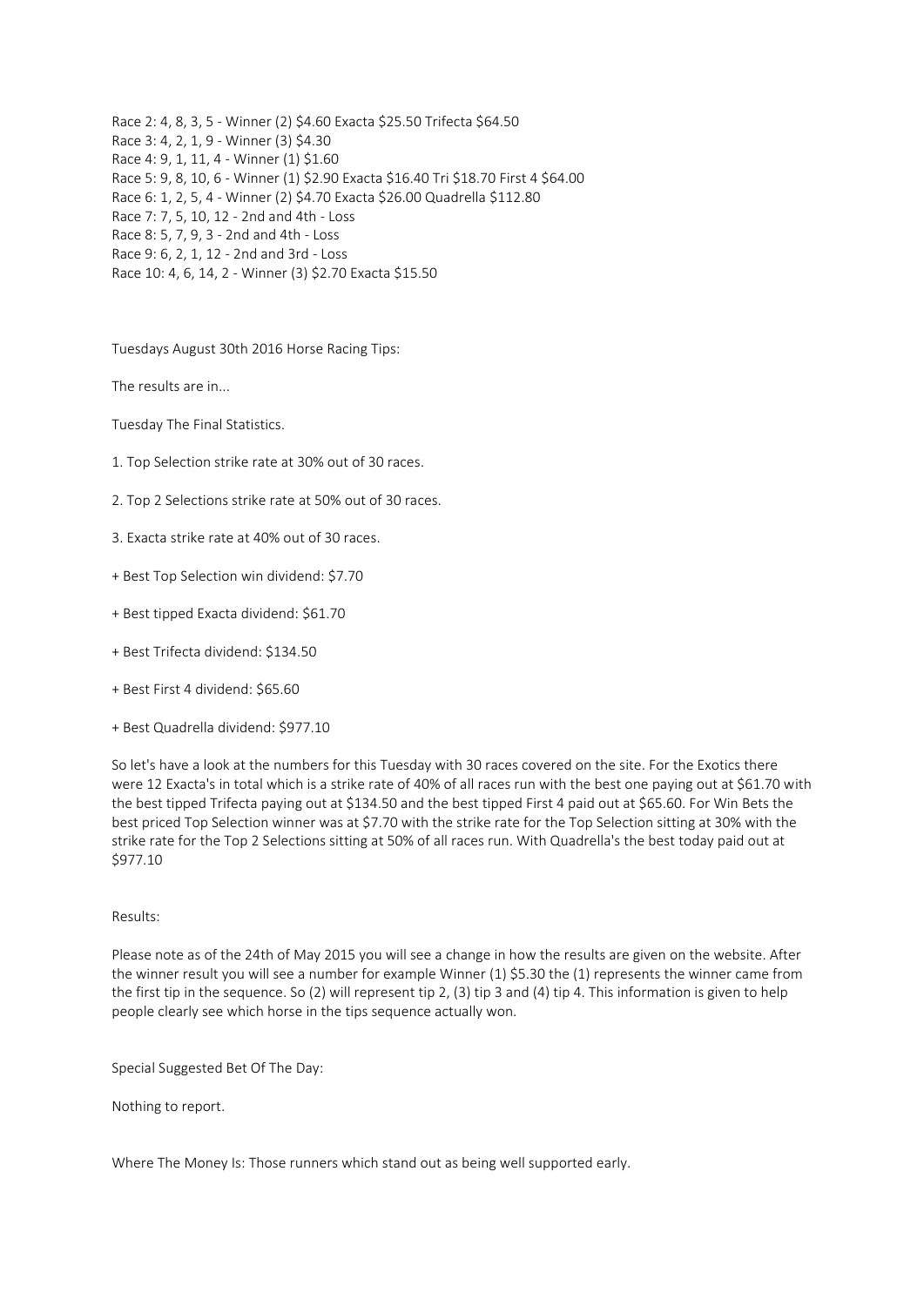Race 2: 4, 8, 3, 5 - Winner (2) $4.60 Exacta $25.50 Trifecta $64.50
Race 3: 4, 2, 1, 9 - Winner (3) $4.30
Race 4: 9, 1, 11, 4 - Winner (1) $1.60
Race 5: 9, 8, 10, 6 - Winner (1) $2.90 Exacta $16.40 Tri $18.70 First 4 $64.00
Race 6: 1, 2, 5, 4 - Winner (2) $4.70 Exacta $26.00 Quadrella $112.80
Race 7: 7, 5, 10, 12 - 2nd and 4th - Loss
Race 8: 5, 7, 9, 3 - 2nd and 4th - Loss
Race 9: 6, 2, 1, 12 - 2nd and 3rd - Loss
Race 10: 4, 6, 14, 2 - Winner (3) $2.70 Exacta $15.50

Tuesdays August 30th 2016 Horse Racing Tips:

The results are in...

Tuesday The Final Statistics.

1. Top Selection strike rate at 30% out of 30 races.

2. Top 2 Selections strike rate at 50% out of 30 races.

3. Exacta strike rate at 40% out of 30 races.

+ Best Top Selection win dividend: $7.70

+ Best tipped Exacta dividend: $61.70

+ Best Trifecta dividend: $134.50

+ Best First 4 dividend: $65.60

+ Best Quadrella dividend: $977.10

So let's have a look at the numbers for this Tuesday with 30 races covered on the site. For the Exotics there were 12 Exacta's in total which is a strike rate of 40% of all races run with the best one paying out at $61.70 with the best tipped Trifecta paying out at $134.50 and the best tipped First 4 paid out at $65.60. For Win Bets the best priced Top Selection winner was at $7.70 with the strike rate for the Top Selection sitting at 30% with the strike rate for the Top 2 Selections sitting at 50% of all races run. With Quadrella's the best today paid out at $977.10

Results:

Please note as of the 24th of May 2015 you will see a change in how the results are given on the website. After the winner result you will see a number for example Winner (1) $5.30 the (1) represents the winner came from the first tip in the sequence. So (2) will represent tip 2, (3) tip 3 and (4) tip 4. This information is given to help people clearly see which horse in the tips sequence actually won.

Special Suggested Bet Of The Day:

Nothing to report.

Where The Money Is: Those runners which stand out as being well supported early.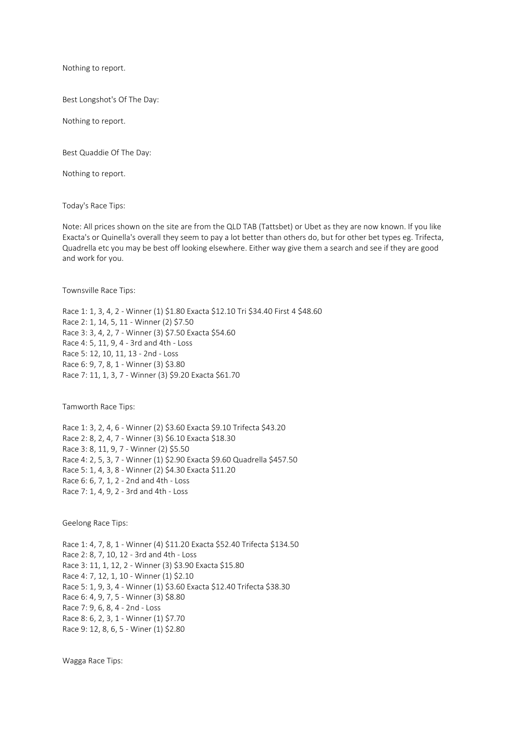Nothing to report.

Best Longshot's Of The Day:

Nothing to report.

Best Quaddie Of The Day:

Nothing to report.

Today's Race Tips:

Note: All prices shown on the site are from the QLD TAB (Tattsbet) or Ubet as they are now known. If you like Exacta's or Quinella's overall they seem to pay a lot better than others do, but for other bet types eg. Trifecta, Quadrella etc you may be best off looking elsewhere. Either way give them a search and see if they are good and work for you.

Townsville Race Tips:

Race 1: 1, 3, 4, 2 - Winner (1) $1.80 Exacta $12.10 Tri $34.40 First 4 $48.60
Race 2: 1, 14, 5, 11 - Winner (2) $7.50
Race 3: 3, 4, 2, 7 - Winner (3) $7.50 Exacta $54.60
Race 4: 5, 11, 9, 4 - 3rd and 4th - Loss
Race 5: 12, 10, 11, 13 - 2nd - Loss
Race 6: 9, 7, 8, 1 - Winner (3) $3.80
Race 7: 11, 1, 3, 7 - Winner (3) $9.20 Exacta $61.70

Tamworth Race Tips:

Race 1: 3, 2, 4, 6 - Winner (2) $3.60 Exacta $9.10 Trifecta $43.20
Race 2: 8, 2, 4, 7 - Winner (3) $6.10 Exacta $18.30
Race 3: 8, 11, 9, 7 - Winner (2) $5.50
Race 4: 2, 5, 3, 7 - Winner (1) $2.90 Exacta $9.60 Quadrella $457.50
Race 5: 1, 4, 3, 8 - Winner (2) $4.30 Exacta $11.20
Race 6: 6, 7, 1, 2 - 2nd and 4th - Loss
Race 7: 1, 4, 9, 2 - 3rd and 4th - Loss

Geelong Race Tips:

Race 1: 4, 7, 8, 1 - Winner (4) $11.20 Exacta $52.40 Trifecta $134.50
Race 2: 8, 7, 10, 12 - 3rd and 4th - Loss
Race 3: 11, 1, 12, 2 - Winner (3) $3.90 Exacta $15.80
Race 4: 7, 12, 1, 10 - Winner (1) $2.10
Race 5: 1, 9, 3, 4 - Winner (1) $3.60 Exacta $12.40 Trifecta $38.30
Race 6: 4, 9, 7, 5 - Winner (3) $8.80
Race 7: 9, 6, 8, 4 - 2nd - Loss
Race 8: 6, 2, 3, 1 - Winner (1) $7.70
Race 9: 12, 8, 6, 5 - Winer (1) $2.80

Wagga Race Tips: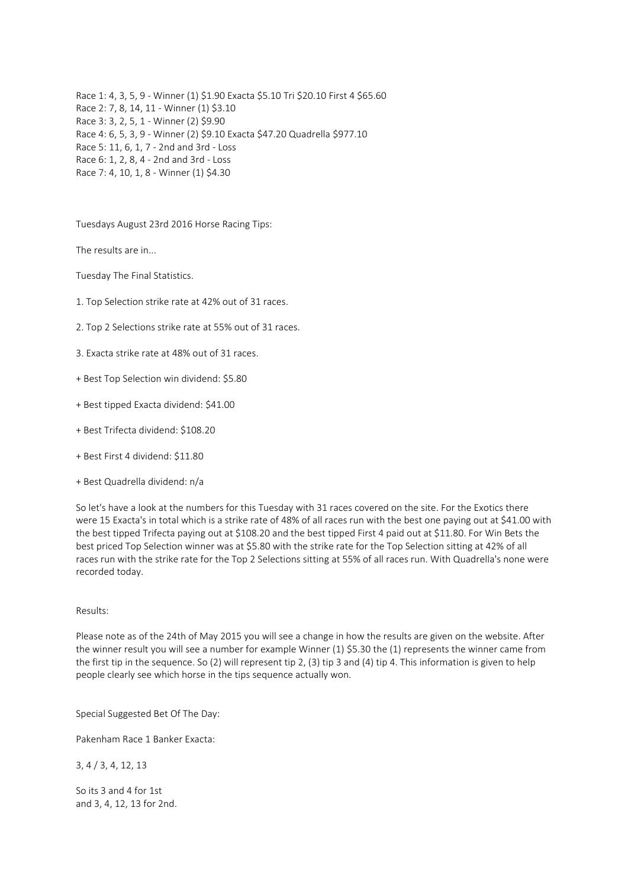Race 1: 4, 3, 5, 9 - Winner (1) $1.90 Exacta $5.10 Tri $20.10 First 4 $65.60
Race 2: 7, 8, 14, 11 - Winner (1) $3.10
Race 3: 3, 2, 5, 1 - Winner (2) $9.90
Race 4: 6, 5, 3, 9 - Winner (2) $9.10 Exacta $47.20 Quadrella $977.10
Race 5: 11, 6, 1, 7 - 2nd and 3rd - Loss
Race 6: 1, 2, 8, 4 - 2nd and 3rd - Loss
Race 7: 4, 10, 1, 8 - Winner (1) $4.30

Tuesdays August 23rd 2016 Horse Racing Tips:

The results are in...

Tuesday The Final Statistics.

1. Top Selection strike rate at 42% out of 31 races.

2. Top 2 Selections strike rate at 55% out of 31 races.

3. Exacta strike rate at 48% out of 31 races.

+ Best Top Selection win dividend: $5.80

+ Best tipped Exacta dividend: $41.00

+ Best Trifecta dividend: $108.20

+ Best First 4 dividend: $11.80

+ Best Quadrella dividend: n/a

So let's have a look at the numbers for this Tuesday with 31 races covered on the site. For the Exotics there were 15 Exacta's in total which is a strike rate of 48% of all races run with the best one paying out at $41.00 with the best tipped Trifecta paying out at $108.20 and the best tipped First 4 paid out at $11.80. For Win Bets the best priced Top Selection winner was at $5.80 with the strike rate for the Top Selection sitting at 42% of all races run with the strike rate for the Top 2 Selections sitting at 55% of all races run. With Quadrella's none were recorded today.

Results:

Please note as of the 24th of May 2015 you will see a change in how the results are given on the website. After the winner result you will see a number for example Winner (1) $5.30 the (1) represents the winner came from the first tip in the sequence. So (2) will represent tip 2, (3) tip 3 and (4) tip 4. This information is given to help people clearly see which horse in the tips sequence actually won.

Special Suggested Bet Of The Day:

Pakenham Race 1 Banker Exacta:

3, 4 / 3, 4, 12, 13

So its 3 and 4 for 1st
and 3, 4, 12, 13 for 2nd.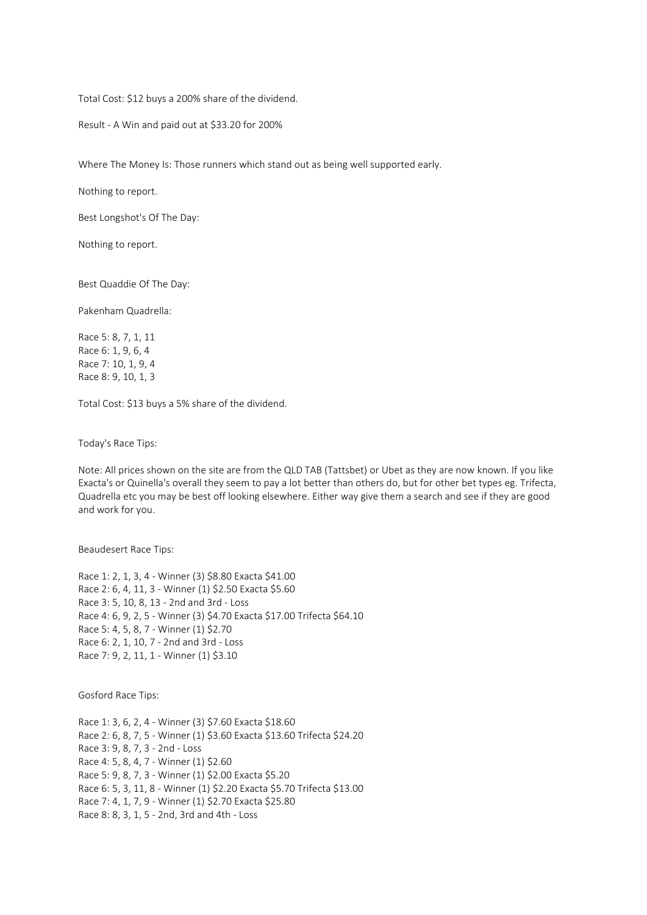Total Cost: $12 buys a 200% share of the dividend.

Result - A Win and paid out at $33.20 for 200%

Where The Money Is: Those runners which stand out as being well supported early.

Nothing to report.

Best Longshot's Of The Day:

Nothing to report.

Best Quaddie Of The Day:

Pakenham Quadrella:

Race 5: 8, 7, 1, 11
Race 6: 1, 9, 6, 4
Race 7: 10, 1, 9, 4
Race 8: 9, 10, 1, 3

Total Cost: $13 buys a 5% share of the dividend.

Today's Race Tips:

Note: All prices shown on the site are from the QLD TAB (Tattsbet) or Ubet as they are now known. If you like Exacta's or Quinella's overall they seem to pay a lot better than others do, but for other bet types eg. Trifecta, Quadrella etc you may be best off looking elsewhere. Either way give them a search and see if they are good and work for you.

Beaudesert Race Tips:

Race 1: 2, 1, 3, 4 - Winner (3) $8.80 Exacta $41.00
Race 2: 6, 4, 11, 3 - Winner (1) $2.50 Exacta $5.60
Race 3: 5, 10, 8, 13 - 2nd and 3rd - Loss
Race 4: 6, 9, 2, 5 - Winner (3) $4.70 Exacta $17.00 Trifecta $64.10
Race 5: 4, 5, 8, 7 - Winner (1) $2.70
Race 6: 2, 1, 10, 7 - 2nd and 3rd - Loss
Race 7: 9, 2, 11, 1 - Winner (1) $3.10

Gosford Race Tips:

Race 1: 3, 6, 2, 4 - Winner (3) $7.60 Exacta $18.60
Race 2: 6, 8, 7, 5 - Winner (1) $3.60 Exacta $13.60 Trifecta $24.20
Race 3: 9, 8, 7, 3 - 2nd - Loss
Race 4: 5, 8, 4, 7 - Winner (1) $2.60
Race 5: 9, 8, 7, 3 - Winner (1) $2.00 Exacta $5.20
Race 6: 5, 3, 11, 8 - Winner (1) $2.20 Exacta $5.70 Trifecta $13.00
Race 7: 4, 1, 7, 9 - Winner (1) $2.70 Exacta $25.80
Race 8: 8, 3, 1, 5 - 2nd, 3rd and 4th - Loss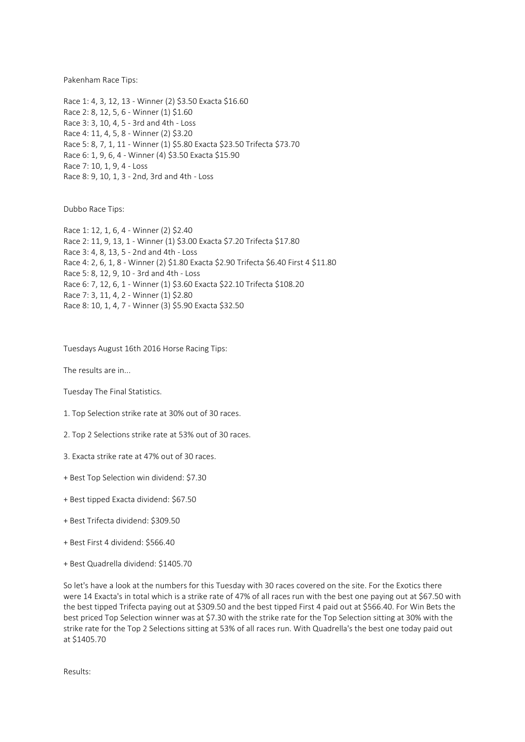Pakenham Race Tips:

Race 1: 4, 3, 12, 13 - Winner (2) $3.50 Exacta $16.60
Race 2: 8, 12, 5, 6 - Winner (1) $1.60
Race 3: 3, 10, 4, 5 - 3rd and 4th - Loss
Race 4: 11, 4, 5, 8 - Winner (2) $3.20
Race 5: 8, 7, 1, 11 - Winner (1) $5.80 Exacta $23.50 Trifecta $73.70
Race 6: 1, 9, 6, 4 - Winner (4) $3.50 Exacta $15.90
Race 7: 10, 1, 9, 4 - Loss
Race 8: 9, 10, 1, 3 - 2nd, 3rd and 4th - Loss

Dubbo Race Tips:

Race 1: 12, 1, 6, 4 - Winner (2) $2.40
Race 2: 11, 9, 13, 1 - Winner (1) $3.00 Exacta $7.20 Trifecta $17.80
Race 3: 4, 8, 13, 5 - 2nd and 4th - Loss
Race 4: 2, 6, 1, 8 - Winner (2) $1.80 Exacta $2.90 Trifecta $6.40 First 4 $11.80
Race 5: 8, 12, 9, 10 - 3rd and 4th - Loss
Race 6: 7, 12, 6, 1 - Winner (1) $3.60 Exacta $22.10 Trifecta $108.20
Race 7: 3, 11, 4, 2 - Winner (1) $2.80
Race 8: 10, 1, 4, 7 - Winner (3) $5.90 Exacta $32.50

Tuesdays August 16th 2016 Horse Racing Tips:

The results are in...

Tuesday The Final Statistics.

1. Top Selection strike rate at 30% out of 30 races.

2. Top 2 Selections strike rate at 53% out of 30 races.

3. Exacta strike rate at 47% out of 30 races.

+ Best Top Selection win dividend: $7.30

+ Best tipped Exacta dividend: $67.50

+ Best Trifecta dividend: $309.50

+ Best First 4 dividend: $566.40

+ Best Quadrella dividend: $1405.70

So let's have a look at the numbers for this Tuesday with 30 races covered on the site. For the Exotics there were 14 Exacta's in total which is a strike rate of 47% of all races run with the best one paying out at $67.50 with the best tipped Trifecta paying out at $309.50 and the best tipped First 4 paid out at $566.40. For Win Bets the best priced Top Selection winner was at $7.30 with the strike rate for the Top Selection sitting at 30% with the strike rate for the Top 2 Selections sitting at 53% of all races run. With Quadrella's the best one today paid out at $1405.70

Results: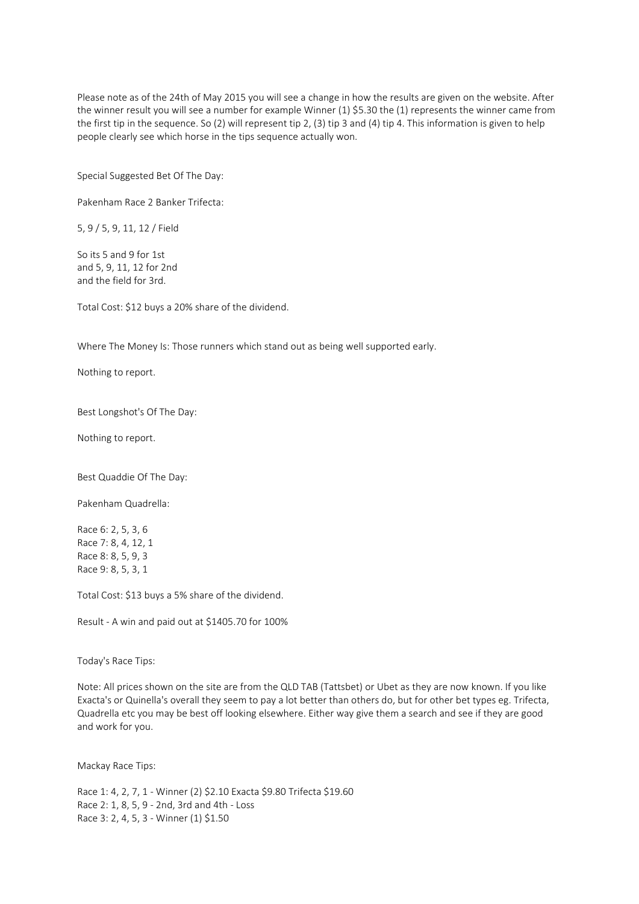Please note as of the 24th of May 2015 you will see a change in how the results are given on the website. After the winner result you will see a number for example Winner (1) $5.30 the (1) represents the winner came from the first tip in the sequence. So (2) will represent tip 2, (3) tip 3 and (4) tip 4. This information is given to help people clearly see which horse in the tips sequence actually won.

Special Suggested Bet Of The Day:

Pakenham Race 2 Banker Trifecta:

5, 9 / 5, 9, 11, 12 / Field

So its 5 and 9 for 1st
and 5, 9, 11, 12 for 2nd
and the field for 3rd.

Total Cost: $12 buys a 20% share of the dividend.

Where The Money Is: Those runners which stand out as being well supported early.

Nothing to report.

Best Longshot's Of The Day:

Nothing to report.

Best Quaddie Of The Day:

Pakenham Quadrella:

Race 6: 2, 5, 3, 6
Race 7: 8, 4, 12, 1
Race 8: 8, 5, 9, 3
Race 9: 8, 5, 3, 1

Total Cost: $13 buys a 5% share of the dividend.

Result - A win and paid out at $1405.70 for 100%

Today's Race Tips:

Note: All prices shown on the site are from the QLD TAB (Tattsbet) or Ubet as they are now known. If you like Exacta's or Quinella's overall they seem to pay a lot better than others do, but for other bet types eg. Trifecta, Quadrella etc you may be best off looking elsewhere. Either way give them a search and see if they are good and work for you.

Mackay Race Tips:

Race 1: 4, 2, 7, 1 - Winner (2) $2.10 Exacta $9.80 Trifecta $19.60
Race 2: 1, 8, 5, 9 - 2nd, 3rd and 4th - Loss
Race 3: 2, 4, 5, 3 - Winner (1) $1.50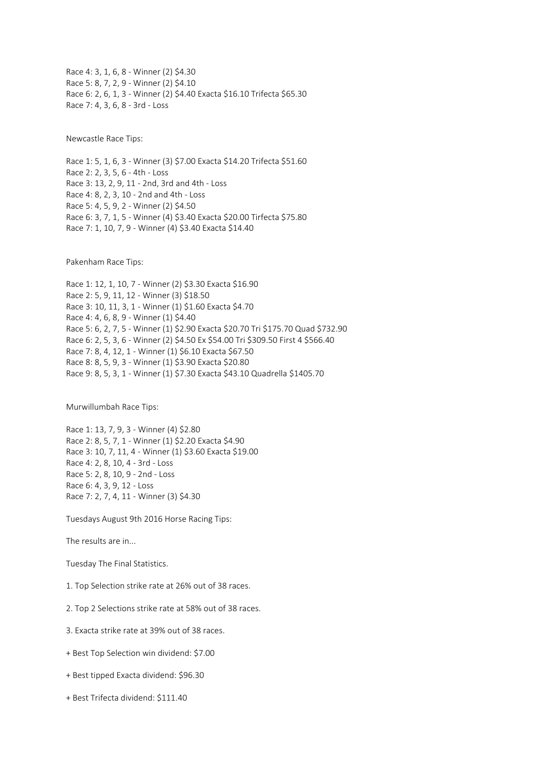Race 4: 3, 1, 6, 8 - Winner (2) $4.30
Race 5: 8, 7, 2, 9 - Winner (2) $4.10
Race 6: 2, 6, 1, 3 - Winner (2) $4.40 Exacta $16.10 Trifecta $65.30
Race 7: 4, 3, 6, 8 - 3rd - Loss

Newcastle Race Tips:

Race 1: 5, 1, 6, 3 - Winner (3) $7.00 Exacta $14.20 Trifecta $51.60
Race 2: 2, 3, 5, 6 - 4th - Loss
Race 3: 13, 2, 9, 11 - 2nd, 3rd and 4th - Loss
Race 4: 8, 2, 3, 10 - 2nd and 4th - Loss
Race 5: 4, 5, 9, 2 - Winner (2) $4.50
Race 6: 3, 7, 1, 5 - Winner (4) $3.40 Exacta $20.00 Tirfecta $75.80
Race 7: 1, 10, 7, 9 - Winner (4) $3.40 Exacta $14.40

Pakenham Race Tips:

Race 1: 12, 1, 10, 7 - Winner (2) $3.30 Exacta $16.90
Race 2: 5, 9, 11, 12 - Winner (3) $18.50
Race 3: 10, 11, 3, 1 - Winner (1) $1.60 Exacta $4.70
Race 4: 4, 6, 8, 9 - Winner (1) $4.40
Race 5: 6, 2, 7, 5 - Winner (1) $2.90 Exacta $20.70 Tri $175.70 Quad $732.90
Race 6: 2, 5, 3, 6 - Winner (2) $4.50 Ex $54.00 Tri $309.50 First 4 $566.40
Race 7: 8, 4, 12, 1 - Winner (1) $6.10 Exacta $67.50
Race 8: 8, 5, 9, 3 - Winner (1) $3.90 Exacta $20.80
Race 9: 8, 5, 3, 1 - Winner (1) $7.30 Exacta $43.10 Quadrella $1405.70

Murwillumbah Race Tips:

Race 1: 13, 7, 9, 3 - Winner (4) $2.80
Race 2: 8, 5, 7, 1 - Winner (1) $2.20 Exacta $4.90
Race 3: 10, 7, 11, 4 - Winner (1) $3.60 Exacta $19.00
Race 4: 2, 8, 10, 4 - 3rd - Loss
Race 5: 2, 8, 10, 9 - 2nd - Loss
Race 6: 4, 3, 9, 12 - Loss
Race 7: 2, 7, 4, 11 - Winner (3) $4.30

Tuesdays August 9th 2016 Horse Racing Tips:

The results are in...

Tuesday The Final Statistics.

1. Top Selection strike rate at 26% out of 38 races.

2. Top 2 Selections strike rate at 58% out of 38 races.

3. Exacta strike rate at 39% out of 38 races.

+ Best Top Selection win dividend: $7.00

+ Best tipped Exacta dividend: $96.30

+ Best Trifecta dividend: $111.40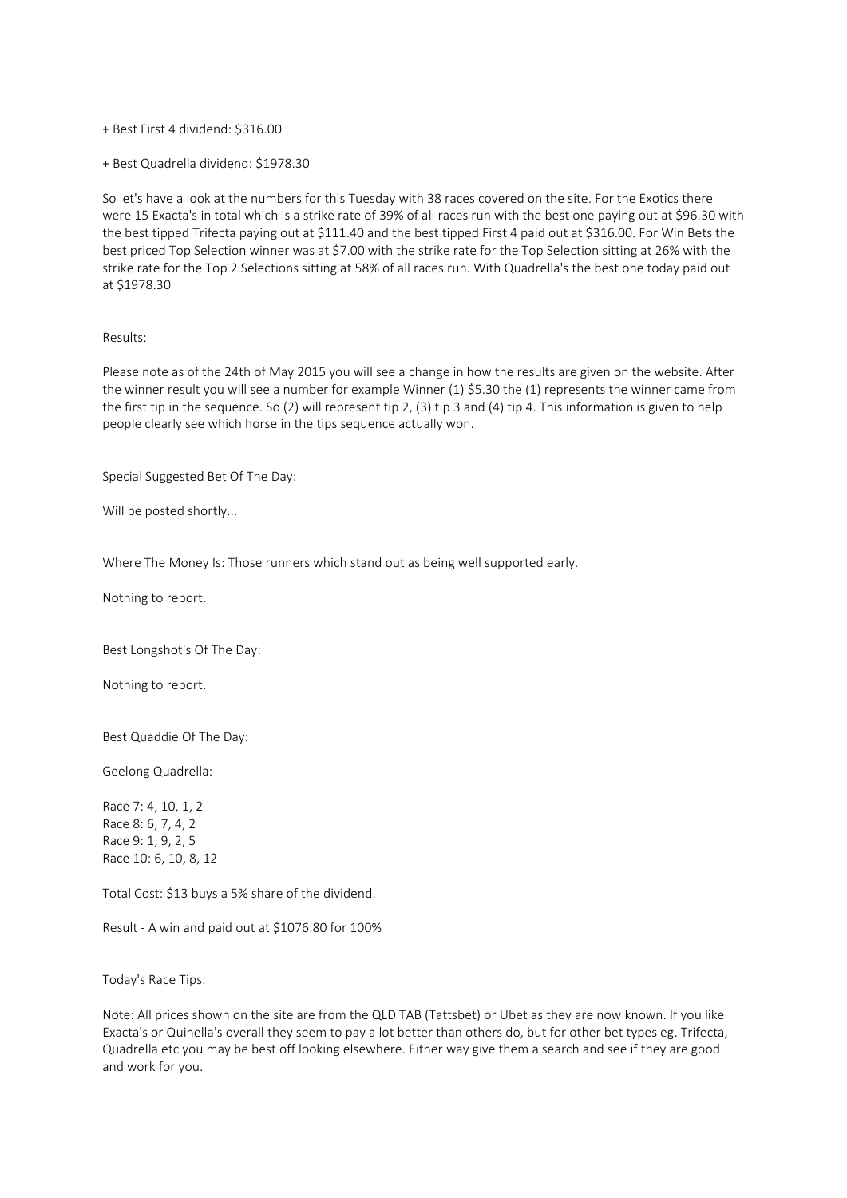+ Best First 4 dividend: $316.00

+ Best Quadrella dividend: $1978.30

So let's have a look at the numbers for this Tuesday with 38 races covered on the site. For the Exotics there were 15 Exacta's in total which is a strike rate of 39% of all races run with the best one paying out at $96.30 with the best tipped Trifecta paying out at $111.40 and the best tipped First 4 paid out at $316.00. For Win Bets the best priced Top Selection winner was at $7.00 with the strike rate for the Top Selection sitting at 26% with the strike rate for the Top 2 Selections sitting at 58% of all races run. With Quadrella's the best one today paid out at $1978.30

Results:

Please note as of the 24th of May 2015 you will see a change in how the results are given on the website. After the winner result you will see a number for example Winner (1) $5.30 the (1) represents the winner came from the first tip in the sequence. So (2) will represent tip 2, (3) tip 3 and (4) tip 4. This information is given to help people clearly see which horse in the tips sequence actually won.

Special Suggested Bet Of The Day:

Will be posted shortly...

Where The Money Is: Those runners which stand out as being well supported early.

Nothing to report.

Best Longshot's Of The Day:

Nothing to report.

Best Quaddie Of The Day:

Geelong Quadrella:

Race 7: 4, 10, 1, 2
Race 8: 6, 7, 4, 2
Race 9: 1, 9, 2, 5
Race 10: 6, 10, 8, 12

Total Cost: $13 buys a 5% share of the dividend.

Result - A win and paid out at $1076.80 for 100%

Today's Race Tips:

Note: All prices shown on the site are from the QLD TAB (Tattsbet) or Ubet as they are now known. If you like Exacta's or Quinella's overall they seem to pay a lot better than others do, but for other bet types eg. Trifecta, Quadrella etc you may be best off looking elsewhere. Either way give them a search and see if they are good and work for you.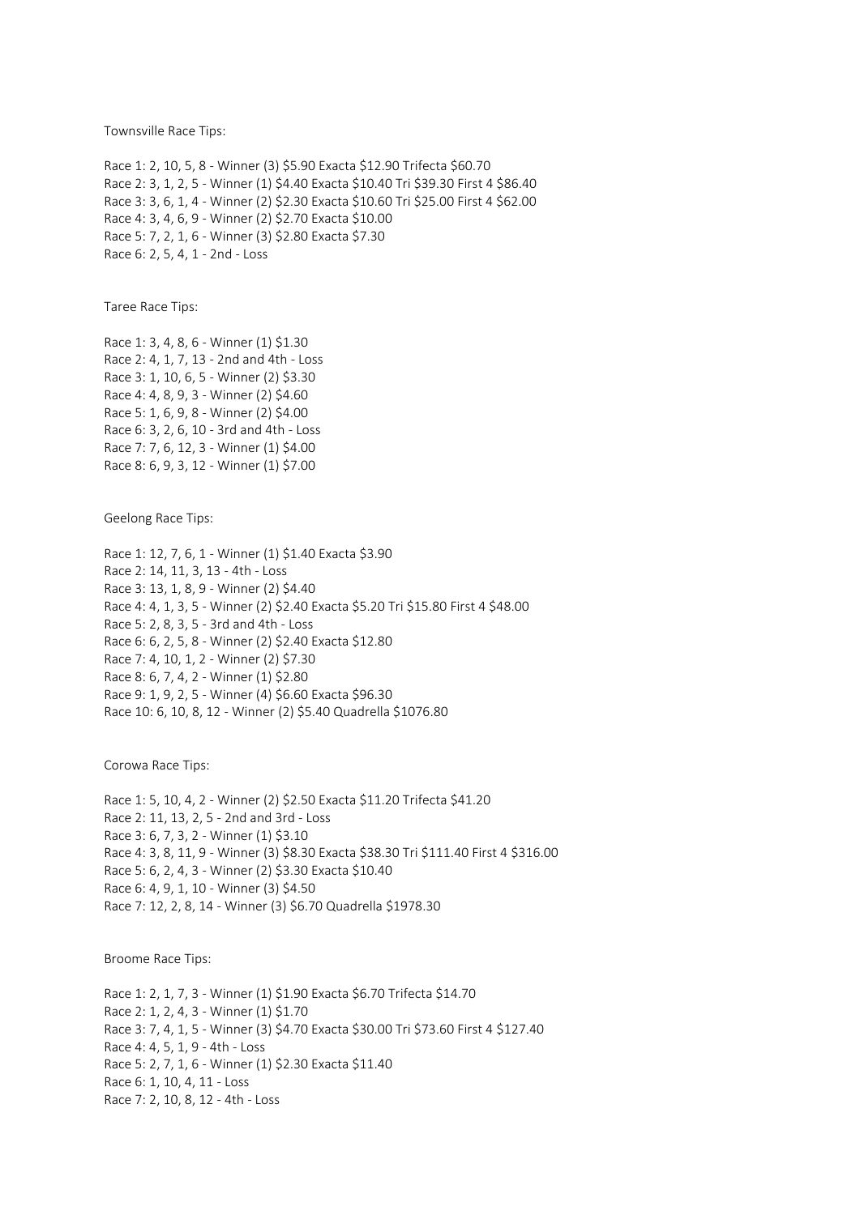Townsville Race Tips:

Race 1: 2, 10, 5, 8 - Winner (3) $5.90 Exacta $12.90 Trifecta $60.70
Race 2: 3, 1, 2, 5 - Winner (1) $4.40 Exacta $10.40 Tri $39.30 First 4 $86.40
Race 3: 3, 6, 1, 4 - Winner (2) $2.30 Exacta $10.60 Tri $25.00 First 4 $62.00
Race 4: 3, 4, 6, 9 - Winner (2) $2.70 Exacta $10.00
Race 5: 7, 2, 1, 6 - Winner (3) $2.80 Exacta $7.30
Race 6: 2, 5, 4, 1 - 2nd - Loss

Taree Race Tips:

Race 1: 3, 4, 8, 6 - Winner (1) $1.30
Race 2: 4, 1, 7, 13 - 2nd and 4th - Loss
Race 3: 1, 10, 6, 5 - Winner (2) $3.30
Race 4: 4, 8, 9, 3 - Winner (2) $4.60
Race 5: 1, 6, 9, 8 - Winner (2) $4.00
Race 6: 3, 2, 6, 10 - 3rd and 4th - Loss
Race 7: 7, 6, 12, 3 - Winner (1) $4.00
Race 8: 6, 9, 3, 12 - Winner (1) $7.00

Geelong Race Tips:

Race 1: 12, 7, 6, 1 - Winner (1) $1.40 Exacta $3.90
Race 2: 14, 11, 3, 13 - 4th - Loss
Race 3: 13, 1, 8, 9 - Winner (2) $4.40
Race 4: 4, 1, 3, 5 - Winner (2) $2.40 Exacta $5.20 Tri $15.80 First 4 $48.00
Race 5: 2, 8, 3, 5 - 3rd and 4th - Loss
Race 6: 6, 2, 5, 8 - Winner (2) $2.40 Exacta $12.80
Race 7: 4, 10, 1, 2 - Winner (2) $7.30
Race 8: 6, 7, 4, 2 - Winner (1) $2.80
Race 9: 1, 9, 2, 5 - Winner (4) $6.60 Exacta $96.30
Race 10: 6, 10, 8, 12 - Winner (2) $5.40 Quadrella $1076.80

Corowa Race Tips:

Race 1: 5, 10, 4, 2 - Winner (2) $2.50 Exacta $11.20 Trifecta $41.20
Race 2: 11, 13, 2, 5 - 2nd and 3rd - Loss
Race 3: 6, 7, 3, 2 - Winner (1) $3.10
Race 4: 3, 8, 11, 9 - Winner (3) $8.30 Exacta $38.30 Tri $111.40 First 4 $316.00
Race 5: 6, 2, 4, 3 - Winner (2) $3.30 Exacta $10.40
Race 6: 4, 9, 1, 10 - Winner (3) $4.50
Race 7: 12, 2, 8, 14 - Winner (3) $6.70 Quadrella $1978.30

Broome Race Tips:

Race 1: 2, 1, 7, 3 - Winner (1) $1.90 Exacta $6.70 Trifecta $14.70
Race 2: 1, 2, 4, 3 - Winner (1) $1.70
Race 3: 7, 4, 1, 5 - Winner (3) $4.70 Exacta $30.00 Tri $73.60 First 4 $127.40
Race 4: 4, 5, 1, 9 - 4th - Loss
Race 5: 2, 7, 1, 6 - Winner (1) $2.30 Exacta $11.40
Race 6: 1, 10, 4, 11 - Loss
Race 7: 2, 10, 8, 12 - 4th - Loss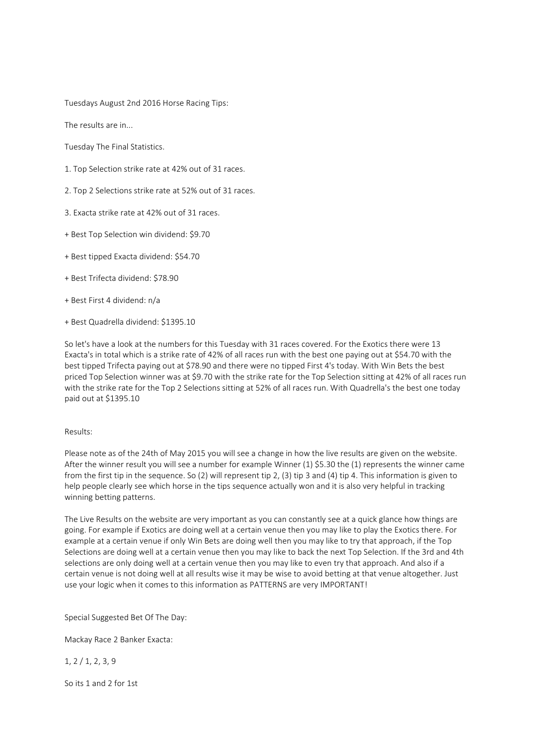Tuesdays August 2nd 2016 Horse Racing Tips:

The results are in...

Tuesday The Final Statistics.

1. Top Selection strike rate at 42% out of 31 races.

2. Top 2 Selections strike rate at 52% out of 31 races.

3. Exacta strike rate at 42% out of 31 races.

+ Best Top Selection win dividend: $9.70

+ Best tipped Exacta dividend: $54.70

+ Best Trifecta dividend: $78.90

+ Best First 4 dividend: n/a

+ Best Quadrella dividend: $1395.10

So let's have a look at the numbers for this Tuesday with 31 races covered. For the Exotics there were 13 Exacta's in total which is a strike rate of 42% of all races run with the best one paying out at $54.70 with the best tipped Trifecta paying out at $78.90 and there were no tipped First 4's today. With Win Bets the best priced Top Selection winner was at $9.70 with the strike rate for the Top Selection sitting at 42% of all races run with the strike rate for the Top 2 Selections sitting at 52% of all races run. With Quadrella's the best one today paid out at $1395.10

Results:

Please note as of the 24th of May 2015 you will see a change in how the live results are given on the website. After the winner result you will see a number for example Winner (1) $5.30 the (1) represents the winner came from the first tip in the sequence. So (2) will represent tip 2, (3) tip 3 and (4) tip 4. This information is given to help people clearly see which horse in the tips sequence actually won and it is also very helpful in tracking winning betting patterns.

The Live Results on the website are very important as you can constantly see at a quick glance how things are going. For example if Exotics are doing well at a certain venue then you may like to play the Exotics there. For example at a certain venue if only Win Bets are doing well then you may like to try that approach, if the Top Selections are doing well at a certain venue then you may like to back the next Top Selection. If the 3rd and 4th selections are only doing well at a certain venue then you may like to even try that approach. And also if a certain venue is not doing well at all results wise it may be wise to avoid betting at that venue altogether. Just use your logic when it comes to this information as PATTERNS are very IMPORTANT!

Special Suggested Bet Of The Day:

Mackay Race 2 Banker Exacta:

1, 2 / 1, 2, 3, 9

So its 1 and 2 for 1st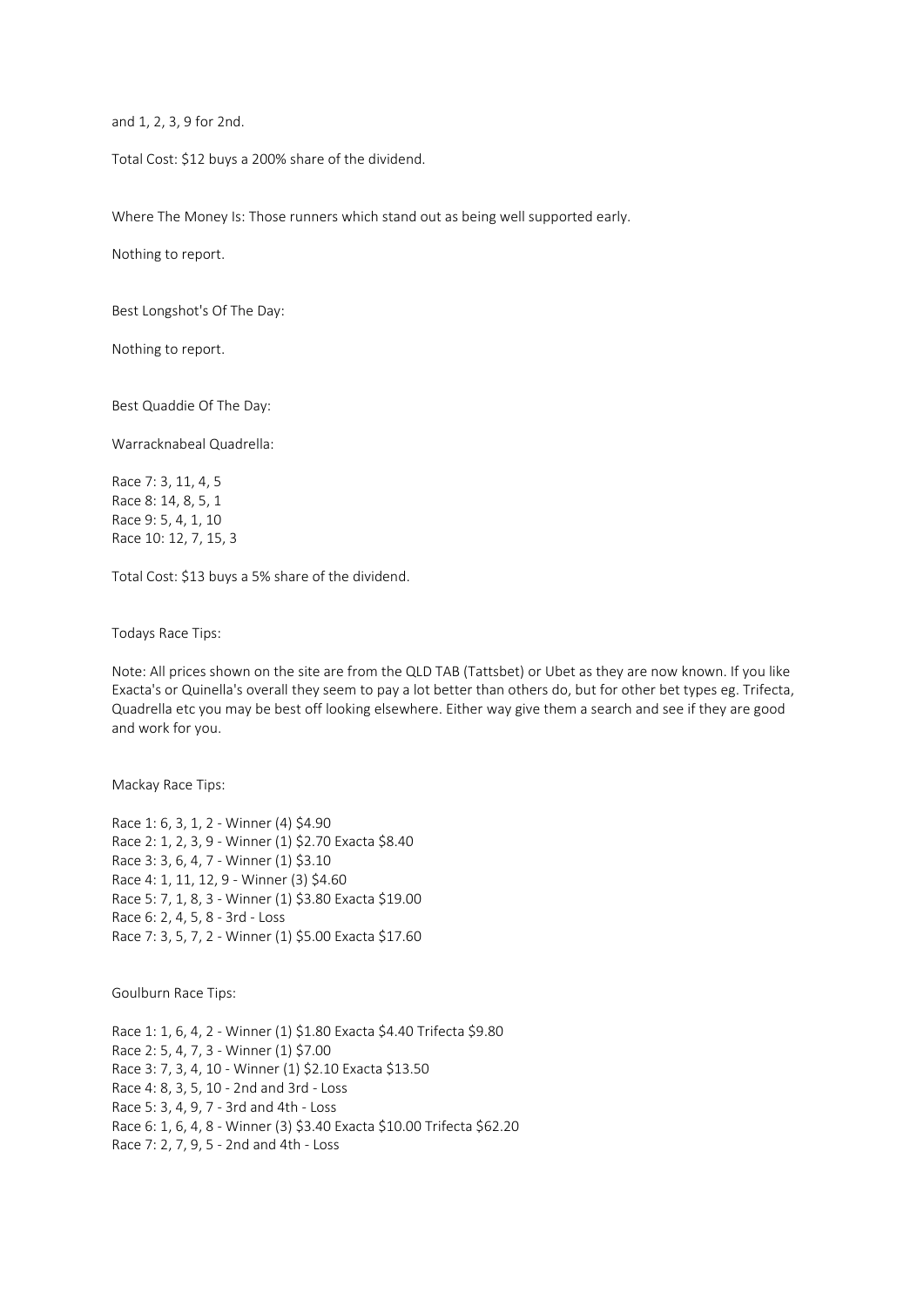and 1, 2, 3, 9 for 2nd.

Total Cost: $12 buys a 200% share of the dividend.

Where The Money Is: Those runners which stand out as being well supported early.

Nothing to report.

Best Longshot's Of The Day:

Nothing to report.

Best Quaddie Of The Day:

Warracknabeal Quadrella:

Race 7: 3, 11, 4, 5
Race 8: 14, 8, 5, 1
Race 9: 5, 4, 1, 10
Race 10: 12, 7, 15, 3

Total Cost: $13 buys a 5% share of the dividend.

Todays Race Tips:

Note: All prices shown on the site are from the QLD TAB (Tattsbet) or Ubet as they are now known. If you like Exacta's or Quinella's overall they seem to pay a lot better than others do, but for other bet types eg. Trifecta, Quadrella etc you may be best off looking elsewhere. Either way give them a search and see if they are good and work for you.

Mackay Race Tips:

Race 1: 6, 3, 1, 2 - Winner (4) $4.90
Race 2: 1, 2, 3, 9 - Winner (1) $2.70 Exacta $8.40
Race 3: 3, 6, 4, 7 - Winner (1) $3.10
Race 4: 1, 11, 12, 9 - Winner (3) $4.60
Race 5: 7, 1, 8, 3 - Winner (1) $3.80 Exacta $19.00
Race 6: 2, 4, 5, 8 - 3rd - Loss
Race 7: 3, 5, 7, 2 - Winner (1) $5.00 Exacta $17.60

Goulburn Race Tips:

Race 1: 1, 6, 4, 2 - Winner (1) $1.80 Exacta $4.40 Trifecta $9.80
Race 2: 5, 4, 7, 3 - Winner (1) $7.00
Race 3: 7, 3, 4, 10 - Winner (1) $2.10 Exacta $13.50
Race 4: 8, 3, 5, 10 - 2nd and 3rd - Loss
Race 5: 3, 4, 9, 7 - 3rd and 4th - Loss
Race 6: 1, 6, 4, 8 - Winner (3) $3.40 Exacta $10.00 Trifecta $62.20
Race 7: 2, 7, 9, 5 - 2nd and 4th - Loss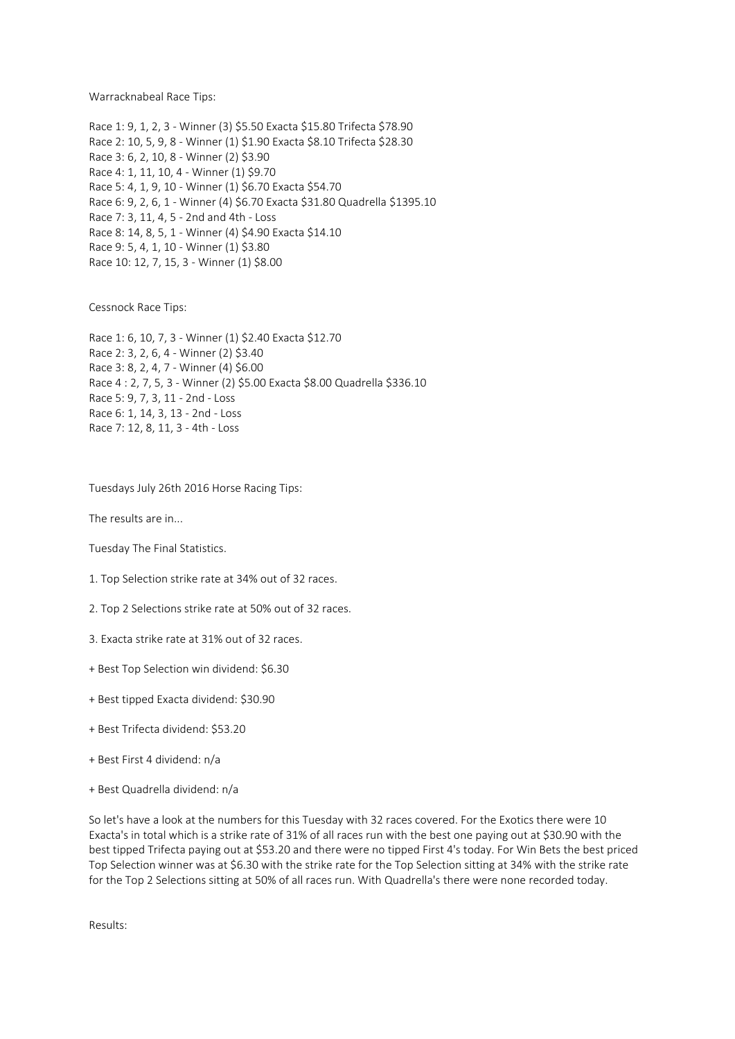Warracknabeal Race Tips:

Race 1: 9, 1, 2, 3 - Winner (3) $5.50 Exacta $15.80 Trifecta $78.90
Race 2: 10, 5, 9, 8 - Winner (1) $1.90 Exacta $8.10 Trifecta $28.30
Race 3: 6, 2, 10, 8 - Winner (2) $3.90
Race 4: 1, 11, 10, 4 - Winner (1) $9.70
Race 5: 4, 1, 9, 10 - Winner (1) $6.70 Exacta $54.70
Race 6: 9, 2, 6, 1 - Winner (4) $6.70 Exacta $31.80 Quadrella $1395.10
Race 7: 3, 11, 4, 5 - 2nd and 4th - Loss
Race 8: 14, 8, 5, 1 - Winner (4) $4.90 Exacta $14.10
Race 9: 5, 4, 1, 10 - Winner (1) $3.80
Race 10: 12, 7, 15, 3 - Winner (1) $8.00

Cessnock Race Tips:

Race 1: 6, 10, 7, 3 - Winner (1) $2.40 Exacta $12.70
Race 2: 3, 2, 6, 4 - Winner (2) $3.40
Race 3: 8, 2, 4, 7 - Winner (4) $6.00
Race 4 : 2, 7, 5, 3 - Winner (2) $5.00 Exacta $8.00 Quadrella $336.10
Race 5: 9, 7, 3, 11 - 2nd - Loss
Race 6: 1, 14, 3, 13 - 2nd - Loss
Race 7: 12, 8, 11, 3 - 4th - Loss

Tuesdays July 26th 2016 Horse Racing Tips:

The results are in...

Tuesday The Final Statistics.

1. Top Selection strike rate at 34% out of 32 races.

2. Top 2 Selections strike rate at 50% out of 32 races.

3. Exacta strike rate at 31% out of 32 races.

+ Best Top Selection win dividend: $6.30

+ Best tipped Exacta dividend: $30.90

+ Best Trifecta dividend: $53.20

+ Best First 4 dividend: n/a

+ Best Quadrella dividend: n/a

So let's have a look at the numbers for this Tuesday with 32 races covered. For the Exotics there were 10 Exacta's in total which is a strike rate of 31% of all races run with the best one paying out at $30.90 with the best tipped Trifecta paying out at $53.20 and there were no tipped First 4's today. For Win Bets the best priced Top Selection winner was at $6.30 with the strike rate for the Top Selection sitting at 34% with the strike rate for the Top 2 Selections sitting at 50% of all races run. With Quadrella's there were none recorded today.

Results: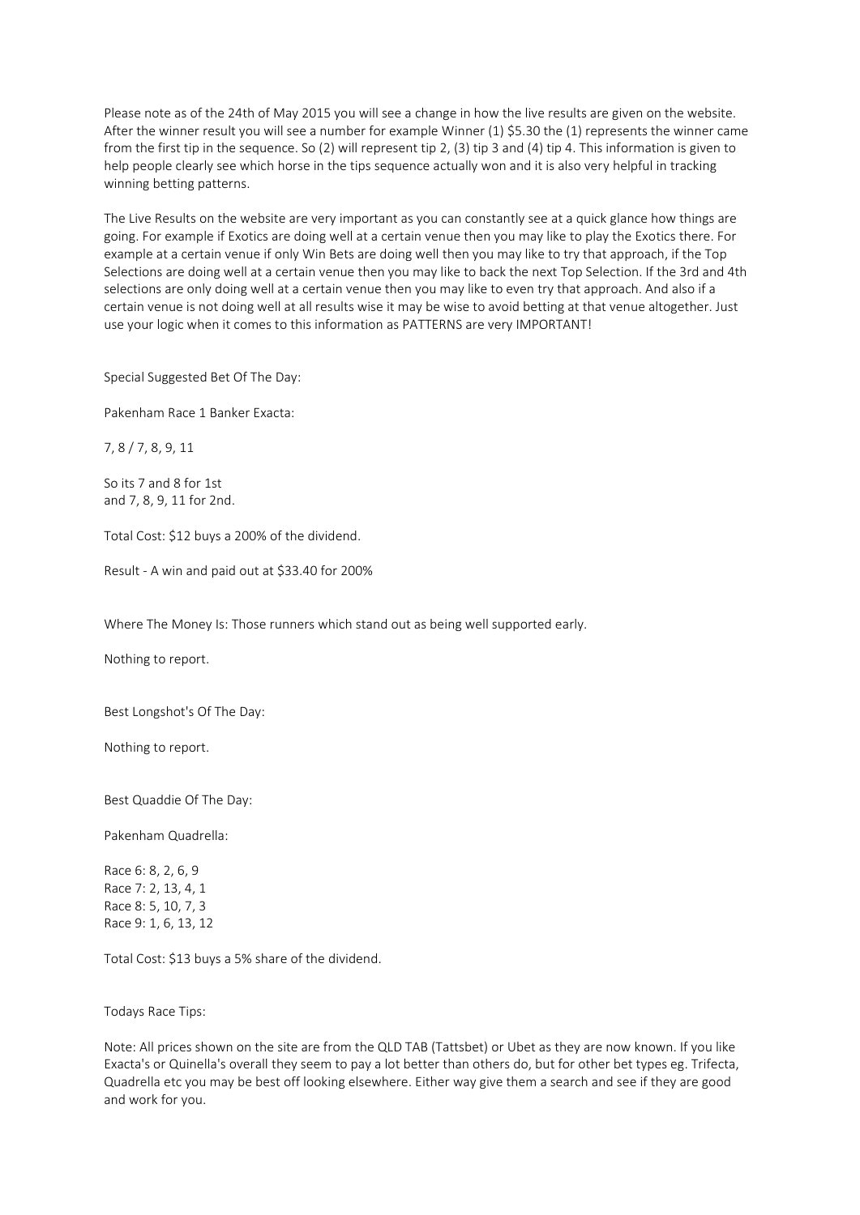Please note as of the 24th of May 2015 you will see a change in how the live results are given on the website. After the winner result you will see a number for example Winner (1) $5.30 the (1) represents the winner came from the first tip in the sequence. So (2) will represent tip 2, (3) tip 3 and (4) tip 4. This information is given to help people clearly see which horse in the tips sequence actually won and it is also very helpful in tracking winning betting patterns.

The Live Results on the website are very important as you can constantly see at a quick glance how things are going. For example if Exotics are doing well at a certain venue then you may like to play the Exotics there. For example at a certain venue if only Win Bets are doing well then you may like to try that approach, if the Top Selections are doing well at a certain venue then you may like to back the next Top Selection. If the 3rd and 4th selections are only doing well at a certain venue then you may like to even try that approach. And also if a certain venue is not doing well at all results wise it may be wise to avoid betting at that venue altogether. Just use your logic when it comes to this information as PATTERNS are very IMPORTANT!

Special Suggested Bet Of The Day:

Pakenham Race 1 Banker Exacta:

7, 8 / 7, 8, 9, 11

So its 7 and 8 for 1st
and 7, 8, 9, 11 for 2nd.

Total Cost: $12 buys a 200% of the dividend.

Result - A win and paid out at $33.40 for 200%

Where The Money Is: Those runners which stand out as being well supported early.

Nothing to report.

Best Longshot's Of The Day:

Nothing to report.

Best Quaddie Of The Day:

Pakenham Quadrella:

Race 6: 8, 2, 6, 9
Race 7: 2, 13, 4, 1
Race 8: 5, 10, 7, 3
Race 9: 1, 6, 13, 12

Total Cost: $13 buys a 5% share of the dividend.

Todays Race Tips:

Note: All prices shown on the site are from the QLD TAB (Tattsbet) or Ubet as they are now known. If you like Exacta's or Quinella's overall they seem to pay a lot better than others do, but for other bet types eg. Trifecta, Quadrella etc you may be best off looking elsewhere. Either way give them a search and see if they are good and work for you.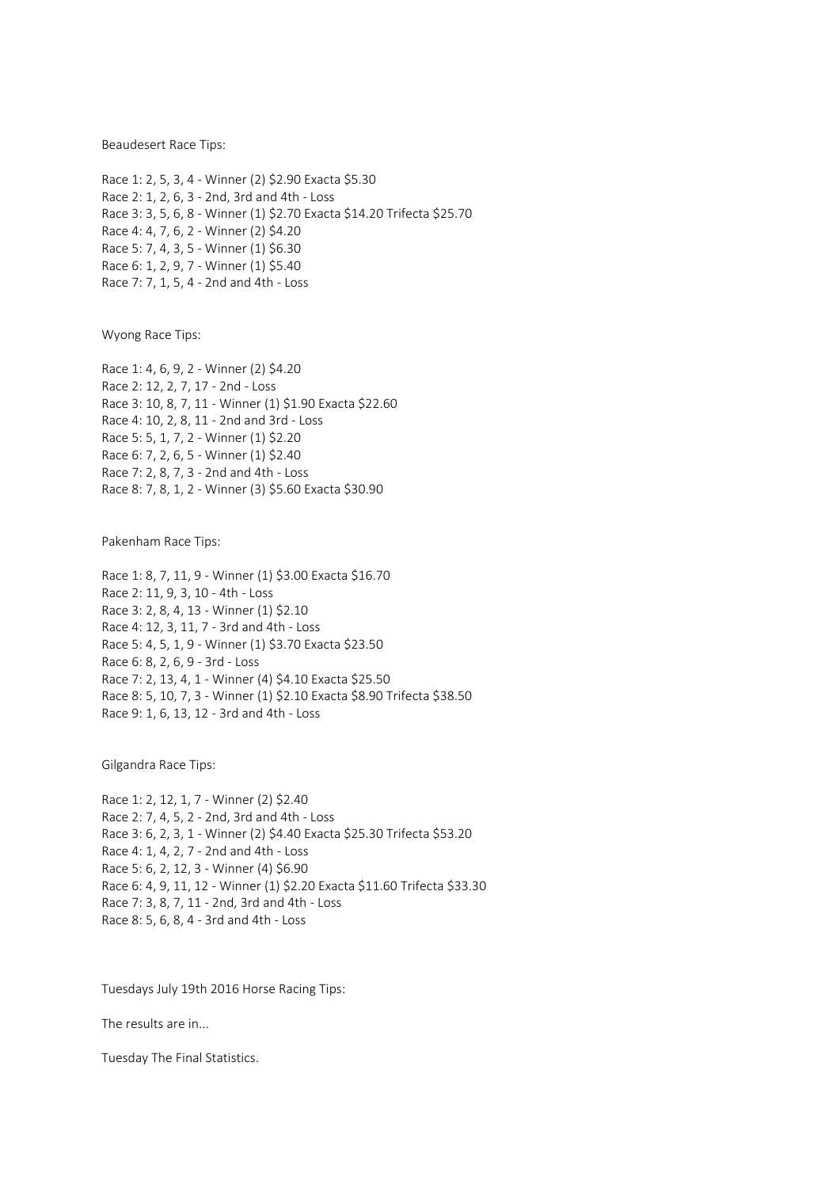Beaudesert Race Tips:

Race 1: 2, 5, 3, 4 - Winner (2) $2.90 Exacta $5.30
Race 2: 1, 2, 6, 3 - 2nd, 3rd and 4th - Loss
Race 3: 3, 5, 6, 8 - Winner (1) $2.70 Exacta $14.20 Trifecta $25.70
Race 4: 4, 7, 6, 2 - Winner (2) $4.20
Race 5: 7, 4, 3, 5 - Winner (1) $6.30
Race 6: 1, 2, 9, 7 - Winner (1) $5.40
Race 7: 7, 1, 5, 4 - 2nd and 4th - Loss

Wyong Race Tips:

Race 1: 4, 6, 9, 2 - Winner (2) $4.20
Race 2: 12, 2, 7, 17 - 2nd - Loss
Race 3: 10, 8, 7, 11 - Winner (1) $1.90 Exacta $22.60
Race 4: 10, 2, 8, 11 - 2nd and 3rd - Loss
Race 5: 5, 1, 7, 2 - Winner (1) $2.20
Race 6: 7, 2, 6, 5 - Winner (1) $2.40
Race 7: 2, 8, 7, 3 - 2nd and 4th - Loss
Race 8: 7, 8, 1, 2 - Winner (3) $5.60 Exacta $30.90

Pakenham Race Tips:

Race 1: 8, 7, 11, 9 - Winner (1) $3.00 Exacta $16.70
Race 2: 11, 9, 3, 10 - 4th - Loss
Race 3: 2, 8, 4, 13 - Winner (1) $2.10
Race 4: 12, 3, 11, 7 - 3rd and 4th - Loss
Race 5: 4, 5, 1, 9 - Winner (1) $3.70 Exacta $23.50
Race 6: 8, 2, 6, 9 - 3rd - Loss
Race 7: 2, 13, 4, 1 - Winner (4) $4.10 Exacta $25.50
Race 8: 5, 10, 7, 3 - Winner (1) $2.10 Exacta $8.90 Trifecta $38.50
Race 9: 1, 6, 13, 12 - 3rd and 4th - Loss

Gilgandra Race Tips:

Race 1: 2, 12, 1, 7 - Winner (2) $2.40
Race 2: 7, 4, 5, 2 - 2nd, 3rd and 4th - Loss
Race 3: 6, 2, 3, 1 - Winner (2) $4.40 Exacta $25.30 Trifecta $53.20
Race 4: 1, 4, 2, 7 - 2nd and 4th - Loss
Race 5: 6, 2, 12, 3 - Winner (4) $6.90
Race 6: 4, 9, 11, 12 - Winner (1) $2.20 Exacta $11.60 Trifecta $33.30
Race 7: 3, 8, 7, 11 - 2nd, 3rd and 4th - Loss
Race 8: 5, 6, 8, 4 - 3rd and 4th - Loss

Tuesdays July 19th 2016 Horse Racing Tips:

The results are in...

Tuesday The Final Statistics.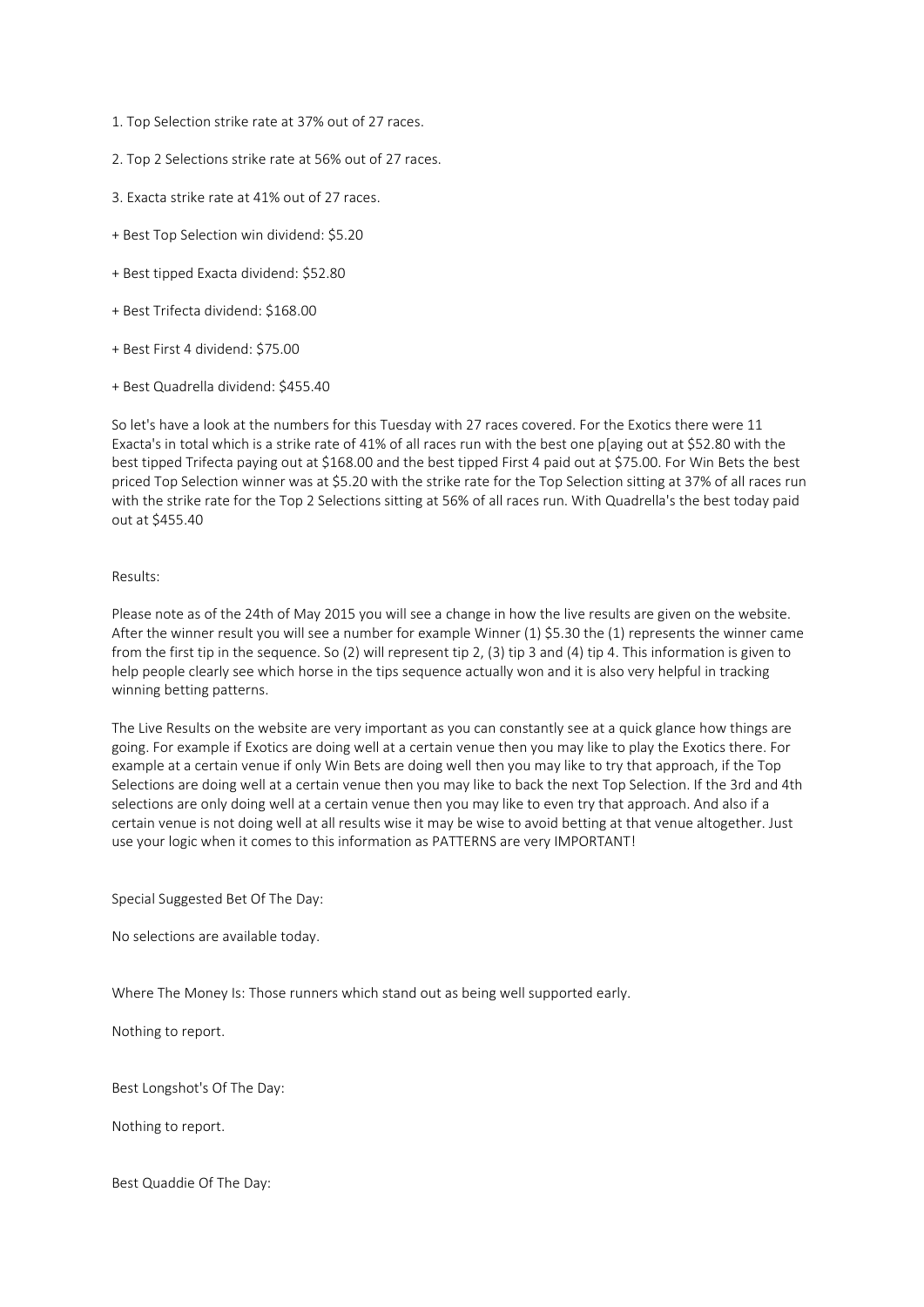1. Top Selection strike rate at 37% out of 27 races.

2. Top 2 Selections strike rate at 56% out of 27 races.

3. Exacta strike rate at 41% out of 27 races.

+ Best Top Selection win dividend: $5.20

+ Best tipped Exacta dividend: $52.80

+ Best Trifecta dividend: $168.00

+ Best First 4 dividend: $75.00

+ Best Quadrella dividend: $455.40

So let's have a look at the numbers for this Tuesday with 27 races covered. For the Exotics there were 11 Exacta's in total which is a strike rate of 41% of all races run with the best one p[aying out at $52.80 with the best tipped Trifecta paying out at $168.00 and the best tipped First 4 paid out at $75.00. For Win Bets the best priced Top Selection winner was at $5.20 with the strike rate for the Top Selection sitting at 37% of all races run with the strike rate for the Top 2 Selections sitting at 56% of all races run. With Quadrella's the best today paid out at $455.40

Results:

Please note as of the 24th of May 2015 you will see a change in how the live results are given on the website. After the winner result you will see a number for example Winner (1) $5.30 the (1) represents the winner came from the first tip in the sequence. So (2) will represent tip 2, (3) tip 3 and (4) tip 4. This information is given to help people clearly see which horse in the tips sequence actually won and it is also very helpful in tracking winning betting patterns.

The Live Results on the website are very important as you can constantly see at a quick glance how things are going. For example if Exotics are doing well at a certain venue then you may like to play the Exotics there. For example at a certain venue if only Win Bets are doing well then you may like to try that approach, if the Top Selections are doing well at a certain venue then you may like to back the next Top Selection. If the 3rd and 4th selections are only doing well at a certain venue then you may like to even try that approach. And also if a certain venue is not doing well at all results wise it may be wise to avoid betting at that venue altogether. Just use your logic when it comes to this information as PATTERNS are very IMPORTANT!

Special Suggested Bet Of The Day:

No selections are available today.

Where The Money Is: Those runners which stand out as being well supported early.

Nothing to report.

Best Longshot's Of The Day:

Nothing to report.

Best Quaddie Of The Day: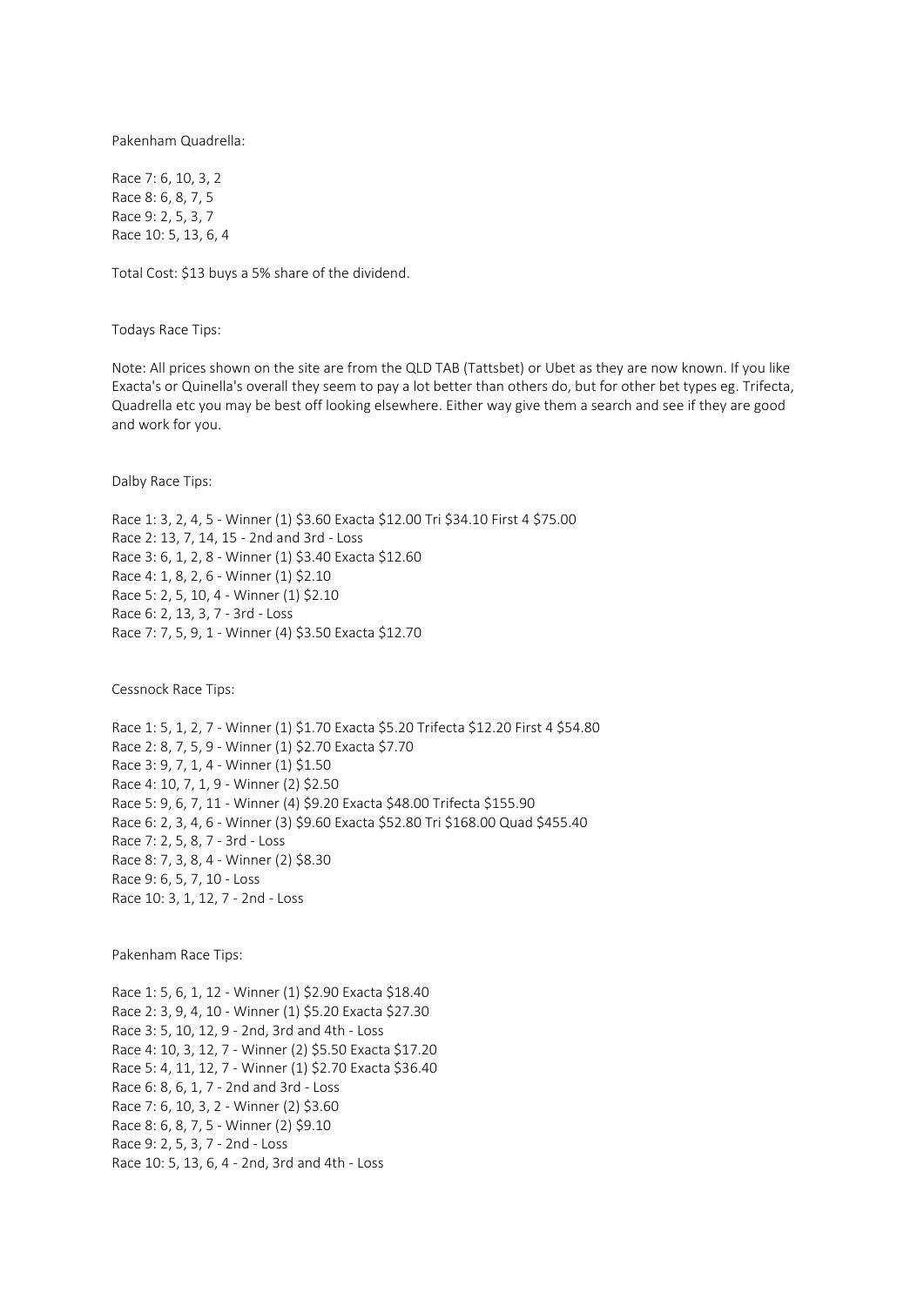Pakenham Quadrella:

Race 7: 6, 10, 3, 2
Race 8: 6, 8, 7, 5
Race 9: 2, 5, 3, 7
Race 10: 5, 13, 6, 4

Total Cost: $13 buys a 5% share of the dividend.

Todays Race Tips:

Note: All prices shown on the site are from the QLD TAB (Tattsbet) or Ubet as they are now known. If you like Exacta's or Quinella's overall they seem to pay a lot better than others do, but for other bet types eg. Trifecta, Quadrella etc you may be best off looking elsewhere. Either way give them a search and see if they are good and work for you.

Dalby Race Tips:

Race 1: 3, 2, 4, 5 - Winner (1) $3.60 Exacta $12.00 Tri $34.10 First 4 $75.00
Race 2: 13, 7, 14, 15 - 2nd and 3rd - Loss
Race 3: 6, 1, 2, 8 - Winner (1) $3.40 Exacta $12.60
Race 4: 1, 8, 2, 6 - Winner (1) $2.10
Race 5: 2, 5, 10, 4 - Winner (1) $2.10
Race 6: 2, 13, 3, 7 - 3rd - Loss
Race 7: 7, 5, 9, 1 - Winner (4) $3.50 Exacta $12.70

Cessnock Race Tips:

Race 1: 5, 1, 2, 7 - Winner (1) $1.70 Exacta $5.20 Trifecta $12.20 First 4 $54.80
Race 2: 8, 7, 5, 9 - Winner (1) $2.70 Exacta $7.70
Race 3: 9, 7, 1, 4 - Winner (1) $1.50
Race 4: 10, 7, 1, 9 - Winner (2) $2.50
Race 5: 9, 6, 7, 11 - Winner (4) $9.20 Exacta $48.00 Trifecta $155.90
Race 6: 2, 3, 4, 6 - Winner (3) $9.60 Exacta $52.80 Tri $168.00 Quad $455.40
Race 7: 2, 5, 8, 7 - 3rd - Loss
Race 8: 7, 3, 8, 4 - Winner (2) $8.30
Race 9: 6, 5, 7, 10 - Loss
Race 10: 3, 1, 12, 7 - 2nd - Loss

Pakenham Race Tips:

Race 1: 5, 6, 1, 12 - Winner (1) $2.90 Exacta $18.40
Race 2: 3, 9, 4, 10 - Winner (1) $5.20 Exacta $27.30
Race 3: 5, 10, 12, 9 - 2nd, 3rd and 4th - Loss
Race 4: 10, 3, 12, 7 - Winner (2) $5.50 Exacta $17.20
Race 5: 4, 11, 12, 7 - Winner (1) $2.70 Exacta $36.40
Race 6: 8, 6, 1, 7 - 2nd and 3rd - Loss
Race 7: 6, 10, 3, 2 - Winner (2) $3.60
Race 8: 6, 8, 7, 5 - Winner (2) $9.10
Race 9: 2, 5, 3, 7 - 2nd - Loss
Race 10: 5, 13, 6, 4 - 2nd, 3rd and 4th - Loss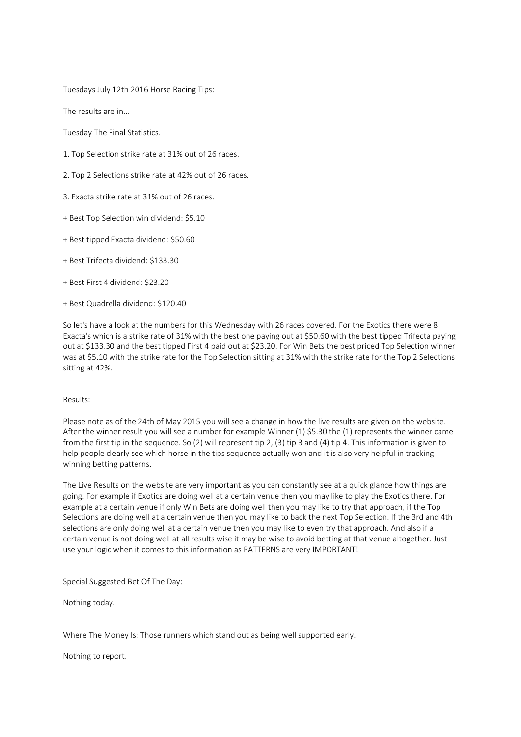Tuesdays July 12th 2016 Horse Racing Tips:

The results are in...

Tuesday The Final Statistics.

1. Top Selection strike rate at 31% out of 26 races.

2. Top 2 Selections strike rate at 42% out of 26 races.

3. Exacta strike rate at 31% out of 26 races.

+ Best Top Selection win dividend: $5.10

+ Best tipped Exacta dividend: $50.60

+ Best Trifecta dividend: $133.30

+ Best First 4 dividend: $23.20

+ Best Quadrella dividend: $120.40

So let's have a look at the numbers for this Wednesday with 26 races covered. For the Exotics there were 8 Exacta's which is a strike rate of 31% with the best one paying out at $50.60 with the best tipped Trifecta paying out at $133.30 and the best tipped First 4 paid out at $23.20. For Win Bets the best priced Top Selection winner was at $5.10 with the strike rate for the Top Selection sitting at 31% with the strike rate for the Top 2 Selections sitting at 42%.

Results:

Please note as of the 24th of May 2015 you will see a change in how the live results are given on the website. After the winner result you will see a number for example Winner (1) $5.30 the (1) represents the winner came from the first tip in the sequence. So (2) will represent tip 2, (3) tip 3 and (4) tip 4. This information is given to help people clearly see which horse in the tips sequence actually won and it is also very helpful in tracking winning betting patterns.

The Live Results on the website are very important as you can constantly see at a quick glance how things are going. For example if Exotics are doing well at a certain venue then you may like to play the Exotics there. For example at a certain venue if only Win Bets are doing well then you may like to try that approach, if the Top Selections are doing well at a certain venue then you may like to back the next Top Selection. If the 3rd and 4th selections are only doing well at a certain venue then you may like to even try that approach. And also if a certain venue is not doing well at all results wise it may be wise to avoid betting at that venue altogether. Just use your logic when it comes to this information as PATTERNS are very IMPORTANT!

Special Suggested Bet Of The Day:

Nothing today.

Where The Money Is: Those runners which stand out as being well supported early.

Nothing to report.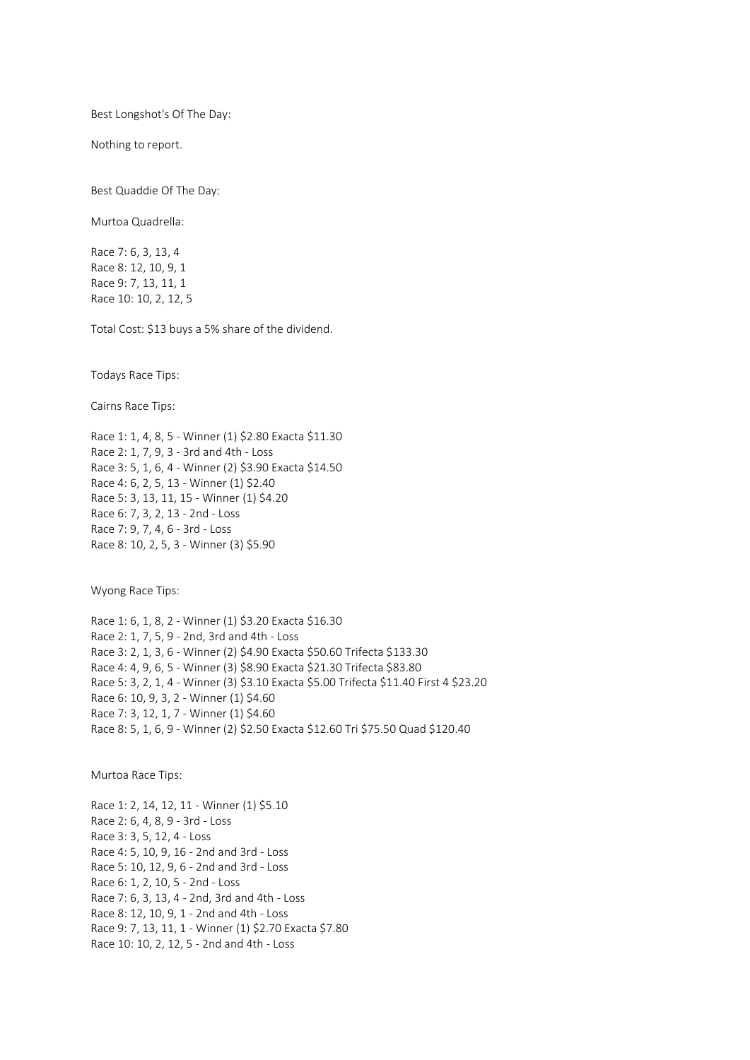Best Longshot's Of The Day:

Nothing to report.

Best Quaddie Of The Day:

Murtoa Quadrella:

Race 7: 6, 3, 13, 4
Race 8: 12, 10, 9, 1
Race 9: 7, 13, 11, 1
Race 10: 10, 2, 12, 5

Total Cost: $13 buys a 5% share of the dividend.

Todays Race Tips:

Cairns Race Tips:

Race 1: 1, 4, 8, 5 - Winner (1) $2.80 Exacta $11.30
Race 2: 1, 7, 9, 3 - 3rd and 4th - Loss
Race 3: 5, 1, 6, 4 - Winner (2) $3.90 Exacta $14.50
Race 4: 6, 2, 5, 13 - Winner (1) $2.40
Race 5: 3, 13, 11, 15 - Winner (1) $4.20
Race 6: 7, 3, 2, 13 - 2nd - Loss
Race 7: 9, 7, 4, 6 - 3rd - Loss
Race 8: 10, 2, 5, 3 - Winner (3) $5.90

Wyong Race Tips:

Race 1: 6, 1, 8, 2 - Winner (1) $3.20 Exacta $16.30
Race 2: 1, 7, 5, 9 - 2nd, 3rd and 4th - Loss
Race 3: 2, 1, 3, 6 - Winner (2) $4.90 Exacta $50.60 Trifecta $133.30
Race 4: 4, 9, 6, 5 - Winner (3) $8.90 Exacta $21.30 Trifecta $83.80
Race 5: 3, 2, 1, 4 - Winner (3) $3.10 Exacta $5.00 Trifecta $11.40 First 4 $23.20
Race 6: 10, 9, 3, 2 - Winner (1) $4.60
Race 7: 3, 12, 1, 7 - Winner (1) $4.60
Race 8: 5, 1, 6, 9 - Winner (2) $2.50 Exacta $12.60 Tri $75.50 Quad $120.40

Murtoa Race Tips:

Race 1: 2, 14, 12, 11 - Winner (1) $5.10
Race 2: 6, 4, 8, 9 - 3rd - Loss
Race 3: 3, 5, 12, 4 - Loss
Race 4: 5, 10, 9, 16 - 2nd and 3rd - Loss
Race 5: 10, 12, 9, 6 - 2nd and 3rd - Loss
Race 6: 1, 2, 10, 5 - 2nd - Loss
Race 7: 6, 3, 13, 4 - 2nd, 3rd and 4th - Loss
Race 8: 12, 10, 9, 1 - 2nd and 4th - Loss
Race 9: 7, 13, 11, 1 - Winner (1) $2.70 Exacta $7.80
Race 10: 10, 2, 12, 5 - 2nd and 4th - Loss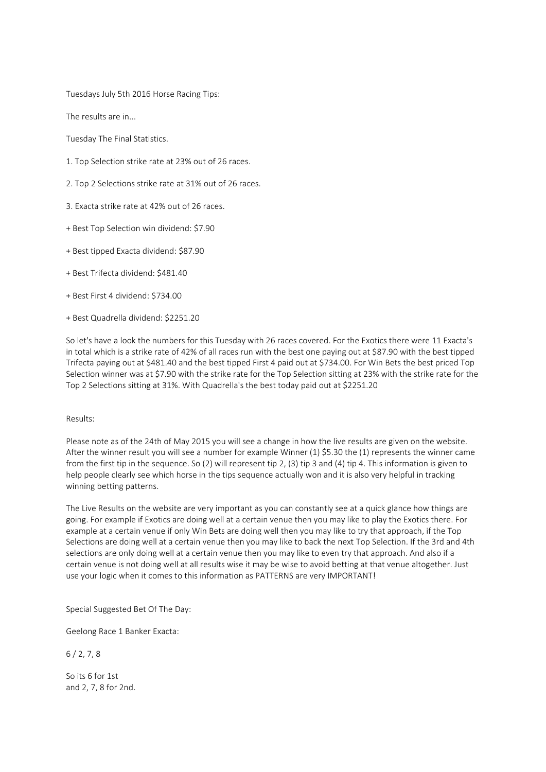Tuesdays July 5th 2016 Horse Racing Tips:

The results are in...

Tuesday The Final Statistics.

1. Top Selection strike rate at 23% out of 26 races.

2. Top 2 Selections strike rate at 31% out of 26 races.

3. Exacta strike rate at 42% out of 26 races.

+ Best Top Selection win dividend: $7.90

+ Best tipped Exacta dividend: $87.90

+ Best Trifecta dividend: $481.40

+ Best First 4 dividend: $734.00

+ Best Quadrella dividend: $2251.20

So let's have a look the numbers for this Tuesday with 26 races covered. For the Exotics there were 11 Exacta's in total which is a strike rate of 42% of all races run with the best one paying out at $87.90 with the best tipped Trifecta paying out at $481.40 and the best tipped First 4 paid out at $734.00. For Win Bets the best priced Top Selection winner was at $7.90 with the strike rate for the Top Selection sitting at 23% with the strike rate for the Top 2 Selections sitting at 31%. With Quadrella's the best today paid out at $2251.20

Results:

Please note as of the 24th of May 2015 you will see a change in how the live results are given on the website. After the winner result you will see a number for example Winner (1) $5.30 the (1) represents the winner came from the first tip in the sequence. So (2) will represent tip 2, (3) tip 3 and (4) tip 4. This information is given to help people clearly see which horse in the tips sequence actually won and it is also very helpful in tracking winning betting patterns.

The Live Results on the website are very important as you can constantly see at a quick glance how things are going. For example if Exotics are doing well at a certain venue then you may like to play the Exotics there. For example at a certain venue if only Win Bets are doing well then you may like to try that approach, if the Top Selections are doing well at a certain venue then you may like to back the next Top Selection. If the 3rd and 4th selections are only doing well at a certain venue then you may like to even try that approach. And also if a certain venue is not doing well at all results wise it may be wise to avoid betting at that venue altogether. Just use your logic when it comes to this information as PATTERNS are very IMPORTANT!

Special Suggested Bet Of The Day:

Geelong Race 1 Banker Exacta:

6 / 2, 7, 8

So its 6 for 1st
and 2, 7, 8 for 2nd.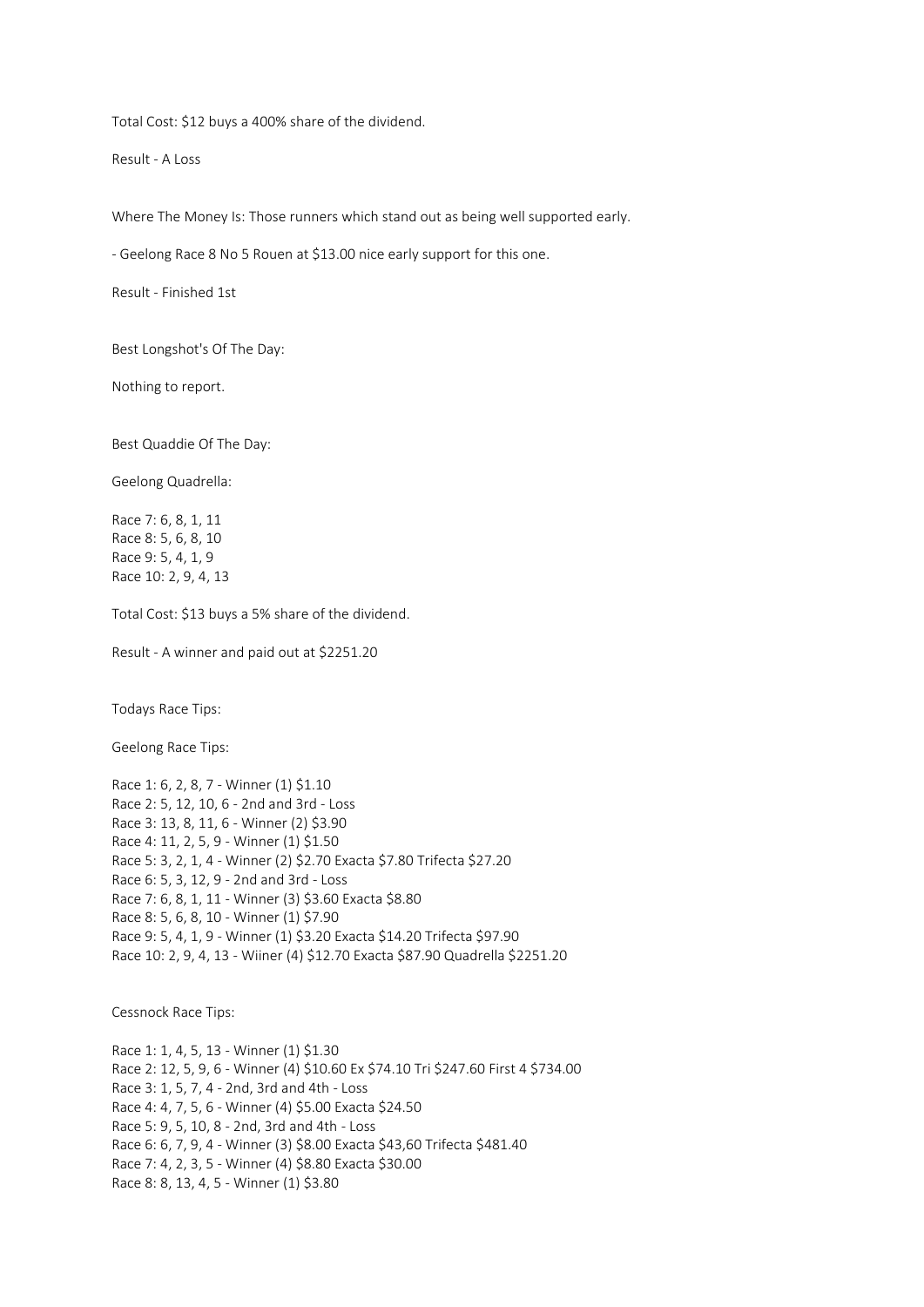Total Cost: $12 buys a 400% share of the dividend.

Result - A Loss

Where The Money Is: Those runners which stand out as being well supported early.

- Geelong Race 8 No 5 Rouen at $13.00 nice early support for this one.

Result - Finished 1st

Best Longshot's Of The Day:

Nothing to report.

Best Quaddie Of The Day:

Geelong Quadrella:

Race 7: 6, 8, 1, 11
Race 8: 5, 6, 8, 10
Race 9: 5, 4, 1, 9
Race 10: 2, 9, 4, 13

Total Cost: $13 buys a 5% share of the dividend.

Result - A winner and paid out at $2251.20

Todays Race Tips:

Geelong Race Tips:

Race 1: 6, 2, 8, 7 - Winner (1) $1.10
Race 2: 5, 12, 10, 6 - 2nd and 3rd - Loss
Race 3: 13, 8, 11, 6 - Winner (2) $3.90
Race 4: 11, 2, 5, 9 - Winner (1) $1.50
Race 5: 3, 2, 1, 4 - Winner (2) $2.70 Exacta $7.80 Trifecta $27.20
Race 6: 5, 3, 12, 9 - 2nd and 3rd - Loss
Race 7: 6, 8, 1, 11 - Winner (3) $3.60 Exacta $8.80
Race 8: 5, 6, 8, 10 - Winner (1) $7.90
Race 9: 5, 4, 1, 9 - Winner (1) $3.20 Exacta $14.20 Trifecta $97.90
Race 10: 2, 9, 4, 13 - Wiiner (4) $12.70 Exacta $87.90 Quadrella $2251.20

Cessnock Race Tips:

Race 1: 1, 4, 5, 13 - Winner (1) $1.30
Race 2: 12, 5, 9, 6 - Winner (4) $10.60 Ex $74.10 Tri $247.60 First 4 $734.00
Race 3: 1, 5, 7, 4 - 2nd, 3rd and 4th - Loss
Race 4: 4, 7, 5, 6 - Winner (4) $5.00 Exacta $24.50
Race 5: 9, 5, 10, 8 - 2nd, 3rd and 4th - Loss
Race 6: 6, 7, 9, 4 - Winner (3) $8.00 Exacta $43,60 Trifecta $481.40
Race 7: 4, 2, 3, 5 - Winner (4) $8.80 Exacta $30.00
Race 8: 8, 13, 4, 5 - Winner (1) $3.80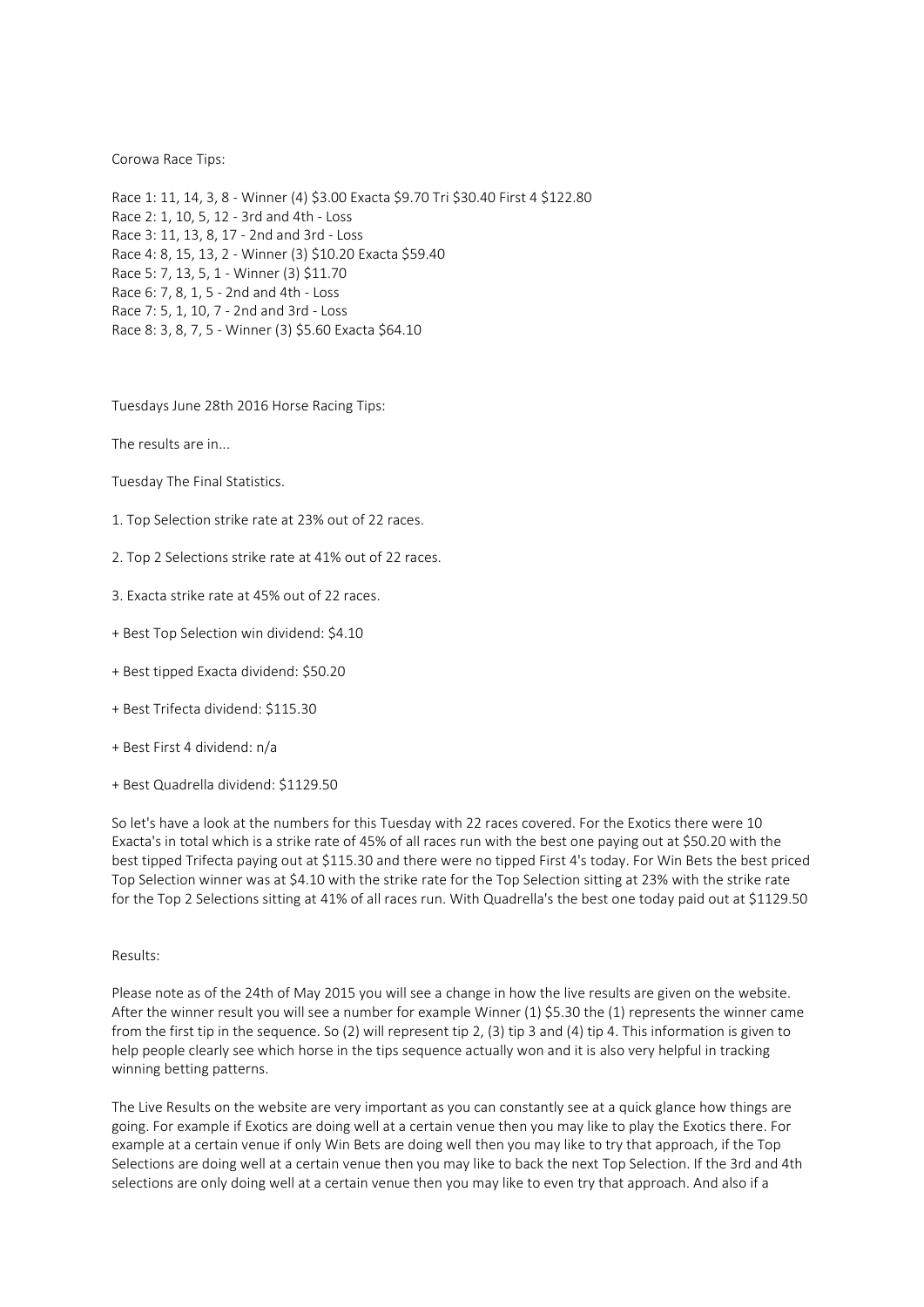Corowa Race Tips:

Race 1: 11, 14, 3, 8 - Winner (4) $3.00 Exacta $9.70 Tri $30.40 First 4 $122.80
Race 2: 1, 10, 5, 12 - 3rd and 4th - Loss
Race 3: 11, 13, 8, 17 - 2nd and 3rd - Loss
Race 4: 8, 15, 13, 2 - Winner (3) $10.20 Exacta $59.40
Race 5: 7, 13, 5, 1 - Winner (3) $11.70
Race 6: 7, 8, 1, 5 - 2nd and 4th - Loss
Race 7: 5, 1, 10, 7 - 2nd and 3rd - Loss
Race 8: 3, 8, 7, 5 - Winner (3) $5.60 Exacta $64.10

Tuesdays June 28th 2016 Horse Racing Tips:

The results are in...

Tuesday The Final Statistics.

1. Top Selection strike rate at 23% out of 22 races.

2. Top 2 Selections strike rate at 41% out of 22 races.

3. Exacta strike rate at 45% out of 22 races.

+ Best Top Selection win dividend: $4.10

+ Best tipped Exacta dividend: $50.20

+ Best Trifecta dividend: $115.30

+ Best First 4 dividend: n/a

+ Best Quadrella dividend: $1129.50

So let's have a look at the numbers for this Tuesday with 22 races covered. For the Exotics there were 10 Exacta's in total which is a strike rate of 45% of all races run with the best one paying out at $50.20 with the best tipped Trifecta paying out at $115.30 and there were no tipped First 4's today. For Win Bets the best priced Top Selection winner was at $4.10 with the strike rate for the Top Selection sitting at 23% with the strike rate for the Top 2 Selections sitting at 41% of all races run. With Quadrella's the best one today paid out at $1129.50

Results:

Please note as of the 24th of May 2015 you will see a change in how the live results are given on the website. After the winner result you will see a number for example Winner (1) $5.30 the (1) represents the winner came from the first tip in the sequence. So (2) will represent tip 2, (3) tip 3 and (4) tip 4. This information is given to help people clearly see which horse in the tips sequence actually won and it is also very helpful in tracking winning betting patterns.

The Live Results on the website are very important as you can constantly see at a quick glance how things are going. For example if Exotics are doing well at a certain venue then you may like to play the Exotics there. For example at a certain venue if only Win Bets are doing well then you may like to try that approach, if the Top Selections are doing well at a certain venue then you may like to back the next Top Selection. If the 3rd and 4th selections are only doing well at a certain venue then you may like to even try that approach. And also if a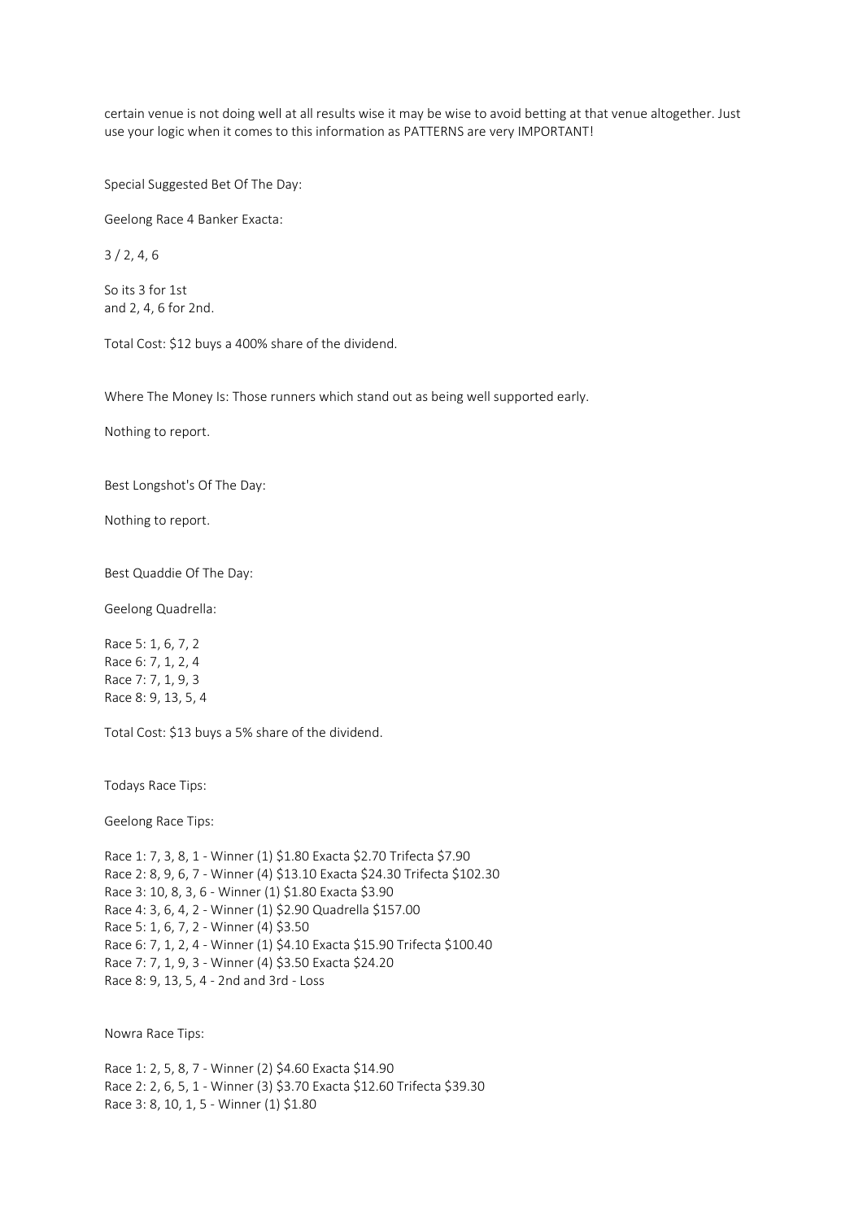certain venue is not doing well at all results wise it may be wise to avoid betting at that venue altogether. Just use your logic when it comes to this information as PATTERNS are very IMPORTANT!

Special Suggested Bet Of The Day:

Geelong Race 4 Banker Exacta:

3 / 2, 4, 6

So its 3 for 1st
and 2, 4, 6 for 2nd.

Total Cost: $12 buys a 400% share of the dividend.

Where The Money Is: Those runners which stand out as being well supported early.

Nothing to report.

Best Longshot's Of The Day:

Nothing to report.

Best Quaddie Of The Day:

Geelong Quadrella:

Race 5: 1, 6, 7, 2
Race 6: 7, 1, 2, 4
Race 7: 7, 1, 9, 3
Race 8: 9, 13, 5, 4

Total Cost: $13 buys a 5% share of the dividend.

Todays Race Tips:

Geelong Race Tips:

Race 1: 7, 3, 8, 1 - Winner (1) $1.80 Exacta $2.70 Trifecta $7.90
Race 2: 8, 9, 6, 7 - Winner (4) $13.10 Exacta $24.30 Trifecta $102.30
Race 3: 10, 8, 3, 6 - Winner (1) $1.80 Exacta $3.90
Race 4: 3, 6, 4, 2 - Winner (1) $2.90 Quadrella $157.00
Race 5: 1, 6, 7, 2 - Winner (4) $3.50
Race 6: 7, 1, 2, 4 - Winner (1) $4.10 Exacta $15.90 Trifecta $100.40
Race 7: 7, 1, 9, 3 - Winner (4) $3.50 Exacta $24.20
Race 8: 9, 13, 5, 4 - 2nd and 3rd - Loss

Nowra Race Tips:

Race 1: 2, 5, 8, 7 - Winner (2) $4.60 Exacta $14.90
Race 2: 2, 6, 5, 1 - Winner (3) $3.70 Exacta $12.60 Trifecta $39.30
Race 3: 8, 10, 1, 5 - Winner (1) $1.80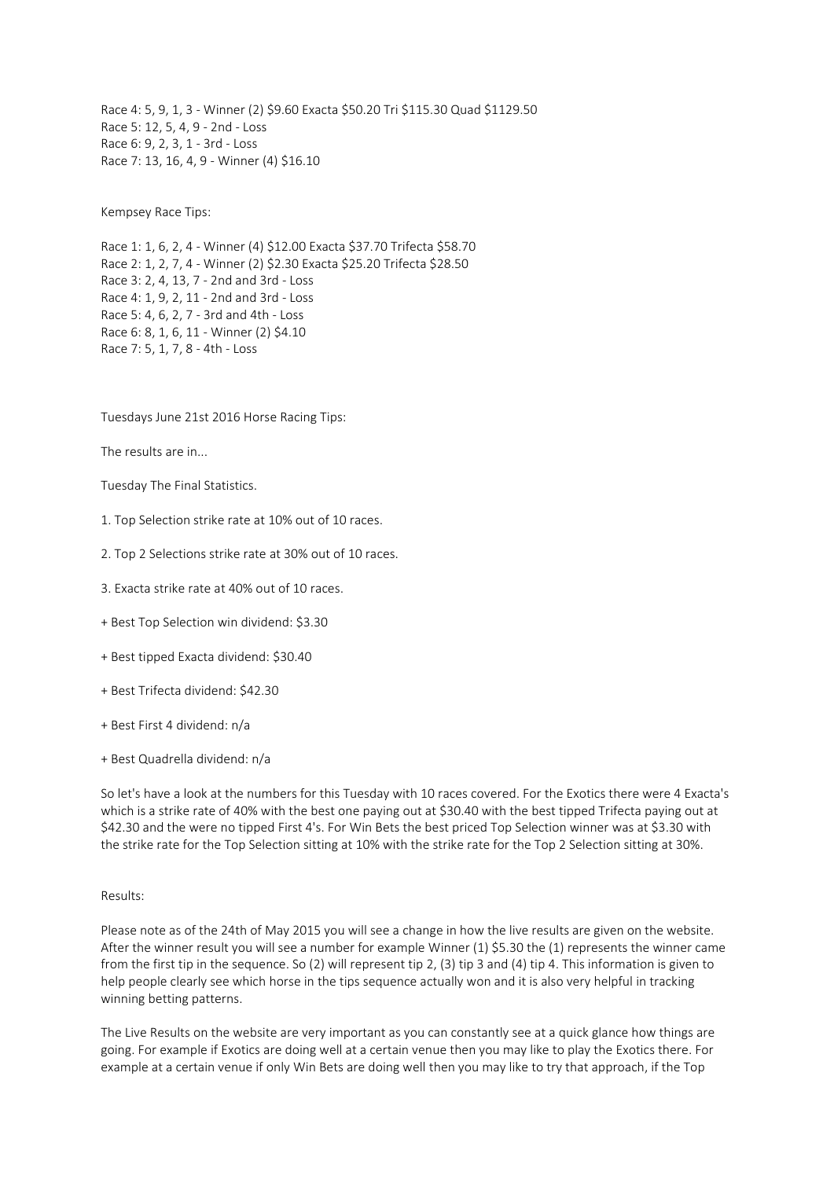Race 4: 5, 9, 1, 3 - Winner (2) $9.60 Exacta $50.20 Tri $115.30 Quad $1129.50
Race 5: 12, 5, 4, 9 - 2nd - Loss
Race 6: 9, 2, 3, 1 - 3rd - Loss
Race 7: 13, 16, 4, 9 - Winner (4) $16.10

Kempsey Race Tips:

Race 1: 1, 6, 2, 4 - Winner (4) $12.00 Exacta $37.70 Trifecta $58.70
Race 2: 1, 2, 7, 4 - Winner (2) $2.30 Exacta $25.20 Trifecta $28.50
Race 3: 2, 4, 13, 7 - 2nd and 3rd - Loss
Race 4: 1, 9, 2, 11 - 2nd and 3rd - Loss
Race 5: 4, 6, 2, 7 - 3rd and 4th - Loss
Race 6: 8, 1, 6, 11 - Winner (2) $4.10
Race 7: 5, 1, 7, 8 - 4th - Loss

Tuesdays June 21st 2016 Horse Racing Tips:

The results are in...

Tuesday The Final Statistics.

1. Top Selection strike rate at 10% out of 10 races.

2. Top 2 Selections strike rate at 30% out of 10 races.

3. Exacta strike rate at 40% out of 10 races.

+ Best Top Selection win dividend: $3.30

+ Best tipped Exacta dividend: $30.40

+ Best Trifecta dividend: $42.30

+ Best First 4 dividend: n/a

+ Best Quadrella dividend: n/a

So let's have a look at the numbers for this Tuesday with 10 races covered. For the Exotics there were 4 Exacta's which is a strike rate of 40% with the best one paying out at $30.40 with the best tipped Trifecta paying out at $42.30 and the were no tipped First 4's. For Win Bets the best priced Top Selection winner was at $3.30 with the strike rate for the Top Selection sitting at 10% with the strike rate for the Top 2 Selection sitting at 30%.

Results:

Please note as of the 24th of May 2015 you will see a change in how the live results are given on the website. After the winner result you will see a number for example Winner (1) $5.30 the (1) represents the winner came from the first tip in the sequence. So (2) will represent tip 2, (3) tip 3 and (4) tip 4. This information is given to help people clearly see which horse in the tips sequence actually won and it is also very helpful in tracking winning betting patterns.

The Live Results on the website are very important as you can constantly see at a quick glance how things are going. For example if Exotics are doing well at a certain venue then you may like to play the Exotics there. For example at a certain venue if only Win Bets are doing well then you may like to try that approach, if the Top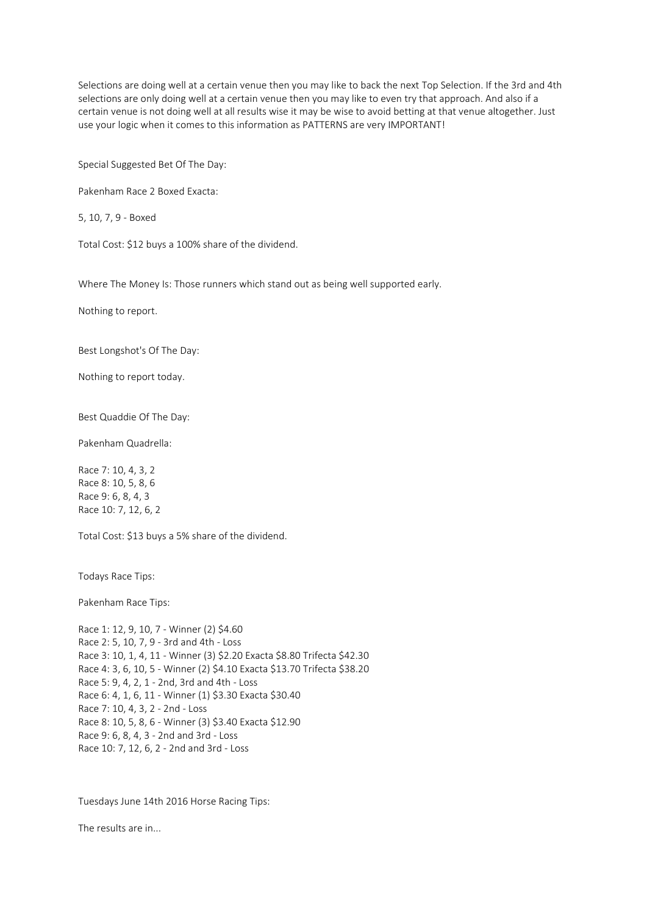Selections are doing well at a certain venue then you may like to back the next Top Selection. If the 3rd and 4th selections are only doing well at a certain venue then you may like to even try that approach. And also if a certain venue is not doing well at all results wise it may be wise to avoid betting at that venue altogether. Just use your logic when it comes to this information as PATTERNS are very IMPORTANT!

Special Suggested Bet Of The Day:

Pakenham Race 2 Boxed Exacta:

5, 10, 7, 9 - Boxed

Total Cost: $12 buys a 100% share of the dividend.

Where The Money Is: Those runners which stand out as being well supported early.

Nothing to report.

Best Longshot's Of The Day:

Nothing to report today.

Best Quaddie Of The Day:

Pakenham Quadrella:

Race 7: 10, 4, 3, 2
Race 8: 10, 5, 8, 6
Race 9: 6, 8, 4, 3
Race 10: 7, 12, 6, 2

Total Cost: $13 buys a 5% share of the dividend.

Todays Race Tips:

Pakenham Race Tips:

Race 1: 12, 9, 10, 7 - Winner (2) $4.60
Race 2: 5, 10, 7, 9 - 3rd and 4th - Loss
Race 3: 10, 1, 4, 11 - Winner (3) $2.20 Exacta $8.80 Trifecta $42.30
Race 4: 3, 6, 10, 5 - Winner (2) $4.10 Exacta $13.70 Trifecta $38.20
Race 5: 9, 4, 2, 1 - 2nd, 3rd and 4th - Loss
Race 6: 4, 1, 6, 11 - Winner (1) $3.30 Exacta $30.40
Race 7: 10, 4, 3, 2 - 2nd - Loss
Race 8: 10, 5, 8, 6 - Winner (3) $3.40 Exacta $12.90
Race 9: 6, 8, 4, 3 - 2nd and 3rd - Loss
Race 10: 7, 12, 6, 2 - 2nd and 3rd - Loss

Tuesdays June 14th 2016 Horse Racing Tips:

The results are in...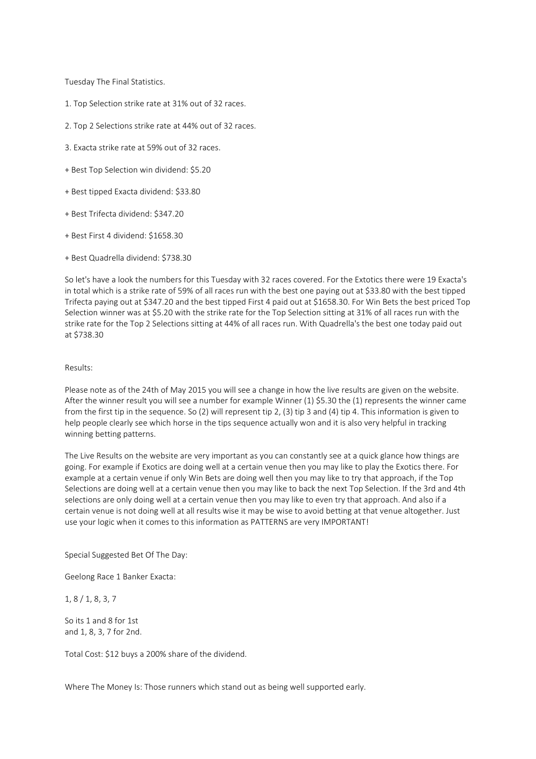Tuesday The Final Statistics.

1. Top Selection strike rate at 31% out of 32 races.

2. Top 2 Selections strike rate at 44% out of 32 races.

3. Exacta strike rate at 59% out of 32 races.

+ Best Top Selection win dividend: $5.20

+ Best tipped Exacta dividend: $33.80

+ Best Trifecta dividend: $347.20

+ Best First 4 dividend: $1658.30

+ Best Quadrella dividend: $738.30

So let's have a look the numbers for this Tuesday with 32 races covered. For the Extotics there were 19 Exacta's in total which is a strike rate of 59% of all races run with the best one paying out at $33.80 with the best tipped Trifecta paying out at $347.20 and the best tipped First 4 paid out at $1658.30. For Win Bets the best priced Top Selection winner was at $5.20 with the strike rate for the Top Selection sitting at 31% of all races run with the strike rate for the Top 2 Selections sitting at 44% of all races run. With Quadrella's the best one today paid out at $738.30

Results:

Please note as of the 24th of May 2015 you will see a change in how the live results are given on the website. After the winner result you will see a number for example Winner (1) $5.30 the (1) represents the winner came from the first tip in the sequence. So (2) will represent tip 2, (3) tip 3 and (4) tip 4. This information is given to help people clearly see which horse in the tips sequence actually won and it is also very helpful in tracking winning betting patterns.

The Live Results on the website are very important as you can constantly see at a quick glance how things are going. For example if Exotics are doing well at a certain venue then you may like to play the Exotics there. For example at a certain venue if only Win Bets are doing well then you may like to try that approach, if the Top Selections are doing well at a certain venue then you may like to back the next Top Selection. If the 3rd and 4th selections are only doing well at a certain venue then you may like to even try that approach. And also if a certain venue is not doing well at all results wise it may be wise to avoid betting at that venue altogether. Just use your logic when it comes to this information as PATTERNS are very IMPORTANT!

Special Suggested Bet Of The Day:

Geelong Race 1 Banker Exacta:

1, 8 / 1, 8, 3, 7

So its 1 and 8 for 1st
and 1, 8, 3, 7 for 2nd.

Total Cost: $12 buys a 200% share of the dividend.

Where The Money Is: Those runners which stand out as being well supported early.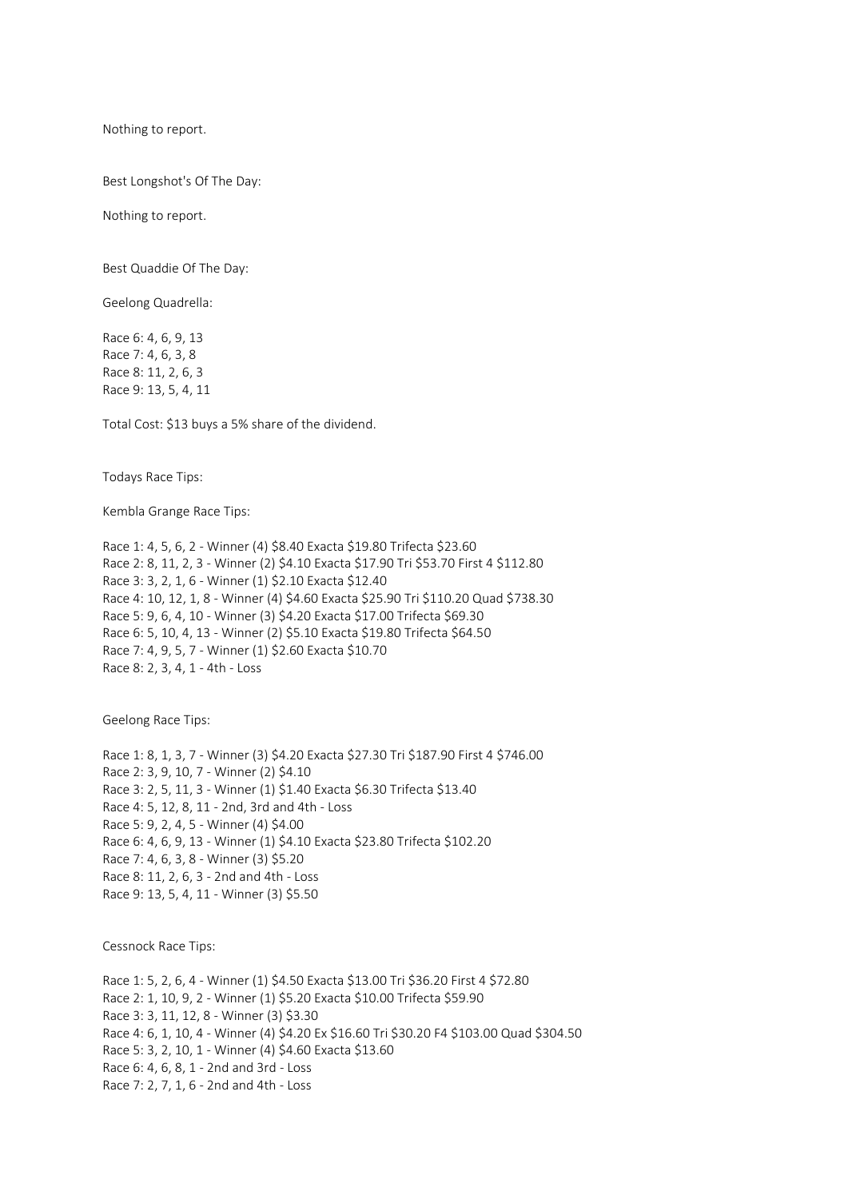Nothing to report.

Best Longshot's Of The Day:

Nothing to report.

Best Quaddie Of The Day:

Geelong Quadrella:

Race 6: 4, 6, 9, 13
Race 7: 4, 6, 3, 8
Race 8: 11, 2, 6, 3
Race 9: 13, 5, 4, 11

Total Cost: $13 buys a 5% share of the dividend.

Todays Race Tips:

Kembla Grange Race Tips:

Race 1: 4, 5, 6, 2 - Winner (4) $8.40 Exacta $19.80 Trifecta $23.60
Race 2: 8, 11, 2, 3 - Winner (2) $4.10 Exacta $17.90 Tri $53.70 First 4 $112.80
Race 3: 3, 2, 1, 6 - Winner (1) $2.10 Exacta $12.40
Race 4: 10, 12, 1, 8 - Winner (4) $4.60 Exacta $25.90 Tri $110.20 Quad $738.30
Race 5: 9, 6, 4, 10 - Winner (3) $4.20 Exacta $17.00 Trifecta $69.30
Race 6: 5, 10, 4, 13 - Winner (2) $5.10 Exacta $19.80 Trifecta $64.50
Race 7: 4, 9, 5, 7 - Winner (1) $2.60 Exacta $10.70
Race 8: 2, 3, 4, 1 - 4th - Loss

Geelong Race Tips:

Race 1: 8, 1, 3, 7 - Winner (3) $4.20 Exacta $27.30 Tri $187.90 First 4 $746.00
Race 2: 3, 9, 10, 7 - Winner (2) $4.10
Race 3: 2, 5, 11, 3 - Winner (1) $1.40 Exacta $6.30 Trifecta $13.40
Race 4: 5, 12, 8, 11 - 2nd, 3rd and 4th - Loss
Race 5: 9, 2, 4, 5 - Winner (4) $4.00
Race 6: 4, 6, 9, 13 - Winner (1) $4.10 Exacta $23.80 Trifecta $102.20
Race 7: 4, 6, 3, 8 - Winner (3) $5.20
Race 8: 11, 2, 6, 3 - 2nd and 4th - Loss
Race 9: 13, 5, 4, 11 - Winner (3) $5.50

Cessnock Race Tips:

Race 1: 5, 2, 6, 4 - Winner (1) $4.50 Exacta $13.00 Tri $36.20 First 4 $72.80
Race 2: 1, 10, 9, 2 - Winner (1) $5.20 Exacta $10.00 Trifecta $59.90
Race 3: 3, 11, 12, 8 - Winner (3) $3.30
Race 4: 6, 1, 10, 4 - Winner (4) $4.20 Ex $16.60 Tri $30.20 F4 $103.00 Quad $304.50
Race 5: 3, 2, 10, 1 - Winner (4) $4.60 Exacta $13.60
Race 6: 4, 6, 8, 1 - 2nd and 3rd - Loss
Race 7: 2, 7, 1, 6 - 2nd and 4th - Loss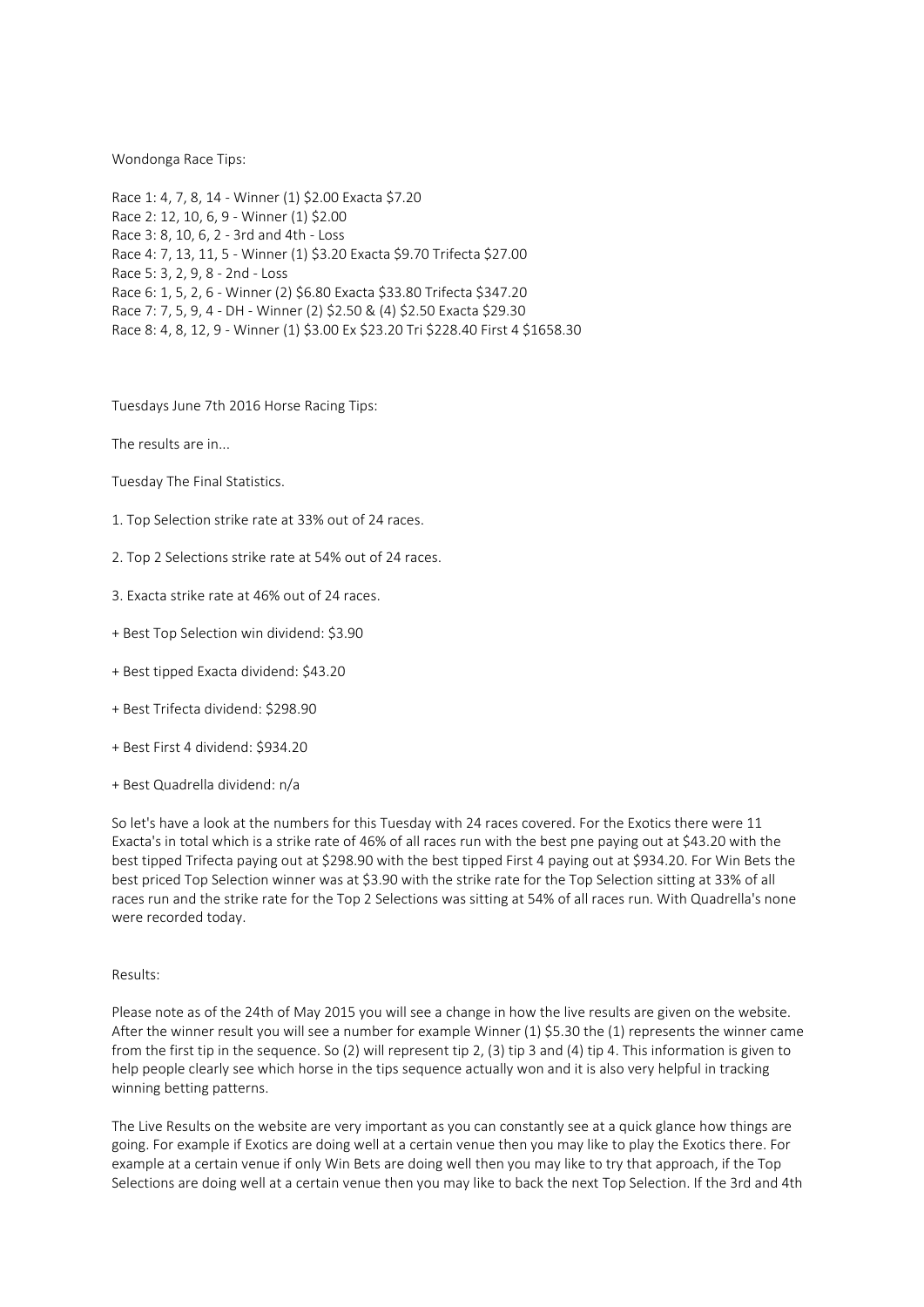Wondonga Race Tips:

Race 1: 4, 7, 8, 14 - Winner (1) $2.00 Exacta $7.20
Race 2: 12, 10, 6, 9 - Winner (1) $2.00
Race 3: 8, 10, 6, 2 - 3rd and 4th - Loss
Race 4: 7, 13, 11, 5 - Winner (1) $3.20 Exacta $9.70 Trifecta $27.00
Race 5: 3, 2, 9, 8 - 2nd - Loss
Race 6: 1, 5, 2, 6 - Winner (2) $6.80 Exacta $33.80 Trifecta $347.20
Race 7: 7, 5, 9, 4 - DH - Winner (2) $2.50 & (4) $2.50 Exacta $29.30
Race 8: 4, 8, 12, 9 - Winner (1) $3.00 Ex $23.20 Tri $228.40 First 4 $1658.30

Tuesdays June 7th 2016 Horse Racing Tips:

The results are in...

Tuesday The Final Statistics.

1. Top Selection strike rate at 33% out of 24 races.

2. Top 2 Selections strike rate at 54% out of 24 races.

3. Exacta strike rate at 46% out of 24 races.

+ Best Top Selection win dividend: $3.90

+ Best tipped Exacta dividend: $43.20

+ Best Trifecta dividend: $298.90

+ Best First 4 dividend: $934.20

+ Best Quadrella dividend: n/a

So let's have a look at the numbers for this Tuesday with 24 races covered. For the Exotics there were 11 Exacta's in total which is a strike rate of 46% of all races run with the best pne paying out at $43.20 with the best tipped Trifecta paying out at $298.90 with the best tipped First 4 paying out at $934.20. For Win Bets the best priced Top Selection winner was at $3.90 with the strike rate for the Top Selection sitting at 33% of all races run and the strike rate for the Top 2 Selections was sitting at 54% of all races run. With Quadrella's none were recorded today.

Results:

Please note as of the 24th of May 2015 you will see a change in how the live results are given on the website. After the winner result you will see a number for example Winner (1) $5.30 the (1) represents the winner came from the first tip in the sequence. So (2) will represent tip 2, (3) tip 3 and (4) tip 4. This information is given to help people clearly see which horse in the tips sequence actually won and it is also very helpful in tracking winning betting patterns.

The Live Results on the website are very important as you can constantly see at a quick glance how things are going. For example if Exotics are doing well at a certain venue then you may like to play the Exotics there. For example at a certain venue if only Win Bets are doing well then you may like to try that approach, if the Top Selections are doing well at a certain venue then you may like to back the next Top Selection. If the 3rd and 4th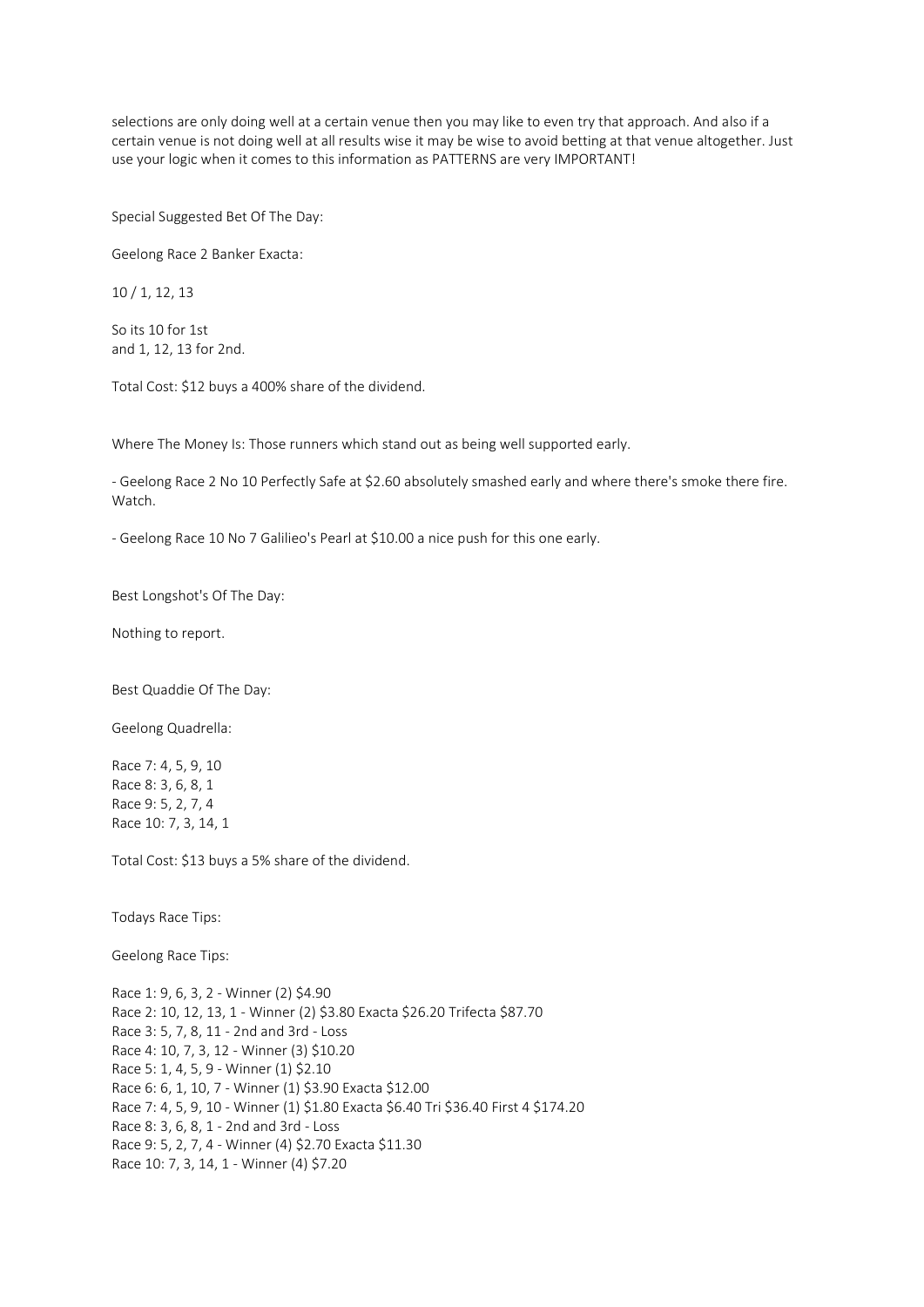selections are only doing well at a certain venue then you may like to even try that approach. And also if a certain venue is not doing well at all results wise it may be wise to avoid betting at that venue altogether. Just use your logic when it comes to this information as PATTERNS are very IMPORTANT!

Special Suggested Bet Of The Day:

Geelong Race 2 Banker Exacta:

10 / 1, 12, 13

So its 10 for 1st
and 1, 12, 13 for 2nd.

Total Cost: $12 buys a 400% share of the dividend.

Where The Money Is: Those runners which stand out as being well supported early.

- Geelong Race 2 No 10 Perfectly Safe at $2.60 absolutely smashed early and where there's smoke there fire. Watch.

- Geelong Race 10 No 7 Galilieo's Pearl at $10.00 a nice push for this one early.

Best Longshot's Of The Day:

Nothing to report.

Best Quaddie Of The Day:

Geelong Quadrella:

Race 7: 4, 5, 9, 10
Race 8: 3, 6, 8, 1
Race 9: 5, 2, 7, 4
Race 10: 7, 3, 14, 1

Total Cost: $13 buys a 5% share of the dividend.

Todays Race Tips:

Geelong Race Tips:

Race 1: 9, 6, 3, 2 - Winner (2) $4.90
Race 2: 10, 12, 13, 1 - Winner (2) $3.80 Exacta $26.20 Trifecta $87.70
Race 3: 5, 7, 8, 11 - 2nd and 3rd - Loss
Race 4: 10, 7, 3, 12 - Winner (3) $10.20
Race 5: 1, 4, 5, 9 - Winner (1) $2.10
Race 6: 6, 1, 10, 7 - Winner (1) $3.90 Exacta $12.00
Race 7: 4, 5, 9, 10 - Winner (1) $1.80 Exacta $6.40 Tri $36.40 First 4 $174.20
Race 8: 3, 6, 8, 1 - 2nd and 3rd - Loss
Race 9: 5, 2, 7, 4 - Winner (4) $2.70 Exacta $11.30
Race 10: 7, 3, 14, 1 - Winner (4) $7.20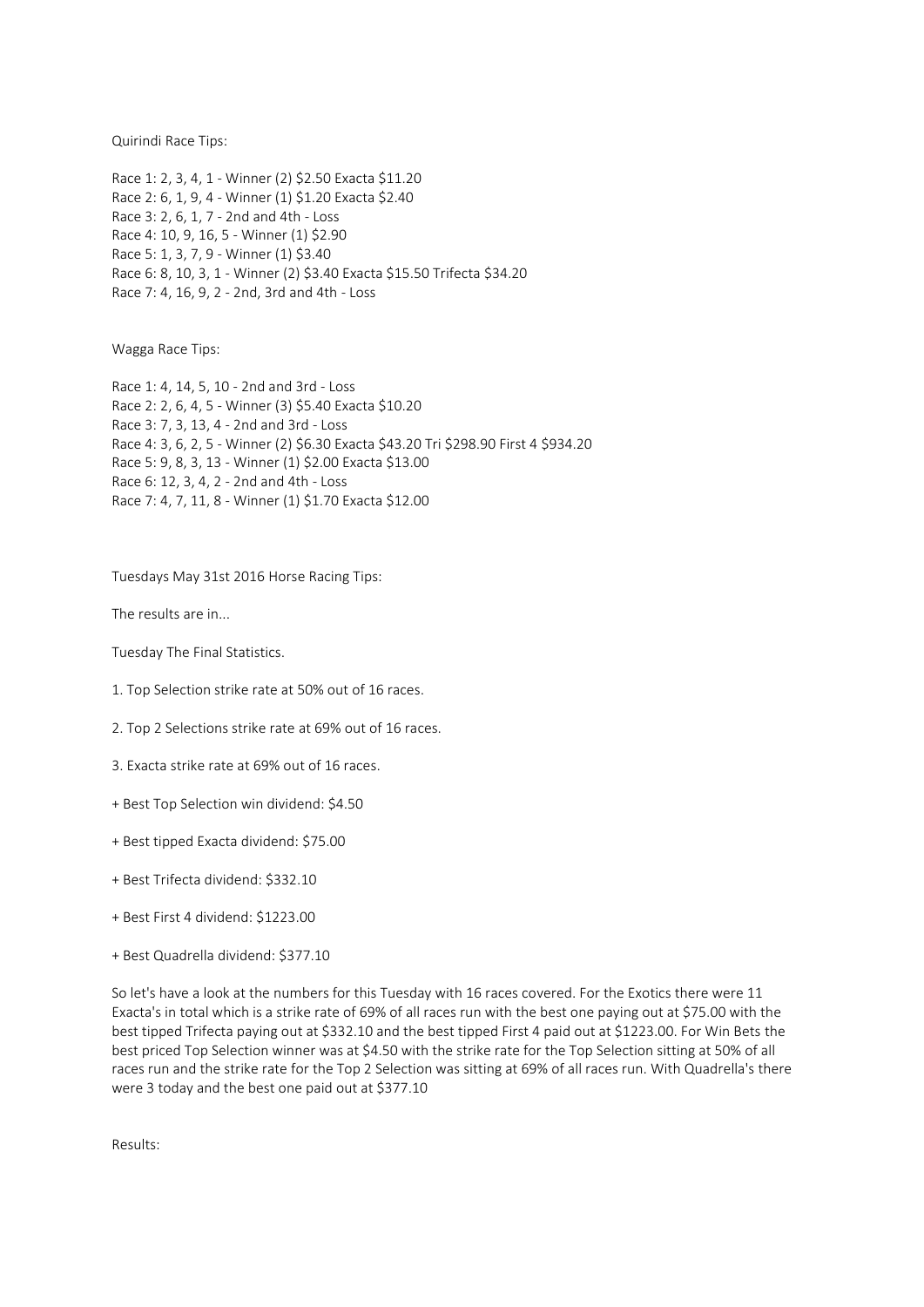Quirindi Race Tips:

Race 1: 2, 3, 4, 1 - Winner (2) $2.50 Exacta $11.20
Race 2: 6, 1, 9, 4 - Winner (1) $1.20 Exacta $2.40
Race 3: 2, 6, 1, 7 - 2nd and 4th - Loss
Race 4: 10, 9, 16, 5 - Winner (1) $2.90
Race 5: 1, 3, 7, 9 - Winner (1) $3.40
Race 6: 8, 10, 3, 1 - Winner (2) $3.40 Exacta $15.50 Trifecta $34.20
Race 7: 4, 16, 9, 2 - 2nd, 3rd and 4th - Loss

Wagga Race Tips:

Race 1: 4, 14, 5, 10 - 2nd and 3rd - Loss
Race 2: 2, 6, 4, 5 - Winner (3) $5.40 Exacta $10.20
Race 3: 7, 3, 13, 4 - 2nd and 3rd - Loss
Race 4: 3, 6, 2, 5 - Winner (2) $6.30 Exacta $43.20 Tri $298.90 First 4 $934.20
Race 5: 9, 8, 3, 13 - Winner (1) $2.00 Exacta $13.00
Race 6: 12, 3, 4, 2 - 2nd and 4th - Loss
Race 7: 4, 7, 11, 8 - Winner (1) $1.70 Exacta $12.00

Tuesdays May 31st 2016 Horse Racing Tips:

The results are in...

Tuesday The Final Statistics.

1. Top Selection strike rate at 50% out of 16 races.

2. Top 2 Selections strike rate at 69% out of 16 races.

3. Exacta strike rate at 69% out of 16 races.

+ Best Top Selection win dividend: $4.50

+ Best tipped Exacta dividend: $75.00

+ Best Trifecta dividend: $332.10

+ Best First 4 dividend: $1223.00

+ Best Quadrella dividend: $377.10

So let's have a look at the numbers for this Tuesday with 16 races covered. For the Exotics there were 11 Exacta's in total which is a strike rate of 69% of all races run with the best one paying out at $75.00 with the best tipped Trifecta paying out at $332.10 and the best tipped First 4 paid out at $1223.00. For Win Bets the best priced Top Selection winner was at $4.50 with the strike rate for the Top Selection sitting at 50% of all races run and the strike rate for the Top 2 Selection was sitting at 69% of all races run. With Quadrella's there were 3 today and the best one paid out at $377.10

Results: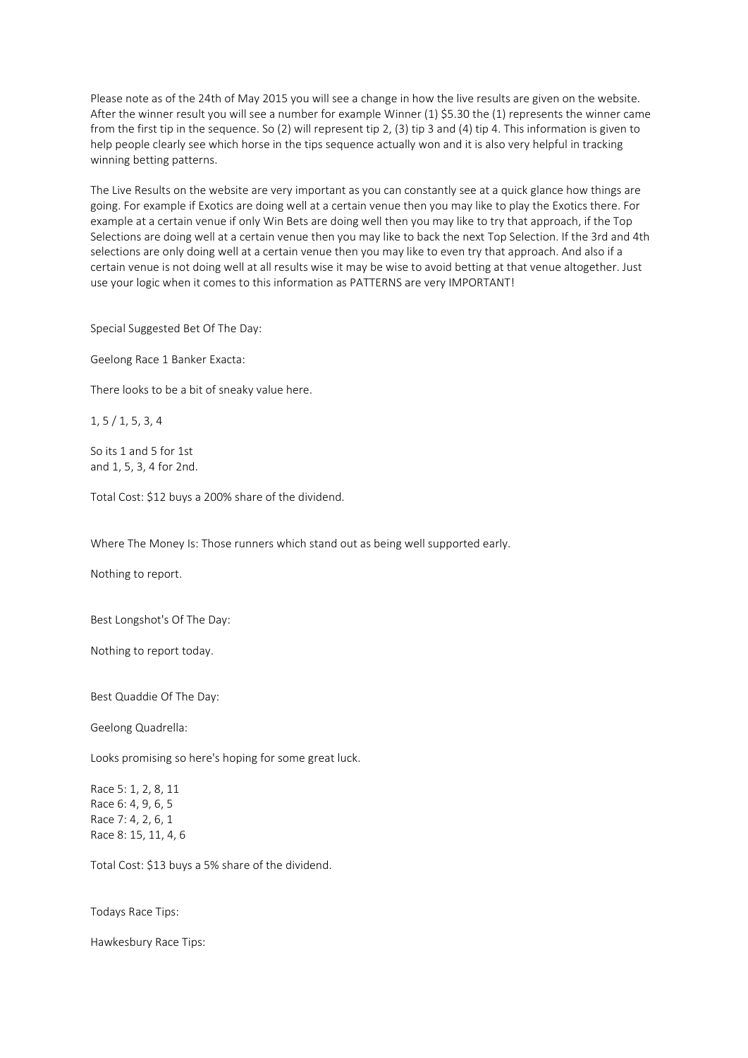Please note as of the 24th of May 2015 you will see a change in how the live results are given on the website. After the winner result you will see a number for example Winner (1) $5.30 the (1) represents the winner came from the first tip in the sequence. So (2) will represent tip 2, (3) tip 3 and (4) tip 4. This information is given to help people clearly see which horse in the tips sequence actually won and it is also very helpful in tracking winning betting patterns.

The Live Results on the website are very important as you can constantly see at a quick glance how things are going. For example if Exotics are doing well at a certain venue then you may like to play the Exotics there. For example at a certain venue if only Win Bets are doing well then you may like to try that approach, if the Top Selections are doing well at a certain venue then you may like to back the next Top Selection. If the 3rd and 4th selections are only doing well at a certain venue then you may like to even try that approach. And also if a certain venue is not doing well at all results wise it may be wise to avoid betting at that venue altogether. Just use your logic when it comes to this information as PATTERNS are very IMPORTANT!

Special Suggested Bet Of The Day:

Geelong Race 1 Banker Exacta:

There looks to be a bit of sneaky value here.

1, 5 / 1, 5, 3, 4

So its 1 and 5 for 1st
and 1, 5, 3, 4 for 2nd.

Total Cost: $12 buys a 200% share of the dividend.

Where The Money Is: Those runners which stand out as being well supported early.

Nothing to report.

Best Longshot's Of The Day:

Nothing to report today.

Best Quaddie Of The Day:

Geelong Quadrella:

Looks promising so here's hoping for some great luck.

Race 5: 1, 2, 8, 11
Race 6: 4, 9, 6, 5
Race 7: 4, 2, 6, 1
Race 8: 15, 11, 4, 6

Total Cost: $13 buys a 5% share of the dividend.

Todays Race Tips:

Hawkesbury Race Tips: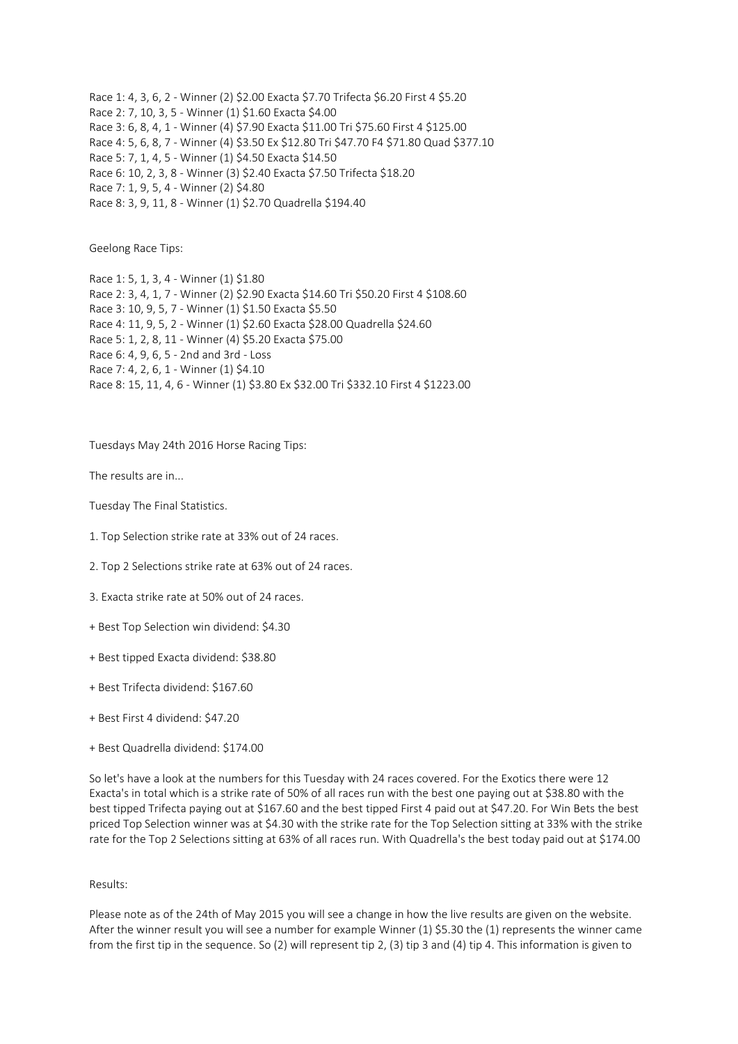Race 1: 4, 3, 6, 2 - Winner (2) $2.00 Exacta $7.70 Trifecta $6.20 First 4 $5.20
Race 2: 7, 10, 3, 5 - Winner (1) $1.60 Exacta $4.00
Race 3: 6, 8, 4, 1 - Winner (4) $7.90 Exacta $11.00 Tri $75.60 First 4 $125.00
Race 4: 5, 6, 8, 7 - Winner (4) $3.50 Ex $12.80 Tri $47.70 F4 $71.80 Quad $377.10
Race 5: 7, 1, 4, 5 - Winner (1) $4.50 Exacta $14.50
Race 6: 10, 2, 3, 8 - Winner (3) $2.40 Exacta $7.50 Trifecta $18.20
Race 7: 1, 9, 5, 4 - Winner (2) $4.80
Race 8: 3, 9, 11, 8 - Winner (1) $2.70 Quadrella $194.40

Geelong Race Tips:

Race 1: 5, 1, 3, 4 - Winner (1) $1.80
Race 2: 3, 4, 1, 7 - Winner (2) $2.90 Exacta $14.60 Tri $50.20 First 4 $108.60
Race 3: 10, 9, 5, 7 - Winner (1) $1.50 Exacta $5.50
Race 4: 11, 9, 5, 2 - Winner (1) $2.60 Exacta $28.00 Quadrella $24.60
Race 5: 1, 2, 8, 11 - Winner (4) $5.20 Exacta $75.00
Race 6: 4, 9, 6, 5 - 2nd and 3rd - Loss
Race 7: 4, 2, 6, 1 - Winner (1) $4.10
Race 8: 15, 11, 4, 6 - Winner (1) $3.80 Ex $32.00 Tri $332.10 First 4 $1223.00

Tuesdays May 24th 2016 Horse Racing Tips:

The results are in...

Tuesday The Final Statistics.

1. Top Selection strike rate at 33% out of 24 races.

2. Top 2 Selections strike rate at 63% out of 24 races.

3. Exacta strike rate at 50% out of 24 races.

+ Best Top Selection win dividend: $4.30

+ Best tipped Exacta dividend: $38.80

+ Best Trifecta dividend: $167.60

+ Best First 4 dividend: $47.20

+ Best Quadrella dividend: $174.00

So let's have a look at the numbers for this Tuesday with 24 races covered. For the Exotics there were 12 Exacta's in total which is a strike rate of 50% of all races run with the best one paying out at $38.80 with the best tipped Trifecta paying out at $167.60 and the best tipped First 4 paid out at $47.20. For Win Bets the best priced Top Selection winner was at $4.30 with the strike rate for the Top Selection sitting at 33% with the strike rate for the Top 2 Selections sitting at 63% of all races run. With Quadrella's the best today paid out at $174.00

Results:

Please note as of the 24th of May 2015 you will see a change in how the live results are given on the website. After the winner result you will see a number for example Winner (1) $5.30 the (1) represents the winner came from the first tip in the sequence. So (2) will represent tip 2, (3) tip 3 and (4) tip 4. This information is given to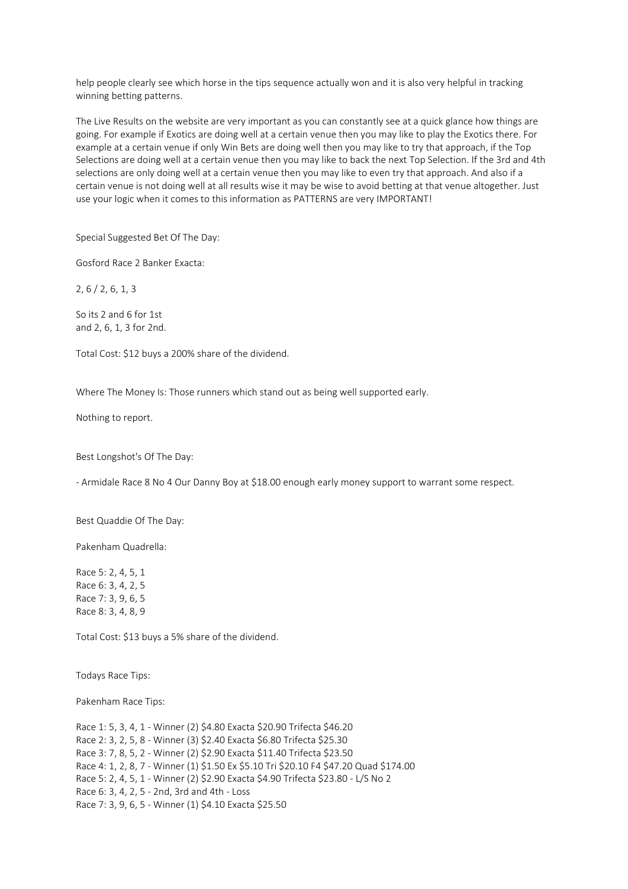help people clearly see which horse in the tips sequence actually won and it is also very helpful in tracking winning betting patterns.

The Live Results on the website are very important as you can constantly see at a quick glance how things are going. For example if Exotics are doing well at a certain venue then you may like to play the Exotics there. For example at a certain venue if only Win Bets are doing well then you may like to try that approach, if the Top Selections are doing well at a certain venue then you may like to back the next Top Selection. If the 3rd and 4th selections are only doing well at a certain venue then you may like to even try that approach. And also if a certain venue is not doing well at all results wise it may be wise to avoid betting at that venue altogether. Just use your logic when it comes to this information as PATTERNS are very IMPORTANT!

Special Suggested Bet Of The Day:

Gosford Race 2 Banker Exacta:

2, 6 / 2, 6, 1, 3

So its 2 and 6 for 1st
and 2, 6, 1, 3 for 2nd.

Total Cost: $12 buys a 200% share of the dividend.

Where The Money Is: Those runners which stand out as being well supported early.

Nothing to report.

Best Longshot's Of The Day:

- Armidale Race 8 No 4 Our Danny Boy at $18.00 enough early money support to warrant some respect.

Best Quaddie Of The Day:

Pakenham Quadrella:

Race 5: 2, 4, 5, 1
Race 6: 3, 4, 2, 5
Race 7: 3, 9, 6, 5
Race 8: 3, 4, 8, 9

Total Cost: $13 buys a 5% share of the dividend.

Todays Race Tips:

Pakenham Race Tips:

Race 1: 5, 3, 4, 1 - Winner (2) $4.80 Exacta $20.90 Trifecta $46.20
Race 2: 3, 2, 5, 8 - Winner (3) $2.40 Exacta $6.80 Trifecta $25.30
Race 3: 7, 8, 5, 2 - Winner (2) $2.90 Exacta $11.40 Trifecta $23.50
Race 4: 1, 2, 8, 7 - Winner (1) $1.50 Ex $5.10 Tri $20.10 F4 $47.20 Quad $174.00
Race 5: 2, 4, 5, 1 - Winner (2) $2.90 Exacta $4.90 Trifecta $23.80 - L/S No 2
Race 6: 3, 4, 2, 5 - 2nd, 3rd and 4th - Loss
Race 7: 3, 9, 6, 5 - Winner (1) $4.10 Exacta $25.50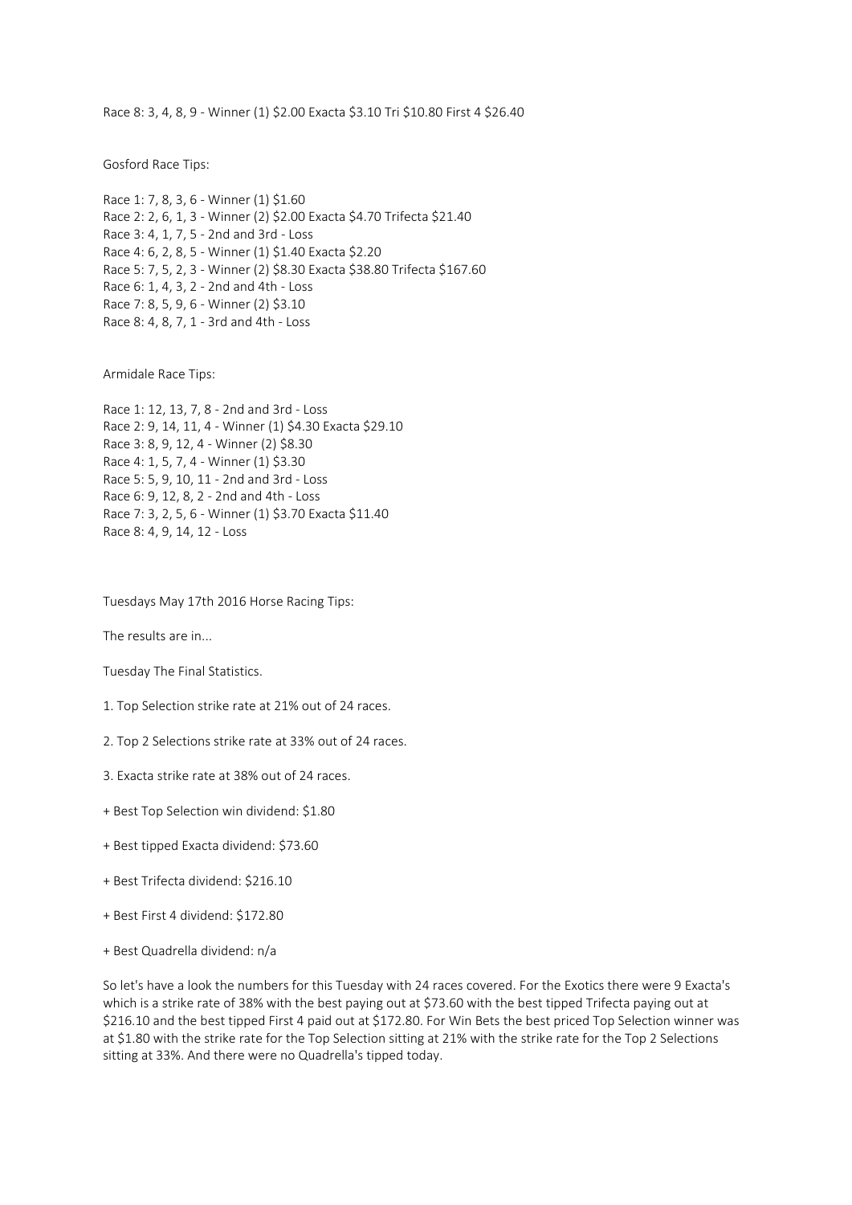Race 8: 3, 4, 8, 9 - Winner (1) $2.00 Exacta $3.10 Tri $10.80 First 4 $26.40

Gosford Race Tips:

Race 1: 7, 8, 3, 6 - Winner (1) $1.60
Race 2: 2, 6, 1, 3 - Winner (2) $2.00 Exacta $4.70 Trifecta $21.40
Race 3: 4, 1, 7, 5 - 2nd and 3rd - Loss
Race 4: 6, 2, 8, 5 - Winner (1) $1.40 Exacta $2.20
Race 5: 7, 5, 2, 3 - Winner (2) $8.30 Exacta $38.80 Trifecta $167.60
Race 6: 1, 4, 3, 2 - 2nd and 4th - Loss
Race 7: 8, 5, 9, 6 - Winner (2) $3.10
Race 8: 4, 8, 7, 1 - 3rd and 4th - Loss

Armidale Race Tips:

Race 1: 12, 13, 7, 8 - 2nd and 3rd - Loss
Race 2: 9, 14, 11, 4 - Winner (1) $4.30 Exacta $29.10
Race 3: 8, 9, 12, 4 - Winner (2) $8.30
Race 4: 1, 5, 7, 4 - Winner (1) $3.30
Race 5: 5, 9, 10, 11 - 2nd and 3rd - Loss
Race 6: 9, 12, 8, 2 - 2nd and 4th - Loss
Race 7: 3, 2, 5, 6 - Winner (1) $3.70 Exacta $11.40
Race 8: 4, 9, 14, 12 - Loss

Tuesdays May 17th 2016 Horse Racing Tips:

The results are in...

Tuesday The Final Statistics.

1. Top Selection strike rate at 21% out of 24 races.

2. Top 2 Selections strike rate at 33% out of 24 races.

3. Exacta strike rate at 38% out of 24 races.

+ Best Top Selection win dividend: $1.80

+ Best tipped Exacta dividend: $73.60

+ Best Trifecta dividend: $216.10

+ Best First 4 dividend: $172.80

+ Best Quadrella dividend: n/a

So let's have a look the numbers for this Tuesday with 24 races covered. For the Exotics there were 9 Exacta's which is a strike rate of 38% with the best paying out at $73.60 with the best tipped Trifecta paying out at $216.10 and the best tipped First 4 paid out at $172.80. For Win Bets the best priced Top Selection winner was at $1.80 with the strike rate for the Top Selection sitting at 21% with the strike rate for the Top 2 Selections sitting at 33%. And there were no Quadrella's tipped today.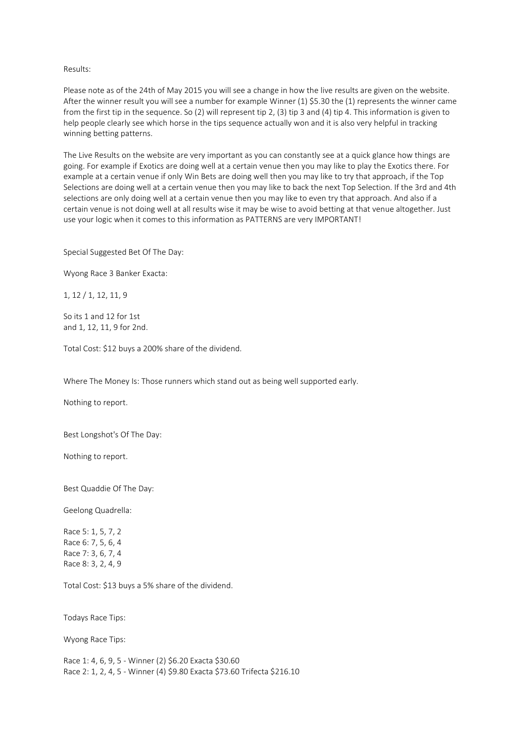Results:

Please note as of the 24th of May 2015 you will see a change in how the live results are given on the website. After the winner result you will see a number for example Winner (1) $5.30 the (1) represents the winner came from the first tip in the sequence. So (2) will represent tip 2, (3) tip 3 and (4) tip 4. This information is given to help people clearly see which horse in the tips sequence actually won and it is also very helpful in tracking winning betting patterns.

The Live Results on the website are very important as you can constantly see at a quick glance how things are going. For example if Exotics are doing well at a certain venue then you may like to play the Exotics there. For example at a certain venue if only Win Bets are doing well then you may like to try that approach, if the Top Selections are doing well at a certain venue then you may like to back the next Top Selection. If the 3rd and 4th selections are only doing well at a certain venue then you may like to even try that approach. And also if a certain venue is not doing well at all results wise it may be wise to avoid betting at that venue altogether. Just use your logic when it comes to this information as PATTERNS are very IMPORTANT!

Special Suggested Bet Of The Day:

Wyong Race 3 Banker Exacta:

1, 12 / 1, 12, 11, 9

So its 1 and 12 for 1st
and 1, 12, 11, 9 for 2nd.

Total Cost: $12 buys a 200% share of the dividend.

Where The Money Is: Those runners which stand out as being well supported early.

Nothing to report.

Best Longshot's Of The Day:

Nothing to report.

Best Quaddie Of The Day:

Geelong Quadrella:

Race 5: 1, 5, 7, 2
Race 6: 7, 5, 6, 4
Race 7: 3, 6, 7, 4
Race 8: 3, 2, 4, 9

Total Cost: $13 buys a 5% share of the dividend.

Todays Race Tips:

Wyong Race Tips:

Race 1: 4, 6, 9, 5 - Winner (2) $6.20 Exacta $30.60
Race 2: 1, 2, 4, 5 - Winner (4) $9.80 Exacta $73.60 Trifecta $216.10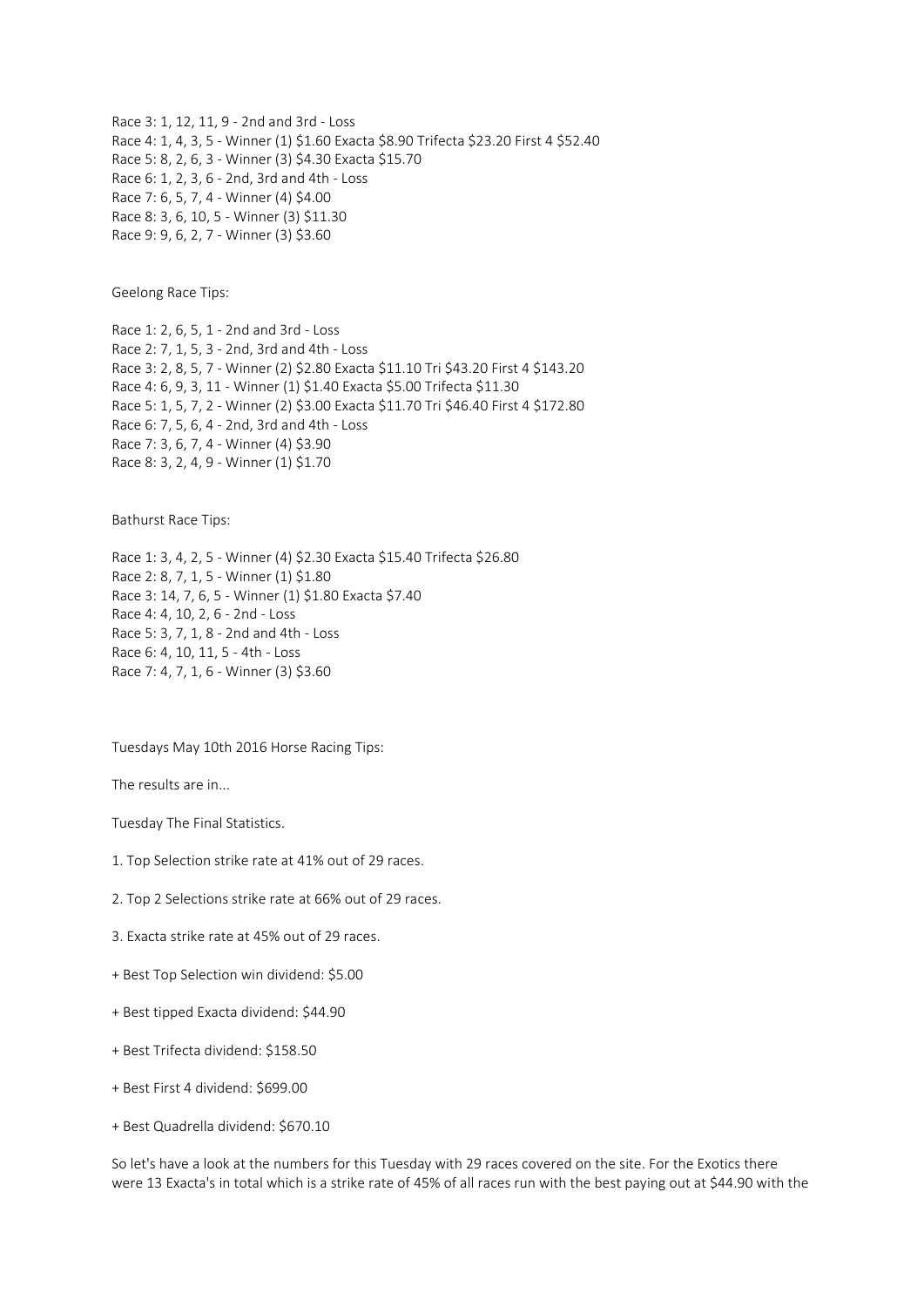Race 3: 1, 12, 11, 9 - 2nd and 3rd - Loss
Race 4: 1, 4, 3, 5 - Winner (1) $1.60 Exacta $8.90 Trifecta $23.20 First 4 $52.40
Race 5: 8, 2, 6, 3 - Winner (3) $4.30 Exacta $15.70
Race 6: 1, 2, 3, 6 - 2nd, 3rd and 4th - Loss
Race 7: 6, 5, 7, 4 - Winner (4) $4.00
Race 8: 3, 6, 10, 5 - Winner (3) $11.30
Race 9: 9, 6, 2, 7 - Winner (3) $3.60

Geelong Race Tips:

Race 1: 2, 6, 5, 1 - 2nd and 3rd - Loss
Race 2: 7, 1, 5, 3 - 2nd, 3rd and 4th - Loss
Race 3: 2, 8, 5, 7 - Winner (2) $2.80 Exacta $11.10 Tri $43.20 First 4 $143.20
Race 4: 6, 9, 3, 11 - Winner (1) $1.40 Exacta $5.00 Trifecta $11.30
Race 5: 1, 5, 7, 2 - Winner (2) $3.00 Exacta $11.70 Tri $46.40 First 4 $172.80
Race 6: 7, 5, 6, 4 - 2nd, 3rd and 4th - Loss
Race 7: 3, 6, 7, 4 - Winner (4) $3.90
Race 8: 3, 2, 4, 9 - Winner (1) $1.70

Bathurst Race Tips:

Race 1: 3, 4, 2, 5 - Winner (4) $2.30 Exacta $15.40 Trifecta $26.80
Race 2: 8, 7, 1, 5 - Winner (1) $1.80
Race 3: 14, 7, 6, 5 - Winner (1) $1.80 Exacta $7.40
Race 4: 4, 10, 2, 6 - 2nd - Loss
Race 5: 3, 7, 1, 8 - 2nd and 4th - Loss
Race 6: 4, 10, 11, 5 - 4th - Loss
Race 7: 4, 7, 1, 6 - Winner (3) $3.60

Tuesdays May 10th 2016 Horse Racing Tips:

The results are in...

Tuesday The Final Statistics.

1. Top Selection strike rate at 41% out of 29 races.

2. Top 2 Selections strike rate at 66% out of 29 races.

3. Exacta strike rate at 45% out of 29 races.

+ Best Top Selection win dividend: $5.00

+ Best tipped Exacta dividend: $44.90

+ Best Trifecta dividend: $158.50

+ Best First 4 dividend: $699.00

+ Best Quadrella dividend: $670.10

So let's have a look at the numbers for this Tuesday with 29 races covered on the site. For the Exotics there were 13 Exacta's in total which is a strike rate of 45% of all races run with the best paying out at $44.90 with the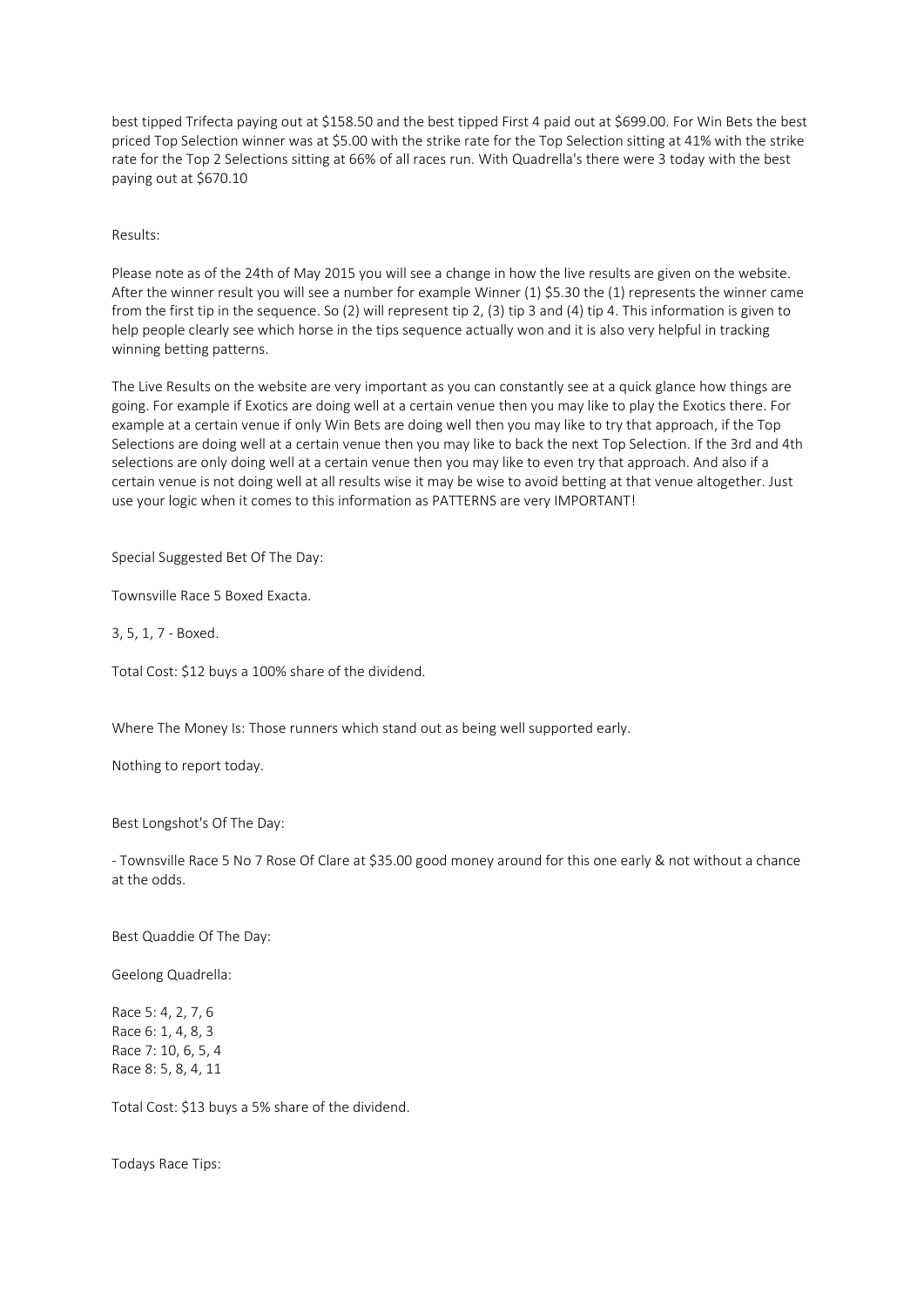best tipped Trifecta paying out at $158.50 and the best tipped First 4 paid out at $699.00. For Win Bets the best priced Top Selection winner was at $5.00 with the strike rate for the Top Selection sitting at 41% with the strike rate for the Top 2 Selections sitting at 66% of all races run. With Quadrella's there were 3 today with the best paying out at $670.10

Results:

Please note as of the 24th of May 2015 you will see a change in how the live results are given on the website. After the winner result you will see a number for example Winner (1) $5.30 the (1) represents the winner came from the first tip in the sequence. So (2) will represent tip 2, (3) tip 3 and (4) tip 4. This information is given to help people clearly see which horse in the tips sequence actually won and it is also very helpful in tracking winning betting patterns.

The Live Results on the website are very important as you can constantly see at a quick glance how things are going. For example if Exotics are doing well at a certain venue then you may like to play the Exotics there. For example at a certain venue if only Win Bets are doing well then you may like to try that approach, if the Top Selections are doing well at a certain venue then you may like to back the next Top Selection. If the 3rd and 4th selections are only doing well at a certain venue then you may like to even try that approach. And also if a certain venue is not doing well at all results wise it may be wise to avoid betting at that venue altogether. Just use your logic when it comes to this information as PATTERNS are very IMPORTANT!

Special Suggested Bet Of The Day:

Townsville Race 5 Boxed Exacta.

3, 5, 1, 7 - Boxed.

Total Cost: $12 buys a 100% share of the dividend.

Where The Money Is: Those runners which stand out as being well supported early.

Nothing to report today.

Best Longshot's Of The Day:

- Townsville Race 5 No 7 Rose Of Clare at $35.00 good money around for this one early & not without a chance at the odds.

Best Quaddie Of The Day:

Geelong Quadrella:

Race 5: 4, 2, 7, 6
Race 6: 1, 4, 8, 3
Race 7: 10, 6, 5, 4
Race 8: 5, 8, 4, 11

Total Cost: $13 buys a 5% share of the dividend.

Todays Race Tips: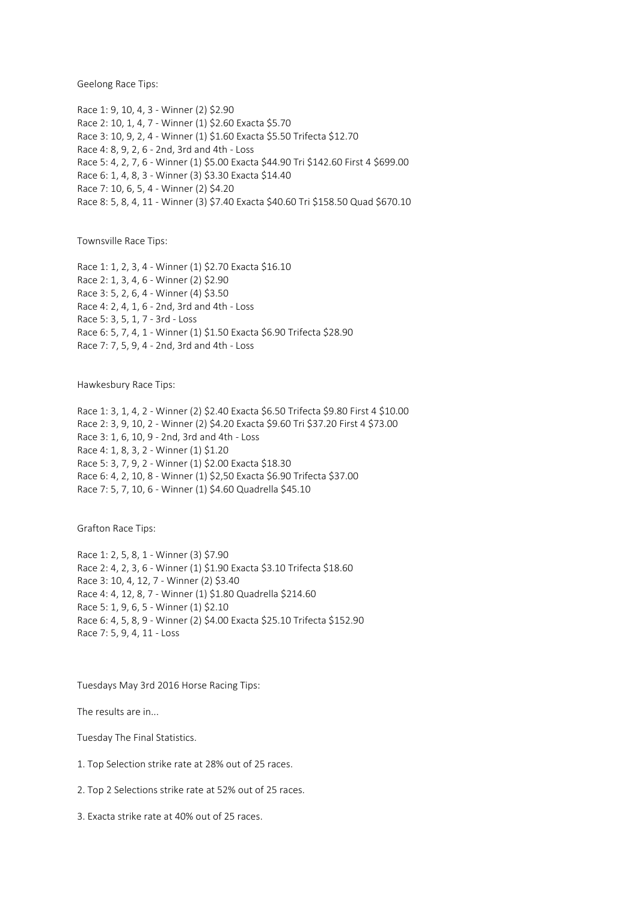Geelong Race Tips:

Race 1: 9, 10, 4, 3 - Winner (2) $2.90
Race 2: 10, 1, 4, 7 - Winner (1) $2.60 Exacta $5.70
Race 3: 10, 9, 2, 4 - Winner (1) $1.60 Exacta $5.50 Trifecta $12.70
Race 4: 8, 9, 2, 6 - 2nd, 3rd and 4th - Loss
Race 5: 4, 2, 7, 6 - Winner (1) $5.00 Exacta $44.90 Tri $142.60 First 4 $699.00
Race 6: 1, 4, 8, 3 - Winner (3) $3.30 Exacta $14.40
Race 7: 10, 6, 5, 4 - Winner (2) $4.20
Race 8: 5, 8, 4, 11 - Winner (3) $7.40 Exacta $40.60 Tri $158.50 Quad $670.10

Townsville Race Tips:

Race 1: 1, 2, 3, 4 - Winner (1) $2.70 Exacta $16.10
Race 2: 1, 3, 4, 6 - Winner (2) $2.90
Race 3: 5, 2, 6, 4 - Winner (4) $3.50
Race 4: 2, 4, 1, 6 - 2nd, 3rd and 4th - Loss
Race 5: 3, 5, 1, 7 - 3rd - Loss
Race 6: 5, 7, 4, 1 - Winner (1) $1.50 Exacta $6.90 Trifecta $28.90
Race 7: 7, 5, 9, 4 - 2nd, 3rd and 4th - Loss

Hawkesbury Race Tips:

Race 1: 3, 1, 4, 2 - Winner (2) $2.40 Exacta $6.50 Trifecta $9.80 First 4 $10.00
Race 2: 3, 9, 10, 2 - Winner (2) $4.20 Exacta $9.60 Tri $37.20 First 4 $73.00
Race 3: 1, 6, 10, 9 - 2nd, 3rd and 4th - Loss
Race 4: 1, 8, 3, 2 - Winner (1) $1.20
Race 5: 3, 7, 9, 2 - Winner (1) $2.00 Exacta $18.30
Race 6: 4, 2, 10, 8 - Winner (1) $2,50 Exacta $6.90 Trifecta $37.00
Race 7: 5, 7, 10, 6 - Winner (1) $4.60 Quadrella $45.10

Grafton Race Tips:

Race 1: 2, 5, 8, 1 - Winner (3) $7.90
Race 2: 4, 2, 3, 6 - Winner (1) $1.90 Exacta $3.10 Trifecta $18.60
Race 3: 10, 4, 12, 7 - Winner (2) $3.40
Race 4: 4, 12, 8, 7 - Winner (1) $1.80 Quadrella $214.60
Race 5: 1, 9, 6, 5 - Winner (1) $2.10
Race 6: 4, 5, 8, 9 - Winner (2) $4.00 Exacta $25.10 Trifecta $152.90
Race 7: 5, 9, 4, 11 - Loss

Tuesdays May 3rd 2016 Horse Racing Tips:

The results are in...

Tuesday The Final Statistics.

1. Top Selection strike rate at 28% out of 25 races.

2. Top 2 Selections strike rate at 52% out of 25 races.

3. Exacta strike rate at 40% out of 25 races.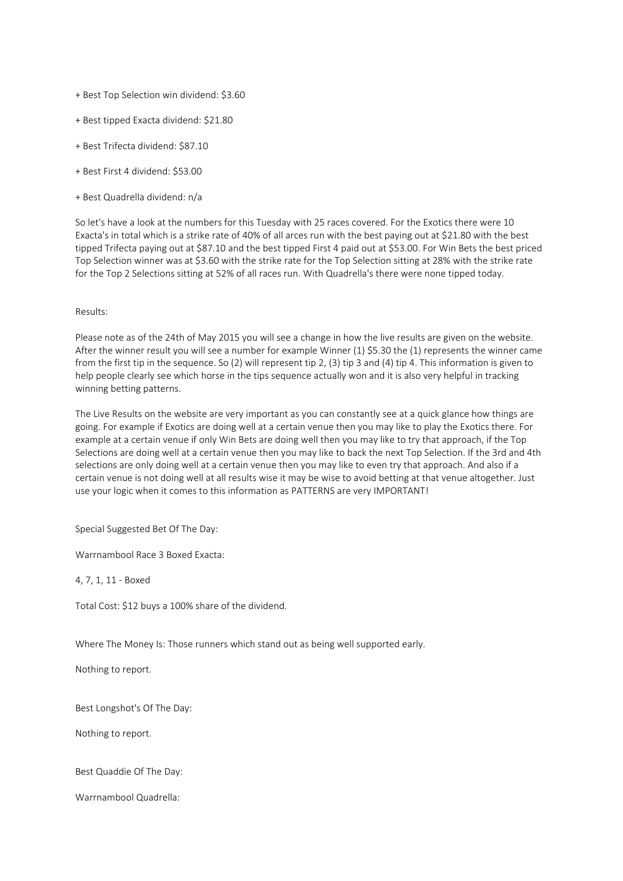+ Best Top Selection win dividend: $3.60

+ Best tipped Exacta dividend: $21.80

+ Best Trifecta dividend: $87.10

+ Best First 4 dividend: $53.00

+ Best Quadrella dividend: n/a

So let's have a look at the numbers for this Tuesday with 25 races covered. For the Exotics there were 10 Exacta's in total which is a strike rate of 40% of all arces run with the best paying out at $21.80 with the best tipped Trifecta paying out at $87.10 and the best tipped First 4 paid out at $53.00. For Win Bets the best priced Top Selection winner was at $3.60 with the strike rate for the Top Selection sitting at 28% with the strike rate for the Top 2 Selections sitting at 52% of all races run. With Quadrella's there were none tipped today.

Results:

Please note as of the 24th of May 2015 you will see a change in how the live results are given on the website. After the winner result you will see a number for example Winner (1) $5.30 the (1) represents the winner came from the first tip in the sequence. So (2) will represent tip 2, (3) tip 3 and (4) tip 4. This information is given to help people clearly see which horse in the tips sequence actually won and it is also very helpful in tracking winning betting patterns.

The Live Results on the website are very important as you can constantly see at a quick glance how things are going. For example if Exotics are doing well at a certain venue then you may like to play the Exotics there. For example at a certain venue if only Win Bets are doing well then you may like to try that approach, if the Top Selections are doing well at a certain venue then you may like to back the next Top Selection. If the 3rd and 4th selections are only doing well at a certain venue then you may like to even try that approach. And also if a certain venue is not doing well at all results wise it may be wise to avoid betting at that venue altogether. Just use your logic when it comes to this information as PATTERNS are very IMPORTANT!

Special Suggested Bet Of The Day:

Warrnambool Race 3 Boxed Exacta:

4, 7, 1, 11 - Boxed

Total Cost: $12 buys a 100% share of the dividend.

Where The Money Is: Those runners which stand out as being well supported early.

Nothing to report.

Best Longshot's Of The Day:

Nothing to report.

Best Quaddie Of The Day:

Warrnambool Quadrella: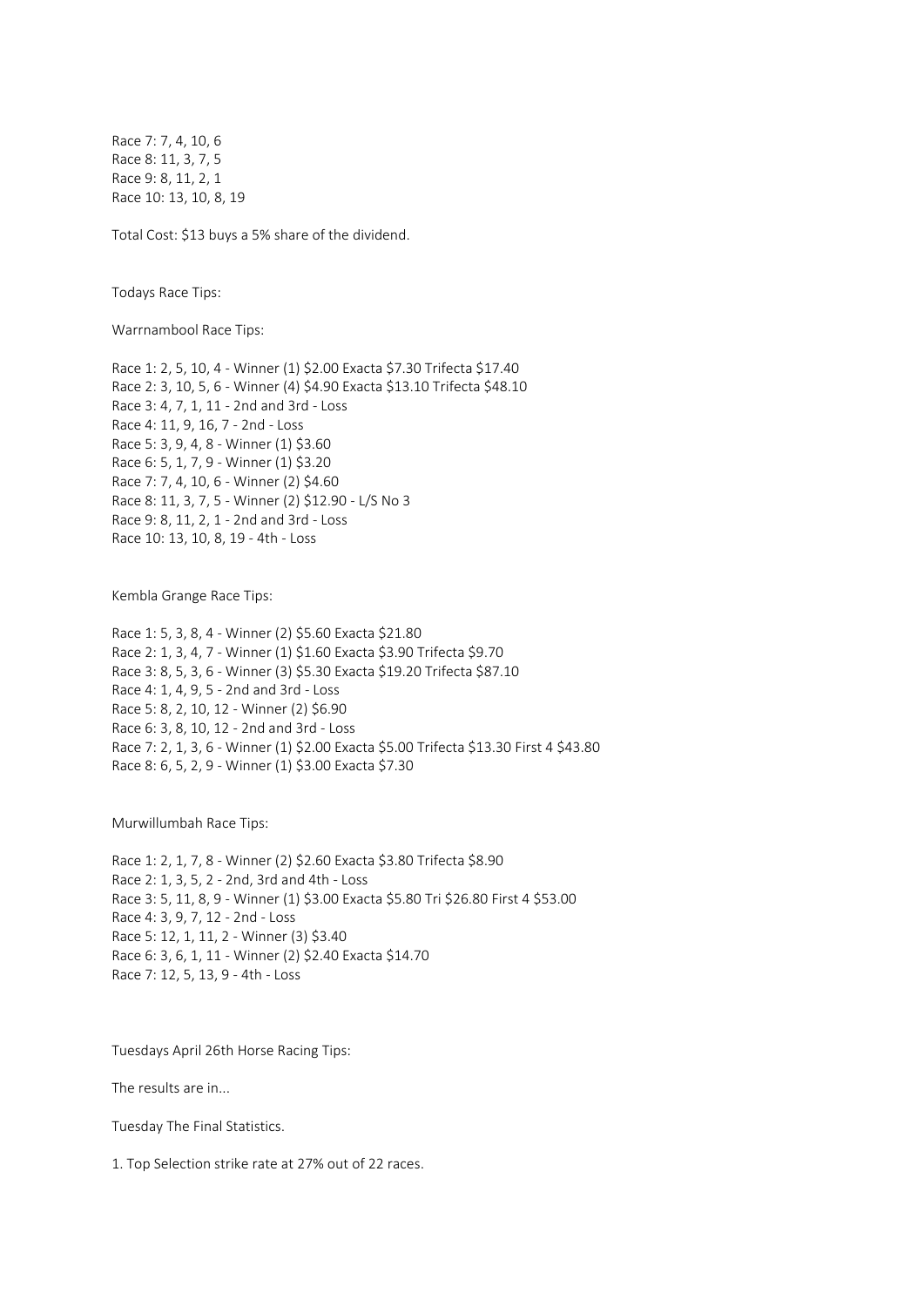Race 7: 7, 4, 10, 6
Race 8: 11, 3, 7, 5
Race 9: 8, 11, 2, 1
Race 10: 13, 10, 8, 19

Total Cost: $13 buys a 5% share of the dividend.

Todays Race Tips:

Warrnambool Race Tips:

Race 1: 2, 5, 10, 4 - Winner (1) $2.00 Exacta $7.30 Trifecta $17.40
Race 2: 3, 10, 5, 6 - Winner (4) $4.90 Exacta $13.10 Trifecta $48.10
Race 3: 4, 7, 1, 11 - 2nd and 3rd - Loss
Race 4: 11, 9, 16, 7 - 2nd - Loss
Race 5: 3, 9, 4, 8 - Winner (1) $3.60
Race 6: 5, 1, 7, 9 - Winner (1) $3.20
Race 7: 7, 4, 10, 6 - Winner (2) $4.60
Race 8: 11, 3, 7, 5 - Winner (2) $12.90 - L/S No 3
Race 9: 8, 11, 2, 1 - 2nd and 3rd - Loss
Race 10: 13, 10, 8, 19 - 4th - Loss

Kembla Grange Race Tips:

Race 1: 5, 3, 8, 4 - Winner (2) $5.60 Exacta $21.80
Race 2: 1, 3, 4, 7 - Winner (1) $1.60 Exacta $3.90 Trifecta $9.70
Race 3: 8, 5, 3, 6 - Winner (3) $5.30 Exacta $19.20 Trifecta $87.10
Race 4: 1, 4, 9, 5 - 2nd and 3rd - Loss
Race 5: 8, 2, 10, 12 - Winner (2) $6.90
Race 6: 3, 8, 10, 12 - 2nd and 3rd - Loss
Race 7: 2, 1, 3, 6 - Winner (1) $2.00 Exacta $5.00 Trifecta $13.30 First 4 $43.80
Race 8: 6, 5, 2, 9 - Winner (1) $3.00 Exacta $7.30

Murwillumbah Race Tips:

Race 1: 2, 1, 7, 8 - Winner (2) $2.60 Exacta $3.80 Trifecta $8.90
Race 2: 1, 3, 5, 2 - 2nd, 3rd and 4th - Loss
Race 3: 5, 11, 8, 9 - Winner (1) $3.00 Exacta $5.80 Tri $26.80 First 4 $53.00
Race 4: 3, 9, 7, 12 - 2nd - Loss
Race 5: 12, 1, 11, 2 - Winner (3) $3.40
Race 6: 3, 6, 1, 11 - Winner (2) $2.40 Exacta $14.70
Race 7: 12, 5, 13, 9 - 4th - Loss

Tuesdays April 26th Horse Racing Tips:

The results are in...

Tuesday The Final Statistics.

1. Top Selection strike rate at 27% out of 22 races.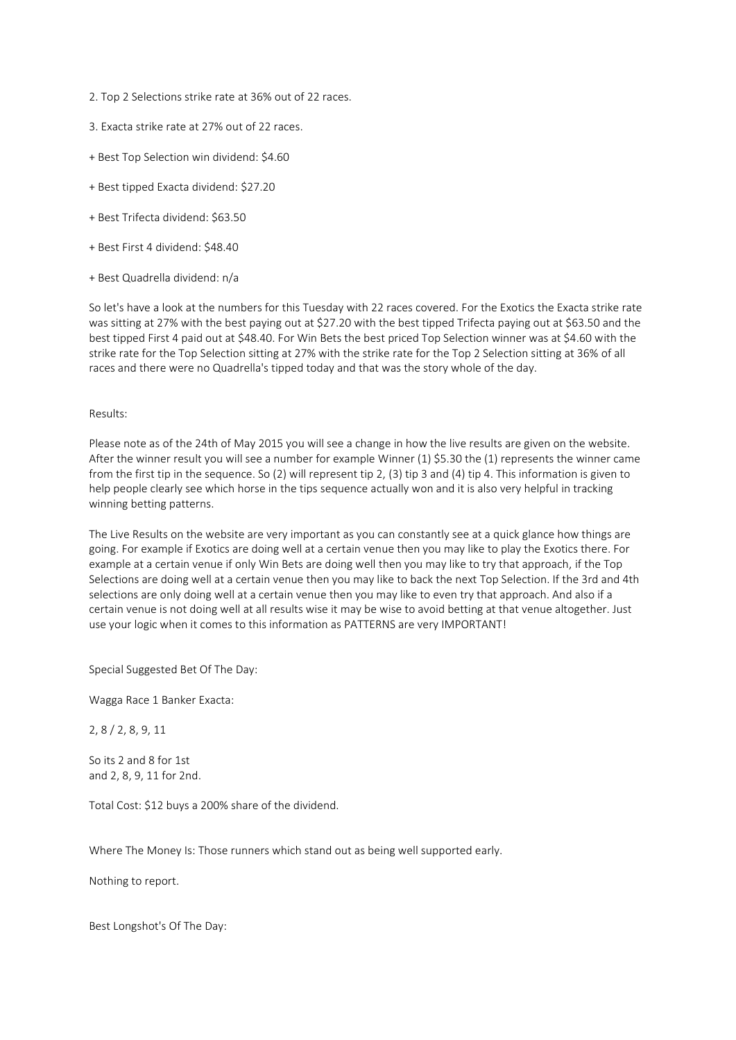2. Top 2 Selections strike rate at 36% out of 22 races.

3. Exacta strike rate at 27% out of 22 races.

+ Best Top Selection win dividend: $4.60

+ Best tipped Exacta dividend: $27.20

+ Best Trifecta dividend: $63.50

+ Best First 4 dividend: $48.40

+ Best Quadrella dividend: n/a

So let's have a look at the numbers for this Tuesday with 22 races covered. For the Exotics the Exacta strike rate was sitting at 27% with the best paying out at $27.20 with the best tipped Trifecta paying out at $63.50 and the best tipped First 4 paid out at $48.40. For Win Bets the best priced Top Selection winner was at $4.60 with the strike rate for the Top Selection sitting at 27% with the strike rate for the Top 2 Selection sitting at 36% of all races and there were no Quadrella's tipped today and that was the story whole of the day.

Results:

Please note as of the 24th of May 2015 you will see a change in how the live results are given on the website. After the winner result you will see a number for example Winner (1) $5.30 the (1) represents the winner came from the first tip in the sequence. So (2) will represent tip 2, (3) tip 3 and (4) tip 4. This information is given to help people clearly see which horse in the tips sequence actually won and it is also very helpful in tracking winning betting patterns.

The Live Results on the website are very important as you can constantly see at a quick glance how things are going. For example if Exotics are doing well at a certain venue then you may like to play the Exotics there. For example at a certain venue if only Win Bets are doing well then you may like to try that approach, if the Top Selections are doing well at a certain venue then you may like to back the next Top Selection. If the 3rd and 4th selections are only doing well at a certain venue then you may like to even try that approach. And also if a certain venue is not doing well at all results wise it may be wise to avoid betting at that venue altogether. Just use your logic when it comes to this information as PATTERNS are very IMPORTANT!

Special Suggested Bet Of The Day:

Wagga Race 1 Banker Exacta:

2, 8 / 2, 8, 9, 11

So its 2 and 8 for 1st
and 2, 8, 9, 11 for 2nd.

Total Cost: $12 buys a 200% share of the dividend.

Where The Money Is: Those runners which stand out as being well supported early.

Nothing to report.

Best Longshot's Of The Day: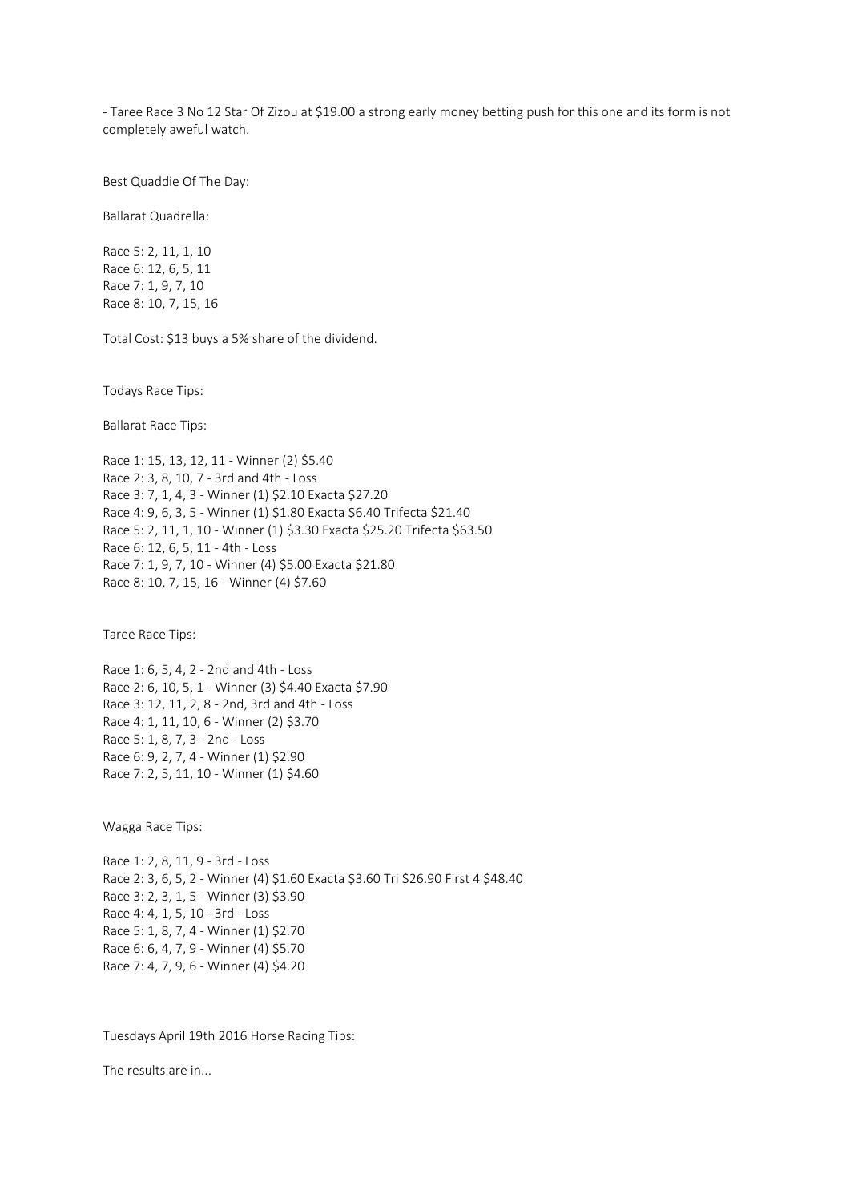- Taree Race 3 No 12 Star Of Zizou at $19.00 a strong early money betting push for this one and its form is not completely aweful watch.

Best Quaddie Of The Day:

Ballarat Quadrella:

Race 5: 2, 11, 1, 10
Race 6: 12, 6, 5, 11
Race 7: 1, 9, 7, 10
Race 8: 10, 7, 15, 16

Total Cost: $13 buys a 5% share of the dividend.

Todays Race Tips:

Ballarat Race Tips:

Race 1: 15, 13, 12, 11 - Winner (2) $5.40
Race 2: 3, 8, 10, 7 - 3rd and 4th - Loss
Race 3: 7, 1, 4, 3 - Winner (1) $2.10 Exacta $27.20
Race 4: 9, 6, 3, 5 - Winner (1) $1.80 Exacta $6.40 Trifecta $21.40
Race 5: 2, 11, 1, 10 - Winner (1) $3.30 Exacta $25.20 Trifecta $63.50
Race 6: 12, 6, 5, 11 - 4th - Loss
Race 7: 1, 9, 7, 10 - Winner (4) $5.00 Exacta $21.80
Race 8: 10, 7, 15, 16 - Winner (4) $7.60

Taree Race Tips:

Race 1: 6, 5, 4, 2 - 2nd and 4th - Loss
Race 2: 6, 10, 5, 1 - Winner (3) $4.40 Exacta $7.90
Race 3: 12, 11, 2, 8 - 2nd, 3rd and 4th - Loss
Race 4: 1, 11, 10, 6 - Winner (2) $3.70
Race 5: 1, 8, 7, 3 - 2nd - Loss
Race 6: 9, 2, 7, 4 - Winner (1) $2.90
Race 7: 2, 5, 11, 10 - Winner (1) $4.60

Wagga Race Tips:

Race 1: 2, 8, 11, 9 - 3rd - Loss
Race 2: 3, 6, 5, 2 - Winner (4) $1.60 Exacta $3.60 Tri $26.90 First 4 $48.40
Race 3: 2, 3, 1, 5 - Winner (3) $3.90
Race 4: 4, 1, 5, 10 - 3rd - Loss
Race 5: 1, 8, 7, 4 - Winner (1) $2.70
Race 6: 6, 4, 7, 9 - Winner (4) $5.70
Race 7: 4, 7, 9, 6 - Winner (4) $4.20

Tuesdays April 19th 2016 Horse Racing Tips:

The results are in...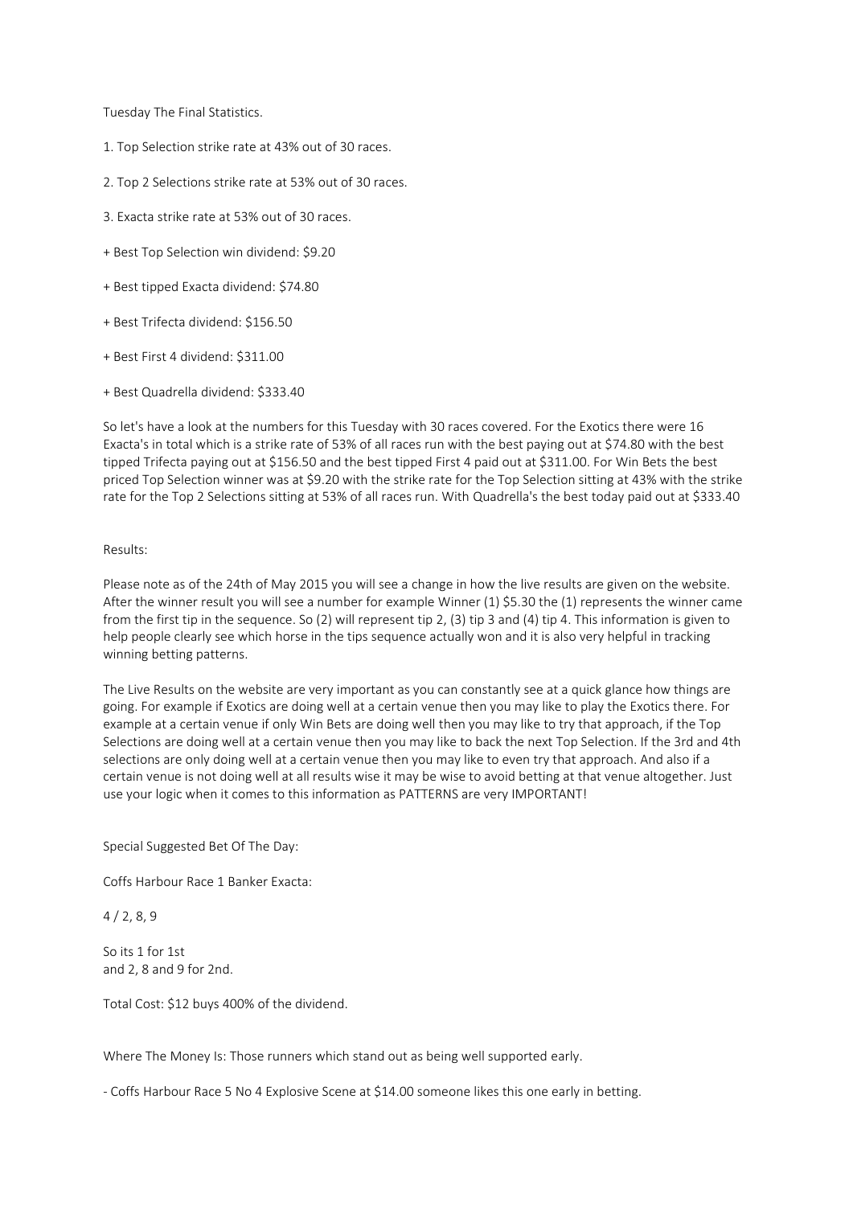Tuesday The Final Statistics.

1. Top Selection strike rate at 43% out of 30 races.

2. Top 2 Selections strike rate at 53% out of 30 races.

3. Exacta strike rate at 53% out of 30 races.

+ Best Top Selection win dividend: $9.20

+ Best tipped Exacta dividend: $74.80

+ Best Trifecta dividend: $156.50

+ Best First 4 dividend: $311.00

+ Best Quadrella dividend: $333.40

So let's have a look at the numbers for this Tuesday with 30 races covered. For the Exotics there were 16 Exacta's in total which is a strike rate of 53% of all races run with the best paying out at $74.80 with the best tipped Trifecta paying out at $156.50 and the best tipped First 4 paid out at $311.00. For Win Bets the best priced Top Selection winner was at $9.20 with the strike rate for the Top Selection sitting at 43% with the strike rate for the Top 2 Selections sitting at 53% of all races run. With Quadrella's the best today paid out at $333.40

Results:

Please note as of the 24th of May 2015 you will see a change in how the live results are given on the website. After the winner result you will see a number for example Winner (1) $5.30 the (1) represents the winner came from the first tip in the sequence. So (2) will represent tip 2, (3) tip 3 and (4) tip 4. This information is given to help people clearly see which horse in the tips sequence actually won and it is also very helpful in tracking winning betting patterns.

The Live Results on the website are very important as you can constantly see at a quick glance how things are going. For example if Exotics are doing well at a certain venue then you may like to play the Exotics there. For example at a certain venue if only Win Bets are doing well then you may like to try that approach, if the Top Selections are doing well at a certain venue then you may like to back the next Top Selection. If the 3rd and 4th selections are only doing well at a certain venue then you may like to even try that approach. And also if a certain venue is not doing well at all results wise it may be wise to avoid betting at that venue altogether. Just use your logic when it comes to this information as PATTERNS are very IMPORTANT!

Special Suggested Bet Of The Day:

Coffs Harbour Race 1 Banker Exacta:

4 / 2, 8, 9

So its 1 for 1st
and 2, 8 and 9 for 2nd.

Total Cost: $12 buys 400% of the dividend.

Where The Money Is: Those runners which stand out as being well supported early.

- Coffs Harbour Race 5 No 4 Explosive Scene at $14.00 someone likes this one early in betting.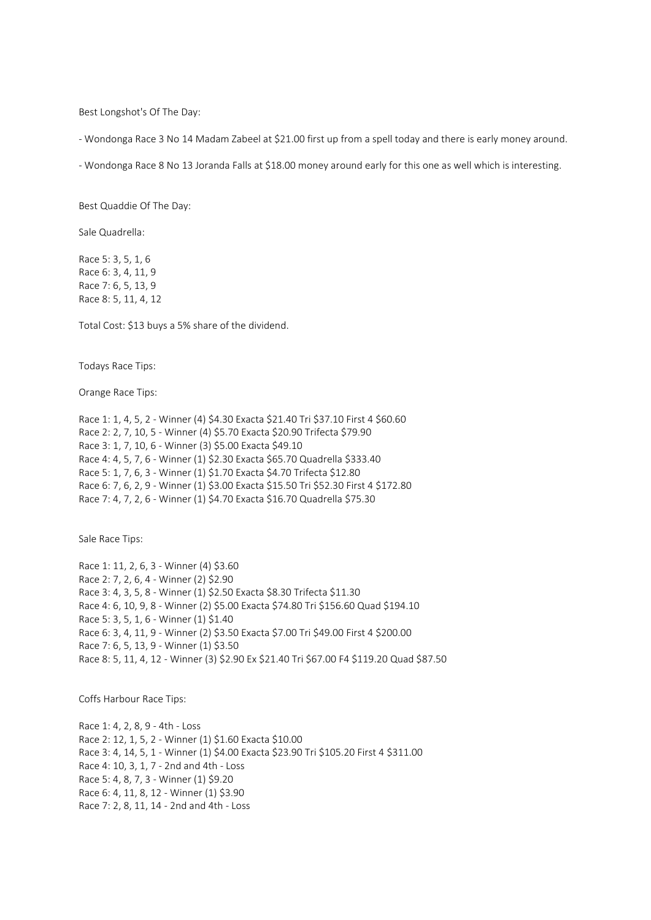Best Longshot's Of The Day:

- Wondonga Race 3 No 14 Madam Zabeel at $21.00 first up from a spell today and there is early money around.

- Wondonga Race 8 No 13 Joranda Falls at $18.00 money around early for this one as well which is interesting.

Best Quaddie Of The Day:

Sale Quadrella:

Race 5: 3, 5, 1, 6
Race 6: 3, 4, 11, 9
Race 7: 6, 5, 13, 9
Race 8: 5, 11, 4, 12

Total Cost: $13 buys a 5% share of the dividend.

Todays Race Tips:

Orange Race Tips:

Race 1: 1, 4, 5, 2 - Winner (4) $4.30 Exacta $21.40 Tri $37.10 First 4 $60.60
Race 2: 2, 7, 10, 5 - Winner (4) $5.70 Exacta $20.90 Trifecta $79.90
Race 3: 1, 7, 10, 6 - Winner (3) $5.00 Exacta $49.10
Race 4: 4, 5, 7, 6 - Winner (1) $2.30 Exacta $65.70 Quadrella $333.40
Race 5: 1, 7, 6, 3 - Winner (1) $1.70 Exacta $4.70 Trifecta $12.80
Race 6: 7, 6, 2, 9 - Winner (1) $3.00 Exacta $15.50 Tri $52.30 First 4 $172.80
Race 7: 4, 7, 2, 6 - Winner (1) $4.70 Exacta $16.70 Quadrella $75.30

Sale Race Tips:

Race 1: 11, 2, 6, 3 - Winner (4) $3.60
Race 2: 7, 2, 6, 4 - Winner (2) $2.90
Race 3: 4, 3, 5, 8 - Winner (1) $2.50 Exacta $8.30 Trifecta $11.30
Race 4: 6, 10, 9, 8 - Winner (2) $5.00 Exacta $74.80 Tri $156.60 Quad $194.10
Race 5: 3, 5, 1, 6 - Winner (1) $1.40
Race 6: 3, 4, 11, 9 - Winner (2) $3.50 Exacta $7.00 Tri $49.00 First 4 $200.00
Race 7: 6, 5, 13, 9 - Winner (1) $3.50
Race 8: 5, 11, 4, 12 - Winner (3) $2.90 Ex $21.40 Tri $67.00 F4 $119.20 Quad $87.50

Coffs Harbour Race Tips:

Race 1: 4, 2, 8, 9 - 4th - Loss
Race 2: 12, 1, 5, 2 - Winner (1) $1.60 Exacta $10.00
Race 3: 4, 14, 5, 1 - Winner (1) $4.00 Exacta $23.90 Tri $105.20 First 4 $311.00
Race 4: 10, 3, 1, 7 - 2nd and 4th - Loss
Race 5: 4, 8, 7, 3 - Winner (1) $9.20
Race 6: 4, 11, 8, 12 - Winner (1) $3.90
Race 7: 2, 8, 11, 14 - 2nd and 4th - Loss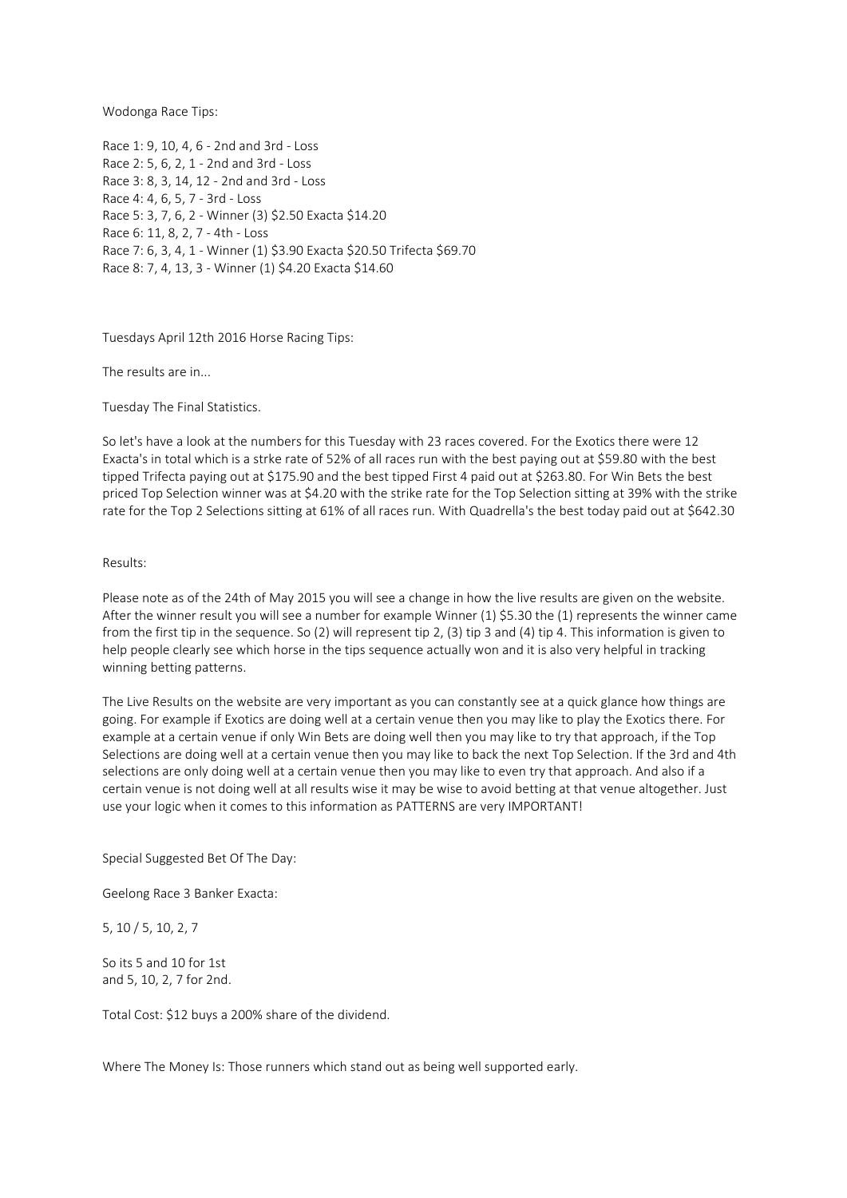Wodonga Race Tips:

Race 1: 9, 10, 4, 6 - 2nd and 3rd - Loss
Race 2: 5, 6, 2, 1 - 2nd and 3rd - Loss
Race 3: 8, 3, 14, 12 - 2nd and 3rd - Loss
Race 4: 4, 6, 5, 7 - 3rd - Loss
Race 5: 3, 7, 6, 2 - Winner (3) $2.50 Exacta $14.20
Race 6: 11, 8, 2, 7 - 4th - Loss
Race 7: 6, 3, 4, 1 - Winner (1) $3.90 Exacta $20.50 Trifecta $69.70
Race 8: 7, 4, 13, 3 - Winner (1) $4.20 Exacta $14.60

Tuesdays April 12th 2016 Horse Racing Tips:

The results are in...

Tuesday The Final Statistics.

So let's have a look at the numbers for this Tuesday with 23 races covered. For the Exotics there were 12 Exacta's in total which is a strke rate of 52% of all races run with the best paying out at $59.80 with the best tipped Trifecta paying out at $175.90 and the best tipped First 4 paid out at $263.80. For Win Bets the best priced Top Selection winner was at $4.20 with the strike rate for the Top Selection sitting at 39% with the strike rate for the Top 2 Selections sitting at 61% of all races run. With Quadrella's the best today paid out at $642.30

Results:

Please note as of the 24th of May 2015 you will see a change in how the live results are given on the website. After the winner result you will see a number for example Winner (1) $5.30 the (1) represents the winner came from the first tip in the sequence. So (2) will represent tip 2, (3) tip 3 and (4) tip 4. This information is given to help people clearly see which horse in the tips sequence actually won and it is also very helpful in tracking winning betting patterns.

The Live Results on the website are very important as you can constantly see at a quick glance how things are going. For example if Exotics are doing well at a certain venue then you may like to play the Exotics there. For example at a certain venue if only Win Bets are doing well then you may like to try that approach, if the Top Selections are doing well at a certain venue then you may like to back the next Top Selection. If the 3rd and 4th selections are only doing well at a certain venue then you may like to even try that approach. And also if a certain venue is not doing well at all results wise it may be wise to avoid betting at that venue altogether. Just use your logic when it comes to this information as PATTERNS are very IMPORTANT!

Special Suggested Bet Of The Day:

Geelong Race 3 Banker Exacta:

5, 10 / 5, 10, 2, 7

So its 5 and 10 for 1st
and 5, 10, 2, 7 for 2nd.

Total Cost: $12 buys a 200% share of the dividend.

Where The Money Is: Those runners which stand out as being well supported early.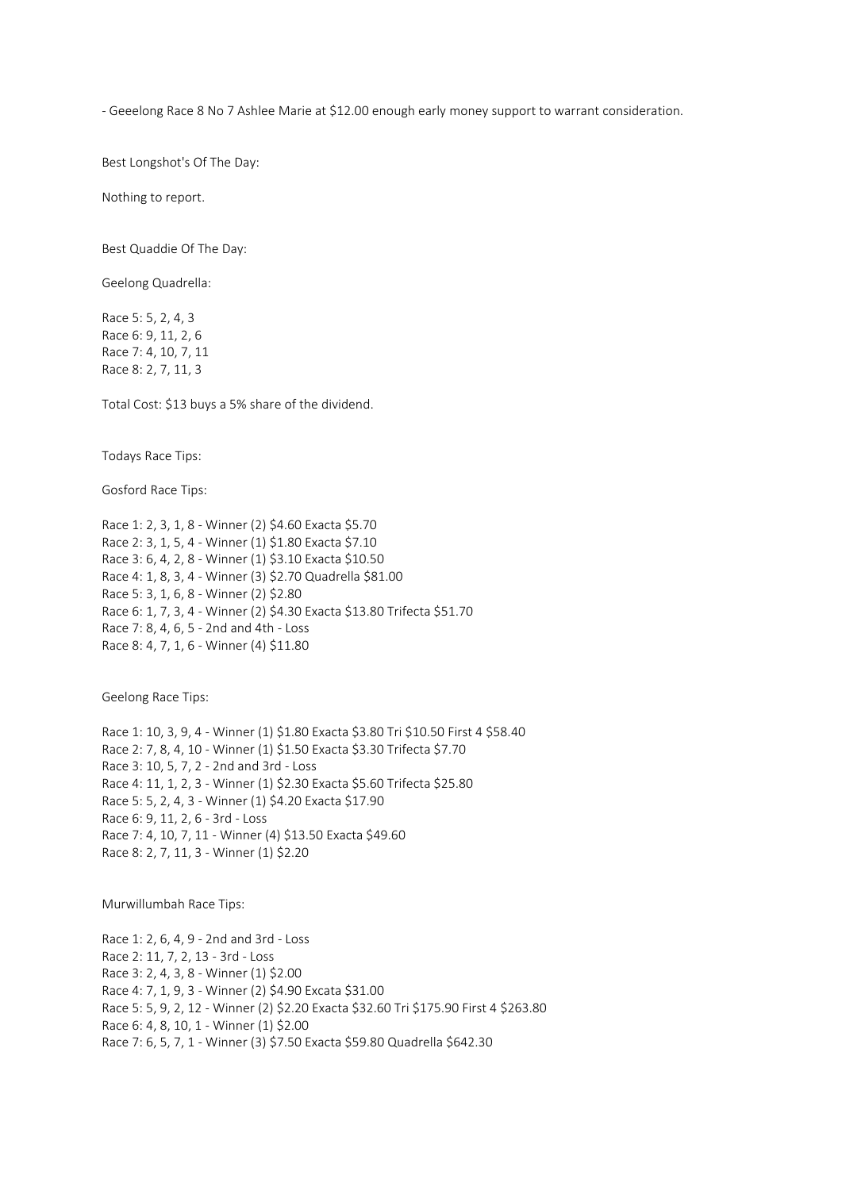- Geeelong Race 8 No 7 Ashlee Marie at $12.00 enough early money support to warrant consideration.

Best Longshot's Of The Day:

Nothing to report.

Best Quaddie Of The Day:

Geelong Quadrella:

Race 5: 5, 2, 4, 3
Race 6: 9, 11, 2, 6
Race 7: 4, 10, 7, 11
Race 8: 2, 7, 11, 3

Total Cost: $13 buys a 5% share of the dividend.

Todays Race Tips:

Gosford Race Tips:

Race 1: 2, 3, 1, 8 - Winner (2) $4.60 Exacta $5.70
Race 2: 3, 1, 5, 4 - Winner (1) $1.80 Exacta $7.10
Race 3: 6, 4, 2, 8 - Winner (1) $3.10 Exacta $10.50
Race 4: 1, 8, 3, 4 - Winner (3) $2.70 Quadrella $81.00
Race 5: 3, 1, 6, 8 - Winner (2) $2.80
Race 6: 1, 7, 3, 4 - Winner (2) $4.30 Exacta $13.80 Trifecta $51.70
Race 7: 8, 4, 6, 5 - 2nd and 4th - Loss
Race 8: 4, 7, 1, 6 - Winner (4) $11.80

Geelong Race Tips:

Race 1: 10, 3, 9, 4 - Winner (1) $1.80 Exacta $3.80 Tri $10.50 First 4 $58.40
Race 2: 7, 8, 4, 10 - Winner (1) $1.50 Exacta $3.30 Trifecta $7.70
Race 3: 10, 5, 7, 2 - 2nd and 3rd - Loss
Race 4: 11, 1, 2, 3 - Winner (1) $2.30 Exacta $5.60 Trifecta $25.80
Race 5: 5, 2, 4, 3 - Winner (1) $4.20 Exacta $17.90
Race 6: 9, 11, 2, 6 - 3rd - Loss
Race 7: 4, 10, 7, 11 - Winner (4) $13.50 Exacta $49.60
Race 8: 2, 7, 11, 3 - Winner (1) $2.20

Murwillumbah Race Tips:

Race 1: 2, 6, 4, 9 - 2nd and 3rd - Loss
Race 2: 11, 7, 2, 13 - 3rd - Loss
Race 3: 2, 4, 3, 8 - Winner (1) $2.00
Race 4: 7, 1, 9, 3 - Winner (2) $4.90 Excata $31.00
Race 5: 5, 9, 2, 12 - Winner (2) $2.20 Exacta $32.60 Tri $175.90 First 4 $263.80
Race 6: 4, 8, 10, 1 - Winner (1) $2.00
Race 7: 6, 5, 7, 1 - Winner (3) $7.50 Exacta $59.80 Quadrella $642.30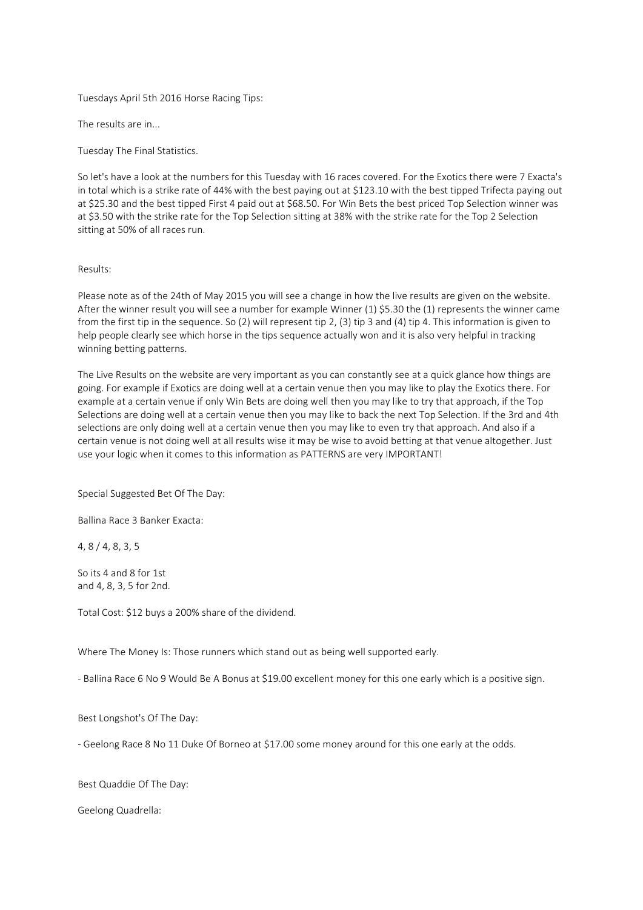Tuesdays April 5th 2016 Horse Racing Tips:

The results are in...

Tuesday The Final Statistics.

So let's have a look at the numbers for this Tuesday with 16 races covered. For the Exotics there were 7 Exacta's in total which is a strike rate of 44% with the best paying out at $123.10 with the best tipped Trifecta paying out at $25.30 and the best tipped First 4 paid out at $68.50. For Win Bets the best priced Top Selection winner was at $3.50 with the strike rate for the Top Selection sitting at 38% with the strike rate for the Top 2 Selection sitting at 50% of all races run.

Results:

Please note as of the 24th of May 2015 you will see a change in how the live results are given on the website. After the winner result you will see a number for example Winner (1) $5.30 the (1) represents the winner came from the first tip in the sequence. So (2) will represent tip 2, (3) tip 3 and (4) tip 4. This information is given to help people clearly see which horse in the tips sequence actually won and it is also very helpful in tracking winning betting patterns.

The Live Results on the website are very important as you can constantly see at a quick glance how things are going. For example if Exotics are doing well at a certain venue then you may like to play the Exotics there. For example at a certain venue if only Win Bets are doing well then you may like to try that approach, if the Top Selections are doing well at a certain venue then you may like to back the next Top Selection. If the 3rd and 4th selections are only doing well at a certain venue then you may like to even try that approach. And also if a certain venue is not doing well at all results wise it may be wise to avoid betting at that venue altogether. Just use your logic when it comes to this information as PATTERNS are very IMPORTANT!

Special Suggested Bet Of The Day:

Ballina Race 3 Banker Exacta:

4, 8 / 4, 8, 3, 5

So its 4 and 8 for 1st
and 4, 8, 3, 5 for 2nd.

Total Cost: $12 buys a 200% share of the dividend.

Where The Money Is: Those runners which stand out as being well supported early.

- Ballina Race 6 No 9 Would Be A Bonus at $19.00 excellent money for this one early which is a positive sign.

Best Longshot's Of The Day:

- Geelong Race 8 No 11 Duke Of Borneo at $17.00 some money around for this one early at the odds.

Best Quaddie Of The Day:

Geelong Quadrella: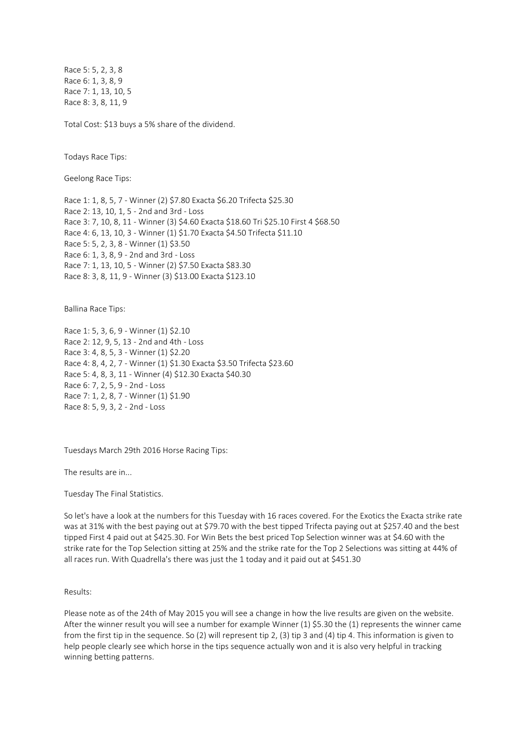Race 5: 5, 2, 3, 8
Race 6: 1, 3, 8, 9
Race 7: 1, 13, 10, 5
Race 8: 3, 8, 11, 9

Total Cost: $13 buys a 5% share of the dividend.

Todays Race Tips:

Geelong Race Tips:

Race 1: 1, 8, 5, 7 - Winner (2) $7.80 Exacta $6.20 Trifecta $25.30
Race 2: 13, 10, 1, 5 - 2nd and 3rd - Loss
Race 3: 7, 10, 8, 11 - Winner (3) $4.60 Exacta $18.60 Tri $25.10 First 4 $68.50
Race 4: 6, 13, 10, 3 - Winner (1) $1.70 Exacta $4.50 Trifecta $11.10
Race 5: 5, 2, 3, 8 - Winner (1) $3.50
Race 6: 1, 3, 8, 9 - 2nd and 3rd - Loss
Race 7: 1, 13, 10, 5 - Winner (2) $7.50 Exacta $83.30
Race 8: 3, 8, 11, 9 - Winner (3) $13.00 Exacta $123.10

Ballina Race Tips:

Race 1: 5, 3, 6, 9 - Winner (1) $2.10
Race 2: 12, 9, 5, 13 - 2nd and 4th - Loss
Race 3: 4, 8, 5, 3 - Winner (1) $2.20
Race 4: 8, 4, 2, 7 - Winner (1) $1.30 Exacta $3.50 Trifecta $23.60
Race 5: 4, 8, 3, 11 - Winner (4) $12.30 Exacta $40.30
Race 6: 7, 2, 5, 9 - 2nd - Loss
Race 7: 1, 2, 8, 7 - Winner (1) $1.90
Race 8: 5, 9, 3, 2 - 2nd - Loss

Tuesdays March 29th 2016 Horse Racing Tips:

The results are in...

Tuesday The Final Statistics.

So let's have a look at the numbers for this Tuesday with 16 races covered. For the Exotics the Exacta strike rate was at 31% with the best paying out at $79.70 with the best tipped Trifecta paying out at $257.40 and the best tipped First 4 paid out at $425.30. For Win Bets the best priced Top Selection winner was at $4.60 with the strike rate for the Top Selection sitting at 25% and the strike rate for the Top 2 Selections was sitting at 44% of all races run. With Quadrella's there was just the 1 today and it paid out at $451.30

Results:

Please note as of the 24th of May 2015 you will see a change in how the live results are given on the website. After the winner result you will see a number for example Winner (1) $5.30 the (1) represents the winner came from the first tip in the sequence. So (2) will represent tip 2, (3) tip 3 and (4) tip 4. This information is given to help people clearly see which horse in the tips sequence actually won and it is also very helpful in tracking winning betting patterns.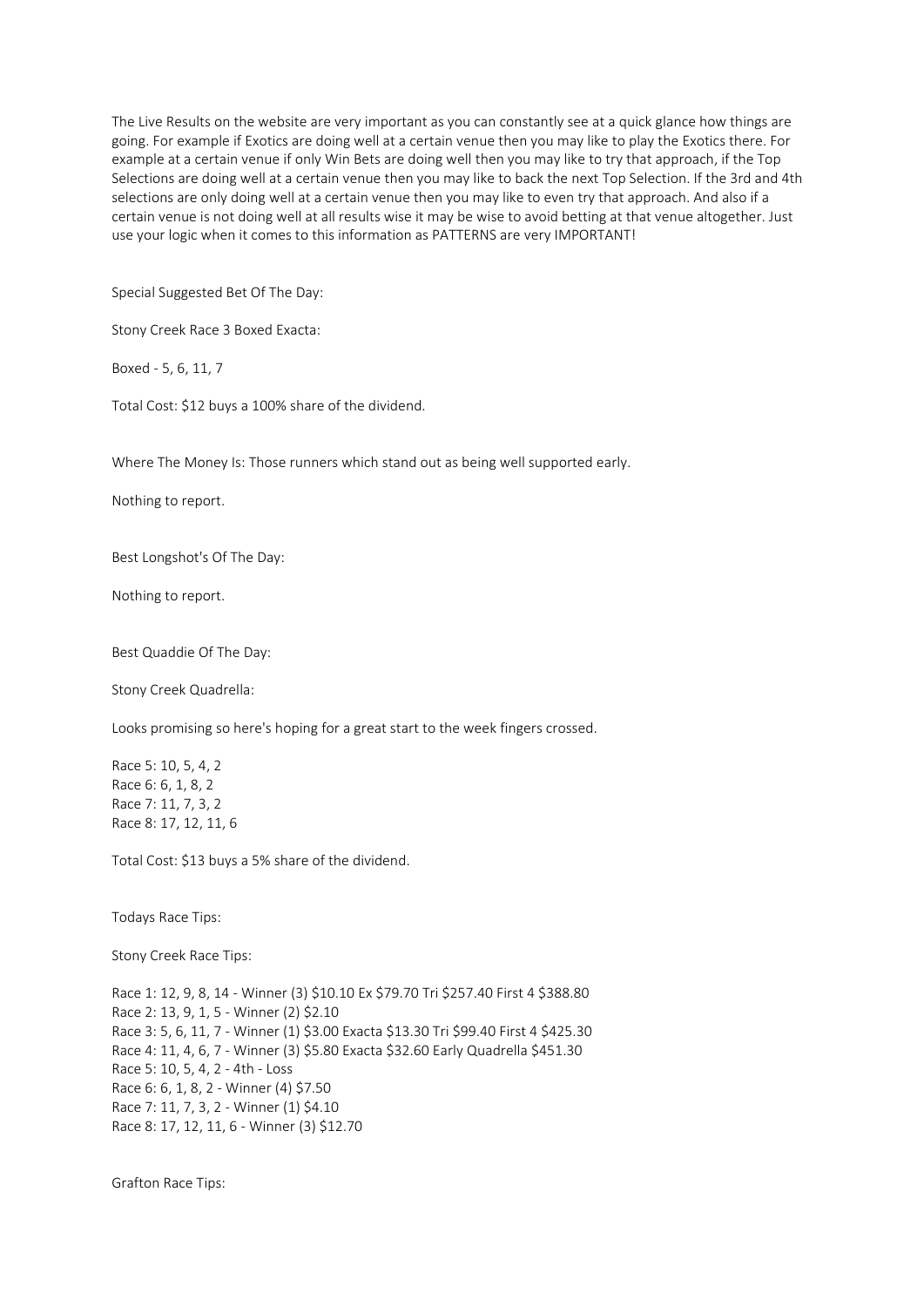The Live Results on the website are very important as you can constantly see at a quick glance how things are going. For example if Exotics are doing well at a certain venue then you may like to play the Exotics there. For example at a certain venue if only Win Bets are doing well then you may like to try that approach, if the Top Selections are doing well at a certain venue then you may like to back the next Top Selection. If the 3rd and 4th selections are only doing well at a certain venue then you may like to even try that approach. And also if a certain venue is not doing well at all results wise it may be wise to avoid betting at that venue altogether. Just use your logic when it comes to this information as PATTERNS are very IMPORTANT!

Special Suggested Bet Of The Day:

Stony Creek Race 3 Boxed Exacta:

Boxed - 5, 6, 11, 7

Total Cost: $12 buys a 100% share of the dividend.

Where The Money Is: Those runners which stand out as being well supported early.

Nothing to report.

Best Longshot's Of The Day:

Nothing to report.

Best Quaddie Of The Day:

Stony Creek Quadrella:

Looks promising so here's hoping for a great start to the week fingers crossed.

Race 5: 10, 5, 4, 2
Race 6: 6, 1, 8, 2
Race 7: 11, 7, 3, 2
Race 8: 17, 12, 11, 6

Total Cost: $13 buys a 5% share of the dividend.

Todays Race Tips:

Stony Creek Race Tips:

Race 1: 12, 9, 8, 14 - Winner (3) $10.10 Ex $79.70 Tri $257.40 First 4 $388.80
Race 2: 13, 9, 1, 5 - Winner (2) $2.10
Race 3: 5, 6, 11, 7 - Winner (1) $3.00 Exacta $13.30 Tri $99.40 First 4 $425.30
Race 4: 11, 4, 6, 7 - Winner (3) $5.80 Exacta $32.60 Early Quadrella $451.30
Race 5: 10, 5, 4, 2 - 4th - Loss
Race 6: 6, 1, 8, 2 - Winner (4) $7.50
Race 7: 11, 7, 3, 2 - Winner (1) $4.10
Race 8: 17, 12, 11, 6 - Winner (3) $12.70

Grafton Race Tips: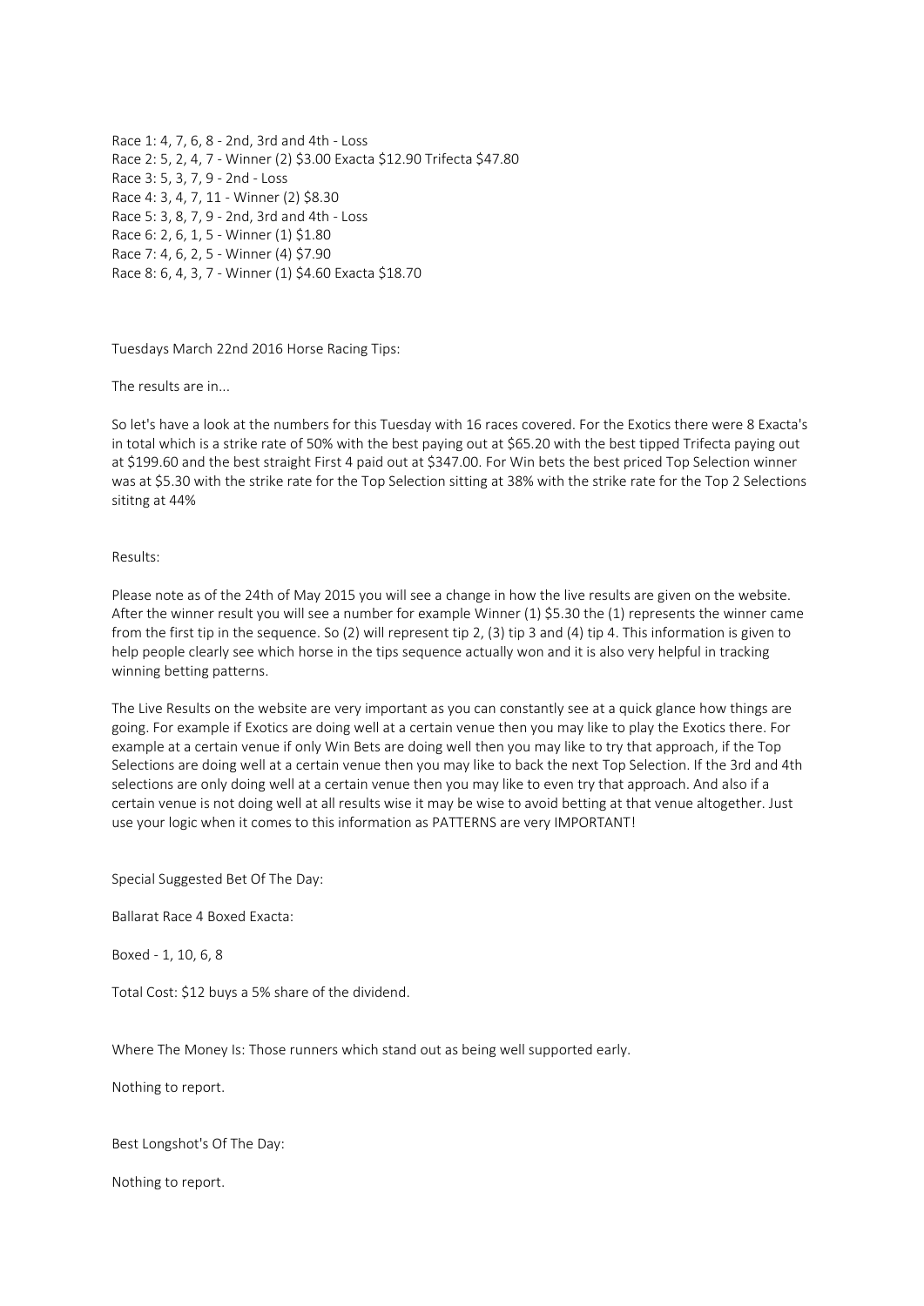Race 1: 4, 7, 6, 8 - 2nd, 3rd and 4th - Loss
Race 2: 5, 2, 4, 7 - Winner (2) $3.00 Exacta $12.90 Trifecta $47.80
Race 3: 5, 3, 7, 9 - 2nd - Loss
Race 4: 3, 4, 7, 11 - Winner (2) $8.30
Race 5: 3, 8, 7, 9 - 2nd, 3rd and 4th - Loss
Race 6: 2, 6, 1, 5 - Winner (1) $1.80
Race 7: 4, 6, 2, 5 - Winner (4) $7.90
Race 8: 6, 4, 3, 7 - Winner (1) $4.60 Exacta $18.70

Tuesdays March 22nd 2016 Horse Racing Tips:

The results are in...

So let's have a look at the numbers for this Tuesday with 16 races covered. For the Exotics there were 8 Exacta's in total which is a strike rate of 50% with the best paying out at $65.20 with the best tipped Trifecta paying out at $199.60 and the best straight First 4 paid out at $347.00. For Win bets the best priced Top Selection winner was at $5.30 with the strike rate for the Top Selection sitting at 38% with the strike rate for the Top 2 Selections sititng at 44%

Results:

Please note as of the 24th of May 2015 you will see a change in how the live results are given on the website. After the winner result you will see a number for example Winner (1) $5.30 the (1) represents the winner came from the first tip in the sequence. So (2) will represent tip 2, (3) tip 3 and (4) tip 4. This information is given to help people clearly see which horse in the tips sequence actually won and it is also very helpful in tracking winning betting patterns.

The Live Results on the website are very important as you can constantly see at a quick glance how things are going. For example if Exotics are doing well at a certain venue then you may like to play the Exotics there. For example at a certain venue if only Win Bets are doing well then you may like to try that approach, if the Top Selections are doing well at a certain venue then you may like to back the next Top Selection. If the 3rd and 4th selections are only doing well at a certain venue then you may like to even try that approach. And also if a certain venue is not doing well at all results wise it may be wise to avoid betting at that venue altogether. Just use your logic when it comes to this information as PATTERNS are very IMPORTANT!

Special Suggested Bet Of The Day:

Ballarat Race 4 Boxed Exacta:

Boxed - 1, 10, 6, 8

Total Cost: $12 buys a 5% share of the dividend.

Where The Money Is: Those runners which stand out as being well supported early.

Nothing to report.

Best Longshot's Of The Day:

Nothing to report.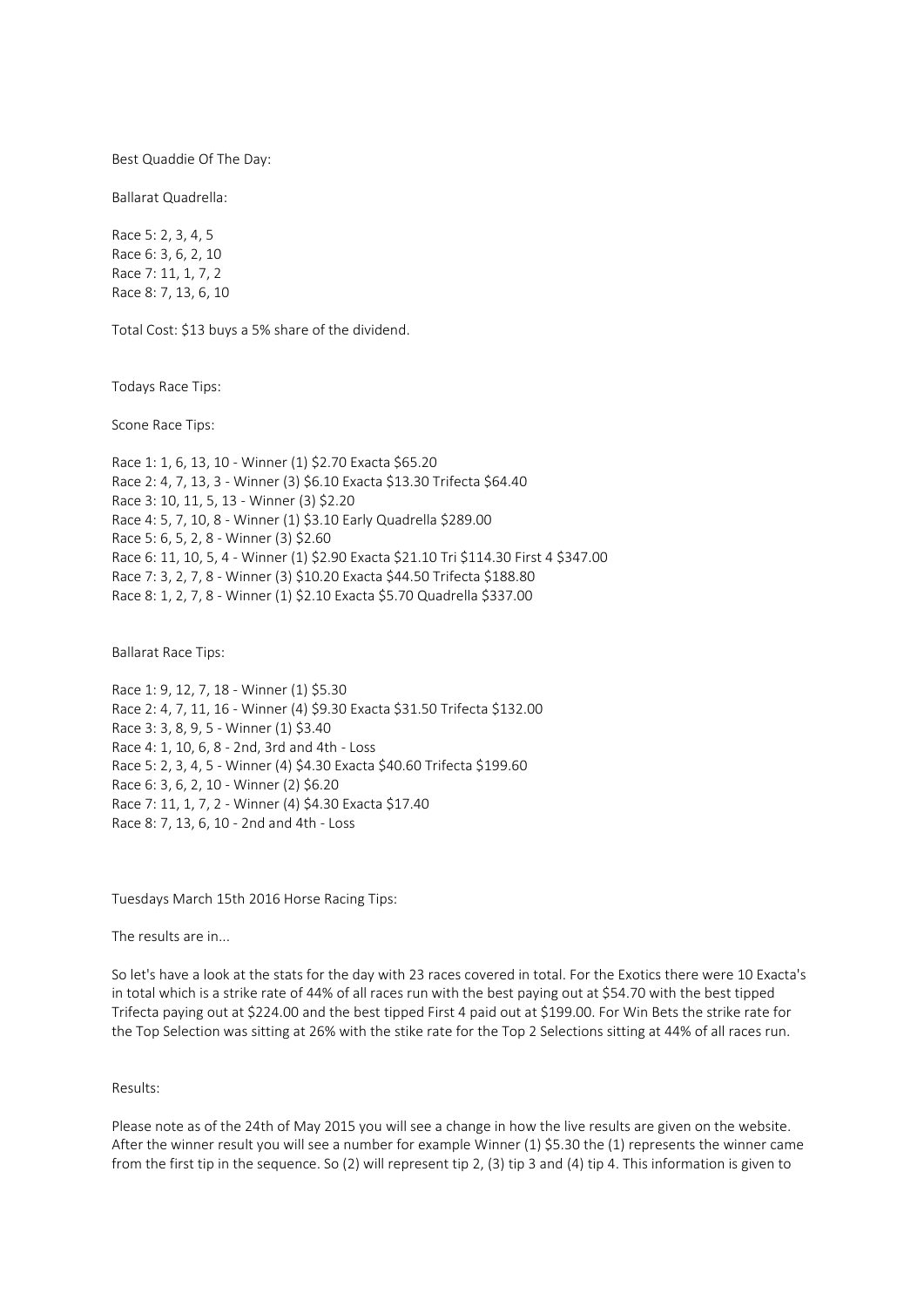Best Quaddie Of The Day:

Ballarat Quadrella:

Race 5: 2, 3, 4, 5
Race 6: 3, 6, 2, 10
Race 7: 11, 1, 7, 2
Race 8: 7, 13, 6, 10

Total Cost: $13 buys a 5% share of the dividend.

Todays Race Tips:

Scone Race Tips:

Race 1: 1, 6, 13, 10 - Winner (1) $2.70 Exacta $65.20
Race 2: 4, 7, 13, 3 - Winner (3) $6.10 Exacta $13.30 Trifecta $64.40
Race 3: 10, 11, 5, 13 - Winner (3) $2.20
Race 4: 5, 7, 10, 8 - Winner (1) $3.10 Early Quadrella $289.00
Race 5: 6, 5, 2, 8 - Winner (3) $2.60
Race 6: 11, 10, 5, 4 - Winner (1) $2.90 Exacta $21.10 Tri $114.30 First 4 $347.00
Race 7: 3, 2, 7, 8 - Winner (3) $10.20 Exacta $44.50 Trifecta $188.80
Race 8: 1, 2, 7, 8 - Winner (1) $2.10 Exacta $5.70 Quadrella $337.00

Ballarat Race Tips:

Race 1: 9, 12, 7, 18 - Winner (1) $5.30
Race 2: 4, 7, 11, 16 - Winner (4) $9.30 Exacta $31.50 Trifecta $132.00
Race 3: 3, 8, 9, 5 - Winner (1) $3.40
Race 4: 1, 10, 6, 8 - 2nd, 3rd and 4th - Loss
Race 5: 2, 3, 4, 5 - Winner (4) $4.30 Exacta $40.60 Trifecta $199.60
Race 6: 3, 6, 2, 10 - Winner (2) $6.20
Race 7: 11, 1, 7, 2 - Winner (4) $4.30 Exacta $17.40
Race 8: 7, 13, 6, 10 - 2nd and 4th - Loss

Tuesdays March 15th 2016 Horse Racing Tips:

The results are in...

So let's have a look at the stats for the day with 23 races covered in total. For the Exotics there were 10 Exacta's in total which is a strike rate of 44% of all races run with the best paying out at $54.70 with the best tipped Trifecta paying out at $224.00 and the best tipped First 4 paid out at $199.00. For Win Bets the strike rate for the Top Selection was sitting at 26% with the stike rate for the Top 2 Selections sitting at 44% of all races run.

Results:

Please note as of the 24th of May 2015 you will see a change in how the live results are given on the website. After the winner result you will see a number for example Winner (1) $5.30 the (1) represents the winner came from the first tip in the sequence. So (2) will represent tip 2, (3) tip 3 and (4) tip 4. This information is given to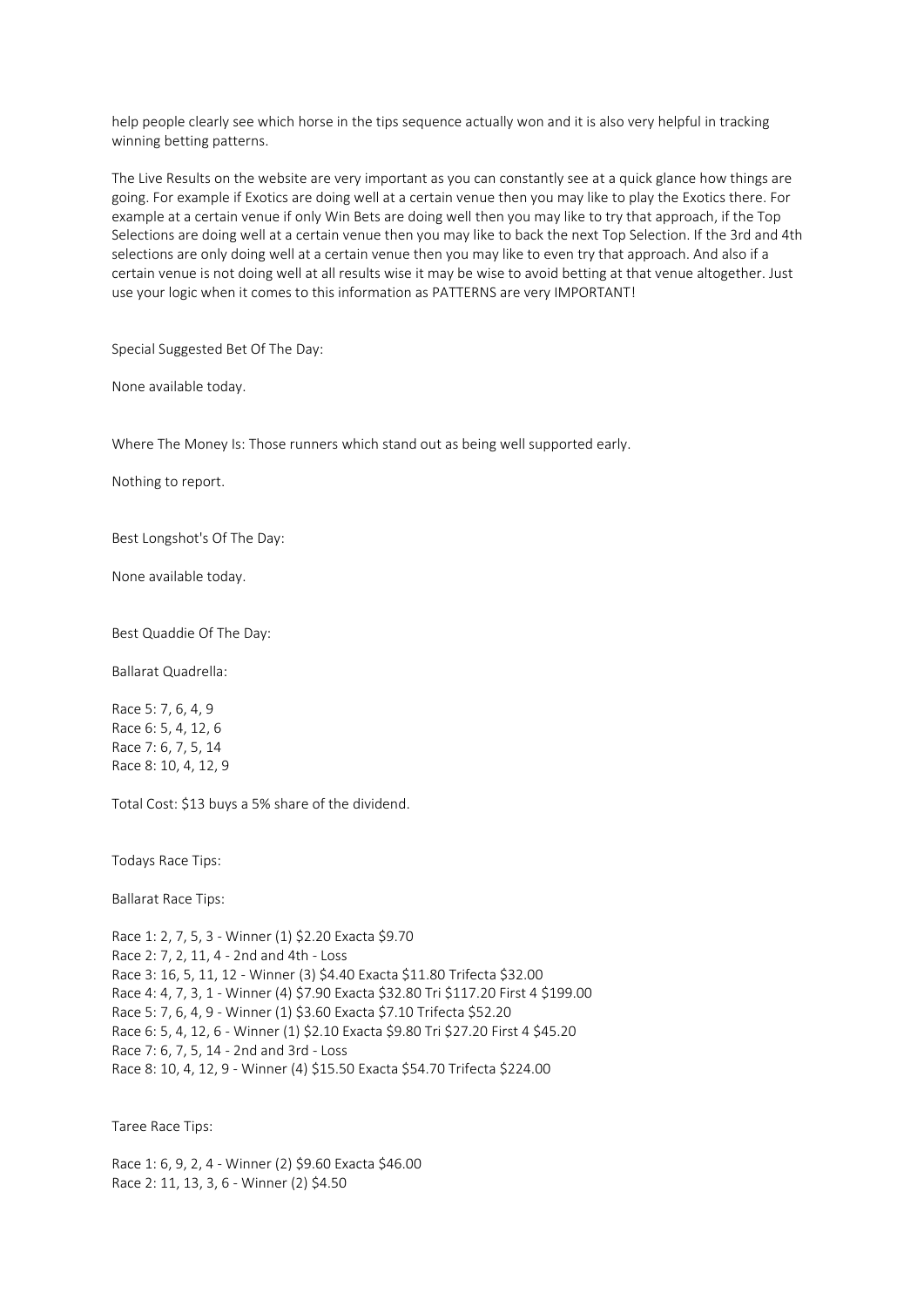help people clearly see which horse in the tips sequence actually won and it is also very helpful in tracking winning betting patterns.

The Live Results on the website are very important as you can constantly see at a quick glance how things are going. For example if Exotics are doing well at a certain venue then you may like to play the Exotics there. For example at a certain venue if only Win Bets are doing well then you may like to try that approach, if the Top Selections are doing well at a certain venue then you may like to back the next Top Selection. If the 3rd and 4th selections are only doing well at a certain venue then you may like to even try that approach. And also if a certain venue is not doing well at all results wise it may be wise to avoid betting at that venue altogether. Just use your logic when it comes to this information as PATTERNS are very IMPORTANT!

Special Suggested Bet Of The Day:

None available today.

Where The Money Is: Those runners which stand out as being well supported early.

Nothing to report.

Best Longshot's Of The Day:

None available today.

Best Quaddie Of The Day:

Ballarat Quadrella:

Race 5: 7, 6, 4, 9
Race 6: 5, 4, 12, 6
Race 7: 6, 7, 5, 14
Race 8: 10, 4, 12, 9

Total Cost: $13 buys a 5% share of the dividend.

Todays Race Tips:

Ballarat Race Tips:

Race 1: 2, 7, 5, 3 - Winner (1) $2.20 Exacta $9.70
Race 2: 7, 2, 11, 4 - 2nd and 4th - Loss
Race 3: 16, 5, 11, 12 - Winner (3) $4.40 Exacta $11.80 Trifecta $32.00
Race 4: 4, 7, 3, 1 - Winner (4) $7.90 Exacta $32.80 Tri $117.20 First 4 $199.00
Race 5: 7, 6, 4, 9 - Winner (1) $3.60 Exacta $7.10 Trifecta $52.20
Race 6: 5, 4, 12, 6 - Winner (1) $2.10 Exacta $9.80 Tri $27.20 First 4 $45.20
Race 7: 6, 7, 5, 14 - 2nd and 3rd - Loss
Race 8: 10, 4, 12, 9 - Winner (4) $15.50 Exacta $54.70 Trifecta $224.00

Taree Race Tips:

Race 1: 6, 9, 2, 4 - Winner (2) $9.60 Exacta $46.00
Race 2: 11, 13, 3, 6 - Winner (2) $4.50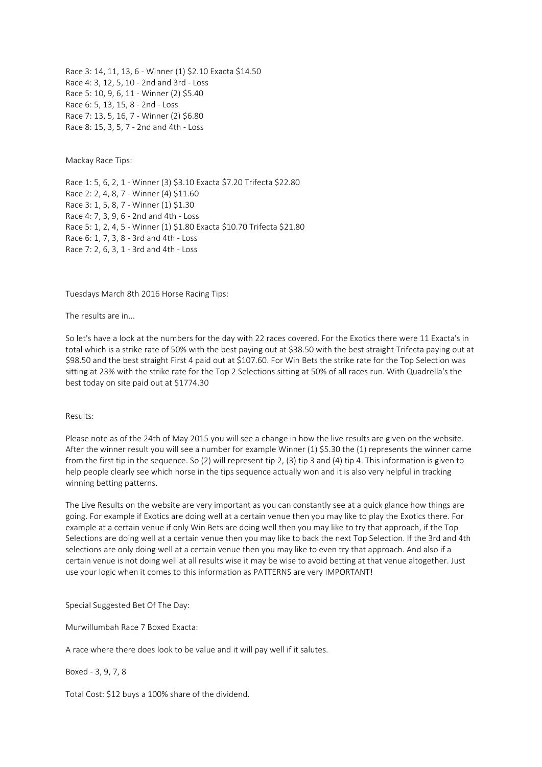Race 3: 14, 11, 13, 6 - Winner (1) $2.10 Exacta $14.50
Race 4: 3, 12, 5, 10 - 2nd and 3rd - Loss
Race 5: 10, 9, 6, 11 - Winner (2) $5.40
Race 6: 5, 13, 15, 8 - 2nd - Loss
Race 7: 13, 5, 16, 7 - Winner (2) $6.80
Race 8: 15, 3, 5, 7 - 2nd and 4th - Loss

Mackay Race Tips:

Race 1: 5, 6, 2, 1 - Winner (3) $3.10 Exacta $7.20 Trifecta $22.80
Race 2: 2, 4, 8, 7 - Winner (4) $11.60
Race 3: 1, 5, 8, 7 - Winner (1) $1.30
Race 4: 7, 3, 9, 6 - 2nd and 4th - Loss
Race 5: 1, 2, 4, 5 - Winner (1) $1.80 Exacta $10.70 Trifecta $21.80
Race 6: 1, 7, 3, 8 - 3rd and 4th - Loss
Race 7: 2, 6, 3, 1 - 3rd and 4th - Loss

Tuesdays March 8th 2016 Horse Racing Tips:

The results are in...

So let's have a look at the numbers for the day with 22 races covered. For the Exotics there were 11 Exacta's in total which is a strike rate of 50% with the best paying out at $38.50 with the best straight Trifecta paying out at $98.50 and the best straight First 4 paid out at $107.60. For Win Bets the strike rate for the Top Selection was sitting at 23% with the strike rate for the Top 2 Selections sitting at 50% of all races run. With Quadrella's the best today on site paid out at $1774.30

Results:

Please note as of the 24th of May 2015 you will see a change in how the live results are given on the website. After the winner result you will see a number for example Winner (1) $5.30 the (1) represents the winner came from the first tip in the sequence. So (2) will represent tip 2, (3) tip 3 and (4) tip 4. This information is given to help people clearly see which horse in the tips sequence actually won and it is also very helpful in tracking winning betting patterns.

The Live Results on the website are very important as you can constantly see at a quick glance how things are going. For example if Exotics are doing well at a certain venue then you may like to play the Exotics there. For example at a certain venue if only Win Bets are doing well then you may like to try that approach, if the Top Selections are doing well at a certain venue then you may like to back the next Top Selection. If the 3rd and 4th selections are only doing well at a certain venue then you may like to even try that approach. And also if a certain venue is not doing well at all results wise it may be wise to avoid betting at that venue altogether. Just use your logic when it comes to this information as PATTERNS are very IMPORTANT!

Special Suggested Bet Of The Day:

Murwillumbah Race 7 Boxed Exacta:

A race where there does look to be value and it will pay well if it salutes.

Boxed - 3, 9, 7, 8

Total Cost: $12 buys a 100% share of the dividend.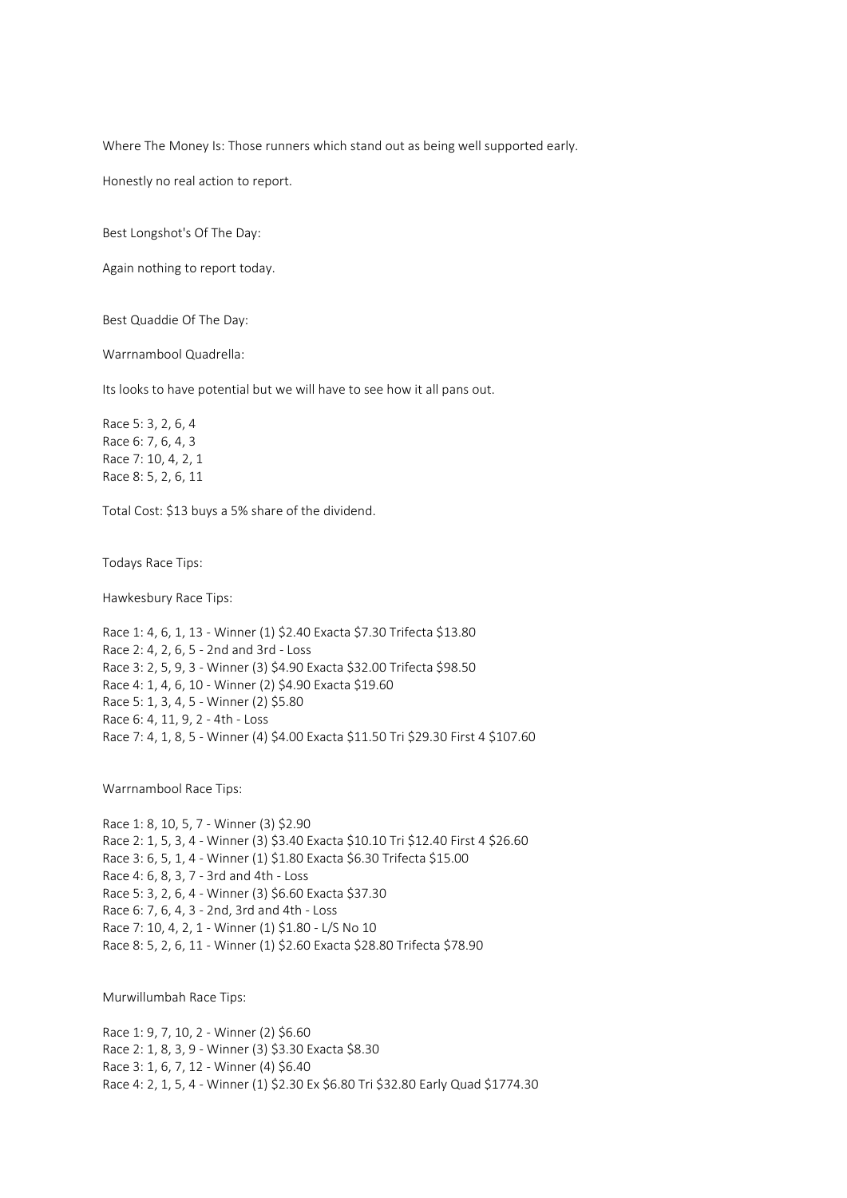Where The Money Is: Those runners which stand out as being well supported early.

Honestly no real action to report.

Best Longshot's Of The Day:

Again nothing to report today.

Best Quaddie Of The Day:

Warrnambool Quadrella:

Its looks to have potential but we will have to see how it all pans out.

Race 5: 3, 2, 6, 4
Race 6: 7, 6, 4, 3
Race 7: 10, 4, 2, 1
Race 8: 5, 2, 6, 11

Total Cost: $13 buys a 5% share of the dividend.

Todays Race Tips:

Hawkesbury Race Tips:

Race 1: 4, 6, 1, 13 - Winner (1) $2.40 Exacta $7.30 Trifecta $13.80
Race 2: 4, 2, 6, 5 - 2nd and 3rd - Loss
Race 3: 2, 5, 9, 3 - Winner (3) $4.90 Exacta $32.00 Trifecta $98.50
Race 4: 1, 4, 6, 10 - Winner (2) $4.90 Exacta $19.60
Race 5: 1, 3, 4, 5 - Winner (2) $5.80
Race 6: 4, 11, 9, 2 - 4th - Loss
Race 7: 4, 1, 8, 5 - Winner (4) $4.00 Exacta $11.50 Tri $29.30 First 4 $107.60

Warrnambool Race Tips:

Race 1: 8, 10, 5, 7 - Winner (3) $2.90
Race 2: 1, 5, 3, 4 - Winner (3) $3.40 Exacta $10.10 Tri $12.40 First 4 $26.60
Race 3: 6, 5, 1, 4 - Winner (1) $1.80 Exacta $6.30 Trifecta $15.00
Race 4: 6, 8, 3, 7 - 3rd and 4th - Loss
Race 5: 3, 2, 6, 4 - Winner (3) $6.60 Exacta $37.30
Race 6: 7, 6, 4, 3 - 2nd, 3rd and 4th - Loss
Race 7: 10, 4, 2, 1 - Winner (1) $1.80 - L/S No 10
Race 8: 5, 2, 6, 11 - Winner (1) $2.60 Exacta $28.80 Trifecta $78.90

Murwillumbah Race Tips:

Race 1: 9, 7, 10, 2 - Winner (2) $6.60
Race 2: 1, 8, 3, 9 - Winner (3) $3.30 Exacta $8.30
Race 3: 1, 6, 7, 12 - Winner (4) $6.40
Race 4: 2, 1, 5, 4 - Winner (1) $2.30 Ex $6.80 Tri $32.80 Early Quad $1774.30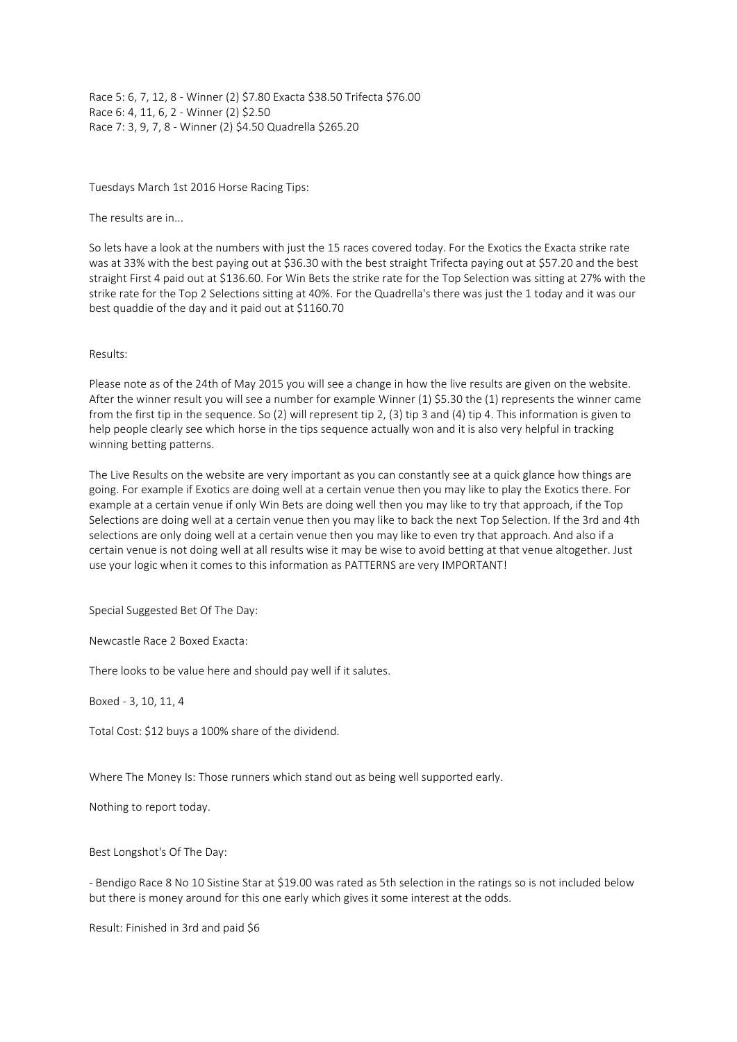Race 5: 6, 7, 12, 8 - Winner (2) $7.80 Exacta $38.50 Trifecta $76.00
Race 6: 4, 11, 6, 2 - Winner (2) $2.50
Race 7: 3, 9, 7, 8 - Winner (2) $4.50 Quadrella $265.20

Tuesdays March 1st 2016 Horse Racing Tips:

The results are in...

So lets have a look at the numbers with just the 15 races covered today. For the Exotics the Exacta strike rate was at 33% with the best paying out at $36.30 with the best straight Trifecta paying out at $57.20 and the best straight First 4 paid out at $136.60. For Win Bets the strike rate for the Top Selection was sitting at 27% with the strike rate for the Top 2 Selections sitting at 40%. For the Quadrella's there was just the 1 today and it was our best quaddie of the day and it paid out at $1160.70

Results:

Please note as of the 24th of May 2015 you will see a change in how the live results are given on the website. After the winner result you will see a number for example Winner (1) $5.30 the (1) represents the winner came from the first tip in the sequence. So (2) will represent tip 2, (3) tip 3 and (4) tip 4. This information is given to help people clearly see which horse in the tips sequence actually won and it is also very helpful in tracking winning betting patterns.

The Live Results on the website are very important as you can constantly see at a quick glance how things are going. For example if Exotics are doing well at a certain venue then you may like to play the Exotics there. For example at a certain venue if only Win Bets are doing well then you may like to try that approach, if the Top Selections are doing well at a certain venue then you may like to back the next Top Selection. If the 3rd and 4th selections are only doing well at a certain venue then you may like to even try that approach. And also if a certain venue is not doing well at all results wise it may be wise to avoid betting at that venue altogether. Just use your logic when it comes to this information as PATTERNS are very IMPORTANT!

Special Suggested Bet Of The Day:

Newcastle Race 2 Boxed Exacta:

There looks to be value here and should pay well if it salutes.

Boxed - 3, 10, 11, 4

Total Cost: $12 buys a 100% share of the dividend.

Where The Money Is: Those runners which stand out as being well supported early.

Nothing to report today.

Best Longshot's Of The Day:

- Bendigo Race 8 No 10 Sistine Star at $19.00 was rated as 5th selection in the ratings so is not included below but there is money around for this one early which gives it some interest at the odds.

Result: Finished in 3rd and paid $6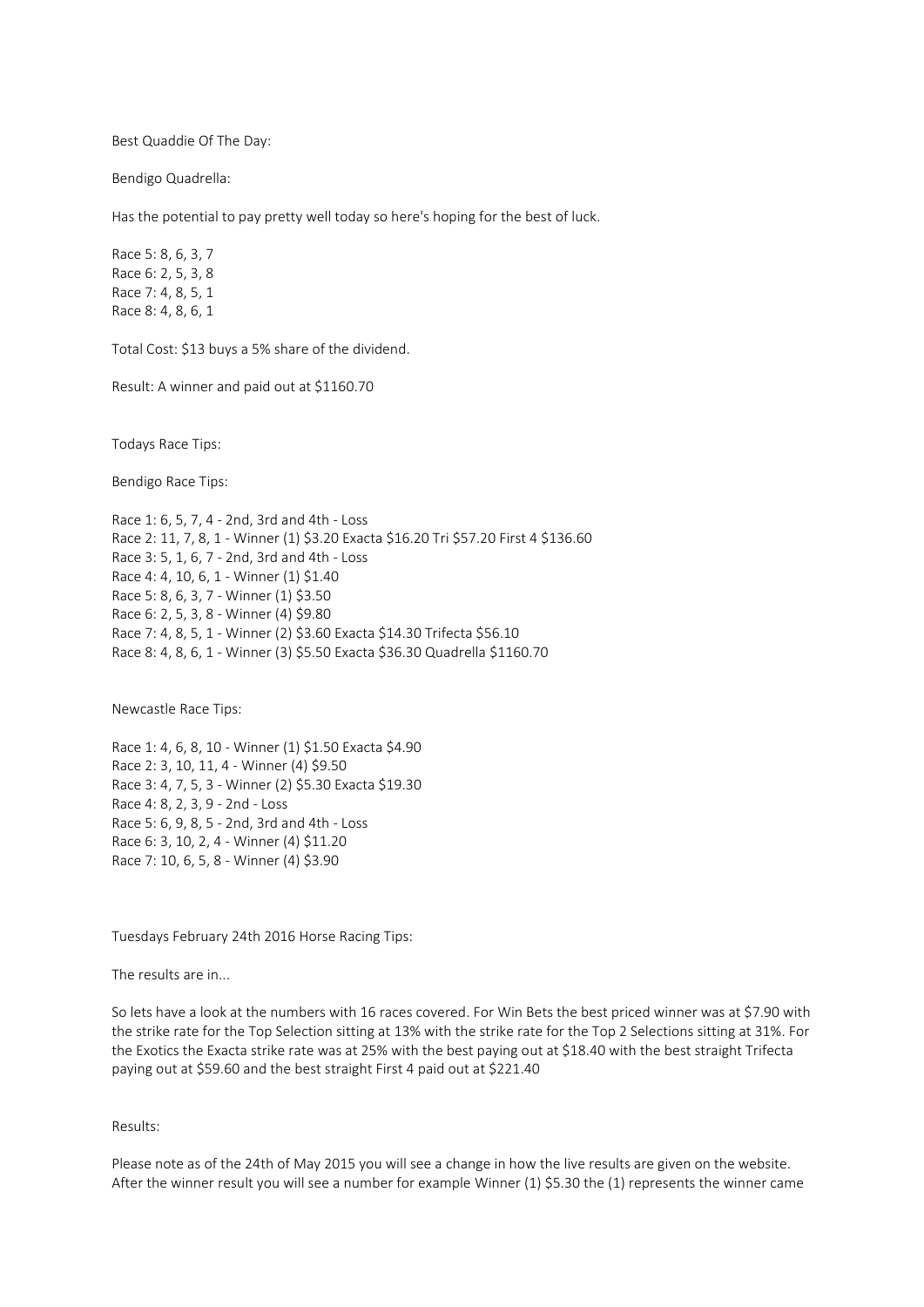Best Quaddie Of The Day:

Bendigo Quadrella:

Has the potential to pay pretty well today so here's hoping for the best of luck.

Race 5: 8, 6, 3, 7
Race 6: 2, 5, 3, 8
Race 7: 4, 8, 5, 1
Race 8: 4, 8, 6, 1

Total Cost: $13 buys a 5% share of the dividend.

Result: A winner and paid out at $1160.70

Todays Race Tips:

Bendigo Race Tips:

Race 1: 6, 5, 7, 4 - 2nd, 3rd and 4th - Loss
Race 2: 11, 7, 8, 1 - Winner (1) $3.20 Exacta $16.20 Tri $57.20 First 4 $136.60
Race 3: 5, 1, 6, 7 - 2nd, 3rd and 4th - Loss
Race 4: 4, 10, 6, 1 - Winner (1) $1.40
Race 5: 8, 6, 3, 7 - Winner (1) $3.50
Race 6: 2, 5, 3, 8 - Winner (4) $9.80
Race 7: 4, 8, 5, 1 - Winner (2) $3.60 Exacta $14.30 Trifecta $56.10
Race 8: 4, 8, 6, 1 - Winner (3) $5.50 Exacta $36.30 Quadrella $1160.70

Newcastle Race Tips:

Race 1: 4, 6, 8, 10 - Winner (1) $1.50 Exacta $4.90
Race 2: 3, 10, 11, 4 - Winner (4) $9.50
Race 3: 4, 7, 5, 3 - Winner (2) $5.30 Exacta $19.30
Race 4: 8, 2, 3, 9 - 2nd - Loss
Race 5: 6, 9, 8, 5 - 2nd, 3rd and 4th - Loss
Race 6: 3, 10, 2, 4 - Winner (4) $11.20
Race 7: 10, 6, 5, 8 - Winner (4) $3.90

Tuesdays February 24th 2016 Horse Racing Tips:

The results are in...

So lets have a look at the numbers with 16 races covered. For Win Bets the best priced winner was at $7.90 with the strike rate for the Top Selection sitting at 13% with the strike rate for the Top 2 Selections sitting at 31%. For the Exotics the Exacta strike rate was at 25% with the best paying out at $18.40 with the best straight Trifecta paying out at $59.60 and the best straight First 4 paid out at $221.40

Results:

Please note as of the 24th of May 2015 you will see a change in how the live results are given on the website. After the winner result you will see a number for example Winner (1) $5.30 the (1) represents the winner came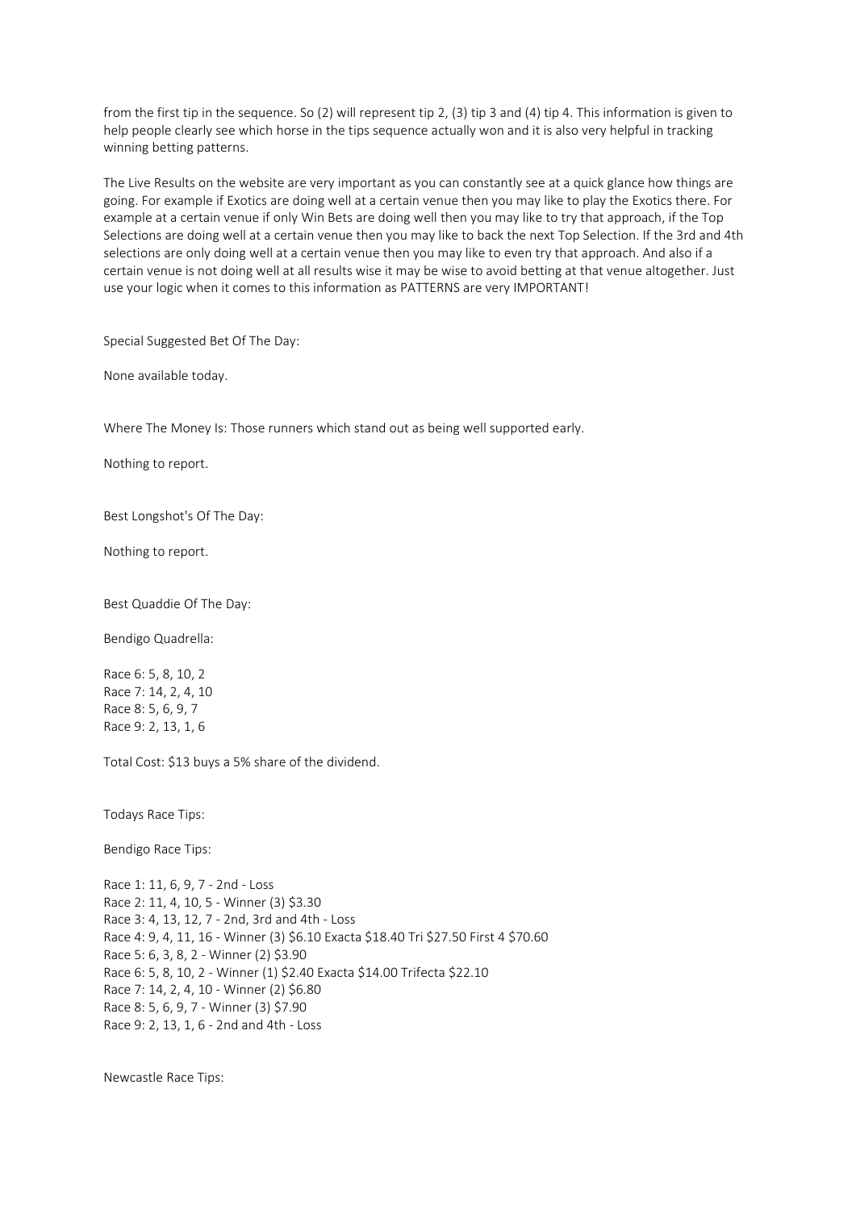from the first tip in the sequence. So (2) will represent tip 2, (3) tip 3 and (4) tip 4. This information is given to help people clearly see which horse in the tips sequence actually won and it is also very helpful in tracking winning betting patterns.

The Live Results on the website are very important as you can constantly see at a quick glance how things are going. For example if Exotics are doing well at a certain venue then you may like to play the Exotics there. For example at a certain venue if only Win Bets are doing well then you may like to try that approach, if the Top Selections are doing well at a certain venue then you may like to back the next Top Selection. If the 3rd and 4th selections are only doing well at a certain venue then you may like to even try that approach. And also if a certain venue is not doing well at all results wise it may be wise to avoid betting at that venue altogether. Just use your logic when it comes to this information as PATTERNS are very IMPORTANT!

Special Suggested Bet Of The Day:

None available today.

Where The Money Is: Those runners which stand out as being well supported early.

Nothing to report.

Best Longshot's Of The Day:

Nothing to report.

Best Quaddie Of The Day:

Bendigo Quadrella:

Race 6: 5, 8, 10, 2
Race 7: 14, 2, 4, 10
Race 8: 5, 6, 9, 7
Race 9: 2, 13, 1, 6

Total Cost: $13 buys a 5% share of the dividend.

Todays Race Tips:

Bendigo Race Tips:

Race 1: 11, 6, 9, 7 - 2nd - Loss
Race 2: 11, 4, 10, 5 - Winner (3) $3.30
Race 3: 4, 13, 12, 7 - 2nd, 3rd and 4th - Loss
Race 4: 9, 4, 11, 16 - Winner (3) $6.10 Exacta $18.40 Tri $27.50 First 4 $70.60
Race 5: 6, 3, 8, 2 - Winner (2) $3.90
Race 6: 5, 8, 10, 2 - Winner (1) $2.40 Exacta $14.00 Trifecta $22.10
Race 7: 14, 2, 4, 10 - Winner (2) $6.80
Race 8: 5, 6, 9, 7 - Winner (3) $7.90
Race 9: 2, 13, 1, 6 - 2nd and 4th - Loss

Newcastle Race Tips: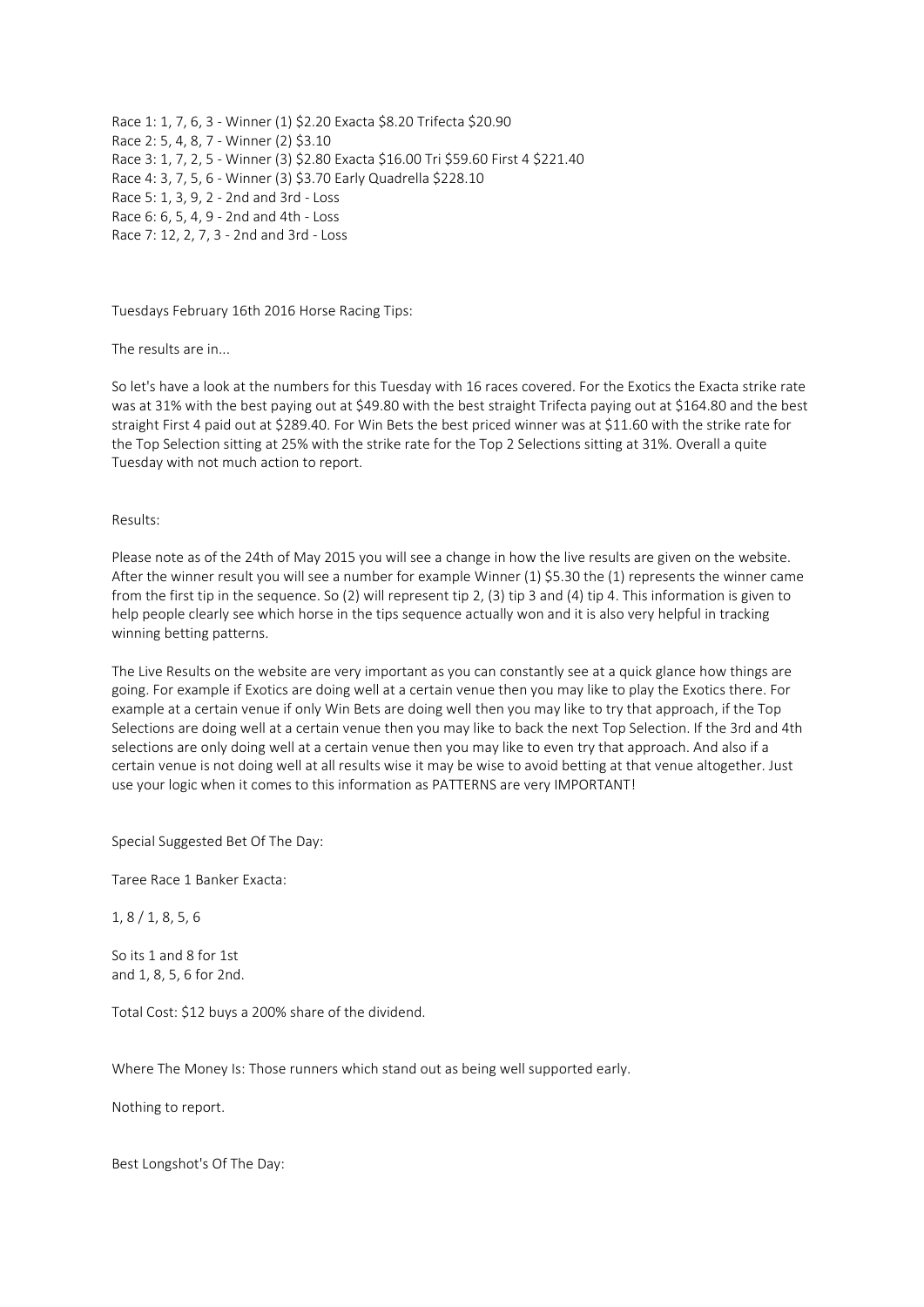Race 1: 1, 7, 6, 3 - Winner (1) $2.20 Exacta $8.20 Trifecta $20.90
Race 2: 5, 4, 8, 7 - Winner (2) $3.10
Race 3: 1, 7, 2, 5 - Winner (3) $2.80 Exacta $16.00 Tri $59.60 First 4 $221.40
Race 4: 3, 7, 5, 6 - Winner (3) $3.70 Early Quadrella $228.10
Race 5: 1, 3, 9, 2 - 2nd and 3rd - Loss
Race 6: 6, 5, 4, 9 - 2nd and 4th - Loss
Race 7: 12, 2, 7, 3 - 2nd and 3rd - Loss

Tuesdays February 16th 2016 Horse Racing Tips:

The results are in...

So let's have a look at the numbers for this Tuesday with 16 races covered. For the Exotics the Exacta strike rate was at 31% with the best paying out at $49.80 with the best straight Trifecta paying out at $164.80 and the best straight First 4 paid out at $289.40. For Win Bets the best priced winner was at $11.60 with the strike rate for the Top Selection sitting at 25% with the strike rate for the Top 2 Selections sitting at 31%. Overall a quite Tuesday with not much action to report.

Results:

Please note as of the 24th of May 2015 you will see a change in how the live results are given on the website. After the winner result you will see a number for example Winner (1) $5.30 the (1) represents the winner came from the first tip in the sequence. So (2) will represent tip 2, (3) tip 3 and (4) tip 4. This information is given to help people clearly see which horse in the tips sequence actually won and it is also very helpful in tracking winning betting patterns.

The Live Results on the website are very important as you can constantly see at a quick glance how things are going. For example if Exotics are doing well at a certain venue then you may like to play the Exotics there. For example at a certain venue if only Win Bets are doing well then you may like to try that approach, if the Top Selections are doing well at a certain venue then you may like to back the next Top Selection. If the 3rd and 4th selections are only doing well at a certain venue then you may like to even try that approach. And also if a certain venue is not doing well at all results wise it may be wise to avoid betting at that venue altogether. Just use your logic when it comes to this information as PATTERNS are very IMPORTANT!

Special Suggested Bet Of The Day:

Taree Race 1 Banker Exacta:

1, 8 / 1, 8, 5, 6

So its 1 and 8 for 1st
and 1, 8, 5, 6 for 2nd.

Total Cost: $12 buys a 200% share of the dividend.

Where The Money Is: Those runners which stand out as being well supported early.

Nothing to report.

Best Longshot's Of The Day: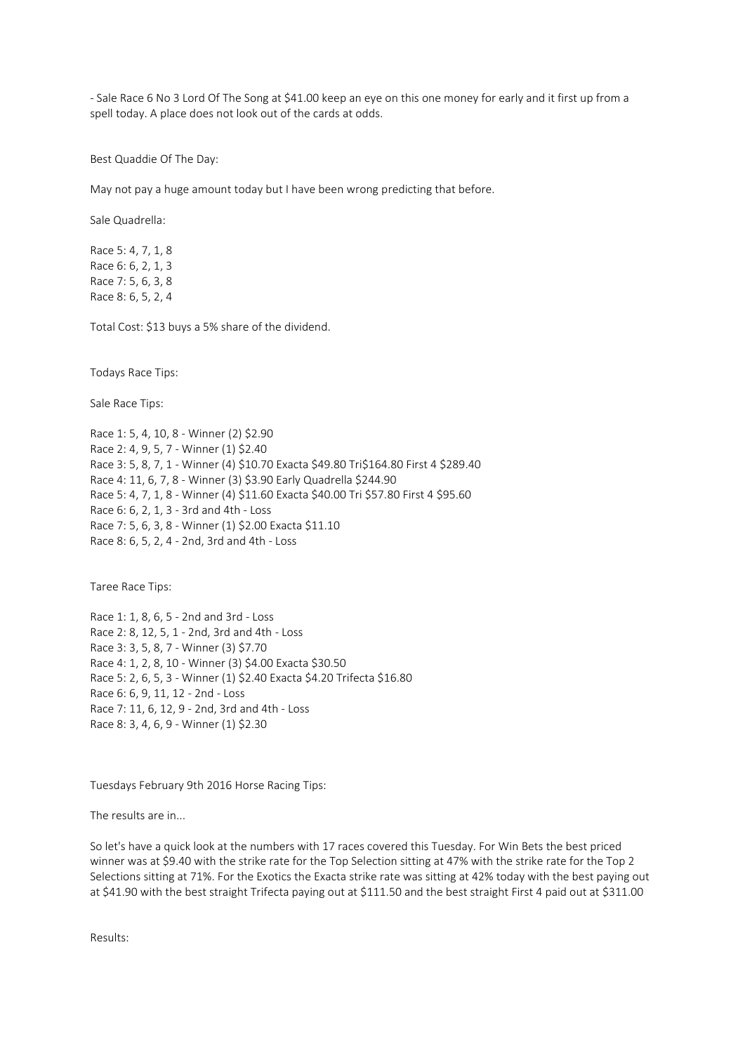- Sale Race 6 No 3 Lord Of The Song at $41.00 keep an eye on this one money for early and it first up from a spell today. A place does not look out of the cards at odds.

Best Quaddie Of The Day:

May not pay a huge amount today but I have been wrong predicting that before.

Sale Quadrella:

Race 5: 4, 7, 1, 8
Race 6: 6, 2, 1, 3
Race 7: 5, 6, 3, 8
Race 8: 6, 5, 2, 4

Total Cost: $13 buys a 5% share of the dividend.

Todays Race Tips:

Sale Race Tips:

Race 1: 5, 4, 10, 8 - Winner (2) $2.90
Race 2: 4, 9, 5, 7 - Winner (1) $2.40
Race 3: 5, 8, 7, 1 - Winner (4) $10.70 Exacta $49.80 Tri$164.80 First 4 $289.40
Race 4: 11, 6, 7, 8 - Winner (3) $3.90 Early Quadrella $244.90
Race 5: 4, 7, 1, 8 - Winner (4) $11.60 Exacta $40.00 Tri $57.80 First 4 $95.60
Race 6: 6, 2, 1, 3 - 3rd and 4th - Loss
Race 7: 5, 6, 3, 8 - Winner (1) $2.00 Exacta $11.10
Race 8: 6, 5, 2, 4 - 2nd, 3rd and 4th - Loss

Taree Race Tips:

Race 1: 1, 8, 6, 5 - 2nd and 3rd - Loss
Race 2: 8, 12, 5, 1 - 2nd, 3rd and 4th - Loss
Race 3: 3, 5, 8, 7 - Winner (3) $7.70
Race 4: 1, 2, 8, 10 - Winner (3) $4.00 Exacta $30.50
Race 5: 2, 6, 5, 3 - Winner (1) $2.40 Exacta $4.20 Trifecta $16.80
Race 6: 6, 9, 11, 12 - 2nd - Loss
Race 7: 11, 6, 12, 9 - 2nd, 3rd and 4th - Loss
Race 8: 3, 4, 6, 9 - Winner (1) $2.30

Tuesdays February 9th 2016 Horse Racing Tips:

The results are in...

So let's have a quick look at the numbers with 17 races covered this Tuesday. For Win Bets the best priced winner was at $9.40 with the strike rate for the Top Selection sitting at 47% with the strike rate for the Top 2 Selections sitting at 71%. For the Exotics the Exacta strike rate was sitting at 42% today with the best paying out at $41.90 with the best straight Trifecta paying out at $111.50 and the best straight First 4 paid out at $311.00

Results: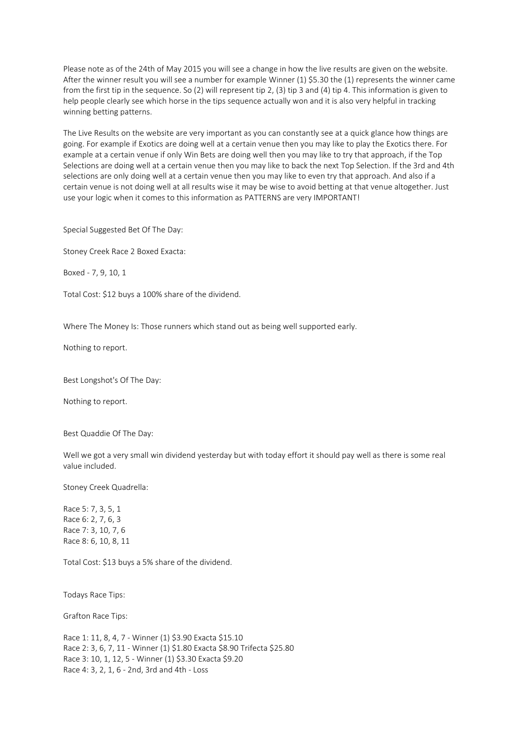Please note as of the 24th of May 2015 you will see a change in how the live results are given on the website. After the winner result you will see a number for example Winner (1) $5.30 the (1) represents the winner came from the first tip in the sequence. So (2) will represent tip 2, (3) tip 3 and (4) tip 4. This information is given to help people clearly see which horse in the tips sequence actually won and it is also very helpful in tracking winning betting patterns.

The Live Results on the website are very important as you can constantly see at a quick glance how things are going. For example if Exotics are doing well at a certain venue then you may like to play the Exotics there. For example at a certain venue if only Win Bets are doing well then you may like to try that approach, if the Top Selections are doing well at a certain venue then you may like to back the next Top Selection. If the 3rd and 4th selections are only doing well at a certain venue then you may like to even try that approach. And also if a certain venue is not doing well at all results wise it may be wise to avoid betting at that venue altogether. Just use your logic when it comes to this information as PATTERNS are very IMPORTANT!

Special Suggested Bet Of The Day:

Stoney Creek Race 2 Boxed Exacta:

Boxed - 7, 9, 10, 1

Total Cost: $12 buys a 100% share of the dividend.

Where The Money Is: Those runners which stand out as being well supported early.

Nothing to report.

Best Longshot's Of The Day:

Nothing to report.

Best Quaddie Of The Day:

Well we got a very small win dividend yesterday but with today effort it should pay well as there is some real value included.

Stoney Creek Quadrella:

Race 5: 7, 3, 5, 1
Race 6: 2, 7, 6, 3
Race 7: 3, 10, 7, 6
Race 8: 6, 10, 8, 11

Total Cost: $13 buys a 5% share of the dividend.

Todays Race Tips:

Grafton Race Tips:

Race 1: 11, 8, 4, 7 - Winner (1) $3.90 Exacta $15.10
Race 2: 3, 6, 7, 11 - Winner (1) $1.80 Exacta $8.90 Trifecta $25.80
Race 3: 10, 1, 12, 5 - Winner (1) $3.30 Exacta $9.20
Race 4: 3, 2, 1, 6 - 2nd, 3rd and 4th - Loss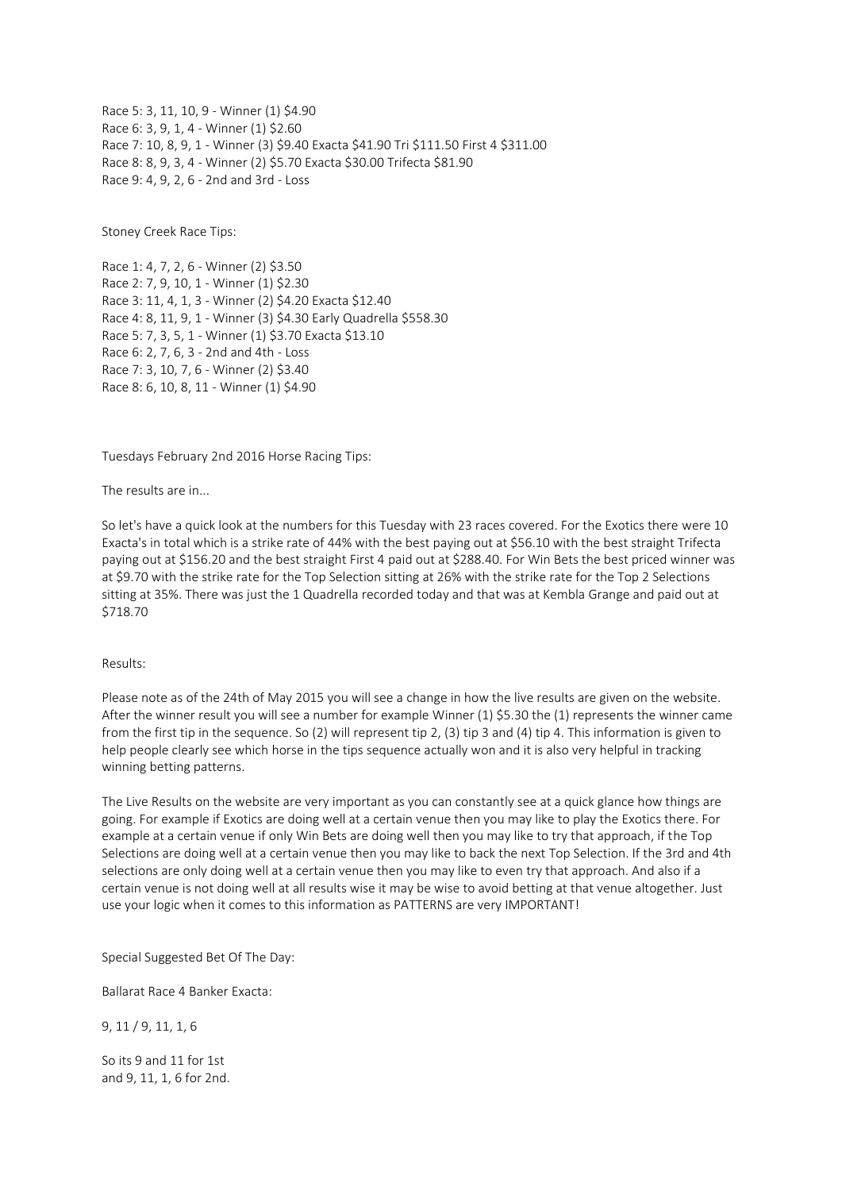Race 5: 3, 11, 10, 9 - Winner (1) $4.90
Race 6: 3, 9, 1, 4 - Winner (1) $2.60
Race 7: 10, 8, 9, 1 - Winner (3) $9.40 Exacta $41.90 Tri $111.50 First 4 $311.00
Race 8: 8, 9, 3, 4 - Winner (2) $5.70 Exacta $30.00 Trifecta $81.90
Race 9: 4, 9, 2, 6 - 2nd and 3rd - Loss

Stoney Creek Race Tips:

Race 1: 4, 7, 2, 6 - Winner (2) $3.50
Race 2: 7, 9, 10, 1 - Winner (1) $2.30
Race 3: 11, 4, 1, 3 - Winner (2) $4.20 Exacta $12.40
Race 4: 8, 11, 9, 1 - Winner (3) $4.30 Early Quadrella $558.30
Race 5: 7, 3, 5, 1 - Winner (1) $3.70 Exacta $13.10
Race 6: 2, 7, 6, 3 - 2nd and 4th - Loss
Race 7: 3, 10, 7, 6 - Winner (2) $3.40
Race 8: 6, 10, 8, 11 - Winner (1) $4.90

Tuesdays February 2nd 2016 Horse Racing Tips:

The results are in...

So let's have a quick look at the numbers for this Tuesday with 23 races covered. For the Exotics there were 10 Exacta's in total which is a strike rate of 44% with the best paying out at $56.10 with the best straight Trifecta paying out at $156.20 and the best straight First 4 paid out at $288.40. For Win Bets the best priced winner was at $9.70 with the strike rate for the Top Selection sitting at 26% with the strike rate for the Top 2 Selections sitting at 35%. There was just the 1 Quadrella recorded today and that was at Kembla Grange and paid out at $718.70

Results:

Please note as of the 24th of May 2015 you will see a change in how the live results are given on the website. After the winner result you will see a number for example Winner (1) $5.30 the (1) represents the winner came from the first tip in the sequence. So (2) will represent tip 2, (3) tip 3 and (4) tip 4. This information is given to help people clearly see which horse in the tips sequence actually won and it is also very helpful in tracking winning betting patterns.

The Live Results on the website are very important as you can constantly see at a quick glance how things are going. For example if Exotics are doing well at a certain venue then you may like to play the Exotics there. For example at a certain venue if only Win Bets are doing well then you may like to try that approach, if the Top Selections are doing well at a certain venue then you may like to back the next Top Selection. If the 3rd and 4th selections are only doing well at a certain venue then you may like to even try that approach. And also if a certain venue is not doing well at all results wise it may be wise to avoid betting at that venue altogether. Just use your logic when it comes to this information as PATTERNS are very IMPORTANT!

Special Suggested Bet Of The Day:

Ballarat Race 4 Banker Exacta:

9, 11 / 9, 11, 1, 6

So its 9 and 11 for 1st
and 9, 11, 1, 6 for 2nd.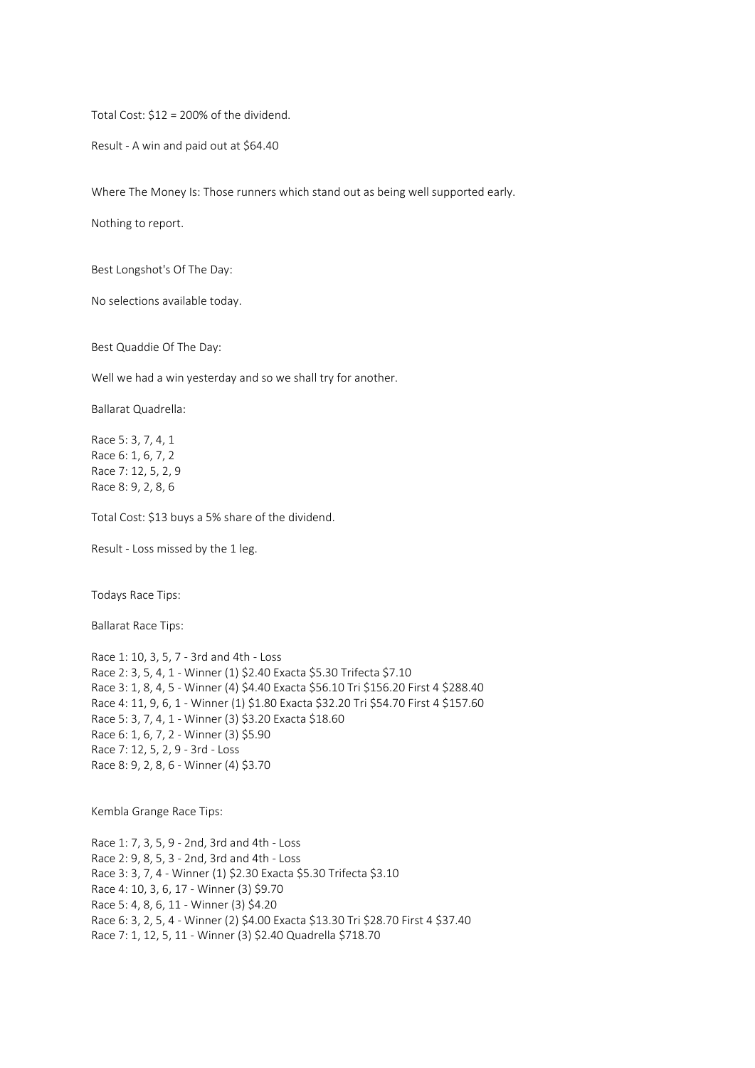Total Cost: $12 = 200% of the dividend.

Result - A win and paid out at $64.40

Where The Money Is: Those runners which stand out as being well supported early.

Nothing to report.

Best Longshot's Of The Day:

No selections available today.

Best Quaddie Of The Day:

Well we had a win yesterday and so we shall try for another.

Ballarat Quadrella:

Race 5: 3, 7, 4, 1
Race 6: 1, 6, 7, 2
Race 7: 12, 5, 2, 9
Race 8: 9, 2, 8, 6

Total Cost: $13 buys a 5% share of the dividend.

Result - Loss missed by the 1 leg.

Todays Race Tips:

Ballarat Race Tips:

Race 1: 10, 3, 5, 7 - 3rd and 4th - Loss
Race 2: 3, 5, 4, 1 - Winner (1) $2.40 Exacta $5.30 Trifecta $7.10
Race 3: 1, 8, 4, 5 - Winner (4) $4.40 Exacta $56.10 Tri $156.20 First 4 $288.40
Race 4: 11, 9, 6, 1 - Winner (1) $1.80 Exacta $32.20 Tri $54.70 First 4 $157.60
Race 5: 3, 7, 4, 1 - Winner (3) $3.20 Exacta $18.60
Race 6: 1, 6, 7, 2 - Winner (3) $5.90
Race 7: 12, 5, 2, 9 - 3rd - Loss
Race 8: 9, 2, 8, 6 - Winner (4) $3.70

Kembla Grange Race Tips:

Race 1: 7, 3, 5, 9 - 2nd, 3rd and 4th - Loss
Race 2: 9, 8, 5, 3 - 2nd, 3rd and 4th - Loss
Race 3: 3, 7, 4 - Winner (1) $2.30 Exacta $5.30 Trifecta $3.10
Race 4: 10, 3, 6, 17 - Winner (3) $9.70
Race 5: 4, 8, 6, 11 - Winner (3) $4.20
Race 6: 3, 2, 5, 4 - Winner (2) $4.00 Exacta $13.30 Tri $28.70 First 4 $37.40
Race 7: 1, 12, 5, 11 - Winner (3) $2.40 Quadrella $718.70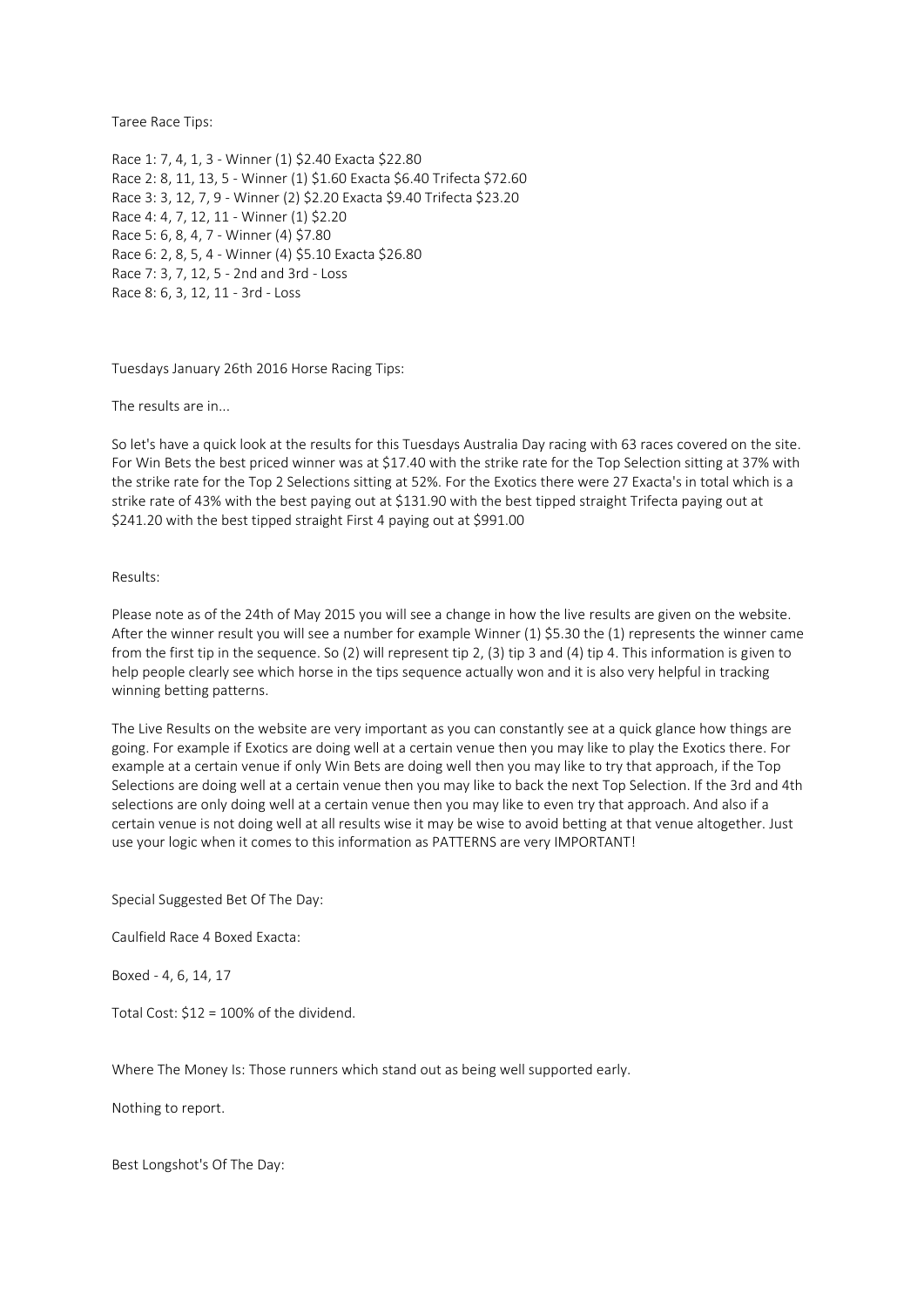Taree Race Tips:

Race 1: 7, 4, 1, 3 - Winner (1) $2.40 Exacta $22.80
Race 2: 8, 11, 13, 5 - Winner (1) $1.60 Exacta $6.40 Trifecta $72.60
Race 3: 3, 12, 7, 9 - Winner (2) $2.20 Exacta $9.40 Trifecta $23.20
Race 4: 4, 7, 12, 11 - Winner (1) $2.20
Race 5: 6, 8, 4, 7 - Winner (4) $7.80
Race 6: 2, 8, 5, 4 - Winner (4) $5.10 Exacta $26.80
Race 7: 3, 7, 12, 5 - 2nd and 3rd - Loss
Race 8: 6, 3, 12, 11 - 3rd - Loss

Tuesdays January 26th 2016 Horse Racing Tips:

The results are in...

So let's have a quick look at the results for this Tuesdays Australia Day racing with 63 races covered on the site. For Win Bets the best priced winner was at $17.40 with the strike rate for the Top Selection sitting at 37% with the strike rate for the Top 2 Selections sitting at 52%. For the Exotics there were 27 Exacta's in total which is a strike rate of 43% with the best paying out at $131.90 with the best tipped straight Trifecta paying out at $241.20 with the best tipped straight First 4 paying out at $991.00

Results:

Please note as of the 24th of May 2015 you will see a change in how the live results are given on the website. After the winner result you will see a number for example Winner (1) $5.30 the (1) represents the winner came from the first tip in the sequence. So (2) will represent tip 2, (3) tip 3 and (4) tip 4. This information is given to help people clearly see which horse in the tips sequence actually won and it is also very helpful in tracking winning betting patterns.

The Live Results on the website are very important as you can constantly see at a quick glance how things are going. For example if Exotics are doing well at a certain venue then you may like to play the Exotics there. For example at a certain venue if only Win Bets are doing well then you may like to try that approach, if the Top Selections are doing well at a certain venue then you may like to back the next Top Selection. If the 3rd and 4th selections are only doing well at a certain venue then you may like to even try that approach. And also if a certain venue is not doing well at all results wise it may be wise to avoid betting at that venue altogether. Just use your logic when it comes to this information as PATTERNS are very IMPORTANT!

Special Suggested Bet Of The Day:

Caulfield Race 4 Boxed Exacta:

Boxed - 4, 6, 14, 17

Total Cost: $12 = 100% of the dividend.

Where The Money Is: Those runners which stand out as being well supported early.

Nothing to report.

Best Longshot's Of The Day: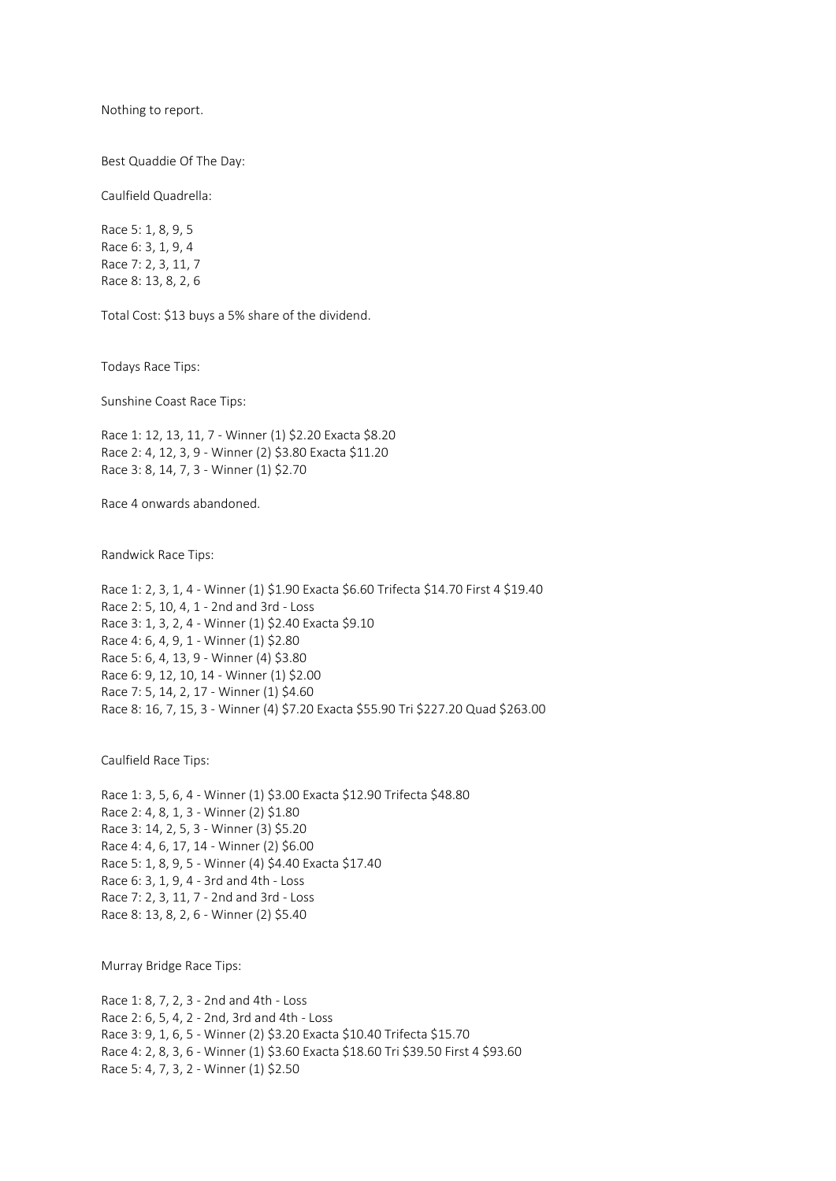Nothing to report.

Best Quaddie Of The Day:

Caulfield Quadrella:

Race 5: 1, 8, 9, 5
Race 6: 3, 1, 9, 4
Race 7: 2, 3, 11, 7
Race 8: 13, 8, 2, 6

Total Cost: $13 buys a 5% share of the dividend.

Todays Race Tips:

Sunshine Coast Race Tips:

Race 1: 12, 13, 11, 7 - Winner (1) $2.20 Exacta $8.20
Race 2: 4, 12, 3, 9 - Winner (2) $3.80 Exacta $11.20
Race 3: 8, 14, 7, 3 - Winner (1) $2.70

Race 4 onwards abandoned.

Randwick Race Tips:

Race 1: 2, 3, 1, 4 - Winner (1) $1.90 Exacta $6.60 Trifecta $14.70 First 4 $19.40
Race 2: 5, 10, 4, 1 - 2nd and 3rd - Loss
Race 3: 1, 3, 2, 4 - Winner (1) $2.40 Exacta $9.10
Race 4: 6, 4, 9, 1 - Winner (1) $2.80
Race 5: 6, 4, 13, 9 - Winner (4) $3.80
Race 6: 9, 12, 10, 14 - Winner (1) $2.00
Race 7: 5, 14, 2, 17 - Winner (1) $4.60
Race 8: 16, 7, 15, 3 - Winner (4) $7.20 Exacta $55.90 Tri $227.20 Quad $263.00

Caulfield Race Tips:

Race 1: 3, 5, 6, 4 - Winner (1) $3.00 Exacta $12.90 Trifecta $48.80
Race 2: 4, 8, 1, 3 - Winner (2) $1.80
Race 3: 14, 2, 5, 3 - Winner (3) $5.20
Race 4: 4, 6, 17, 14 - Winner (2) $6.00
Race 5: 1, 8, 9, 5 - Winner (4) $4.40 Exacta $17.40
Race 6: 3, 1, 9, 4 - 3rd and 4th - Loss
Race 7: 2, 3, 11, 7 - 2nd and 3rd - Loss
Race 8: 13, 8, 2, 6 - Winner (2) $5.40

Murray Bridge Race Tips:

Race 1: 8, 7, 2, 3 - 2nd and 4th - Loss
Race 2: 6, 5, 4, 2 - 2nd, 3rd and 4th - Loss
Race 3: 9, 1, 6, 5 - Winner (2) $3.20 Exacta $10.40 Trifecta $15.70
Race 4: 2, 8, 3, 6 - Winner (1) $3.60 Exacta $18.60 Tri $39.50 First 4 $93.60
Race 5: 4, 7, 3, 2 - Winner (1) $2.50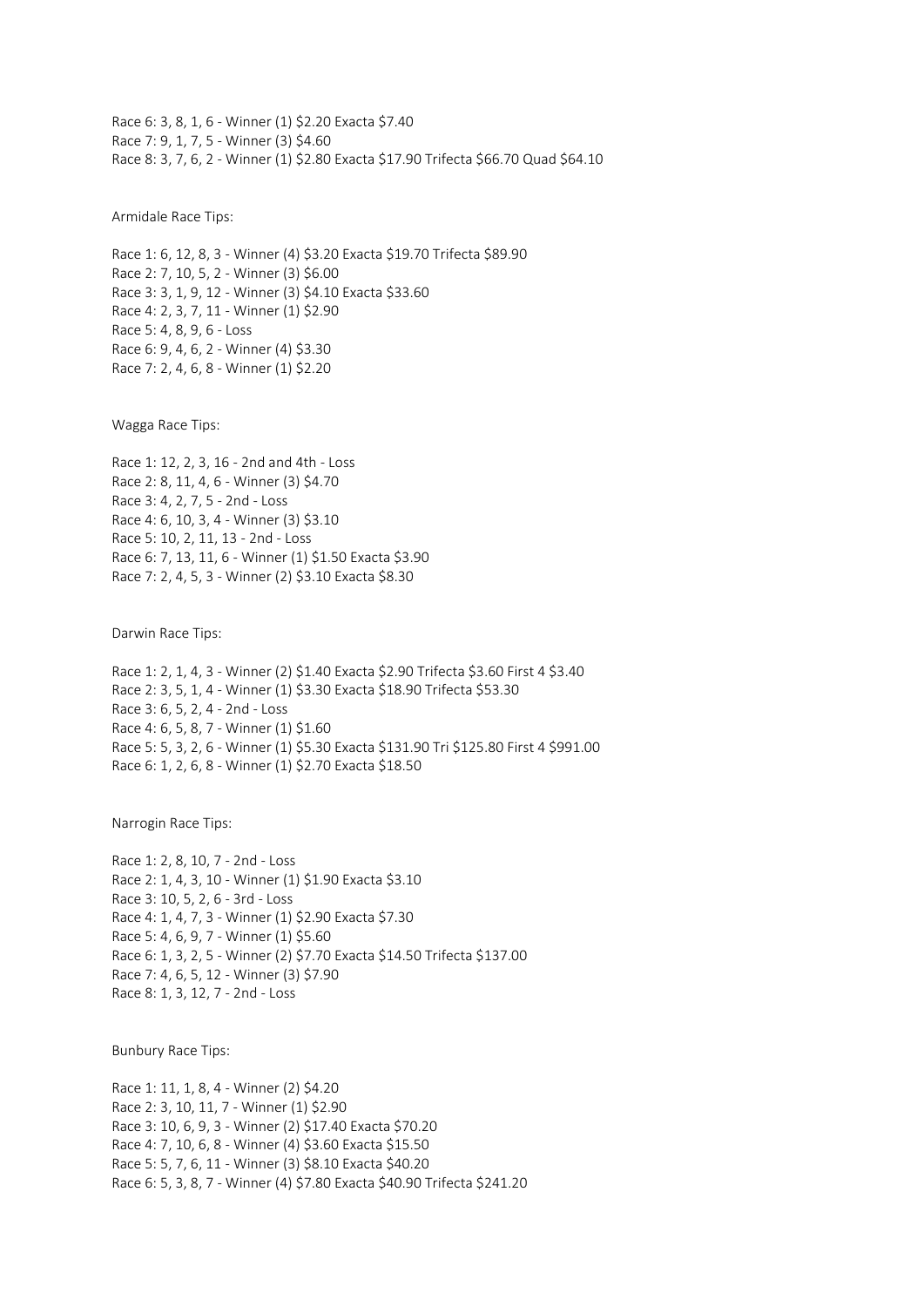Race 6: 3, 8, 1, 6 - Winner (1) $2.20 Exacta $7.40
Race 7: 9, 1, 7, 5 - Winner (3) $4.60
Race 8: 3, 7, 6, 2 - Winner (1) $2.80 Exacta $17.90 Trifecta $66.70 Quad $64.10

Armidale Race Tips:

Race 1: 6, 12, 8, 3 - Winner (4) $3.20 Exacta $19.70 Trifecta $89.90
Race 2: 7, 10, 5, 2 - Winner (3) $6.00
Race 3: 3, 1, 9, 12 - Winner (3) $4.10 Exacta $33.60
Race 4: 2, 3, 7, 11 - Winner (1) $2.90
Race 5: 4, 8, 9, 6 - Loss
Race 6: 9, 4, 6, 2 - Winner (4) $3.30
Race 7: 2, 4, 6, 8 - Winner (1) $2.20

Wagga Race Tips:

Race 1: 12, 2, 3, 16 - 2nd and 4th - Loss
Race 2: 8, 11, 4, 6 - Winner (3) $4.70
Race 3: 4, 2, 7, 5 - 2nd - Loss
Race 4: 6, 10, 3, 4 - Winner (3) $3.10
Race 5: 10, 2, 11, 13 - 2nd - Loss
Race 6: 7, 13, 11, 6 - Winner (1) $1.50 Exacta $3.90
Race 7: 2, 4, 5, 3 - Winner (2) $3.10 Exacta $8.30

Darwin Race Tips:

Race 1: 2, 1, 4, 3 - Winner (2) $1.40 Exacta $2.90 Trifecta $3.60 First 4 $3.40
Race 2: 3, 5, 1, 4 - Winner (1) $3.30 Exacta $18.90 Trifecta $53.30
Race 3: 6, 5, 2, 4 - 2nd - Loss
Race 4: 6, 5, 8, 7 - Winner (1) $1.60
Race 5: 5, 3, 2, 6 - Winner (1) $5.30 Exacta $131.90 Tri $125.80 First 4 $991.00
Race 6: 1, 2, 6, 8 - Winner (1) $2.70 Exacta $18.50

Narrogin Race Tips:

Race 1: 2, 8, 10, 7 - 2nd - Loss
Race 2: 1, 4, 3, 10 - Winner (1) $1.90 Exacta $3.10
Race 3: 10, 5, 2, 6 - 3rd - Loss
Race 4: 1, 4, 7, 3 - Winner (1) $2.90 Exacta $7.30
Race 5: 4, 6, 9, 7 - Winner (1) $5.60
Race 6: 1, 3, 2, 5 - Winner (2) $7.70 Exacta $14.50 Trifecta $137.00
Race 7: 4, 6, 5, 12 - Winner (3) $7.90
Race 8: 1, 3, 12, 7 - 2nd - Loss

Bunbury Race Tips:

Race 1: 11, 1, 8, 4 - Winner (2) $4.20
Race 2: 3, 10, 11, 7 - Winner (1) $2.90
Race 3: 10, 6, 9, 3 - Winner (2) $17.40 Exacta $70.20
Race 4: 7, 10, 6, 8 - Winner (4) $3.60 Exacta $15.50
Race 5: 5, 7, 6, 11 - Winner (3) $8.10 Exacta $40.20
Race 6: 5, 3, 8, 7 - Winner (4) $7.80 Exacta $40.90 Trifecta $241.20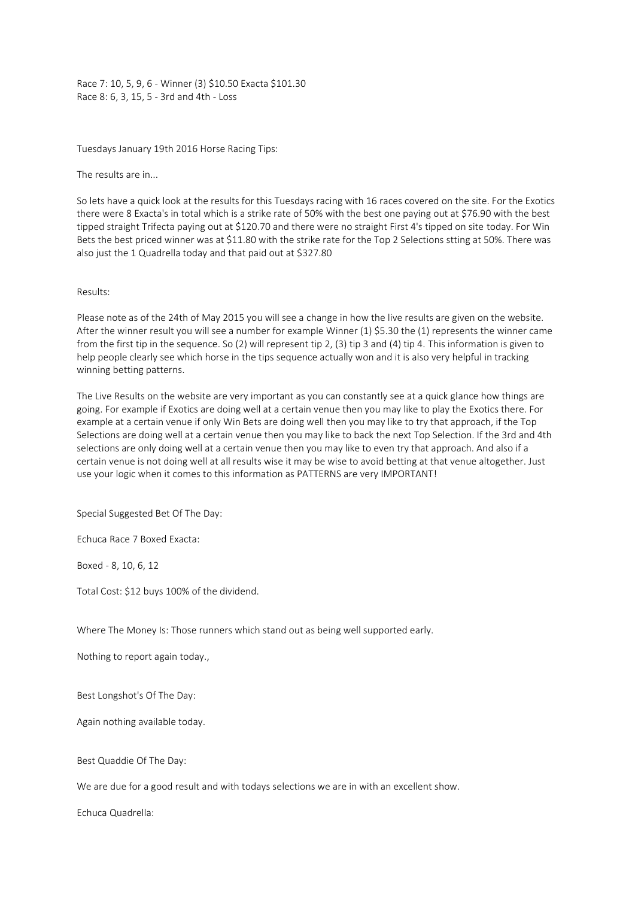Race 7: 10, 5, 9, 6 - Winner (3) $10.50 Exacta $101.30
Race 8: 6, 3, 15, 5 - 3rd and 4th - Loss

Tuesdays January 19th 2016 Horse Racing Tips:

The results are in...

So lets have a quick look at the results for this Tuesdays racing with 16 races covered on the site. For the Exotics there were 8 Exacta's in total which is a strike rate of 50% with the best one paying out at $76.90 with the best tipped straight Trifecta paying out at $120.70 and there were no straight First 4's tipped on site today. For Win Bets the best priced winner was at $11.80 with the strike rate for the Top 2 Selections stting at 50%. There was also just the 1 Quadrella today and that paid out at $327.80

Results:

Please note as of the 24th of May 2015 you will see a change in how the live results are given on the website. After the winner result you will see a number for example Winner (1) $5.30 the (1) represents the winner came from the first tip in the sequence. So (2) will represent tip 2, (3) tip 3 and (4) tip 4. This information is given to help people clearly see which horse in the tips sequence actually won and it is also very helpful in tracking winning betting patterns.

The Live Results on the website are very important as you can constantly see at a quick glance how things are going. For example if Exotics are doing well at a certain venue then you may like to play the Exotics there. For example at a certain venue if only Win Bets are doing well then you may like to try that approach, if the Top Selections are doing well at a certain venue then you may like to back the next Top Selection. If the 3rd and 4th selections are only doing well at a certain venue then you may like to even try that approach. And also if a certain venue is not doing well at all results wise it may be wise to avoid betting at that venue altogether. Just use your logic when it comes to this information as PATTERNS are very IMPORTANT!

Special Suggested Bet Of The Day:

Echuca Race 7 Boxed Exacta:

Boxed - 8, 10, 6, 12

Total Cost: $12 buys 100% of the dividend.

Where The Money Is: Those runners which stand out as being well supported early.

Nothing to report again today.,

Best Longshot's Of The Day:

Again nothing available today.

Best Quaddie Of The Day:

We are due for a good result and with todays selections we are in with an excellent show.

Echuca Quadrella: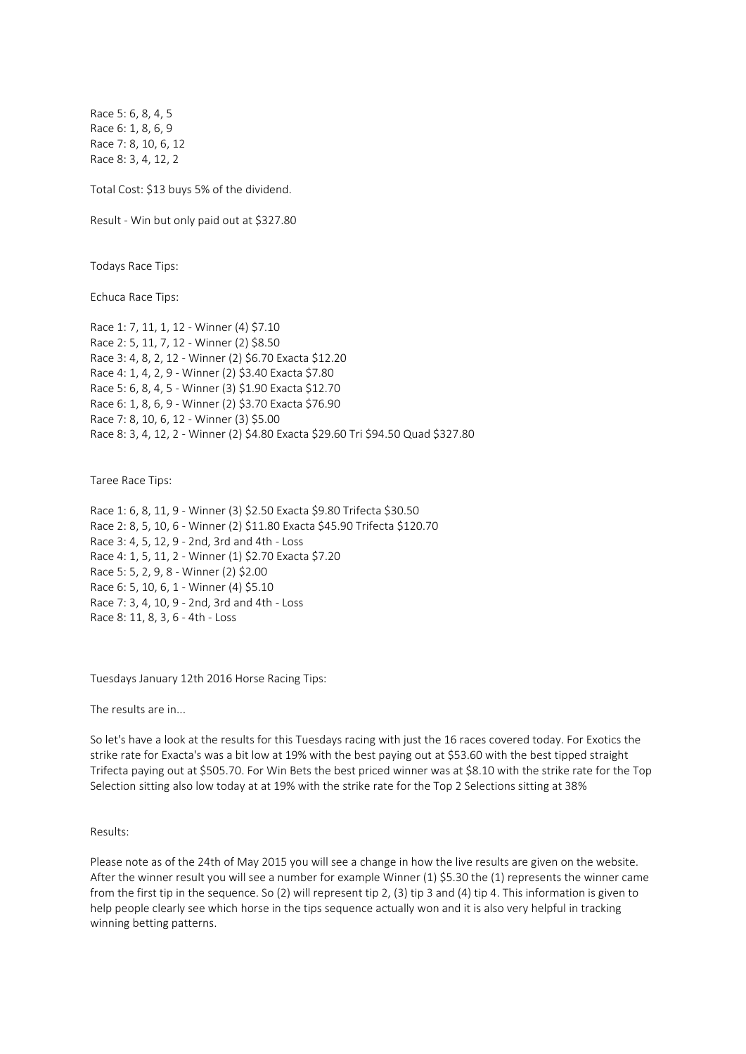Race 5: 6, 8, 4, 5
Race 6: 1, 8, 6, 9
Race 7: 8, 10, 6, 12
Race 8: 3, 4, 12, 2

Total Cost: $13 buys 5% of the dividend.

Result - Win but only paid out at $327.80

Todays Race Tips:

Echuca Race Tips:

Race 1: 7, 11, 1, 12 - Winner (4) $7.10
Race 2: 5, 11, 7, 12 - Winner (2) $8.50
Race 3: 4, 8, 2, 12 - Winner (2) $6.70 Exacta $12.20
Race 4: 1, 4, 2, 9 - Winner (2) $3.40 Exacta $7.80
Race 5: 6, 8, 4, 5 - Winner (3) $1.90 Exacta $12.70
Race 6: 1, 8, 6, 9 - Winner (2) $3.70 Exacta $76.90
Race 7: 8, 10, 6, 12 - Winner (3) $5.00
Race 8: 3, 4, 12, 2 - Winner (2) $4.80 Exacta $29.60 Tri $94.50 Quad $327.80

Taree Race Tips:

Race 1: 6, 8, 11, 9 - Winner (3) $2.50 Exacta $9.80 Trifecta $30.50
Race 2: 8, 5, 10, 6 - Winner (2) $11.80 Exacta $45.90 Trifecta $120.70
Race 3: 4, 5, 12, 9 - 2nd, 3rd and 4th - Loss
Race 4: 1, 5, 11, 2 - Winner (1) $2.70 Exacta $7.20
Race 5: 5, 2, 9, 8 - Winner (2) $2.00
Race 6: 5, 10, 6, 1 - Winner (4) $5.10
Race 7: 3, 4, 10, 9 - 2nd, 3rd and 4th - Loss
Race 8: 11, 8, 3, 6 - 4th - Loss

Tuesdays January 12th 2016 Horse Racing Tips:

The results are in...

So let's have a look at the results for this Tuesdays racing with just the 16 races covered today. For Exotics the strike rate for Exacta's was a bit low at 19% with the best paying out at $53.60 with the best tipped straight Trifecta paying out at $505.70. For Win Bets the best priced winner was at $8.10 with the strike rate for the Top Selection sitting also low today at at 19% with the strike rate for the Top 2 Selections sitting at 38%

Results:

Please note as of the 24th of May 2015 you will see a change in how the live results are given on the website. After the winner result you will see a number for example Winner (1) $5.30 the (1) represents the winner came from the first tip in the sequence. So (2) will represent tip 2, (3) tip 3 and (4) tip 4. This information is given to help people clearly see which horse in the tips sequence actually won and it is also very helpful in tracking winning betting patterns.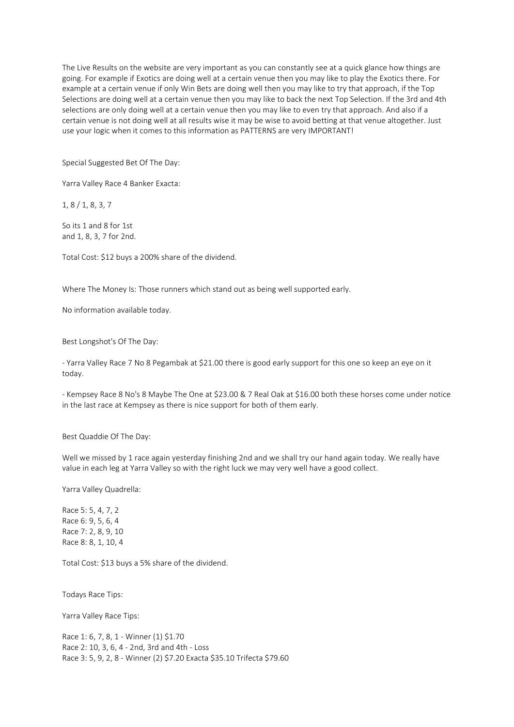The Live Results on the website are very important as you can constantly see at a quick glance how things are going. For example if Exotics are doing well at a certain venue then you may like to play the Exotics there. For example at a certain venue if only Win Bets are doing well then you may like to try that approach, if the Top Selections are doing well at a certain venue then you may like to back the next Top Selection. If the 3rd and 4th selections are only doing well at a certain venue then you may like to even try that approach. And also if a certain venue is not doing well at all results wise it may be wise to avoid betting at that venue altogether. Just use your logic when it comes to this information as PATTERNS are very IMPORTANT!

Special Suggested Bet Of The Day:

Yarra Valley Race 4 Banker Exacta:

1, 8 / 1, 8, 3, 7

So its 1 and 8 for 1st
and 1, 8, 3, 7 for 2nd.

Total Cost: $12 buys a 200% share of the dividend.

Where The Money Is: Those runners which stand out as being well supported early.

No information available today.

Best Longshot's Of The Day:

- Yarra Valley Race 7 No 8 Pegambak at $21.00 there is good early support for this one so keep an eye on it today.

- Kempsey Race 8 No's 8 Maybe The One at $23.00 & 7 Real Oak at $16.00 both these horses come under notice in the last race at Kempsey as there is nice support for both of them early.

Best Quaddie Of The Day:

Well we missed by 1 race again yesterday finishing 2nd and we shall try our hand again today. We really have value in each leg at Yarra Valley so with the right luck we may very well have a good collect.

Yarra Valley Quadrella:

Race 5: 5, 4, 7, 2
Race 6: 9, 5, 6, 4
Race 7: 2, 8, 9, 10
Race 8: 8, 1, 10, 4

Total Cost: $13 buys a 5% share of the dividend.

Todays Race Tips:

Yarra Valley Race Tips:

Race 1: 6, 7, 8, 1 - Winner (1) $1.70
Race 2: 10, 3, 6, 4 - 2nd, 3rd and 4th - Loss
Race 3: 5, 9, 2, 8 - Winner (2) $7.20 Exacta $35.10 Trifecta $79.60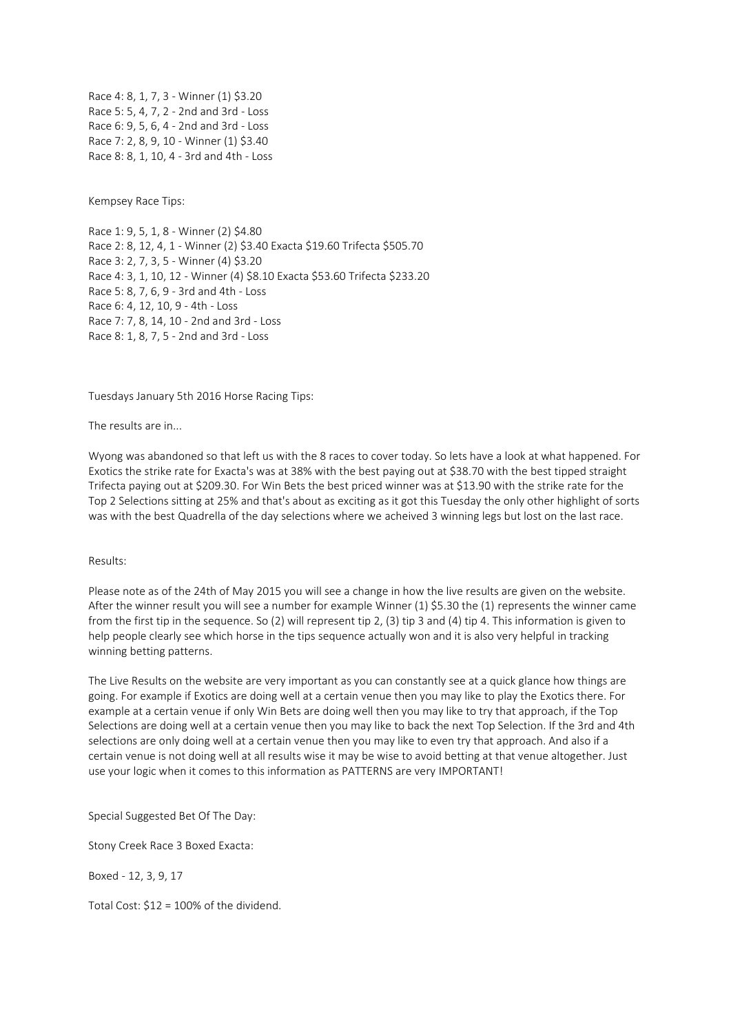Race 4: 8, 1, 7, 3 - Winner (1) $3.20
Race 5: 5, 4, 7, 2 - 2nd and 3rd - Loss
Race 6: 9, 5, 6, 4 - 2nd and 3rd - Loss
Race 7: 2, 8, 9, 10 - Winner (1) $3.40
Race 8: 8, 1, 10, 4 - 3rd and 4th - Loss

Kempsey Race Tips:

Race 1: 9, 5, 1, 8 - Winner (2) $4.80
Race 2: 8, 12, 4, 1 - Winner (2) $3.40 Exacta $19.60 Trifecta $505.70
Race 3: 2, 7, 3, 5 - Winner (4) $3.20
Race 4: 3, 1, 10, 12 - Winner (4) $8.10 Exacta $53.60 Trifecta $233.20
Race 5: 8, 7, 6, 9 - 3rd and 4th - Loss
Race 6: 4, 12, 10, 9 - 4th - Loss
Race 7: 7, 8, 14, 10 - 2nd and 3rd - Loss
Race 8: 1, 8, 7, 5 - 2nd and 3rd - Loss

Tuesdays January 5th 2016 Horse Racing Tips:

The results are in...

Wyong was abandoned so that left us with the 8 races to cover today. So lets have a look at what happened. For Exotics the strike rate for Exacta's was at 38% with the best paying out at $38.70 with the best tipped straight Trifecta paying out at $209.30. For Win Bets the best priced winner was at $13.90 with the strike rate for the Top 2 Selections sitting at 25% and that's about as exciting as it got this Tuesday the only other highlight of sorts was with the best Quadrella of the day selections where we acheived 3 winning legs but lost on the last race.

Results:

Please note as of the 24th of May 2015 you will see a change in how the live results are given on the website. After the winner result you will see a number for example Winner (1) $5.30 the (1) represents the winner came from the first tip in the sequence. So (2) will represent tip 2, (3) tip 3 and (4) tip 4. This information is given to help people clearly see which horse in the tips sequence actually won and it is also very helpful in tracking winning betting patterns.

The Live Results on the website are very important as you can constantly see at a quick glance how things are going. For example if Exotics are doing well at a certain venue then you may like to play the Exotics there. For example at a certain venue if only Win Bets are doing well then you may like to try that approach, if the Top Selections are doing well at a certain venue then you may like to back the next Top Selection. If the 3rd and 4th selections are only doing well at a certain venue then you may like to even try that approach. And also if a certain venue is not doing well at all results wise it may be wise to avoid betting at that venue altogether. Just use your logic when it comes to this information as PATTERNS are very IMPORTANT!

Special Suggested Bet Of The Day:

Stony Creek Race 3 Boxed Exacta:

Boxed - 12, 3, 9, 17

Total Cost: $12 = 100% of the dividend.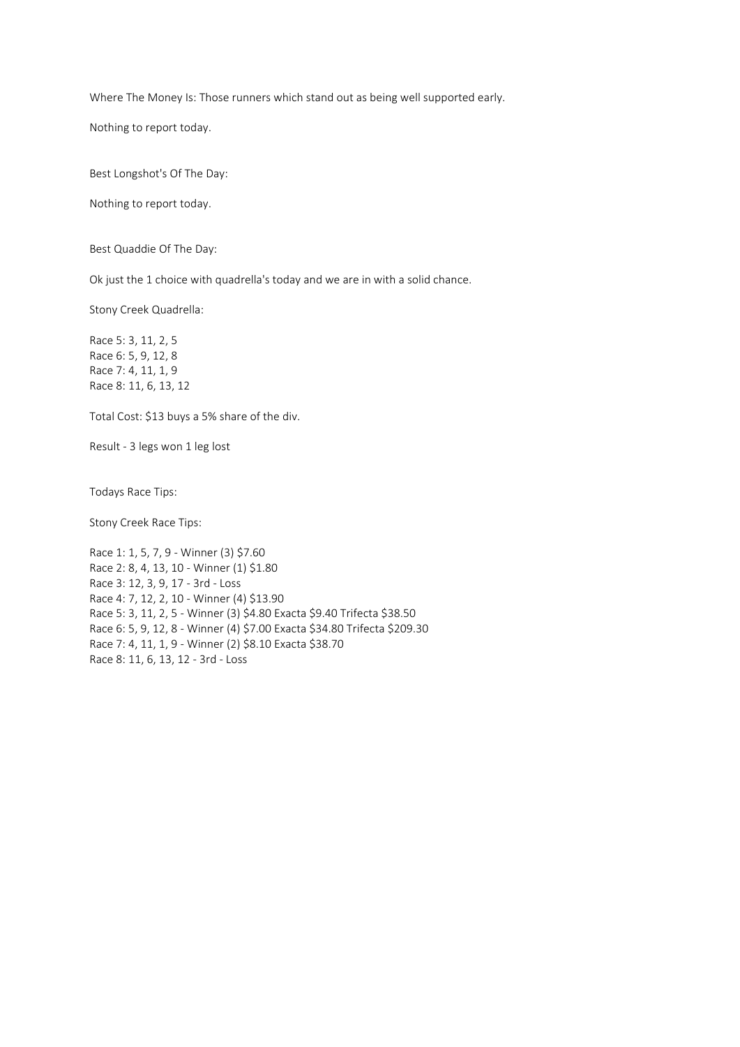Where The Money Is: Those runners which stand out as being well supported early.

Nothing to report today.

Best Longshot's Of The Day:

Nothing to report today.

Best Quaddie Of The Day:

Ok just the 1 choice with quadrella's today and we are in with a solid chance.

Stony Creek Quadrella:

Race 5: 3, 11, 2, 5
Race 6: 5, 9, 12, 8
Race 7: 4, 11, 1, 9
Race 8: 11, 6, 13, 12

Total Cost: $13 buys a 5% share of the div.

Result - 3 legs won 1 leg lost

Todays Race Tips:

Stony Creek Race Tips:

Race 1: 1, 5, 7, 9 - Winner (3) $7.60
Race 2: 8, 4, 13, 10 - Winner (1) $1.80
Race 3: 12, 3, 9, 17 - 3rd - Loss
Race 4: 7, 12, 2, 10 - Winner (4) $13.90
Race 5: 3, 11, 2, 5 - Winner (3) $4.80 Exacta $9.40 Trifecta $38.50
Race 6: 5, 9, 12, 8 - Winner (4) $7.00 Exacta $34.80 Trifecta $209.30
Race 7: 4, 11, 1, 9 - Winner (2) $8.10 Exacta $38.70
Race 8: 11, 6, 13, 12 - 3rd - Loss